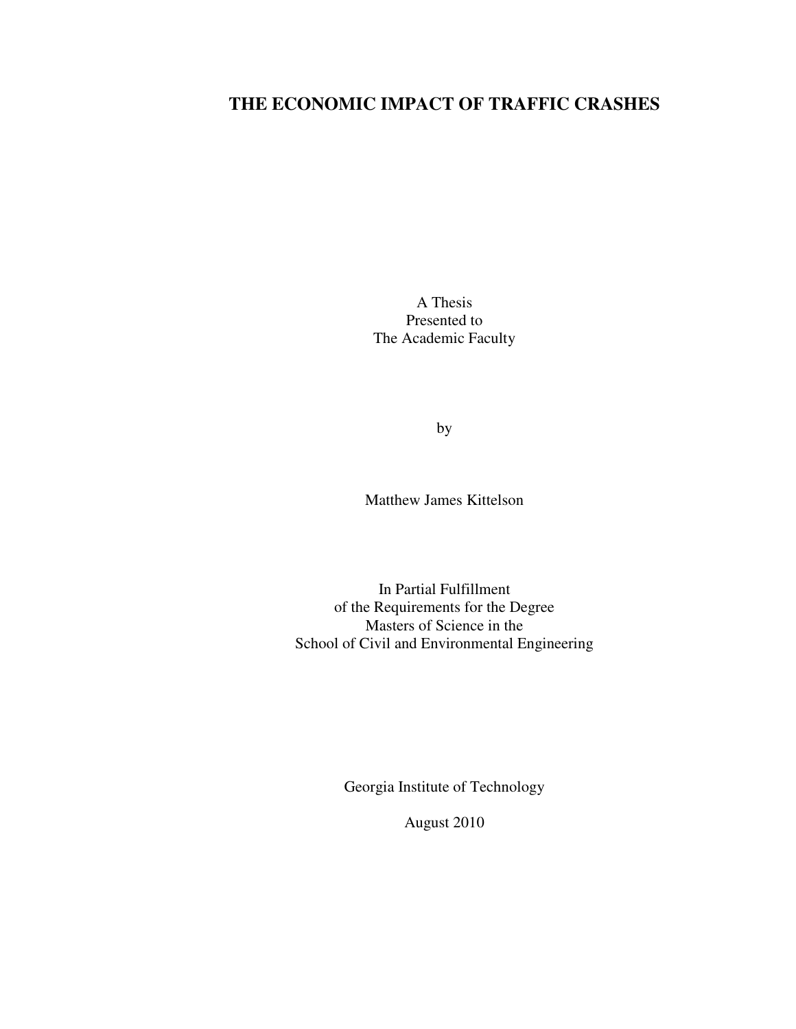# THE ECONOMIC IMPACT OF TRAFFIC CRASHES

A Thesis
Presented to
The Academic Faculty

by

Matthew James Kittelson

In Partial Fulfillment
of the Requirements for the Degree
Masters of Science in the
School of Civil and Environmental Engineering

Georgia Institute of Technology

August 2010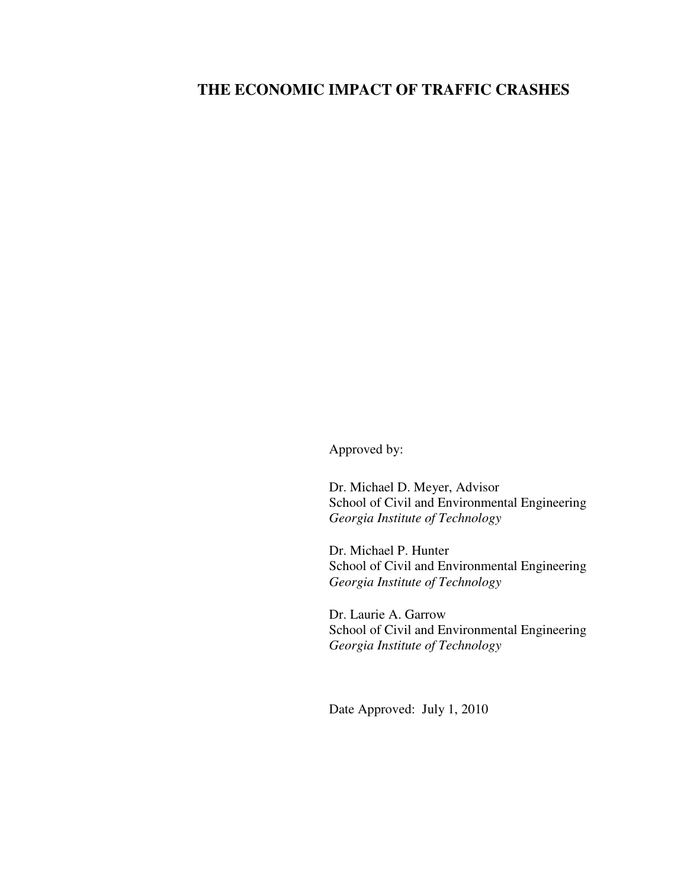# THE ECONOMIC IMPACT OF TRAFFIC CRASHES

Approved by:

Dr. Michael D. Meyer, Advisor
School of Civil and Environmental Engineering
*Georgia Institute of Technology*

Dr. Michael P. Hunter
School of Civil and Environmental Engineering
*Georgia Institute of Technology*

Dr. Laurie A. Garrow
School of Civil and Environmental Engineering
*Georgia Institute of Technology*

Date Approved: July 1, 2010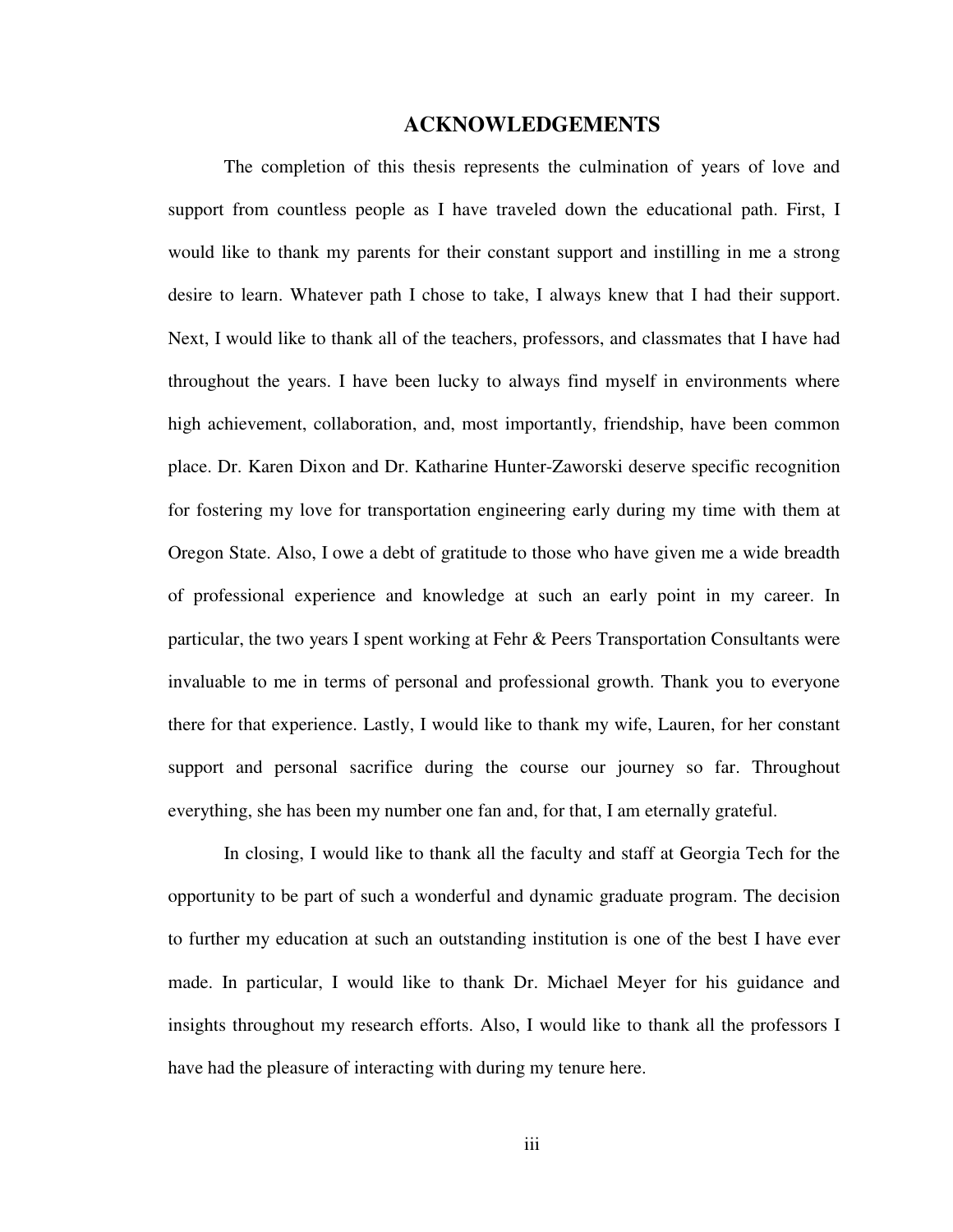# ACKNOWLEDGEMENTS

The completion of this thesis represents the culmination of years of love and support from countless people as I have traveled down the educational path. First, I would like to thank my parents for their constant support and instilling in me a strong desire to learn. Whatever path I chose to take, I always knew that I had their support. Next, I would like to thank all of the teachers, professors, and classmates that I have had throughout the years. I have been lucky to always find myself in environments where high achievement, collaboration, and, most importantly, friendship, have been common place. Dr. Karen Dixon and Dr. Katharine Hunter-Zaworski deserve specific recognition for fostering my love for transportation engineering early during my time with them at Oregon State. Also, I owe a debt of gratitude to those who have given me a wide breadth of professional experience and knowledge at such an early point in my career. In particular, the two years I spent working at Fehr & Peers Transportation Consultants were invaluable to me in terms of personal and professional growth. Thank you to everyone there for that experience. Lastly, I would like to thank my wife, Lauren, for her constant support and personal sacrifice during the course our journey so far. Throughout everything, she has been my number one fan and, for that, I am eternally grateful.

In closing, I would like to thank all the faculty and staff at Georgia Tech for the opportunity to be part of such a wonderful and dynamic graduate program. The decision to further my education at such an outstanding institution is one of the best I have ever made. In particular, I would like to thank Dr. Michael Meyer for his guidance and insights throughout my research efforts. Also, I would like to thank all the professors I have had the pleasure of interacting with during my tenure here.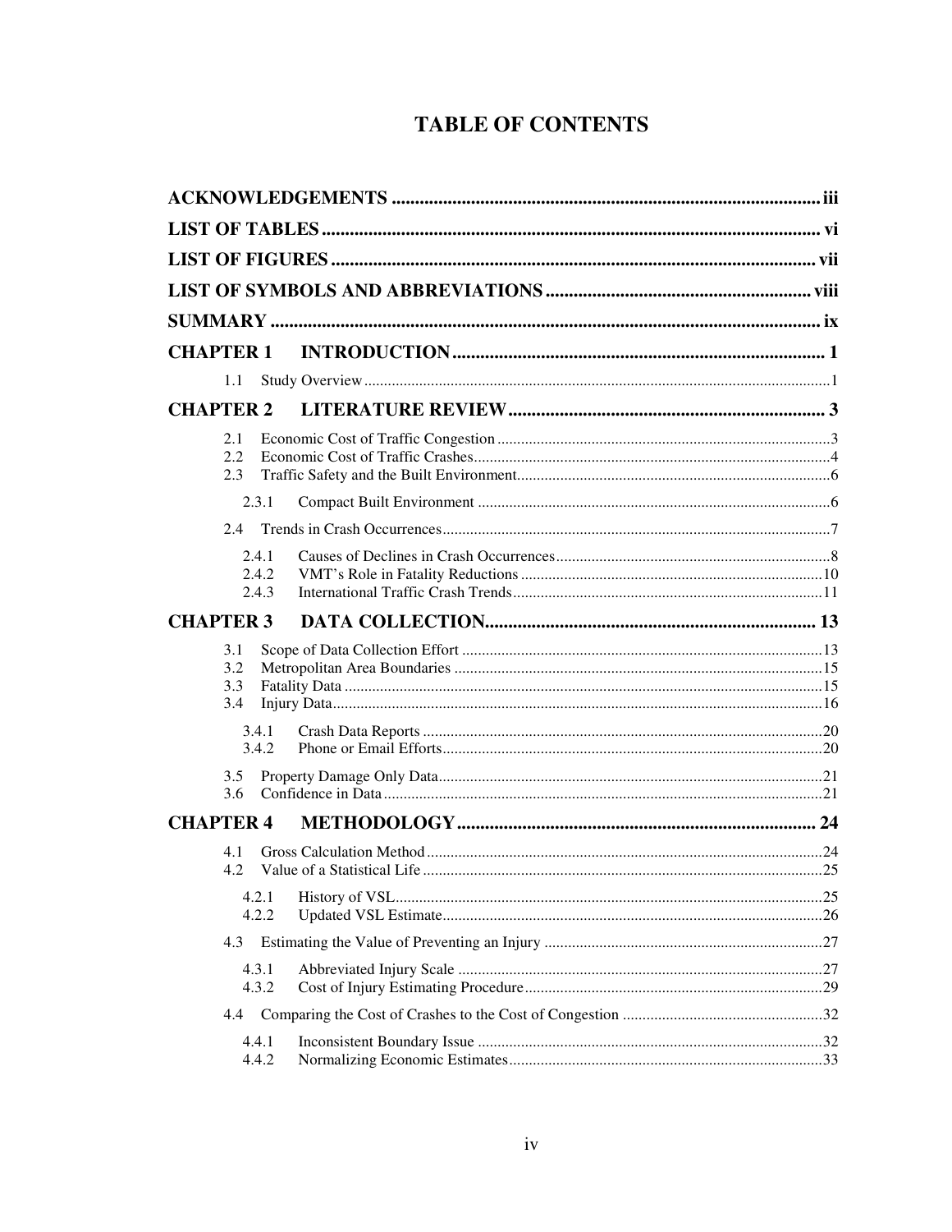# TABLE OF CONTENTS

**ACKNOWLEDGEMENTS** .......... iii

**LIST OF TABLES** .......... vi

**LIST OF FIGURES** .......... vii

**LIST OF SYMBOLS AND ABBREVIATIONS** .......... viii

**SUMMARY** .......... ix

**CHAPTER 1 INTRODUCTION** .......... 1

- 1.1 Study Overview .......... 1

**CHAPTER 2 LITERATURE REVIEW** .......... 3

- 2.1 Economic Cost of Traffic Congestion .......... 3
- 2.2 Economic Cost of Traffic Crashes .......... 4
- 2.3 Traffic Safety and the Built Environment .......... 6
  - 2.3.1 Compact Built Environment .......... 6
- 2.4 Trends in Crash Occurrences .......... 7
  - 2.4.1 Causes of Declines in Crash Occurrences .......... 8
  - 2.4.2 VMT's Role in Fatality Reductions .......... 10
  - 2.4.3 International Traffic Crash Trends .......... 11

**CHAPTER 3 DATA COLLECTION** .......... 13

- 3.1 Scope of Data Collection Effort .......... 13
- 3.2 Metropolitan Area Boundaries .......... 15
- 3.3 Fatality Data .......... 15
- 3.4 Injury Data .......... 16
  - 3.4.1 Crash Data Reports .......... 20
  - 3.4.2 Phone or Email Efforts .......... 20
- 3.5 Property Damage Only Data .......... 21
- 3.6 Confidence in Data .......... 21

**CHAPTER 4 METHODOLOGY** .......... 24

- 4.1 Gross Calculation Method .......... 24
- 4.2 Value of a Statistical Life .......... 25
  - 4.2.1 History of VSL .......... 25
  - 4.2.2 Updated VSL Estimate .......... 26
- 4.3 Estimating the Value of Preventing an Injury .......... 27
  - 4.3.1 Abbreviated Injury Scale .......... 27
  - 4.3.2 Cost of Injury Estimating Procedure .......... 29
- 4.4 Comparing the Cost of Crashes to the Cost of Congestion .......... 32
  - 4.4.1 Inconsistent Boundary Issue .......... 32
  - 4.4.2 Normalizing Economic Estimates .......... 33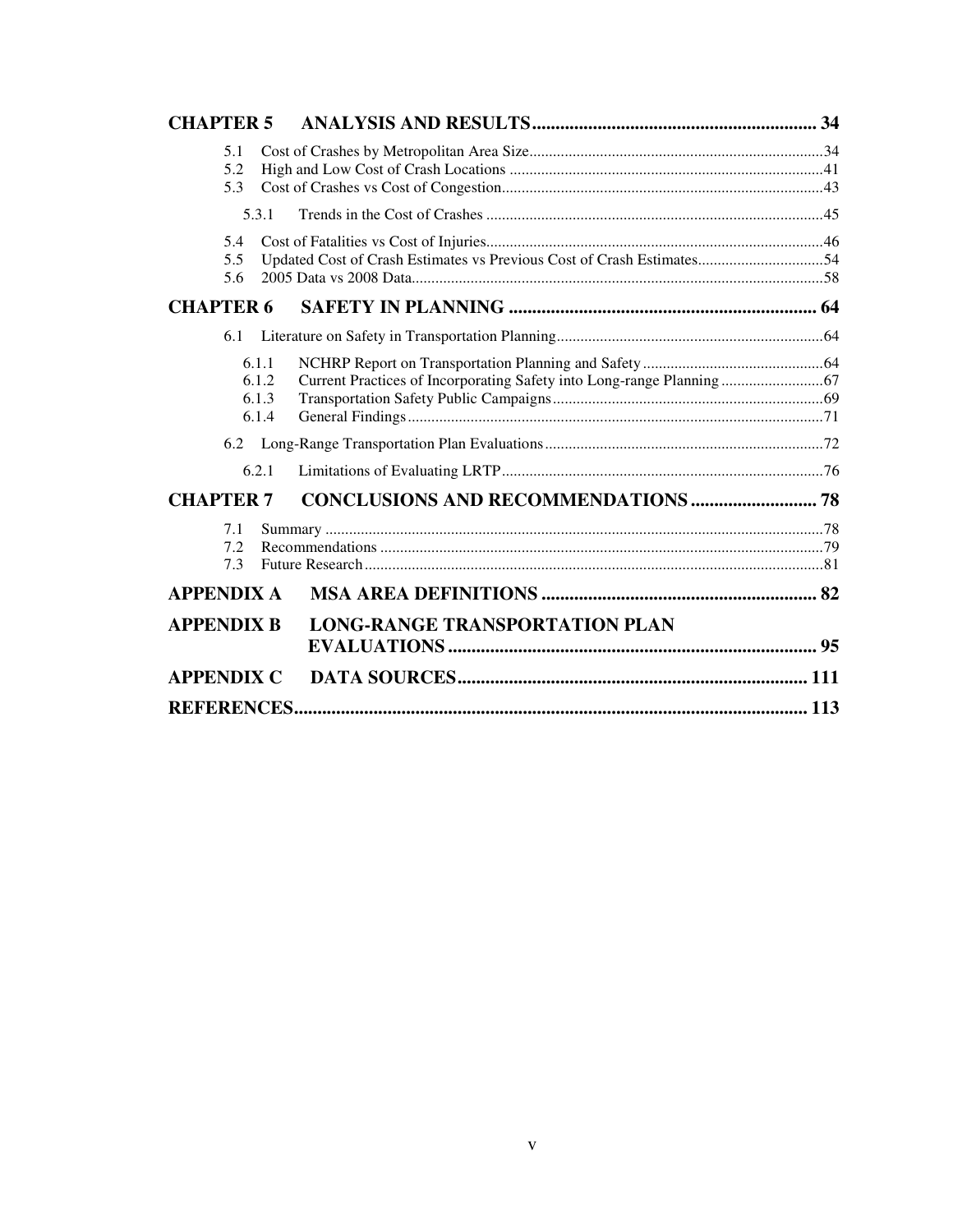**CHAPTER 5 ANALYSIS AND RESULTS ............................................................ 34**

- 5.1 Cost of Crashes by Metropolitan Area Size ............................................................ 34
- 5.2 High and Low Cost of Crash Locations ............................................................ 41
- 5.3 Cost of Crashes vs Cost of Congestion ............................................................ 43
  - 5.3.1 Trends in the Cost of Crashes ............................................................ 45
- 5.4 Cost of Fatalities vs Cost of Injuries ............................................................ 46
- 5.5 Updated Cost of Crash Estimates vs Previous Cost of Crash Estimates ............................................................ 54
- 5.6 2005 Data vs 2008 Data ............................................................ 58

**CHAPTER 6 SAFETY IN PLANNING ............................................................ 64**

- 6.1 Literature on Safety in Transportation Planning ............................................................ 64
  - 6.1.1 NCHRP Report on Transportation Planning and Safety ............................................................ 64
  - 6.1.2 Current Practices of Incorporating Safety into Long-range Planning ............................................................ 67
  - 6.1.3 Transportation Safety Public Campaigns ............................................................ 69
  - 6.1.4 General Findings ............................................................ 71
- 6.2 Long-Range Transportation Plan Evaluations ............................................................ 72
  - 6.2.1 Limitations of Evaluating LRTP ............................................................ 76

**CHAPTER 7 CONCLUSIONS AND RECOMMENDATIONS ............................................................ 78**

- 7.1 Summary ............................................................ 78
- 7.2 Recommendations ............................................................ 79
- 7.3 Future Research ............................................................ 81

**APPENDIX A MSA AREA DEFINITIONS ............................................................ 82**

**APPENDIX B LONG-RANGE TRANSPORTATION PLAN EVALUATIONS ............................................................ 95**

**APPENDIX C DATA SOURCES ............................................................ 111**

**REFERENCES ............................................................ 113**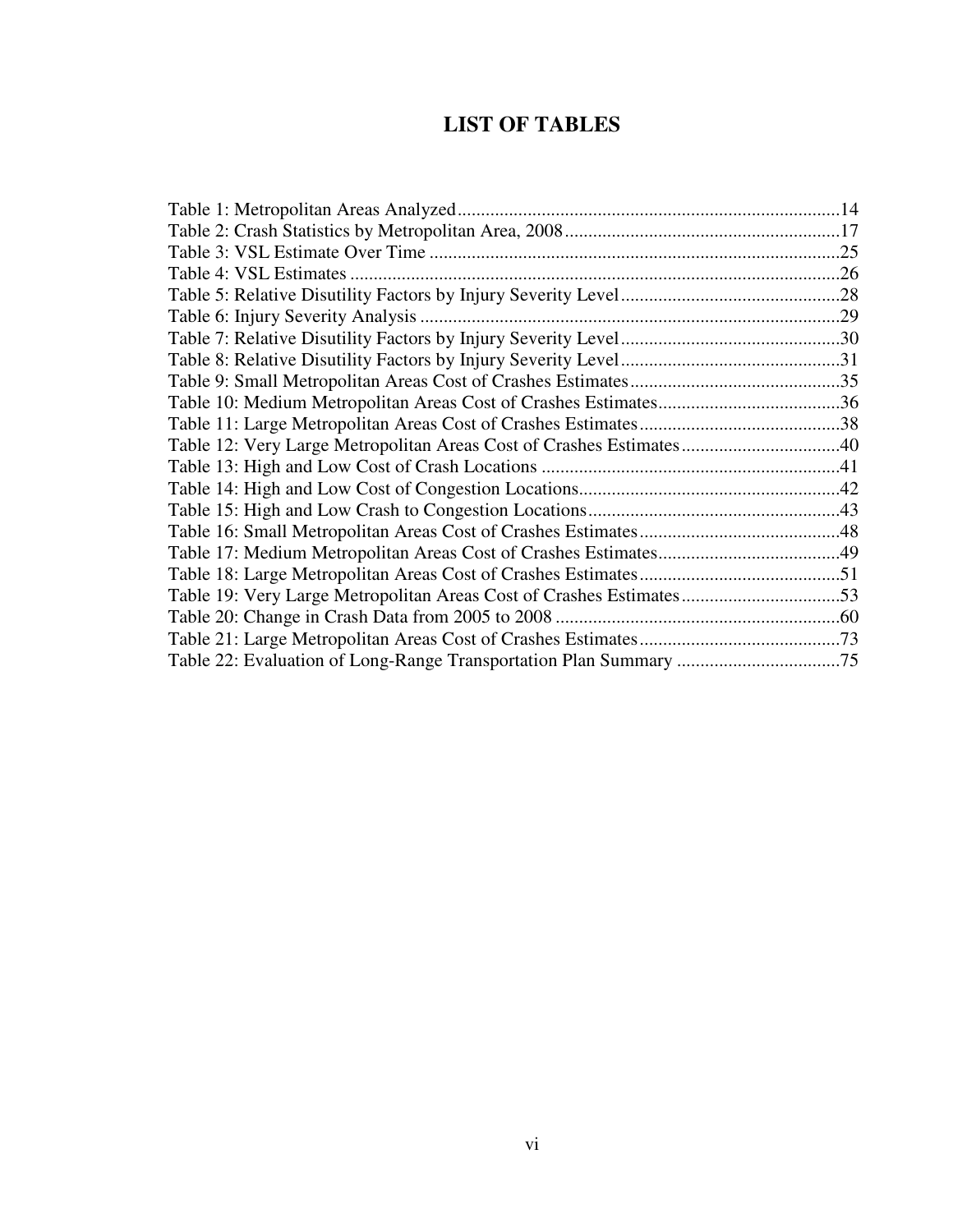# LIST OF TABLES

Table 1: Metropolitan Areas Analyzed..................................................................................14
Table 2: Crash Statistics by Metropolitan Area, 2008...........................................................17
Table 3: VSL Estimate Over Time .......................................................................................25
Table 4: VSL Estimates ........................................................................................................26
Table 5: Relative Disutility Factors by Injury Severity Level...............................................28
Table 6: Injury Severity Analysis .........................................................................................29
Table 7: Relative Disutility Factors by Injury Severity Level...............................................30
Table 8: Relative Disutility Factors by Injury Severity Level...............................................31
Table 9: Small Metropolitan Areas Cost of Crashes Estimates.............................................35
Table 10: Medium Metropolitan Areas Cost of Crashes Estimates.......................................36
Table 11: Large Metropolitan Areas Cost of Crashes Estimates...........................................38
Table 12: Very Large Metropolitan Areas Cost of Crashes Estimates..................................40
Table 13: High and Low Cost of Crash Locations ................................................................41
Table 14: High and Low Cost of Congestion Locations........................................................42
Table 15: High and Low Crash to Congestion Locations......................................................43
Table 16: Small Metropolitan Areas Cost of Crashes Estimates...........................................48
Table 17: Medium Metropolitan Areas Cost of Crashes Estimates.......................................49
Table 18: Large Metropolitan Areas Cost of Crashes Estimates...........................................51
Table 19: Very Large Metropolitan Areas Cost of Crashes Estimates..................................53
Table 20: Change in Crash Data from 2005 to 2008 .............................................................60
Table 21: Large Metropolitan Areas Cost of Crashes Estimates...........................................73
Table 22: Evaluation of Long-Range Transportation Plan Summary ...................................75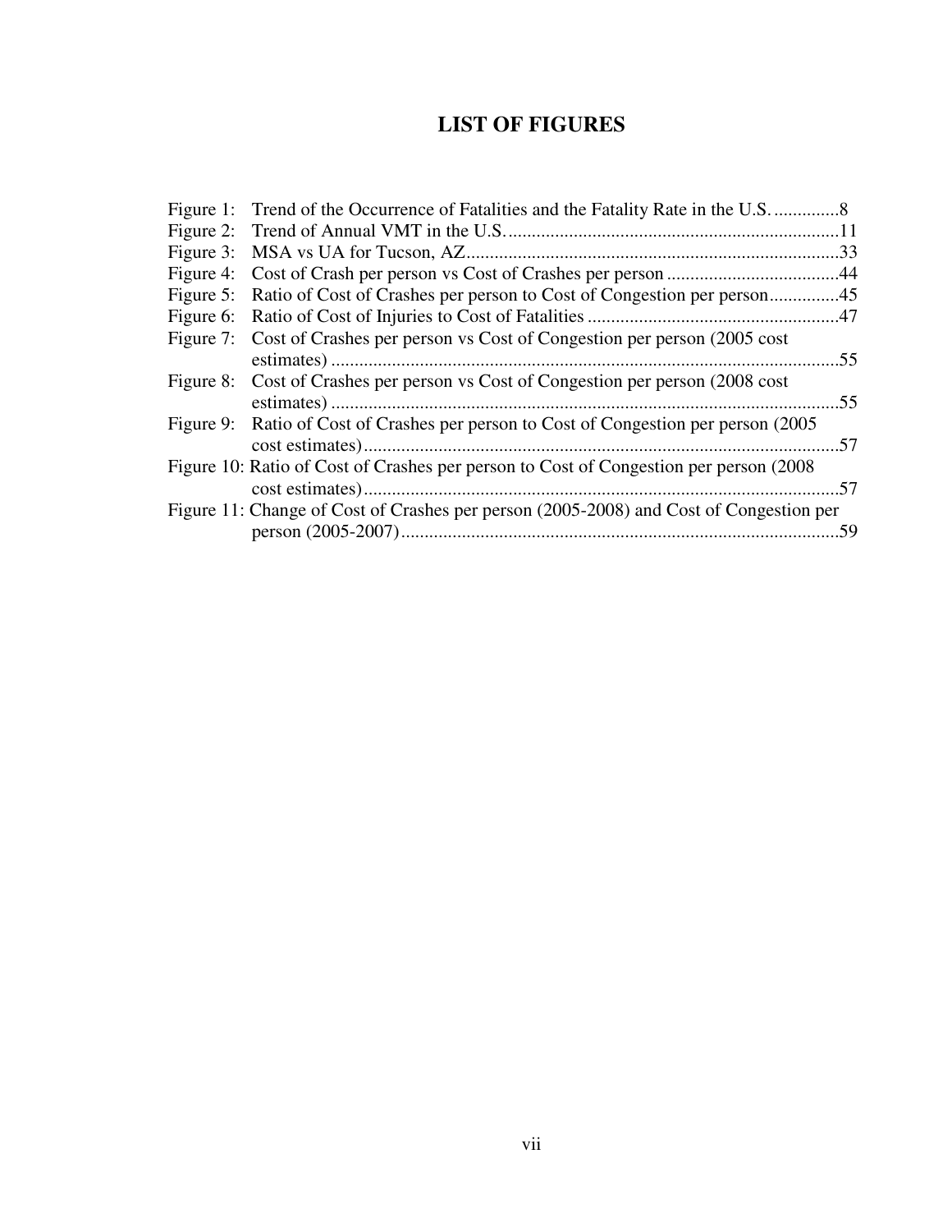# LIST OF FIGURES

Figure 1: Trend of the Occurrence of Fatalities and the Fatality Rate in the U.S. ..............8
Figure 2: Trend of Annual VMT in the U.S. .......................................................................11
Figure 3: MSA vs UA for Tucson, AZ ................................................................................33
Figure 4: Cost of Crash per person vs Cost of Crashes per person .....................................44
Figure 5: Ratio of Cost of Crashes per person to Cost of Congestion per person ...............45
Figure 6: Ratio of Cost of Injuries to Cost of Fatalities ......................................................47
Figure 7: Cost of Crashes per person vs Cost of Congestion per person (2005 cost estimates) .............................................................................................................55
Figure 8: Cost of Crashes per person vs Cost of Congestion per person (2008 cost estimates) .............................................................................................................55
Figure 9: Ratio of Cost of Crashes per person to Cost of Congestion per person (2005 cost estimates) ......................................................................................................57
Figure 10: Ratio of Cost of Crashes per person to Cost of Congestion per person (2008 cost estimates) ......................................................................................................57
Figure 11: Change of Cost of Crashes per person (2005-2008) and Cost of Congestion per person (2005-2007) ..............................................................................................59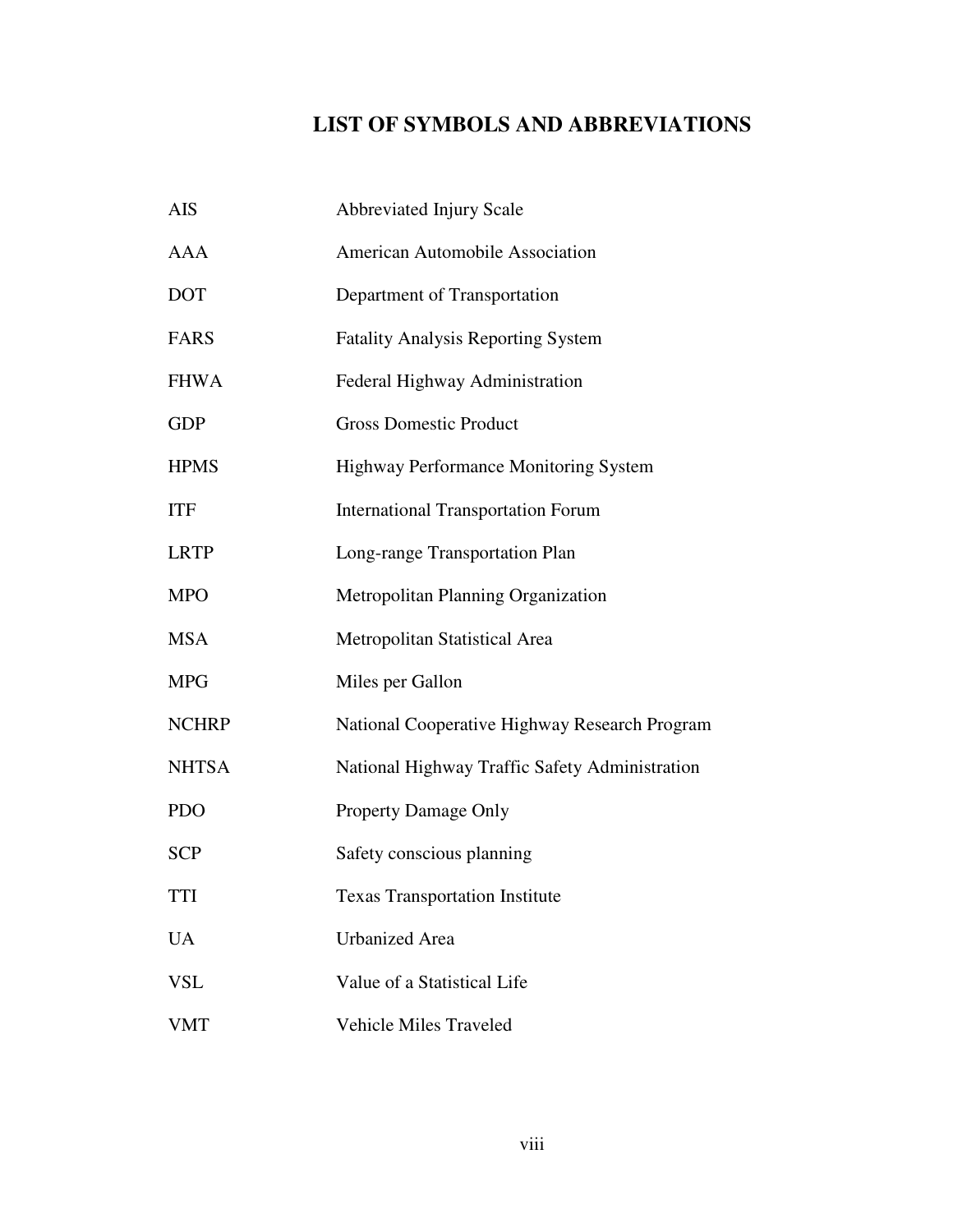# LIST OF SYMBOLS AND ABBREVIATIONS

| | |
|---|---|
| AIS | Abbreviated Injury Scale |
| AAA | American Automobile Association |
| DOT | Department of Transportation |
| FARS | Fatality Analysis Reporting System |
| FHWA | Federal Highway Administration |
| GDP | Gross Domestic Product |
| HPMS | Highway Performance Monitoring System |
| ITF | International Transportation Forum |
| LRTP | Long-range Transportation Plan |
| MPO | Metropolitan Planning Organization |
| MSA | Metropolitan Statistical Area |
| MPG | Miles per Gallon |
| NCHRP | National Cooperative Highway Research Program |
| NHTSA | National Highway Traffic Safety Administration |
| PDO | Property Damage Only |
| SCP | Safety conscious planning |
| TTI | Texas Transportation Institute |
| UA | Urbanized Area |
| VSL | Value of a Statistical Life |
| VMT | Vehicle Miles Traveled |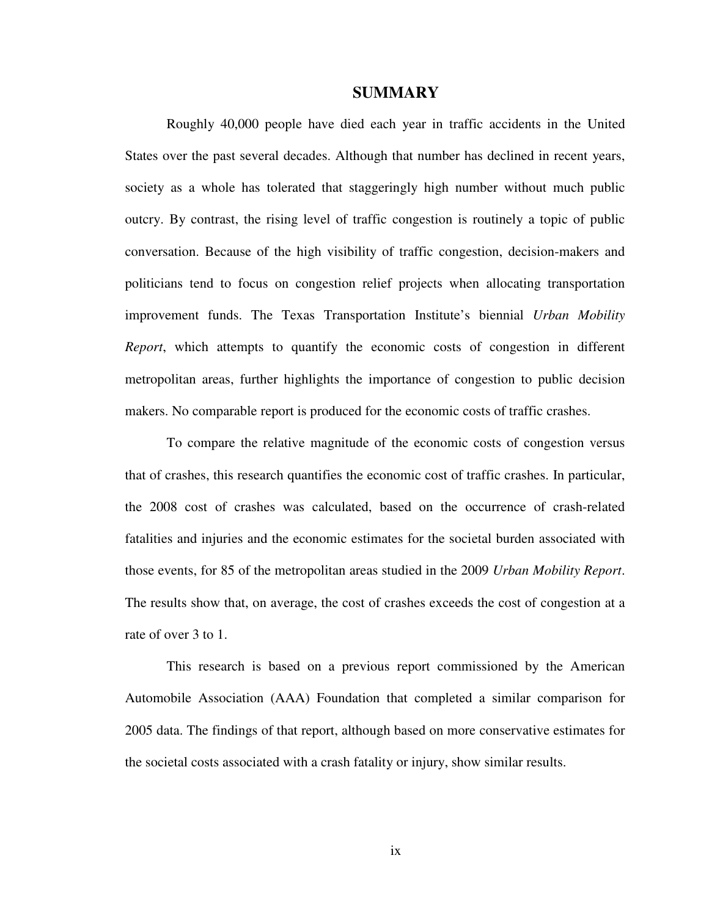# SUMMARY

Roughly 40,000 people have died each year in traffic accidents in the United States over the past several decades. Although that number has declined in recent years, society as a whole has tolerated that staggeringly high number without much public outcry. By contrast, the rising level of traffic congestion is routinely a topic of public conversation. Because of the high visibility of traffic congestion, decision-makers and politicians tend to focus on congestion relief projects when allocating transportation improvement funds. The Texas Transportation Institute's biennial *Urban Mobility Report*, which attempts to quantify the economic costs of congestion in different metropolitan areas, further highlights the importance of congestion to public decision makers. No comparable report is produced for the economic costs of traffic crashes.

To compare the relative magnitude of the economic costs of congestion versus that of crashes, this research quantifies the economic cost of traffic crashes. In particular, the 2008 cost of crashes was calculated, based on the occurrence of crash-related fatalities and injuries and the economic estimates for the societal burden associated with those events, for 85 of the metropolitan areas studied in the 2009 *Urban Mobility Report*. The results show that, on average, the cost of crashes exceeds the cost of congestion at a rate of over 3 to 1.

This research is based on a previous report commissioned by the American Automobile Association (AAA) Foundation that completed a similar comparison for 2005 data. The findings of that report, although based on more conservative estimates for the societal costs associated with a crash fatality or injury, show similar results.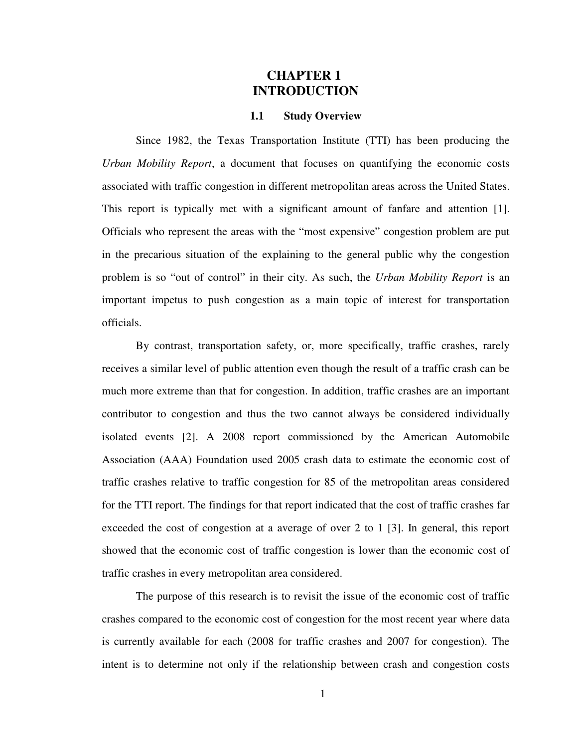# CHAPTER 1
# INTRODUCTION

## 1.1 Study Overview

Since 1982, the Texas Transportation Institute (TTI) has been producing the *Urban Mobility Report*, a document that focuses on quantifying the economic costs associated with traffic congestion in different metropolitan areas across the United States. This report is typically met with a significant amount of fanfare and attention [1]. Officials who represent the areas with the "most expensive" congestion problem are put in the precarious situation of the explaining to the general public why the congestion problem is so "out of control" in their city. As such, the *Urban Mobility Report* is an important impetus to push congestion as a main topic of interest for transportation officials.

By contrast, transportation safety, or, more specifically, traffic crashes, rarely receives a similar level of public attention even though the result of a traffic crash can be much more extreme than that for congestion. In addition, traffic crashes are an important contributor to congestion and thus the two cannot always be considered individually isolated events [2]. A 2008 report commissioned by the American Automobile Association (AAA) Foundation used 2005 crash data to estimate the economic cost of traffic crashes relative to traffic congestion for 85 of the metropolitan areas considered for the TTI report. The findings for that report indicated that the cost of traffic crashes far exceeded the cost of congestion at a average of over 2 to 1 [3]. In general, this report showed that the economic cost of traffic congestion is lower than the economic cost of traffic crashes in every metropolitan area considered.

The purpose of this research is to revisit the issue of the economic cost of traffic crashes compared to the economic cost of congestion for the most recent year where data is currently available for each (2008 for traffic crashes and 2007 for congestion). The intent is to determine not only if the relationship between crash and congestion costs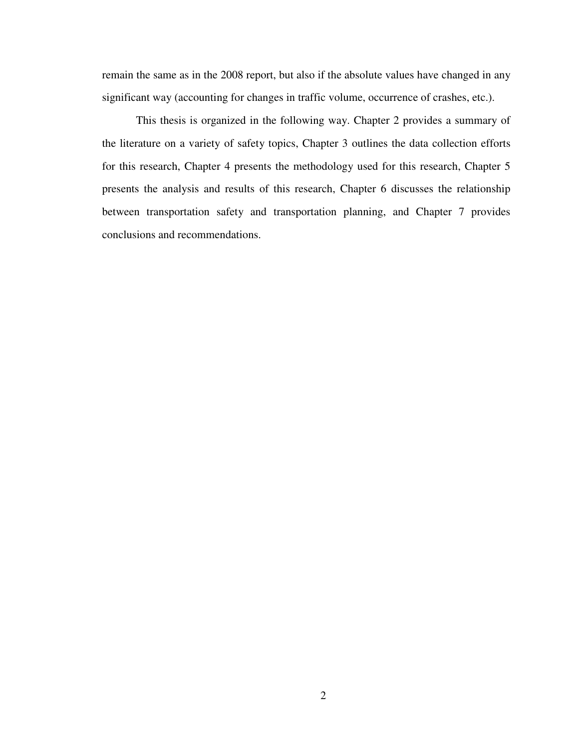remain the same as in the 2008 report, but also if the absolute values have changed in any significant way (accounting for changes in traffic volume, occurrence of crashes, etc.).

This thesis is organized in the following way. Chapter 2 provides a summary of the literature on a variety of safety topics, Chapter 3 outlines the data collection efforts for this research, Chapter 4 presents the methodology used for this research, Chapter 5 presents the analysis and results of this research, Chapter 6 discusses the relationship between transportation safety and transportation planning, and Chapter 7 provides conclusions and recommendations.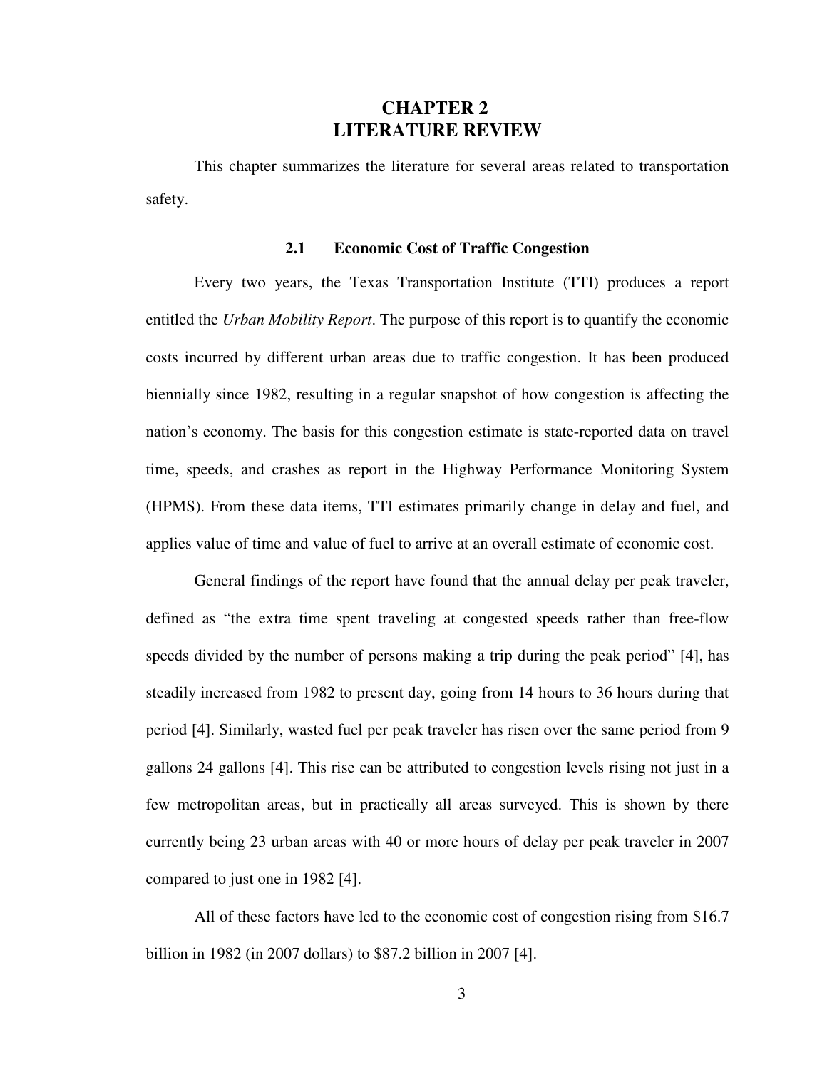# CHAPTER 2
# LITERATURE REVIEW

This chapter summarizes the literature for several areas related to transportation safety.

## 2.1 Economic Cost of Traffic Congestion

Every two years, the Texas Transportation Institute (TTI) produces a report entitled the *Urban Mobility Report*. The purpose of this report is to quantify the economic costs incurred by different urban areas due to traffic congestion. It has been produced biennially since 1982, resulting in a regular snapshot of how congestion is affecting the nation's economy. The basis for this congestion estimate is state-reported data on travel time, speeds, and crashes as report in the Highway Performance Monitoring System (HPMS). From these data items, TTI estimates primarily change in delay and fuel, and applies value of time and value of fuel to arrive at an overall estimate of economic cost.

General findings of the report have found that the annual delay per peak traveler, defined as "the extra time spent traveling at congested speeds rather than free-flow speeds divided by the number of persons making a trip during the peak period" [4], has steadily increased from 1982 to present day, going from 14 hours to 36 hours during that period [4]. Similarly, wasted fuel per peak traveler has risen over the same period from 9 gallons 24 gallons [4]. This rise can be attributed to congestion levels rising not just in a few metropolitan areas, but in practically all areas surveyed. This is shown by there currently being 23 urban areas with 40 or more hours of delay per peak traveler in 2007 compared to just one in 1982 [4].

All of these factors have led to the economic cost of congestion rising from $16.7 billion in 1982 (in 2007 dollars) to $87.2 billion in 2007 [4].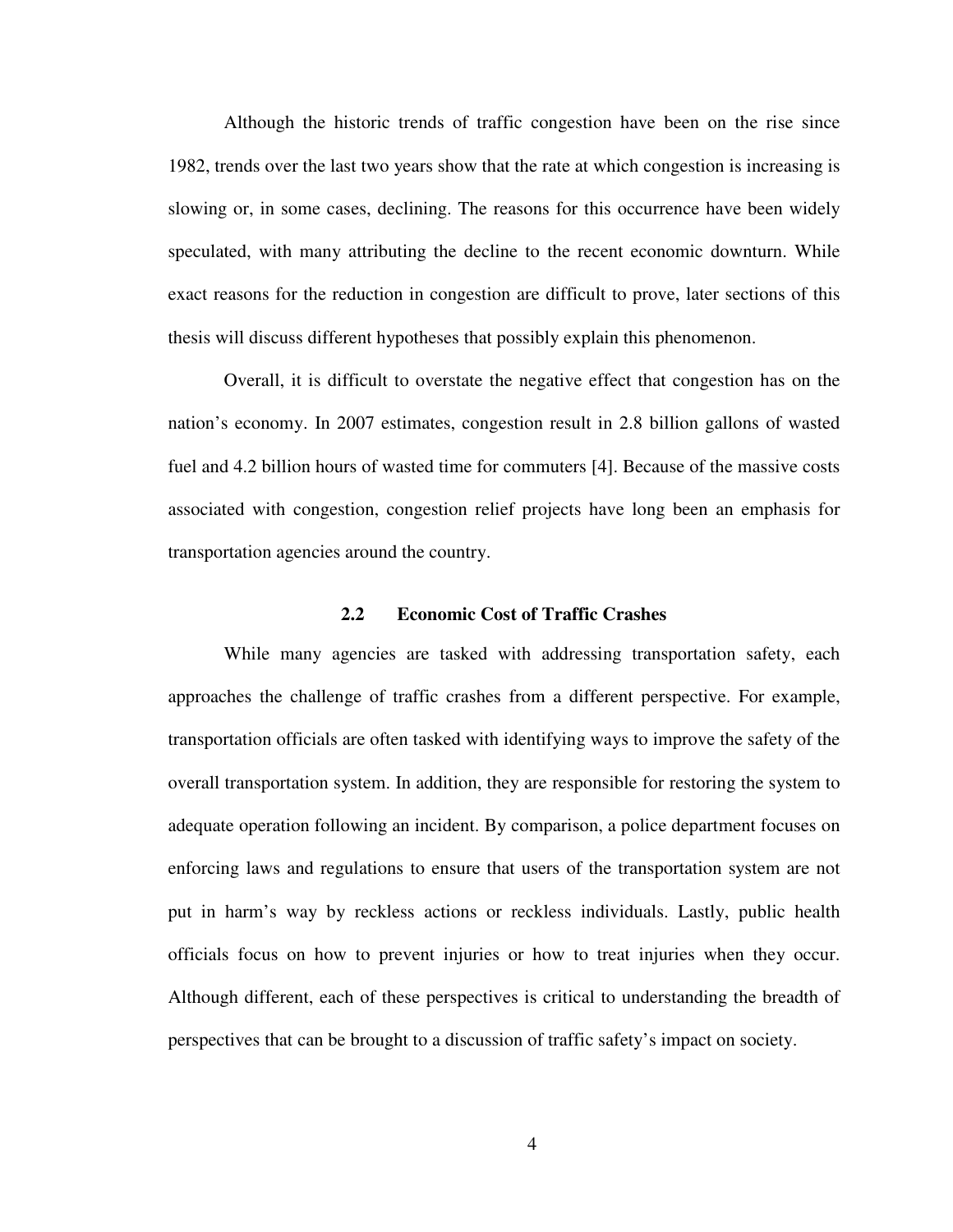Although the historic trends of traffic congestion have been on the rise since 1982, trends over the last two years show that the rate at which congestion is increasing is slowing or, in some cases, declining. The reasons for this occurrence have been widely speculated, with many attributing the decline to the recent economic downturn. While exact reasons for the reduction in congestion are difficult to prove, later sections of this thesis will discuss different hypotheses that possibly explain this phenomenon.

Overall, it is difficult to overstate the negative effect that congestion has on the nation's economy. In 2007 estimates, congestion result in 2.8 billion gallons of wasted fuel and 4.2 billion hours of wasted time for commuters [4]. Because of the massive costs associated with congestion, congestion relief projects have long been an emphasis for transportation agencies around the country.

## 2.2 Economic Cost of Traffic Crashes

While many agencies are tasked with addressing transportation safety, each approaches the challenge of traffic crashes from a different perspective. For example, transportation officials are often tasked with identifying ways to improve the safety of the overall transportation system. In addition, they are responsible for restoring the system to adequate operation following an incident. By comparison, a police department focuses on enforcing laws and regulations to ensure that users of the transportation system are not put in harm's way by reckless actions or reckless individuals. Lastly, public health officials focus on how to prevent injuries or how to treat injuries when they occur. Although different, each of these perspectives is critical to understanding the breadth of perspectives that can be brought to a discussion of traffic safety's impact on society.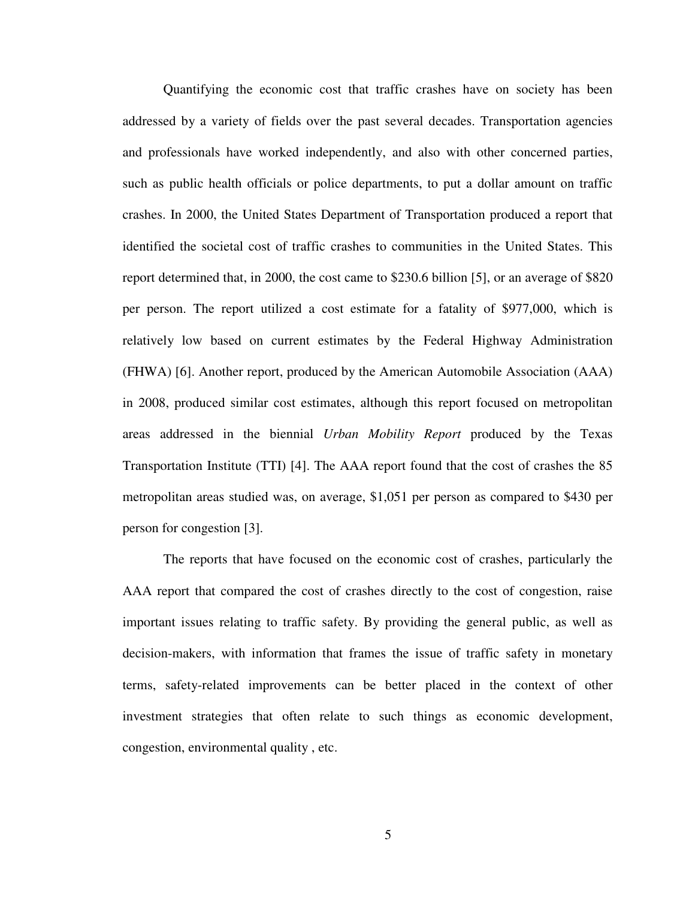Quantifying the economic cost that traffic crashes have on society has been addressed by a variety of fields over the past several decades. Transportation agencies and professionals have worked independently, and also with other concerned parties, such as public health officials or police departments, to put a dollar amount on traffic crashes. In 2000, the United States Department of Transportation produced a report that identified the societal cost of traffic crashes to communities in the United States. This report determined that, in 2000, the cost came to $230.6 billion [5], or an average of $820 per person. The report utilized a cost estimate for a fatality of $977,000, which is relatively low based on current estimates by the Federal Highway Administration (FHWA) [6]. Another report, produced by the American Automobile Association (AAA) in 2008, produced similar cost estimates, although this report focused on metropolitan areas addressed in the biennial *Urban Mobility Report* produced by the Texas Transportation Institute (TTI) [4]. The AAA report found that the cost of crashes the 85 metropolitan areas studied was, on average, $1,051 per person as compared to $430 per person for congestion [3].

The reports that have focused on the economic cost of crashes, particularly the AAA report that compared the cost of crashes directly to the cost of congestion, raise important issues relating to traffic safety. By providing the general public, as well as decision-makers, with information that frames the issue of traffic safety in monetary terms, safety-related improvements can be better placed in the context of other investment strategies that often relate to such things as economic development, congestion, environmental quality , etc.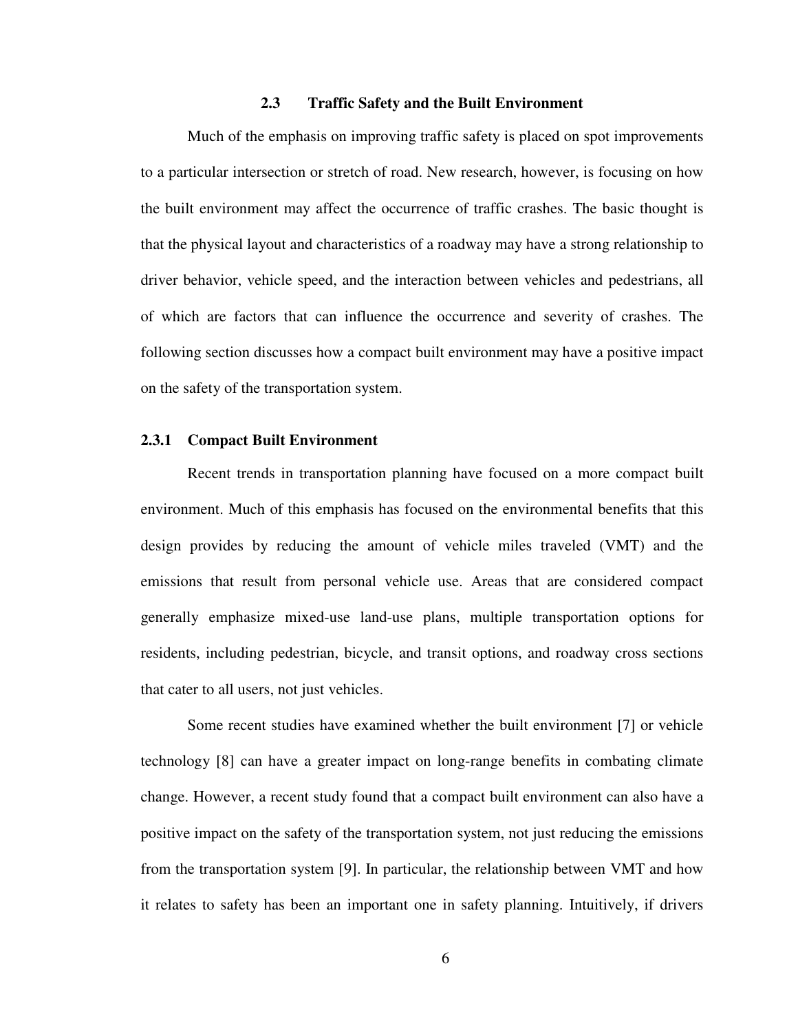## 2.3 Traffic Safety and the Built Environment

Much of the emphasis on improving traffic safety is placed on spot improvements to a particular intersection or stretch of road. New research, however, is focusing on how the built environment may affect the occurrence of traffic crashes. The basic thought is that the physical layout and characteristics of a roadway may have a strong relationship to driver behavior, vehicle speed, and the interaction between vehicles and pedestrians, all of which are factors that can influence the occurrence and severity of crashes. The following section discusses how a compact built environment may have a positive impact on the safety of the transportation system.

### 2.3.1 Compact Built Environment

Recent trends in transportation planning have focused on a more compact built environment. Much of this emphasis has focused on the environmental benefits that this design provides by reducing the amount of vehicle miles traveled (VMT) and the emissions that result from personal vehicle use. Areas that are considered compact generally emphasize mixed-use land-use plans, multiple transportation options for residents, including pedestrian, bicycle, and transit options, and roadway cross sections that cater to all users, not just vehicles.

Some recent studies have examined whether the built environment [7] or vehicle technology [8] can have a greater impact on long-range benefits in combating climate change. However, a recent study found that a compact built environment can also have a positive impact on the safety of the transportation system, not just reducing the emissions from the transportation system [9]. In particular, the relationship between VMT and how it relates to safety has been an important one in safety planning. Intuitively, if drivers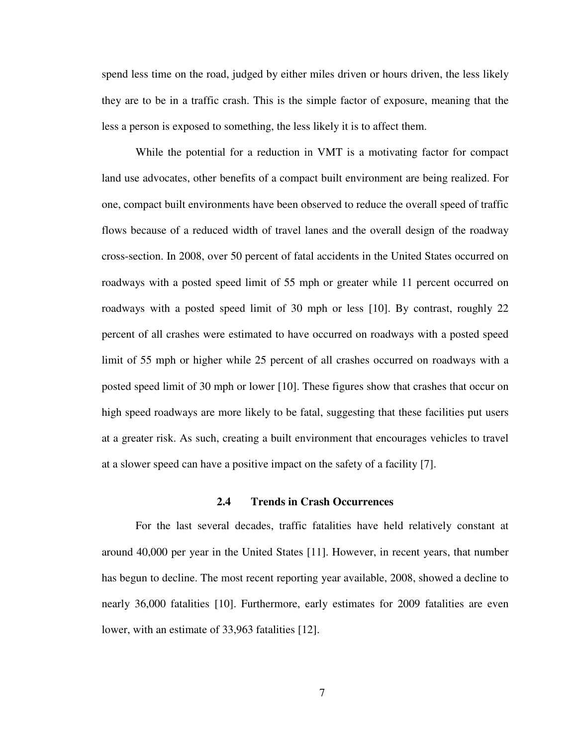spend less time on the road, judged by either miles driven or hours driven, the less likely they are to be in a traffic crash. This is the simple factor of exposure, meaning that the less a person is exposed to something, the less likely it is to affect them.

While the potential for a reduction in VMT is a motivating factor for compact land use advocates, other benefits of a compact built environment are being realized. For one, compact built environments have been observed to reduce the overall speed of traffic flows because of a reduced width of travel lanes and the overall design of the roadway cross-section. In 2008, over 50 percent of fatal accidents in the United States occurred on roadways with a posted speed limit of 55 mph or greater while 11 percent occurred on roadways with a posted speed limit of 30 mph or less [10]. By contrast, roughly 22 percent of all crashes were estimated to have occurred on roadways with a posted speed limit of 55 mph or higher while 25 percent of all crashes occurred on roadways with a posted speed limit of 30 mph or lower [10]. These figures show that crashes that occur on high speed roadways are more likely to be fatal, suggesting that these facilities put users at a greater risk. As such, creating a built environment that encourages vehicles to travel at a slower speed can have a positive impact on the safety of a facility [7].

## 2.4 Trends in Crash Occurrences

For the last several decades, traffic fatalities have held relatively constant at around 40,000 per year in the United States [11]. However, in recent years, that number has begun to decline. The most recent reporting year available, 2008, showed a decline to nearly 36,000 fatalities [10]. Furthermore, early estimates for 2009 fatalities are even lower, with an estimate of 33,963 fatalities [12].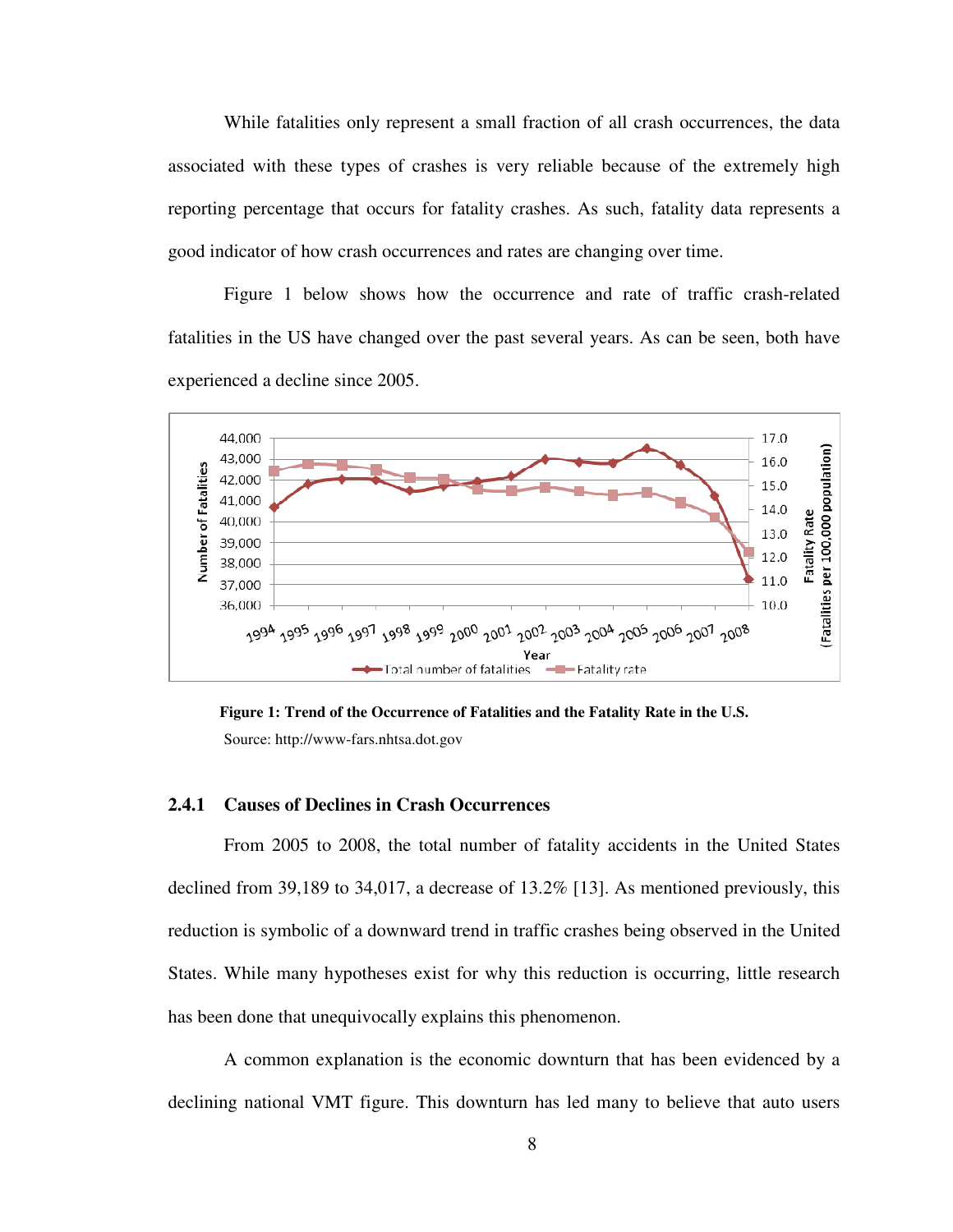While fatalities only represent a small fraction of all crash occurrences, the data associated with these types of crashes is very reliable because of the extremely high reporting percentage that occurs for fatality crashes. As such, fatality data represents a good indicator of how crash occurrences and rates are changing over time.

Figure 1 below shows how the occurrence and rate of traffic crash-related fatalities in the US have changed over the past several years. As can be seen, both have experienced a decline since 2005.

**Figure 1: Trend of the Occurrence of Fatalities and the Fatality Rate in the U.S.**

Source: http://www-fars.nhtsa.dot.gov

### 2.4.1 Causes of Declines in Crash Occurrences

From 2005 to 2008, the total number of fatality accidents in the United States declined from 39,189 to 34,017, a decrease of 13.2% [13]. As mentioned previously, this reduction is symbolic of a downward trend in traffic crashes being observed in the United States. While many hypotheses exist for why this reduction is occurring, little research has been done that unequivocally explains this phenomenon.

A common explanation is the economic downturn that has been evidenced by a declining national VMT figure. This downturn has led many to believe that auto users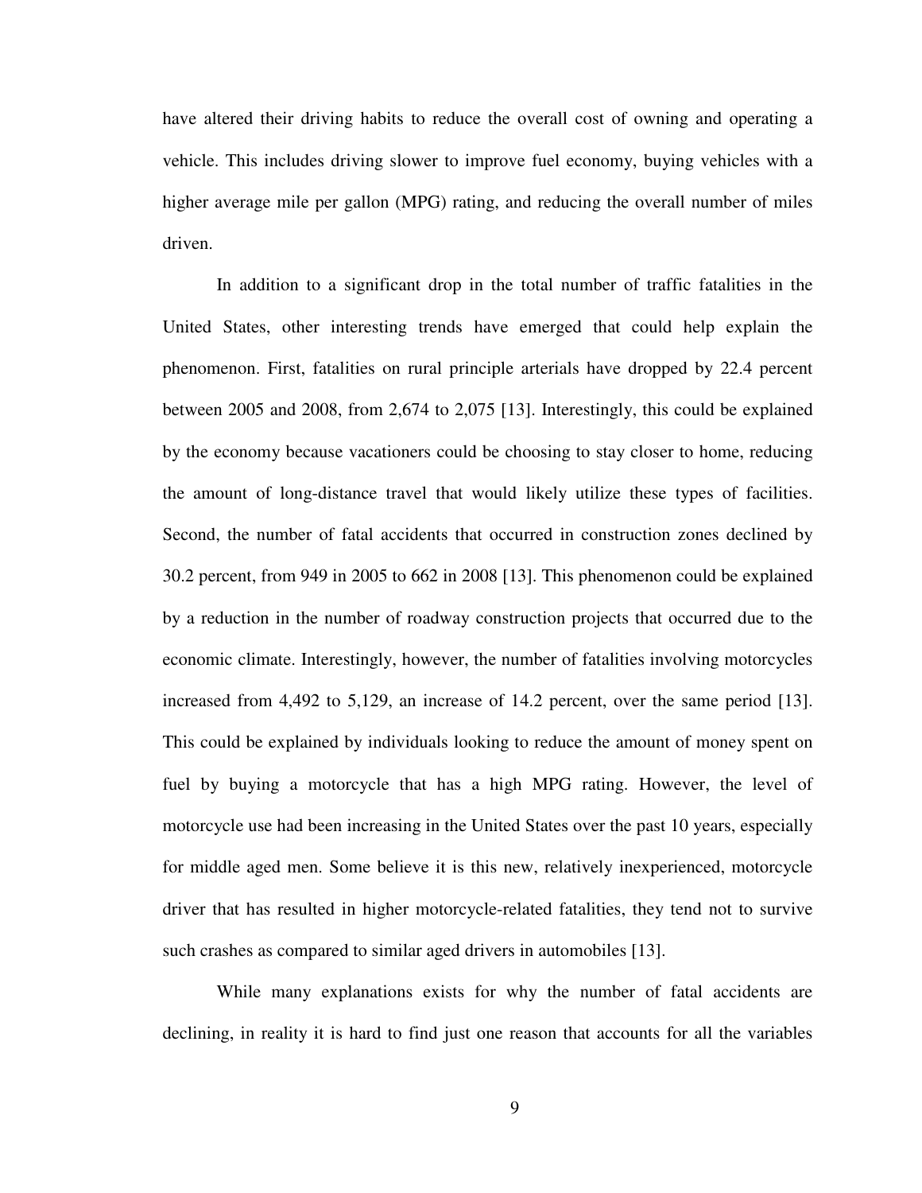have altered their driving habits to reduce the overall cost of owning and operating a vehicle. This includes driving slower to improve fuel economy, buying vehicles with a higher average mile per gallon (MPG) rating, and reducing the overall number of miles driven.

In addition to a significant drop in the total number of traffic fatalities in the United States, other interesting trends have emerged that could help explain the phenomenon. First, fatalities on rural principle arterials have dropped by 22.4 percent between 2005 and 2008, from 2,674 to 2,075 [13]. Interestingly, this could be explained by the economy because vacationers could be choosing to stay closer to home, reducing the amount of long-distance travel that would likely utilize these types of facilities. Second, the number of fatal accidents that occurred in construction zones declined by 30.2 percent, from 949 in 2005 to 662 in 2008 [13]. This phenomenon could be explained by a reduction in the number of roadway construction projects that occurred due to the economic climate. Interestingly, however, the number of fatalities involving motorcycles increased from 4,492 to 5,129, an increase of 14.2 percent, over the same period [13]. This could be explained by individuals looking to reduce the amount of money spent on fuel by buying a motorcycle that has a high MPG rating. However, the level of motorcycle use had been increasing in the United States over the past 10 years, especially for middle aged men. Some believe it is this new, relatively inexperienced, motorcycle driver that has resulted in higher motorcycle-related fatalities, they tend not to survive such crashes as compared to similar aged drivers in automobiles [13].

While many explanations exists for why the number of fatal accidents are declining, in reality it is hard to find just one reason that accounts for all the variables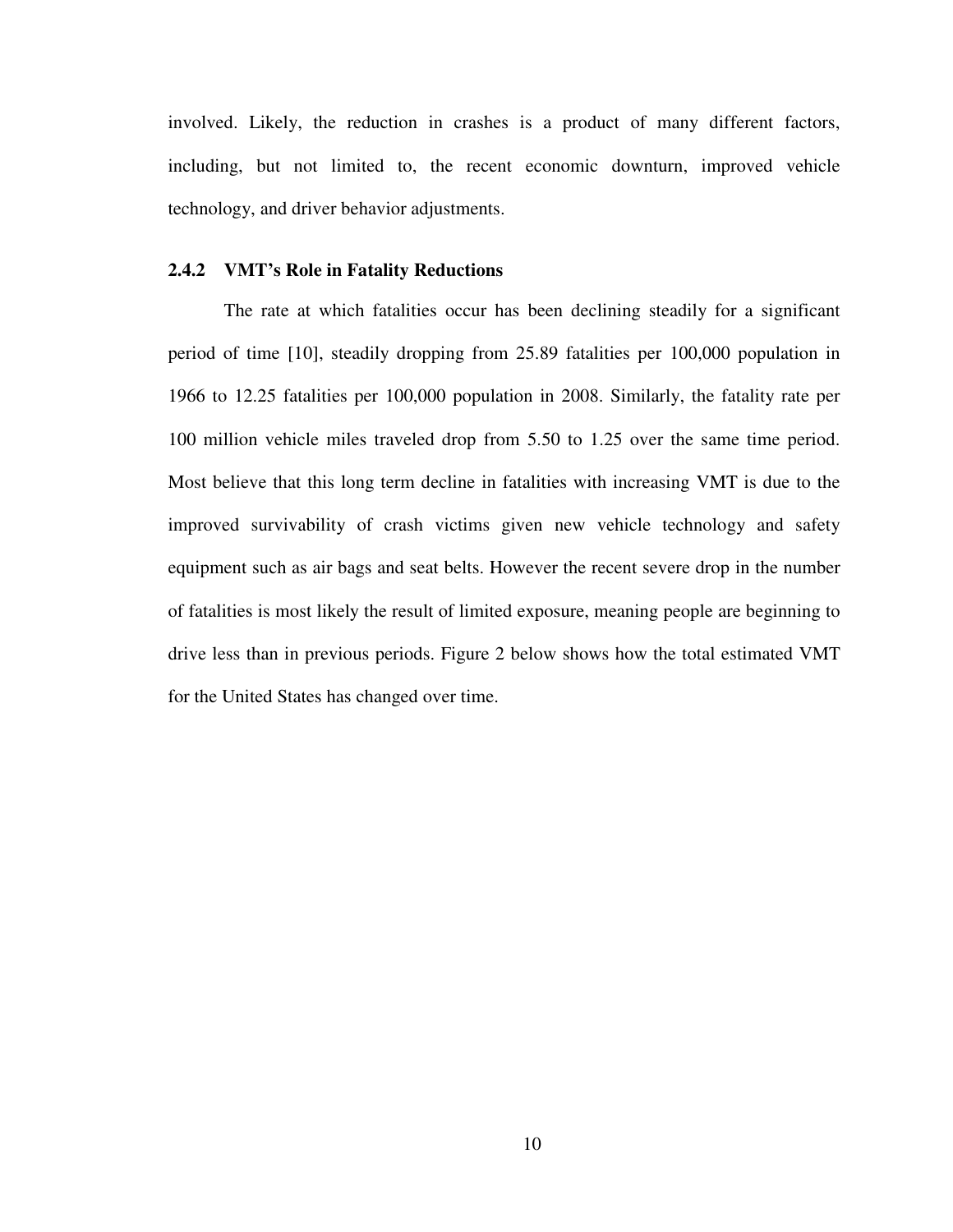involved. Likely, the reduction in crashes is a product of many different factors, including, but not limited to, the recent economic downturn, improved vehicle technology, and driver behavior adjustments.

### 2.4.2 VMT's Role in Fatality Reductions

The rate at which fatalities occur has been declining steadily for a significant period of time [10], steadily dropping from 25.89 fatalities per 100,000 population in 1966 to 12.25 fatalities per 100,000 population in 2008. Similarly, the fatality rate per 100 million vehicle miles traveled drop from 5.50 to 1.25 over the same time period. Most believe that this long term decline in fatalities with increasing VMT is due to the improved survivability of crash victims given new vehicle technology and safety equipment such as air bags and seat belts. However the recent severe drop in the number of fatalities is most likely the result of limited exposure, meaning people are beginning to drive less than in previous periods. Figure 2 below shows how the total estimated VMT for the United States has changed over time.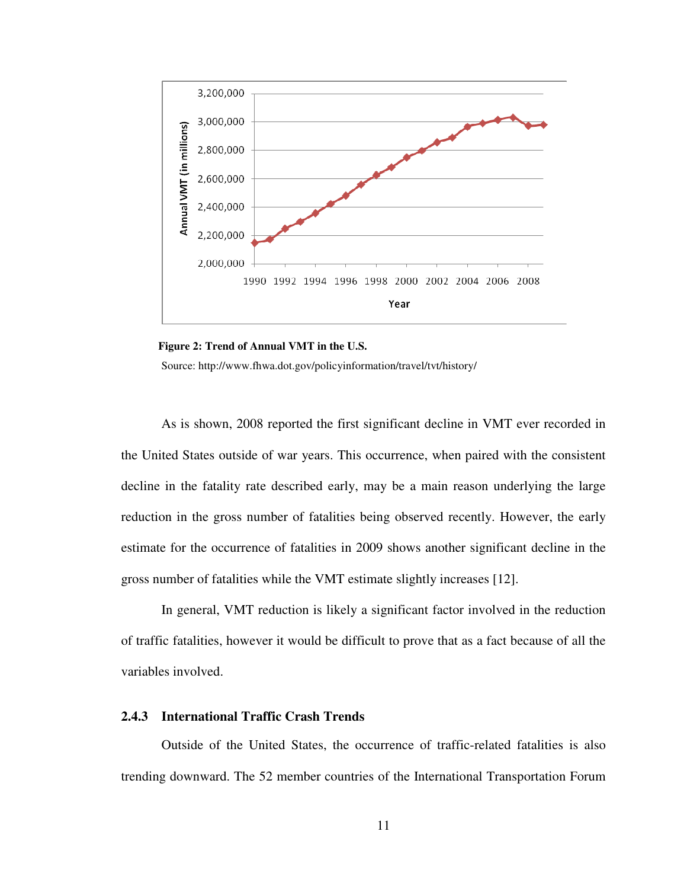**Figure 2: Trend of Annual VMT in the U.S.**

Source: http://www.fhwa.dot.gov/policyinformation/travel/tvt/history/

As is shown, 2008 reported the first significant decline in VMT ever recorded in the United States outside of war years. This occurrence, when paired with the consistent decline in the fatality rate described early, may be a main reason underlying the large reduction in the gross number of fatalities being observed recently. However, the early estimate for the occurrence of fatalities in 2009 shows another significant decline in the gross number of fatalities while the VMT estimate slightly increases [12].

In general, VMT reduction is likely a significant factor involved in the reduction of traffic fatalities, however it would be difficult to prove that as a fact because of all the variables involved.

### 2.4.3 International Traffic Crash Trends

Outside of the United States, the occurrence of traffic-related fatalities is also trending downward. The 52 member countries of the International Transportation Forum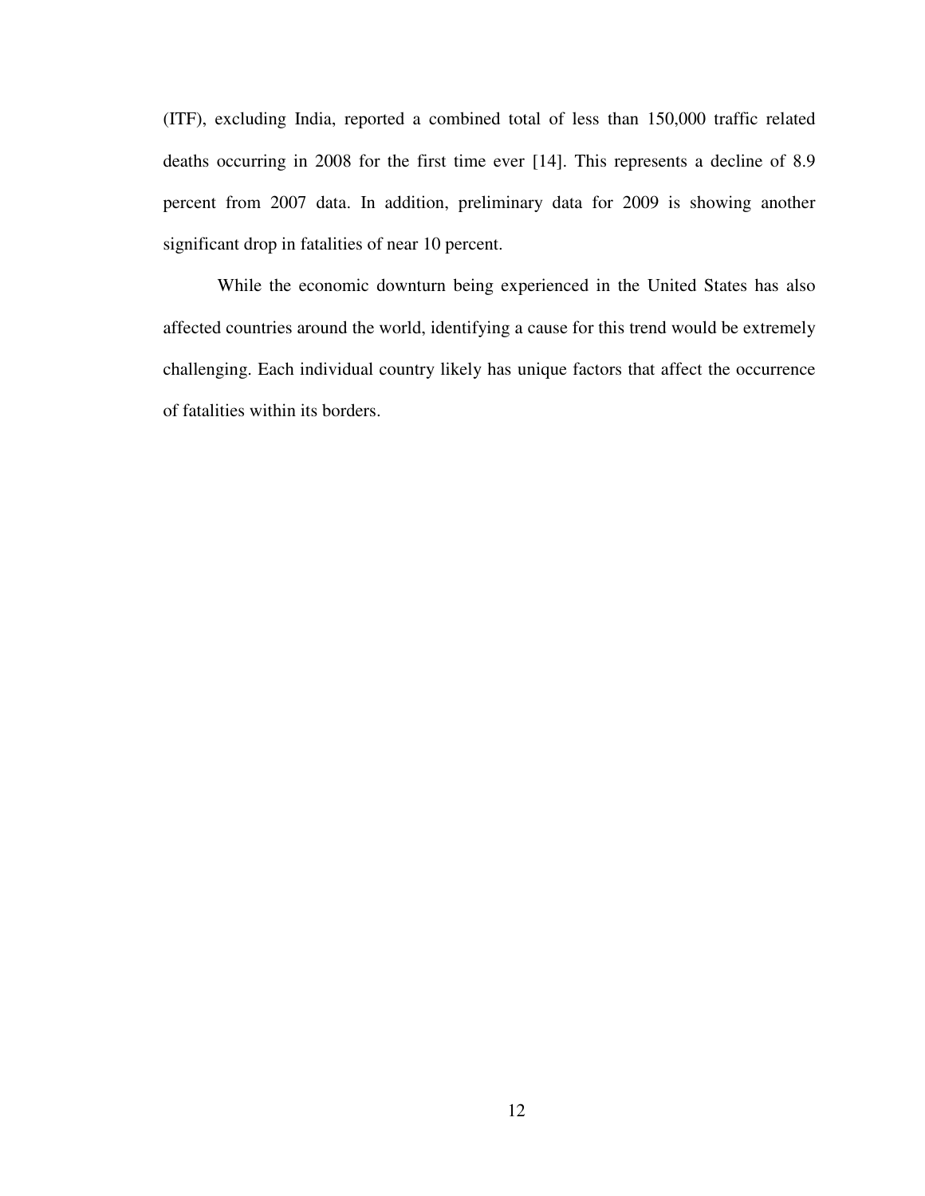(ITF), excluding India, reported a combined total of less than 150,000 traffic related deaths occurring in 2008 for the first time ever [14]. This represents a decline of 8.9 percent from 2007 data. In addition, preliminary data for 2009 is showing another significant drop in fatalities of near 10 percent.

While the economic downturn being experienced in the United States has also affected countries around the world, identifying a cause for this trend would be extremely challenging. Each individual country likely has unique factors that affect the occurrence of fatalities within its borders.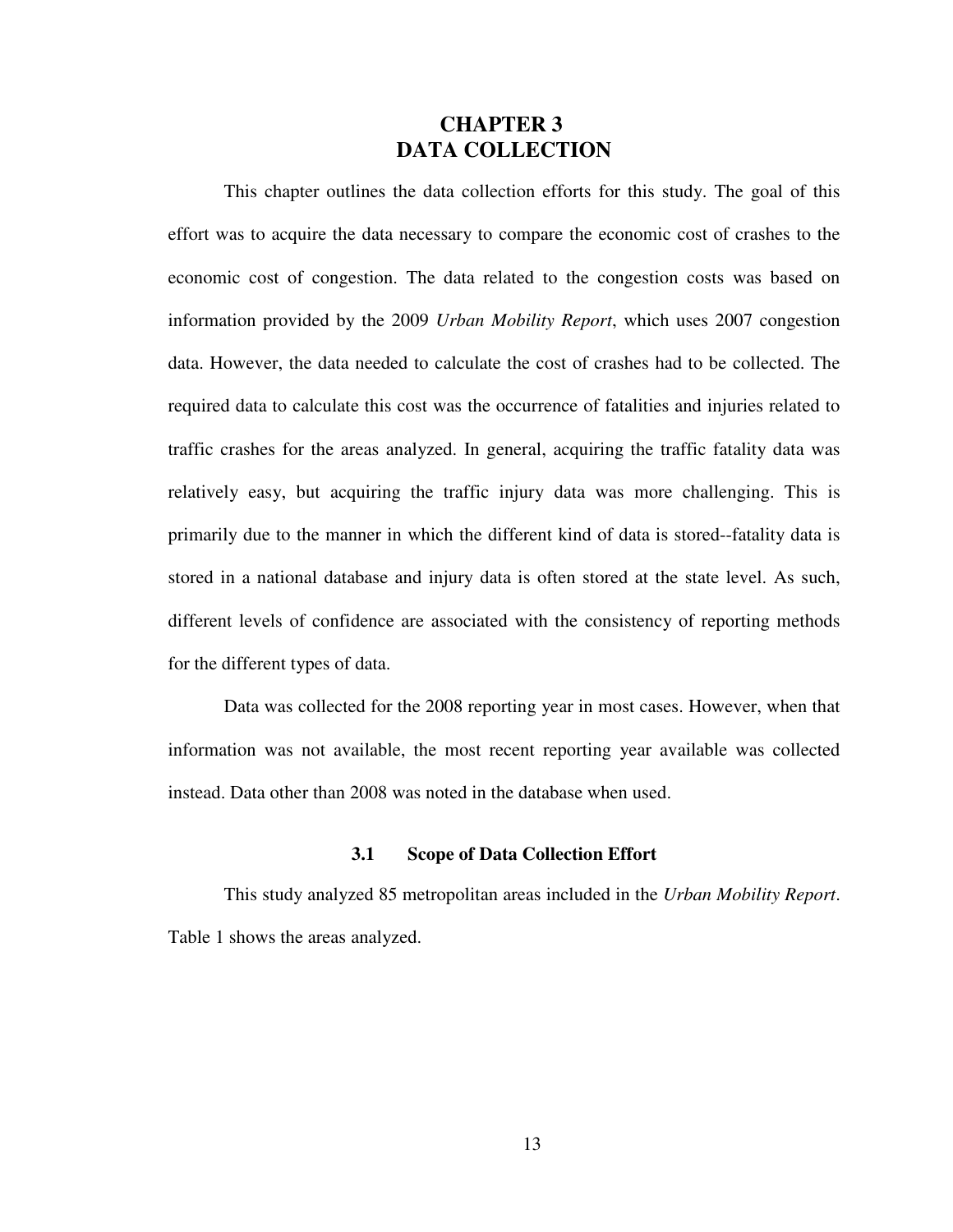# CHAPTER 3
# DATA COLLECTION

This chapter outlines the data collection efforts for this study. The goal of this effort was to acquire the data necessary to compare the economic cost of crashes to the economic cost of congestion. The data related to the congestion costs was based on information provided by the 2009 *Urban Mobility Report*, which uses 2007 congestion data. However, the data needed to calculate the cost of crashes had to be collected. The required data to calculate this cost was the occurrence of fatalities and injuries related to traffic crashes for the areas analyzed. In general, acquiring the traffic fatality data was relatively easy, but acquiring the traffic injury data was more challenging. This is primarily due to the manner in which the different kind of data is stored--fatality data is stored in a national database and injury data is often stored at the state level. As such, different levels of confidence are associated with the consistency of reporting methods for the different types of data.

Data was collected for the 2008 reporting year in most cases. However, when that information was not available, the most recent reporting year available was collected instead. Data other than 2008 was noted in the database when used.

## 3.1 Scope of Data Collection Effort

This study analyzed 85 metropolitan areas included in the *Urban Mobility Report*. Table 1 shows the areas analyzed.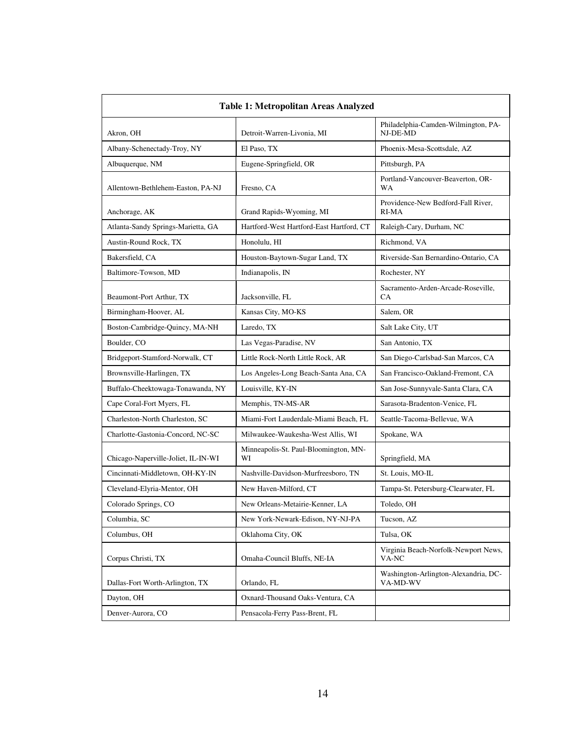| Table 1: Metropolitan Areas Analyzed | | |
|---|---|---|
| Akron, OH | Detroit-Warren-Livonia, MI | Philadelphia-Camden-Wilmington, PA-NJ-DE-MD |
| Albany-Schenectady-Troy, NY | El Paso, TX | Phoenix-Mesa-Scottsdale, AZ |
| Albuquerque, NM | Eugene-Springfield, OR | Pittsburgh, PA |
| Allentown-Bethlehem-Easton, PA-NJ | Fresno, CA | Portland-Vancouver-Beaverton, OR-WA |
| Anchorage, AK | Grand Rapids-Wyoming, MI | Providence-New Bedford-Fall River, RI-MA |
| Atlanta-Sandy Springs-Marietta, GA | Hartford-West Hartford-East Hartford, CT | Raleigh-Cary, Durham, NC |
| Austin-Round Rock, TX | Honolulu, HI | Richmond, VA |
| Bakersfield, CA | Houston-Baytown-Sugar Land, TX | Riverside-San Bernardino-Ontario, CA |
| Baltimore-Towson, MD | Indianapolis, IN | Rochester, NY |
| Beaumont-Port Arthur, TX | Jacksonville, FL | Sacramento-Arden-Arcade-Roseville, CA |
| Birmingham-Hoover, AL | Kansas City, MO-KS | Salem, OR |
| Boston-Cambridge-Quincy, MA-NH | Laredo, TX | Salt Lake City, UT |
| Boulder, CO | Las Vegas-Paradise, NV | San Antonio, TX |
| Bridgeport-Stamford-Norwalk, CT | Little Rock-North Little Rock, AR | San Diego-Carlsbad-San Marcos, CA |
| Brownsville-Harlingen, TX | Los Angeles-Long Beach-Santa Ana, CA | San Francisco-Oakland-Fremont, CA |
| Buffalo-Cheektowaga-Tonawanda, NY | Louisville, KY-IN | San Jose-Sunnyvale-Santa Clara, CA |
| Cape Coral-Fort Myers, FL | Memphis, TN-MS-AR | Sarasota-Bradenton-Venice, FL |
| Charleston-North Charleston, SC | Miami-Fort Lauderdale-Miami Beach, FL | Seattle-Tacoma-Bellevue, WA |
| Charlotte-Gastonia-Concord, NC-SC | Milwaukee-Waukesha-West Allis, WI | Spokane, WA |
| Chicago-Naperville-Joliet, IL-IN-WI | Minneapolis-St. Paul-Bloomington, MN-WI | Springfield, MA |
| Cincinnati-Middletown, OH-KY-IN | Nashville-Davidson-Murfreesboro, TN | St. Louis, MO-IL |
| Cleveland-Elyria-Mentor, OH | New Haven-Milford, CT | Tampa-St. Petersburg-Clearwater, FL |
| Colorado Springs, CO | New Orleans-Metairie-Kenner, LA | Toledo, OH |
| Columbia, SC | New York-Newark-Edison, NY-NJ-PA | Tucson, AZ |
| Columbus, OH | Oklahoma City, OK | Tulsa, OK |
| Corpus Christi, TX | Omaha-Council Bluffs, NE-IA | Virginia Beach-Norfolk-Newport News, VA-NC |
| Dallas-Fort Worth-Arlington, TX | Orlando, FL | Washington-Arlington-Alexandria, DC-VA-MD-WV |
| Dayton, OH | Oxnard-Thousand Oaks-Ventura, CA | |
| Denver-Aurora, CO | Pensacola-Ferry Pass-Brent, FL | |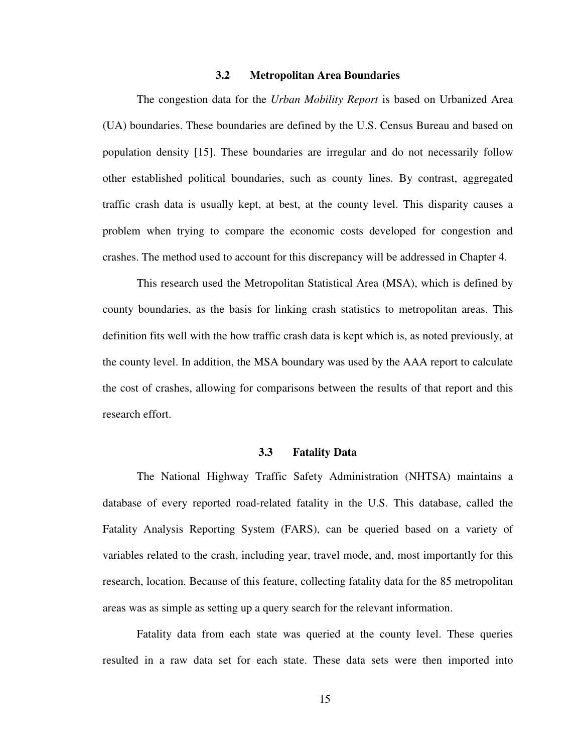### 3.2 Metropolitan Area Boundaries

The congestion data for the *Urban Mobility Report* is based on Urbanized Area (UA) boundaries. These boundaries are defined by the U.S. Census Bureau and based on population density [15]. These boundaries are irregular and do not necessarily follow other established political boundaries, such as county lines. By contrast, aggregated traffic crash data is usually kept, at best, at the county level. This disparity causes a problem when trying to compare the economic costs developed for congestion and crashes. The method used to account for this discrepancy will be addressed in Chapter 4.

This research used the Metropolitan Statistical Area (MSA), which is defined by county boundaries, as the basis for linking crash statistics to metropolitan areas. This definition fits well with the how traffic crash data is kept which is, as noted previously, at the county level. In addition, the MSA boundary was used by the AAA report to calculate the cost of crashes, allowing for comparisons between the results of that report and this research effort.

### 3.3 Fatality Data

The National Highway Traffic Safety Administration (NHTSA) maintains a database of every reported road-related fatality in the U.S. This database, called the Fatality Analysis Reporting System (FARS), can be queried based on a variety of variables related to the crash, including year, travel mode, and, most importantly for this research, location. Because of this feature, collecting fatality data for the 85 metropolitan areas was as simple as setting up a query search for the relevant information.

Fatality data from each state was queried at the county level. These queries resulted in a raw data set for each state. These data sets were then imported into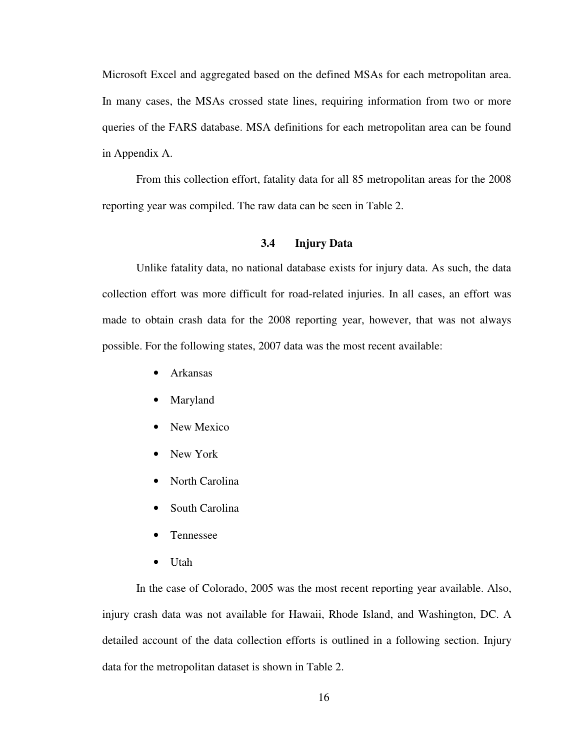Microsoft Excel and aggregated based on the defined MSAs for each metropolitan area. In many cases, the MSAs crossed state lines, requiring information from two or more queries of the FARS database. MSA definitions for each metropolitan area can be found in Appendix A.

From this collection effort, fatality data for all 85 metropolitan areas for the 2008 reporting year was compiled. The raw data can be seen in Table 2.

### 3.4 Injury Data

Unlike fatality data, no national database exists for injury data. As such, the data collection effort was more difficult for road-related injuries. In all cases, an effort was made to obtain crash data for the 2008 reporting year, however, that was not always possible. For the following states, 2007 data was the most recent available:

- Arkansas
- Maryland
- New Mexico
- New York
- North Carolina
- South Carolina
- Tennessee
- Utah

In the case of Colorado, 2005 was the most recent reporting year available. Also, injury crash data was not available for Hawaii, Rhode Island, and Washington, DC. A detailed account of the data collection efforts is outlined in a following section. Injury data for the metropolitan dataset is shown in Table 2.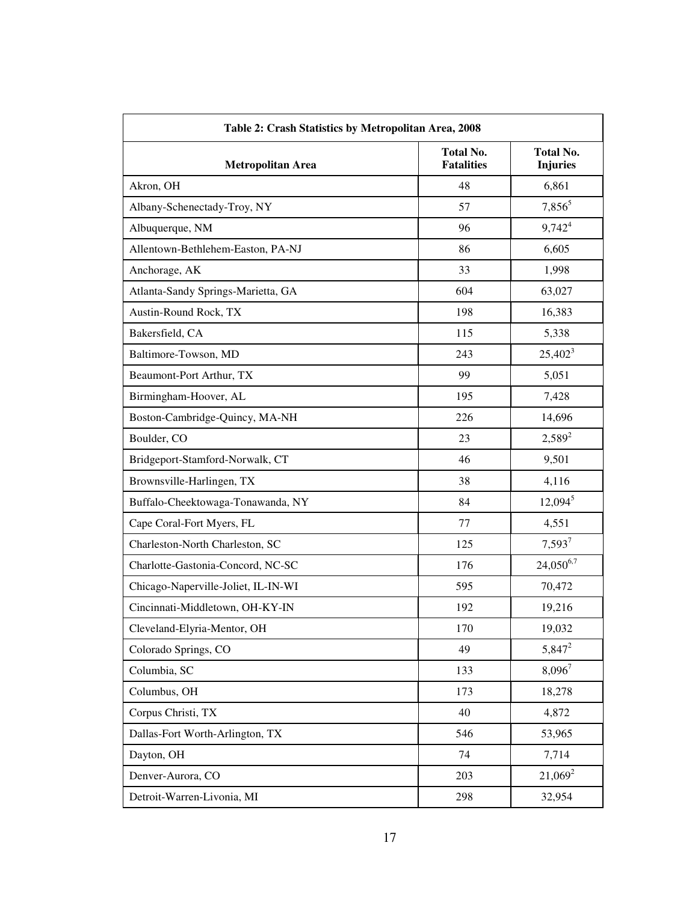| Table 2: Crash Statistics by Metropolitan Area, 2008 | | |
|---|---|---|
| **Metropolitan Area** | **Total No. Fatalities** | **Total No. Injuries** |
| Akron, OH | 48 | 6,861 |
| Albany-Schenectady-Troy, NY | 57 | 7,856[5] |
| Albuquerque, NM | 96 | 9,742[4] |
| Allentown-Bethlehem-Easton, PA-NJ | 86 | 6,605 |
| Anchorage, AK | 33 | 1,998 |
| Atlanta-Sandy Springs-Marietta, GA | 604 | 63,027 |
| Austin-Round Rock, TX | 198 | 16,383 |
| Bakersfield, CA | 115 | 5,338 |
| Baltimore-Towson, MD | 243 | 25,402[3] |
| Beaumont-Port Arthur, TX | 99 | 5,051 |
| Birmingham-Hoover, AL | 195 | 7,428 |
| Boston-Cambridge-Quincy, MA-NH | 226 | 14,696 |
| Boulder, CO | 23 | 2,589[2] |
| Bridgeport-Stamford-Norwalk, CT | 46 | 9,501 |
| Brownsville-Harlingen, TX | 38 | 4,116 |
| Buffalo-Cheektowaga-Tonawanda, NY | 84 | 12,094[5] |
| Cape Coral-Fort Myers, FL | 77 | 4,551 |
| Charleston-North Charleston, SC | 125 | 7,593[7] |
| Charlotte-Gastonia-Concord, NC-SC | 176 | 24,050[6,7] |
| Chicago-Naperville-Joliet, IL-IN-WI | 595 | 70,472 |
| Cincinnati-Middletown, OH-KY-IN | 192 | 19,216 |
| Cleveland-Elyria-Mentor, OH | 170 | 19,032 |
| Colorado Springs, CO | 49 | 5,847[2] |
| Columbia, SC | 133 | 8,096[7] |
| Columbus, OH | 173 | 18,278 |
| Corpus Christi, TX | 40 | 4,872 |
| Dallas-Fort Worth-Arlington, TX | 546 | 53,965 |
| Dayton, OH | 74 | 7,714 |
| Denver-Aurora, CO | 203 | 21,069[2] |
| Detroit-Warren-Livonia, MI | 298 | 32,954 |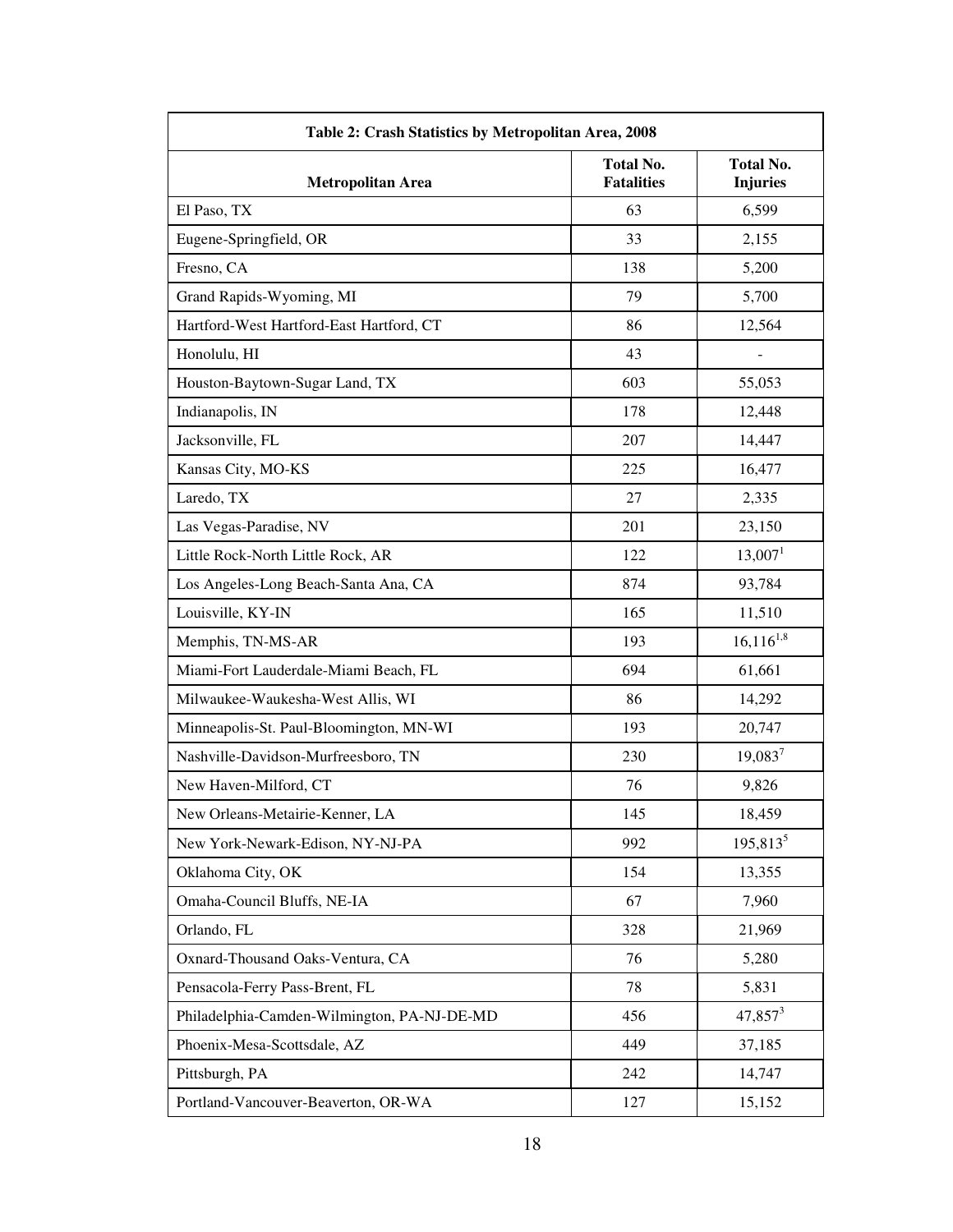| Table 2: Crash Statistics by Metropolitan Area, 2008 | | |
|---|---|---|
| **Metropolitan Area** | **Total No. Fatalities** | **Total No. Injuries** |
| El Paso, TX | 63 | 6,599 |
| Eugene-Springfield, OR | 33 | 2,155 |
| Fresno, CA | 138 | 5,200 |
| Grand Rapids-Wyoming, MI | 79 | 5,700 |
| Hartford-West Hartford-East Hartford, CT | 86 | 12,564 |
| Honolulu, HI | 43 | - |
| Houston-Baytown-Sugar Land, TX | 603 | 55,053 |
| Indianapolis, IN | 178 | 12,448 |
| Jacksonville, FL | 207 | 14,447 |
| Kansas City, MO-KS | 225 | 16,477 |
| Laredo, TX | 27 | 2,335 |
| Las Vegas-Paradise, NV | 201 | 23,150 |
| Little Rock-North Little Rock, AR | 122 | 13,007[1] |
| Los Angeles-Long Beach-Santa Ana, CA | 874 | 93,784 |
| Louisville, KY-IN | 165 | 11,510 |
| Memphis, TN-MS-AR | 193 | 16,116[1,8] |
| Miami-Fort Lauderdale-Miami Beach, FL | 694 | 61,661 |
| Milwaukee-Waukesha-West Allis, WI | 86 | 14,292 |
| Minneapolis-St. Paul-Bloomington, MN-WI | 193 | 20,747 |
| Nashville-Davidson-Murfreesboro, TN | 230 | 19,083[7] |
| New Haven-Milford, CT | 76 | 9,826 |
| New Orleans-Metairie-Kenner, LA | 145 | 18,459 |
| New York-Newark-Edison, NY-NJ-PA | 992 | 195,813[5] |
| Oklahoma City, OK | 154 | 13,355 |
| Omaha-Council Bluffs, NE-IA | 67 | 7,960 |
| Orlando, FL | 328 | 21,969 |
| Oxnard-Thousand Oaks-Ventura, CA | 76 | 5,280 |
| Pensacola-Ferry Pass-Brent, FL | 78 | 5,831 |
| Philadelphia-Camden-Wilmington, PA-NJ-DE-MD | 456 | 47,857[3] |
| Phoenix-Mesa-Scottsdale, AZ | 449 | 37,185 |
| Pittsburgh, PA | 242 | 14,747 |
| Portland-Vancouver-Beaverton, OR-WA | 127 | 15,152 |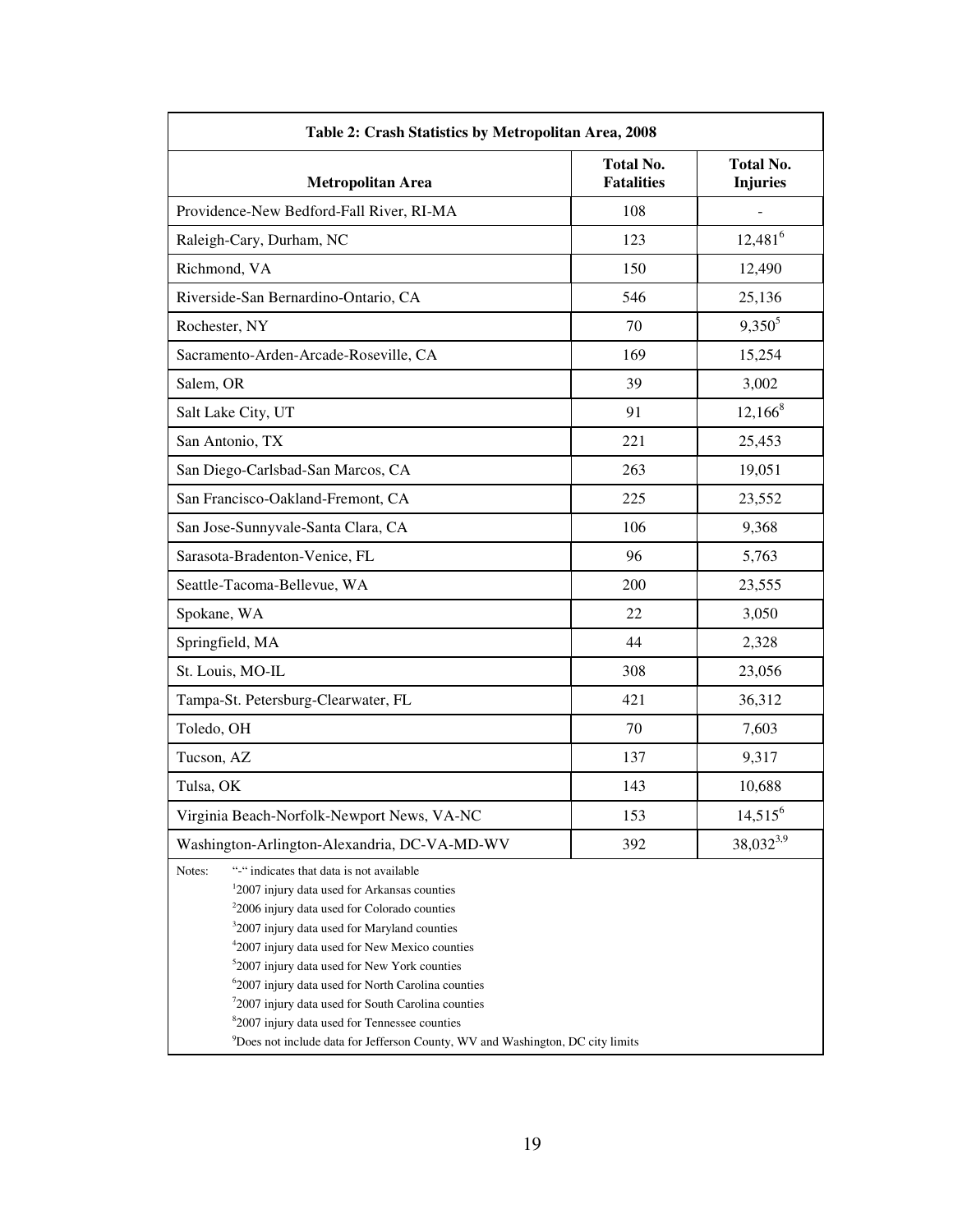| Table 2: Crash Statistics by Metropolitan Area, 2008 | | |
|---|---|---|
| **Metropolitan Area** | **Total No. Fatalities** | **Total No. Injuries** |
| Providence-New Bedford-Fall River, RI-MA | 108 | - |
| Raleigh-Cary, Durham, NC | 123 | 12,481[6] |
| Richmond, VA | 150 | 12,490 |
| Riverside-San Bernardino-Ontario, CA | 546 | 25,136 |
| Rochester, NY | 70 | 9,350[5] |
| Sacramento-Arden-Arcade-Roseville, CA | 169 | 15,254 |
| Salem, OR | 39 | 3,002 |
| Salt Lake City, UT | 91 | 12,166[8] |
| San Antonio, TX | 221 | 25,453 |
| San Diego-Carlsbad-San Marcos, CA | 263 | 19,051 |
| San Francisco-Oakland-Fremont, CA | 225 | 23,552 |
| San Jose-Sunnyvale-Santa Clara, CA | 106 | 9,368 |
| Sarasota-Bradenton-Venice, FL | 96 | 5,763 |
| Seattle-Tacoma-Bellevue, WA | 200 | 23,555 |
| Spokane, WA | 22 | 3,050 |
| Springfield, MA | 44 | 2,328 |
| St. Louis, MO-IL | 308 | 23,056 |
| Tampa-St. Petersburg-Clearwater, FL | 421 | 36,312 |
| Toledo, OH | 70 | 7,603 |
| Tucson, AZ | 137 | 9,317 |
| Tulsa, OK | 143 | 10,688 |
| Virginia Beach-Norfolk-Newport News, VA-NC | 153 | 14,515[6] |
| Washington-Arlington-Alexandria, DC-VA-MD-WV | 392 | 38,032[3,9] |

Notes: "-" indicates that data is not available
[1]2007 injury data used for Arkansas counties
[2]2006 injury data used for Colorado counties
[3]2007 injury data used for Maryland counties
[4]2007 injury data used for New Mexico counties
[5]2007 injury data used for New York counties
[6]2007 injury data used for North Carolina counties
[7]2007 injury data used for South Carolina counties
[8]2007 injury data used for Tennessee counties
[9]Does not include data for Jefferson County, WV and Washington, DC city limits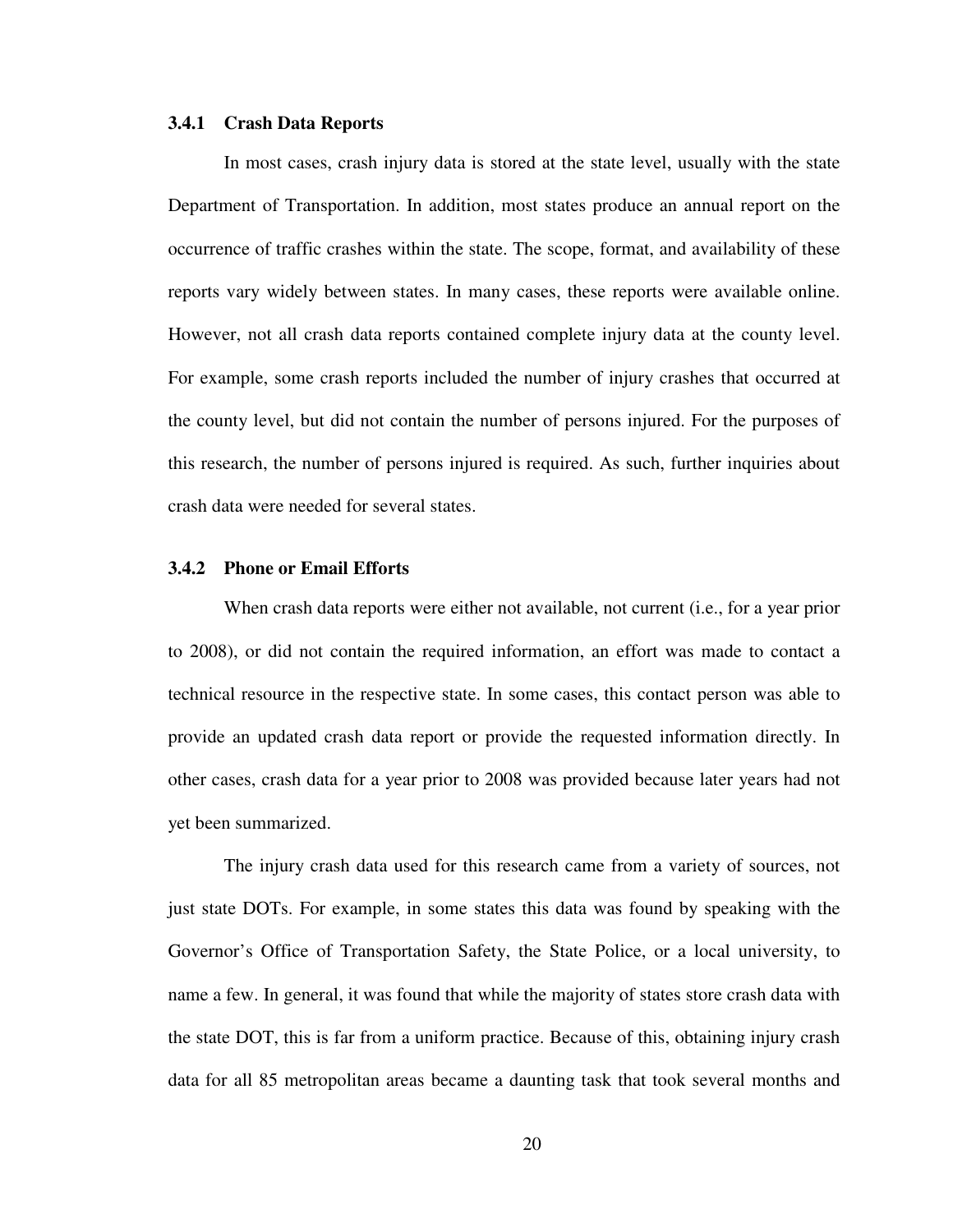### 3.4.1 Crash Data Reports

In most cases, crash injury data is stored at the state level, usually with the state Department of Transportation. In addition, most states produce an annual report on the occurrence of traffic crashes within the state. The scope, format, and availability of these reports vary widely between states. In many cases, these reports were available online. However, not all crash data reports contained complete injury data at the county level. For example, some crash reports included the number of injury crashes that occurred at the county level, but did not contain the number of persons injured. For the purposes of this research, the number of persons injured is required. As such, further inquiries about crash data were needed for several states.

### 3.4.2 Phone or Email Efforts

When crash data reports were either not available, not current (i.e., for a year prior to 2008), or did not contain the required information, an effort was made to contact a technical resource in the respective state. In some cases, this contact person was able to provide an updated crash data report or provide the requested information directly. In other cases, crash data for a year prior to 2008 was provided because later years had not yet been summarized.

The injury crash data used for this research came from a variety of sources, not just state DOTs. For example, in some states this data was found by speaking with the Governor's Office of Transportation Safety, the State Police, or a local university, to name a few. In general, it was found that while the majority of states store crash data with the state DOT, this is far from a uniform practice. Because of this, obtaining injury crash data for all 85 metropolitan areas became a daunting task that took several months and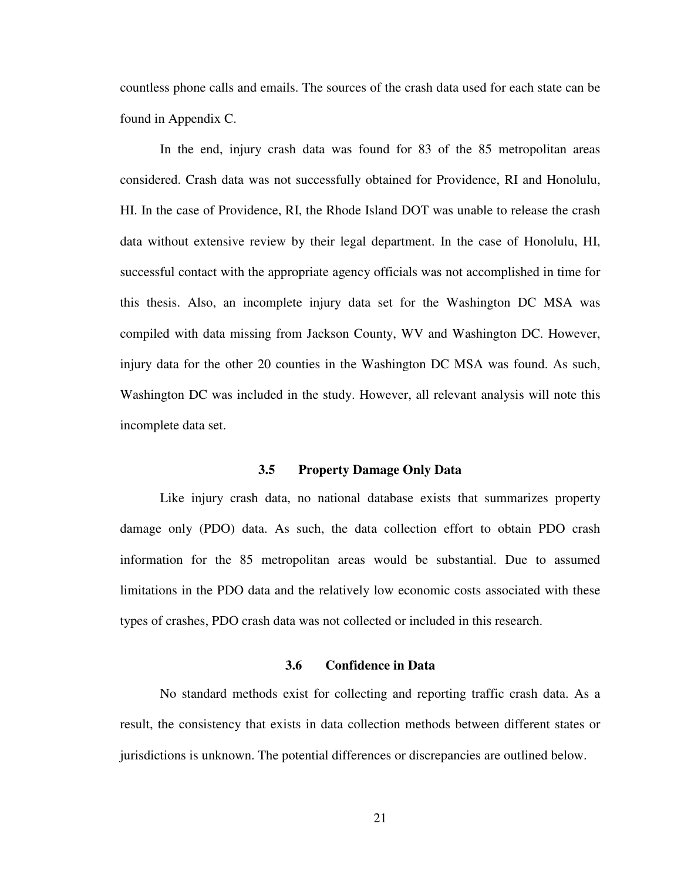countless phone calls and emails. The sources of the crash data used for each state can be found in Appendix C.

In the end, injury crash data was found for 83 of the 85 metropolitan areas considered. Crash data was not successfully obtained for Providence, RI and Honolulu, HI. In the case of Providence, RI, the Rhode Island DOT was unable to release the crash data without extensive review by their legal department. In the case of Honolulu, HI, successful contact with the appropriate agency officials was not accomplished in time for this thesis. Also, an incomplete injury data set for the Washington DC MSA was compiled with data missing from Jackson County, WV and Washington DC. However, injury data for the other 20 counties in the Washington DC MSA was found. As such, Washington DC was included in the study. However, all relevant analysis will note this incomplete data set.

### 3.5 Property Damage Only Data

Like injury crash data, no national database exists that summarizes property damage only (PDO) data. As such, the data collection effort to obtain PDO crash information for the 85 metropolitan areas would be substantial. Due to assumed limitations in the PDO data and the relatively low economic costs associated with these types of crashes, PDO crash data was not collected or included in this research.

### 3.6 Confidence in Data

No standard methods exist for collecting and reporting traffic crash data. As a result, the consistency that exists in data collection methods between different states or jurisdictions is unknown. The potential differences or discrepancies are outlined below.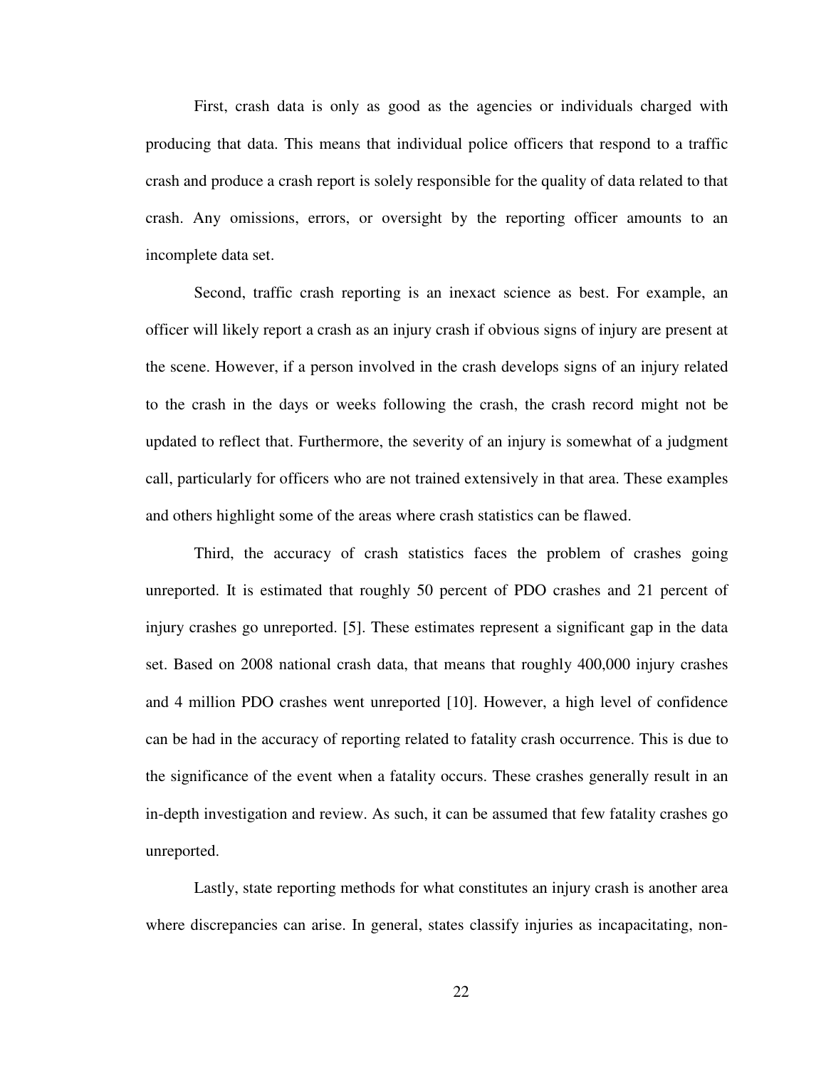First, crash data is only as good as the agencies or individuals charged with producing that data. This means that individual police officers that respond to a traffic crash and produce a crash report is solely responsible for the quality of data related to that crash. Any omissions, errors, or oversight by the reporting officer amounts to an incomplete data set.

Second, traffic crash reporting is an inexact science as best. For example, an officer will likely report a crash as an injury crash if obvious signs of injury are present at the scene. However, if a person involved in the crash develops signs of an injury related to the crash in the days or weeks following the crash, the crash record might not be updated to reflect that. Furthermore, the severity of an injury is somewhat of a judgment call, particularly for officers who are not trained extensively in that area. These examples and others highlight some of the areas where crash statistics can be flawed.

Third, the accuracy of crash statistics faces the problem of crashes going unreported. It is estimated that roughly 50 percent of PDO crashes and 21 percent of injury crashes go unreported. [5]. These estimates represent a significant gap in the data set. Based on 2008 national crash data, that means that roughly 400,000 injury crashes and 4 million PDO crashes went unreported [10]. However, a high level of confidence can be had in the accuracy of reporting related to fatality crash occurrence. This is due to the significance of the event when a fatality occurs. These crashes generally result in an in-depth investigation and review. As such, it can be assumed that few fatality crashes go unreported.

Lastly, state reporting methods for what constitutes an injury crash is another area where discrepancies can arise. In general, states classify injuries as incapacitating, non-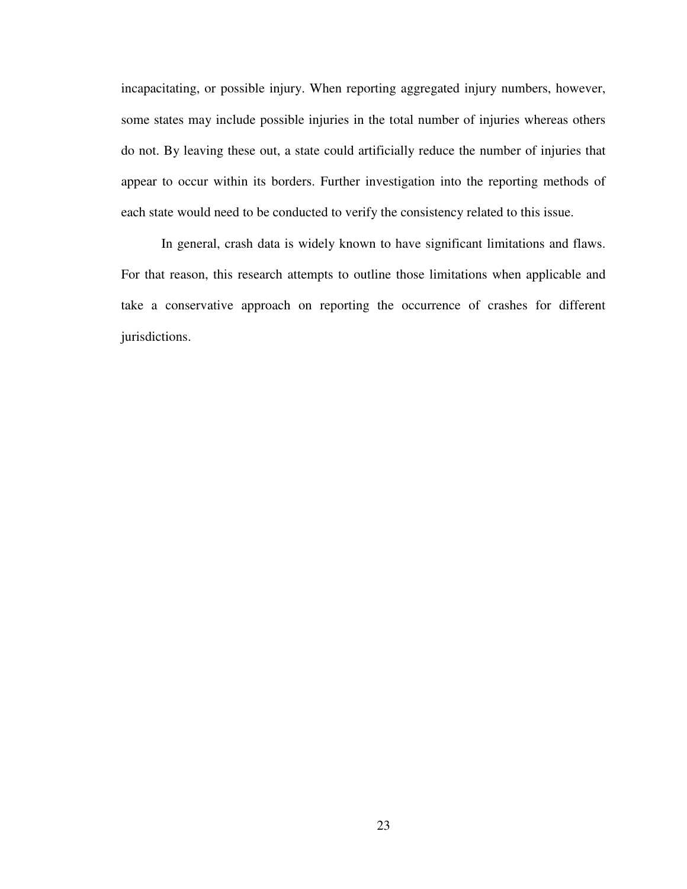incapacitating, or possible injury. When reporting aggregated injury numbers, however, some states may include possible injuries in the total number of injuries whereas others do not. By leaving these out, a state could artificially reduce the number of injuries that appear to occur within its borders. Further investigation into the reporting methods of each state would need to be conducted to verify the consistency related to this issue.

In general, crash data is widely known to have significant limitations and flaws. For that reason, this research attempts to outline those limitations when applicable and take a conservative approach on reporting the occurrence of crashes for different jurisdictions.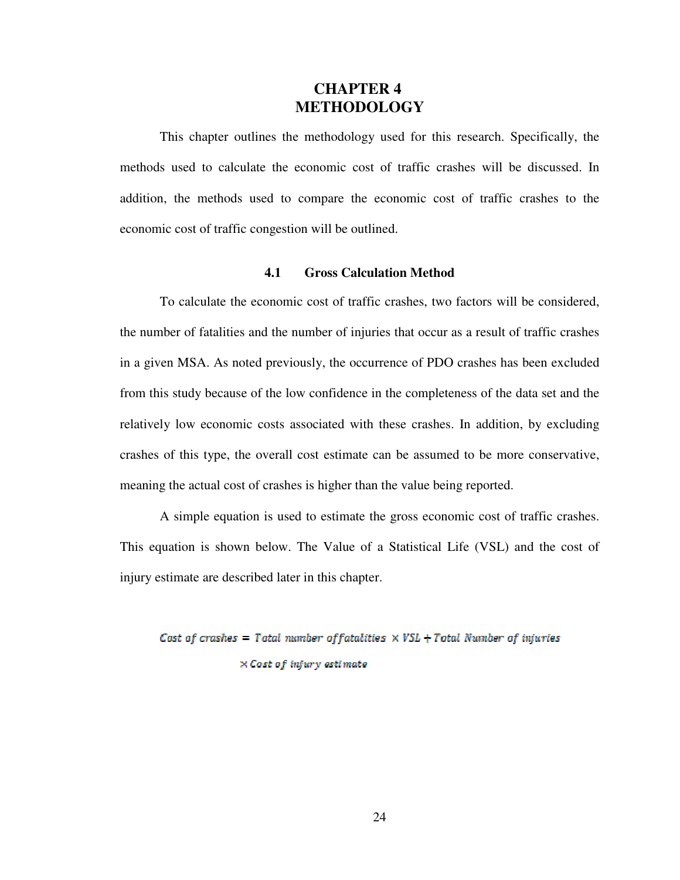# CHAPTER 4
# METHODOLOGY

This chapter outlines the methodology used for this research. Specifically, the methods used to calculate the economic cost of traffic crashes will be discussed. In addition, the methods used to compare the economic cost of traffic crashes to the economic cost of traffic congestion will be outlined.

## 4.1 Gross Calculation Method

To calculate the economic cost of traffic crashes, two factors will be considered, the number of fatalities and the number of injuries that occur as a result of traffic crashes in a given MSA. As noted previously, the occurrence of PDO crashes has been excluded from this study because of the low confidence in the completeness of the data set and the relatively low economic costs associated with these crashes. In addition, by excluding crashes of this type, the overall cost estimate can be assumed to be more conservative, meaning the actual cost of crashes is higher than the value being reported.

A simple equation is used to estimate the gross economic cost of traffic crashes. This equation is shown below. The Value of a Statistical Life (VSL) and the cost of injury estimate are described later in this chapter.

$$\text{Cost of crashes} = \text{Total number of fatalities} \times VSL + \text{Total Number of injuries} \times \text{Cost of injury estimate}$$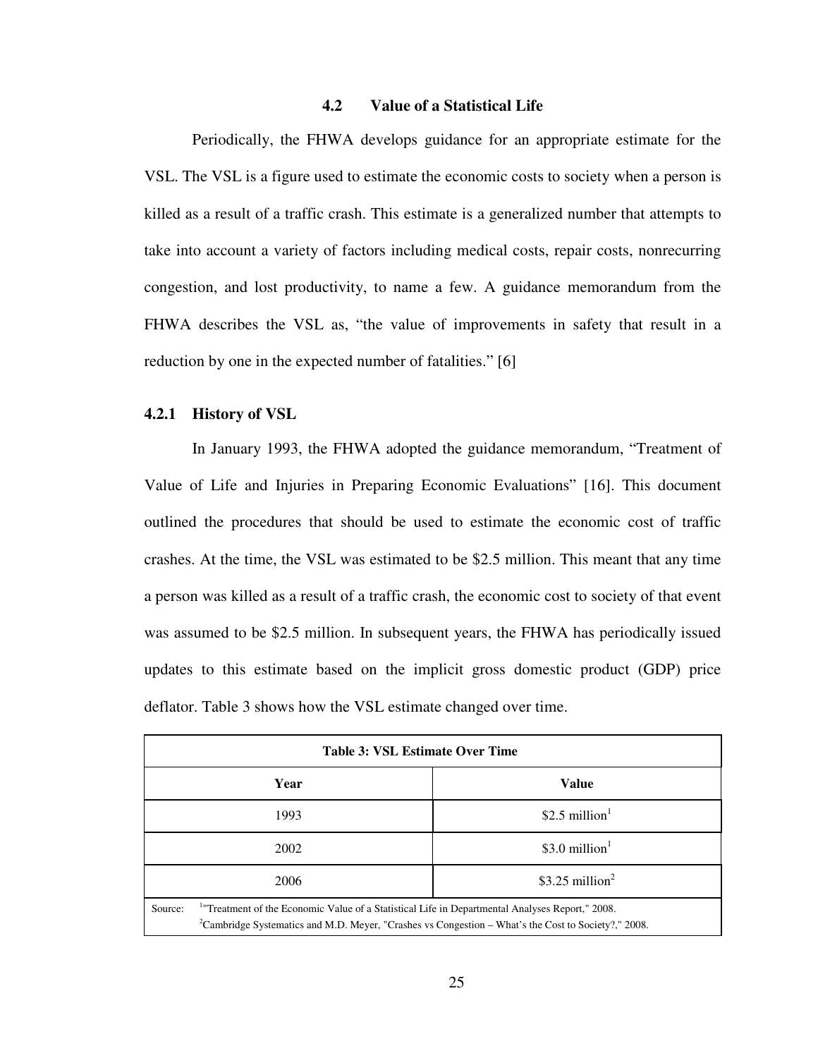## 4.2 Value of a Statistical Life

Periodically, the FHWA develops guidance for an appropriate estimate for the VSL. The VSL is a figure used to estimate the economic costs to society when a person is killed as a result of a traffic crash. This estimate is a generalized number that attempts to take into account a variety of factors including medical costs, repair costs, nonrecurring congestion, and lost productivity, to name a few. A guidance memorandum from the FHWA describes the VSL as, "the value of improvements in safety that result in a reduction by one in the expected number of fatalities." [6]

### 4.2.1 History of VSL

In January 1993, the FHWA adopted the guidance memorandum, "Treatment of Value of Life and Injuries in Preparing Economic Evaluations" [16]. This document outlined the procedures that should be used to estimate the economic cost of traffic crashes. At the time, the VSL was estimated to be \$2.5 million. This meant that any time a person was killed as a result of a traffic crash, the economic cost to society of that event was assumed to be \$2.5 million. In subsequent years, the FHWA has periodically issued updates to this estimate based on the implicit gross domestic product (GDP) price deflator. Table 3 shows how the VSL estimate changed over time.

**Table 3: VSL Estimate Over Time**

| Year | Value |
|---|---|
| 1993 | \$2.5 million[1] |
| 2002 | \$3.0 million[1] |
| 2006 | \$3.25 million[2] |

Source: [1]"Treatment of the Economic Value of a Statistical Life in Departmental Analyses Report," 2008.
[2]Cambridge Systematics and M.D. Meyer, "Crashes vs Congestion – What's the Cost to Society?," 2008.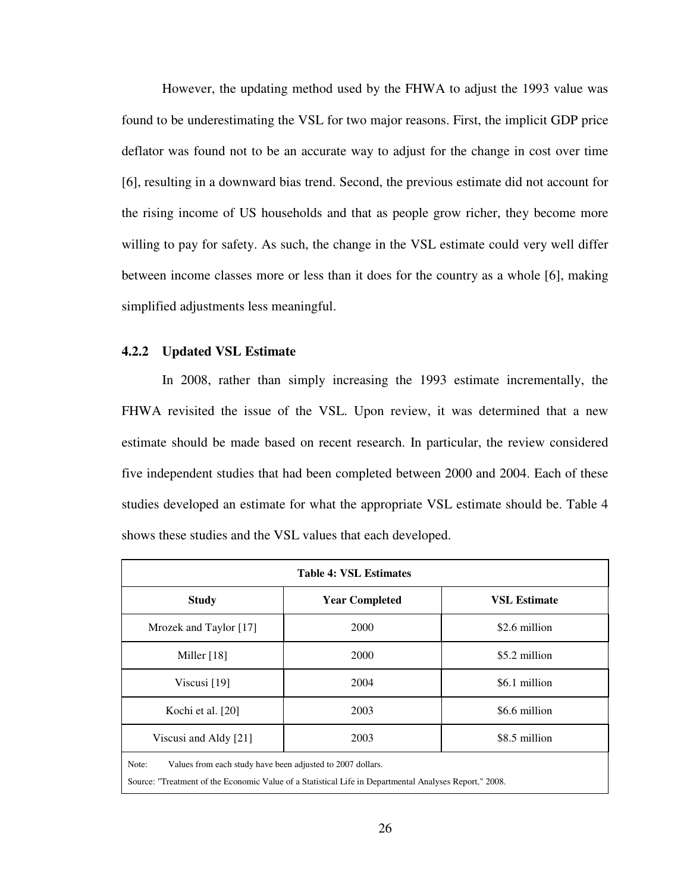However, the updating method used by the FHWA to adjust the 1993 value was found to be underestimating the VSL for two major reasons. First, the implicit GDP price deflator was found not to be an accurate way to adjust for the change in cost over time [6], resulting in a downward bias trend. Second, the previous estimate did not account for the rising income of US households and that as people grow richer, they become more willing to pay for safety. As such, the change in the VSL estimate could very well differ between income classes more or less than it does for the country as a whole [6], making simplified adjustments less meaningful.

### 4.2.2 Updated VSL Estimate

In 2008, rather than simply increasing the 1993 estimate incrementally, the FHWA revisited the issue of the VSL. Upon review, it was determined that a new estimate should be made based on recent research. In particular, the review considered five independent studies that had been completed between 2000 and 2004. Each of these studies developed an estimate for what the appropriate VSL estimate should be. Table 4 shows these studies and the VSL values that each developed.

**Table 4: VSL Estimates**

| Study | Year Completed | VSL Estimate |
|---|---|---|
| Mrozek and Taylor [17] | 2000 | $2.6 million |
| Miller [18] | 2000 | $5.2 million |
| Viscusi [19] | 2004 | $6.1 million |
| Kochi et al. [20] | 2003 | $6.6 million |
| Viscusi and Aldy [21] | 2003 | $8.5 million |

Note: Values from each study have been adjusted to 2007 dollars.

Source: "Treatment of the Economic Value of a Statistical Life in Departmental Analyses Report," 2008.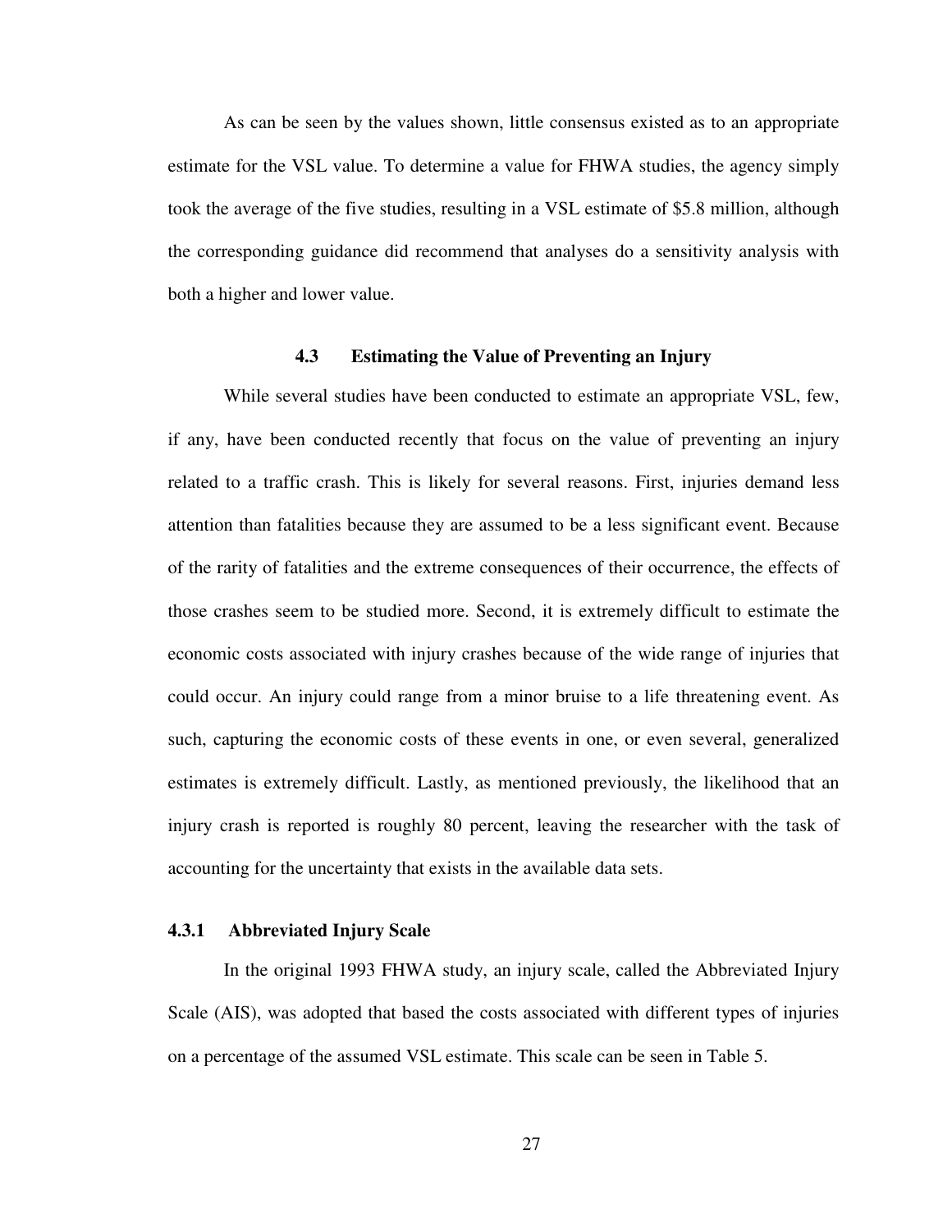As can be seen by the values shown, little consensus existed as to an appropriate estimate for the VSL value. To determine a value for FHWA studies, the agency simply took the average of the five studies, resulting in a VSL estimate of $5.8 million, although the corresponding guidance did recommend that analyses do a sensitivity analysis with both a higher and lower value.

## 4.3 Estimating the Value of Preventing an Injury

While several studies have been conducted to estimate an appropriate VSL, few, if any, have been conducted recently that focus on the value of preventing an injury related to a traffic crash. This is likely for several reasons. First, injuries demand less attention than fatalities because they are assumed to be a less significant event. Because of the rarity of fatalities and the extreme consequences of their occurrence, the effects of those crashes seem to be studied more. Second, it is extremely difficult to estimate the economic costs associated with injury crashes because of the wide range of injuries that could occur. An injury could range from a minor bruise to a life threatening event. As such, capturing the economic costs of these events in one, or even several, generalized estimates is extremely difficult. Lastly, as mentioned previously, the likelihood that an injury crash is reported is roughly 80 percent, leaving the researcher with the task of accounting for the uncertainty that exists in the available data sets.

### 4.3.1 Abbreviated Injury Scale

In the original 1993 FHWA study, an injury scale, called the Abbreviated Injury Scale (AIS), was adopted that based the costs associated with different types of injuries on a percentage of the assumed VSL estimate. This scale can be seen in Table 5.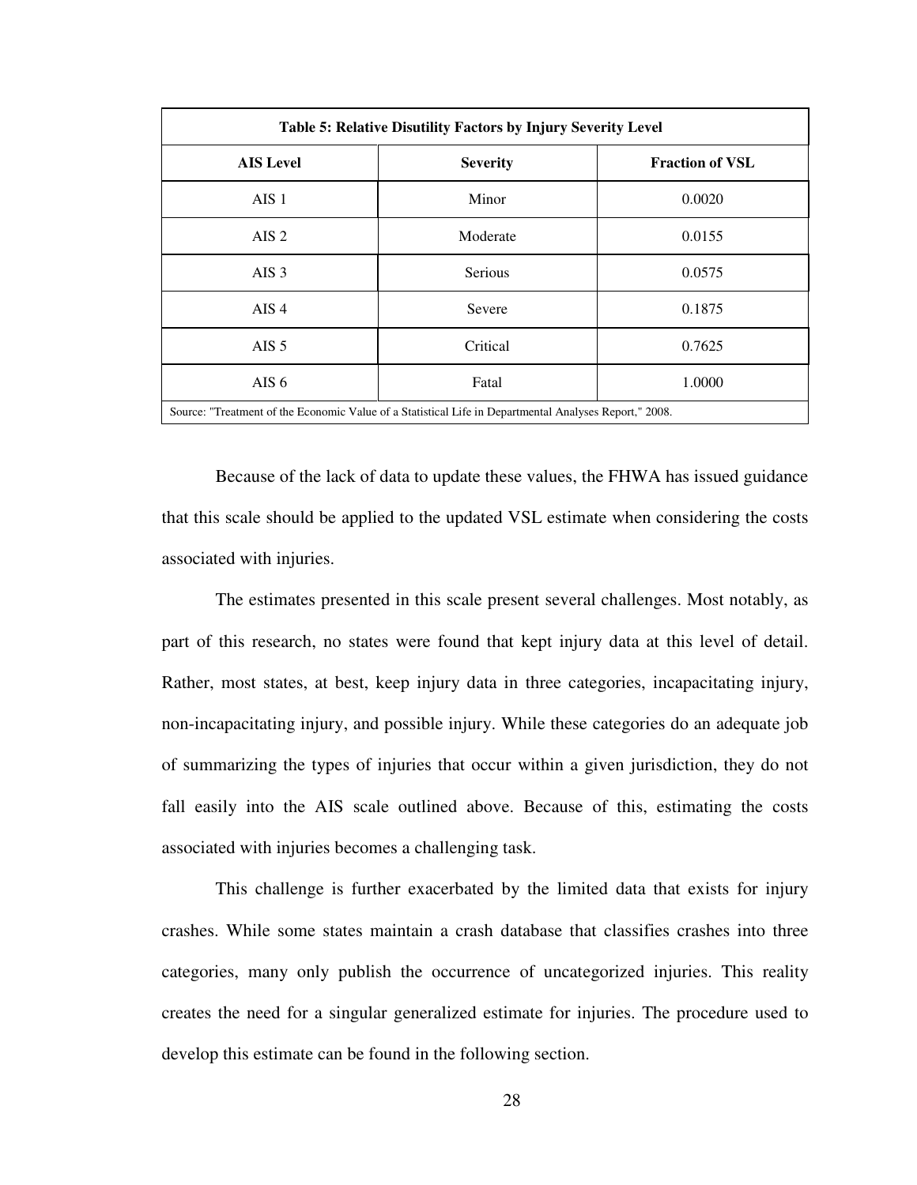**Table 5: Relative Disutility Factors by Injury Severity Level**

| AIS Level | Severity | Fraction of VSL |
|---|---|---|
| AIS 1 | Minor | 0.0020 |
| AIS 2 | Moderate | 0.0155 |
| AIS 3 | Serious | 0.0575 |
| AIS 4 | Severe | 0.1875 |
| AIS 5 | Critical | 0.7625 |
| AIS 6 | Fatal | 1.0000 |

Source: "Treatment of the Economic Value of a Statistical Life in Departmental Analyses Report," 2008.

Because of the lack of data to update these values, the FHWA has issued guidance that this scale should be applied to the updated VSL estimate when considering the costs associated with injuries.

The estimates presented in this scale present several challenges. Most notably, as part of this research, no states were found that kept injury data at this level of detail. Rather, most states, at best, keep injury data in three categories, incapacitating injury, non-incapacitating injury, and possible injury. While these categories do an adequate job of summarizing the types of injuries that occur within a given jurisdiction, they do not fall easily into the AIS scale outlined above. Because of this, estimating the costs associated with injuries becomes a challenging task.

This challenge is further exacerbated by the limited data that exists for injury crashes. While some states maintain a crash database that classifies crashes into three categories, many only publish the occurrence of uncategorized injuries. This reality creates the need for a singular generalized estimate for injuries. The procedure used to develop this estimate can be found in the following section.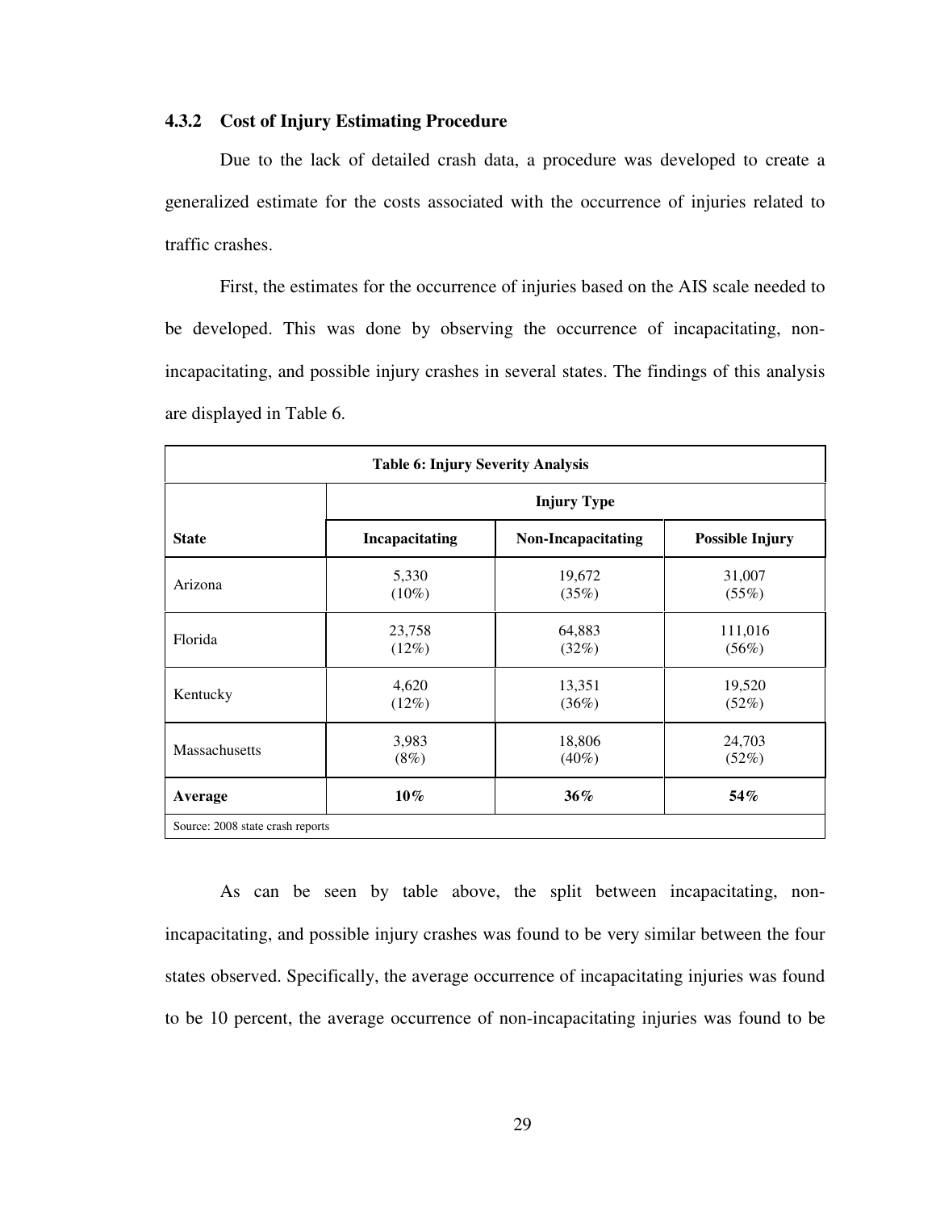### 4.3.2 Cost of Injury Estimating Procedure

Due to the lack of detailed crash data, a procedure was developed to create a generalized estimate for the costs associated with the occurrence of injuries related to traffic crashes.

First, the estimates for the occurrence of injuries based on the AIS scale needed to be developed. This was done by observing the occurrence of incapacitating, non-incapacitating, and possible injury crashes in several states. The findings of this analysis are displayed in Table 6.

| **Table 6: Injury Severity Analysis** | | | |
|---|---|---|---|
| | **Injury Type** | | |
| **State** | **Incapacitating** | **Non-Incapacitating** | **Possible Injury** |
| Arizona | 5,330 (10%) | 19,672 (35%) | 31,007 (55%) |
| Florida | 23,758 (12%) | 64,883 (32%) | 111,016 (56%) |
| Kentucky | 4,620 (12%) | 13,351 (36%) | 19,520 (52%) |
| Massachusetts | 3,983 (8%) | 18,806 (40%) | 24,703 (52%) |
| **Average** | **10%** | **36%** | **54%** |

Source: 2008 state crash reports

As can be seen by table above, the split between incapacitating, non-incapacitating, and possible injury crashes was found to be very similar between the four states observed. Specifically, the average occurrence of incapacitating injuries was found to be 10 percent, the average occurrence of non-incapacitating injuries was found to be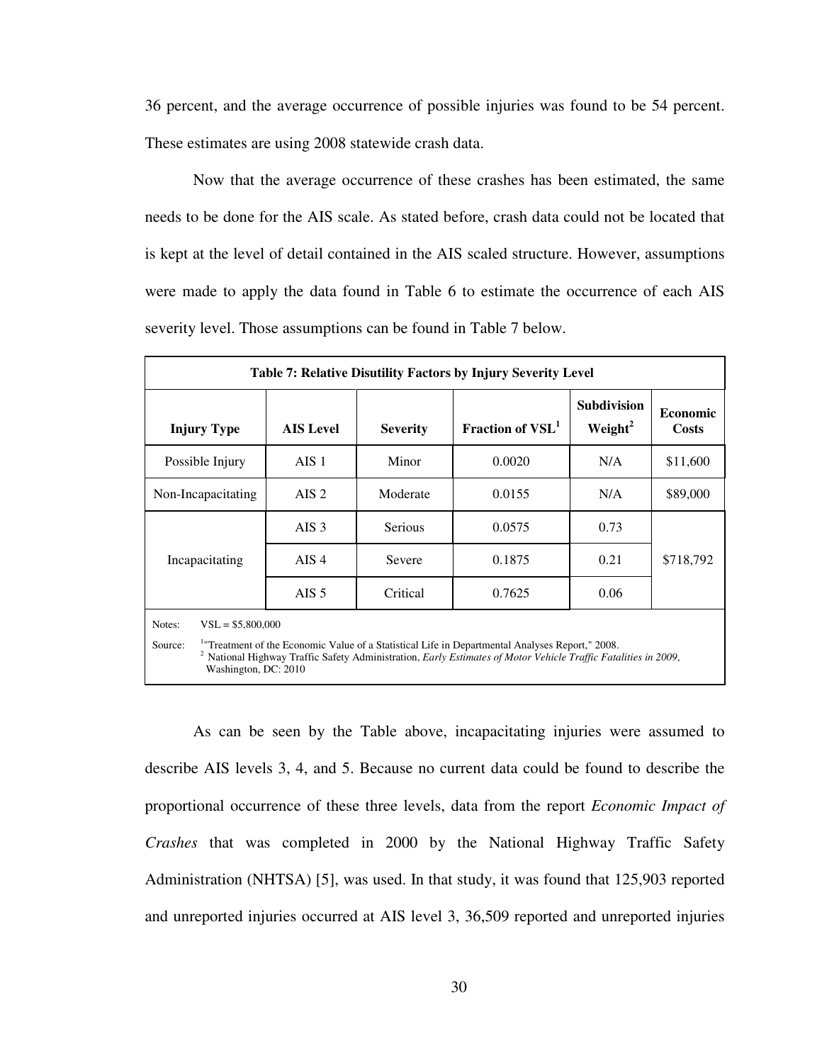36 percent, and the average occurrence of possible injuries was found to be 54 percent. These estimates are using 2008 statewide crash data.

Now that the average occurrence of these crashes has been estimated, the same needs to be done for the AIS scale. As stated before, crash data could not be located that is kept at the level of detail contained in the AIS scaled structure. However, assumptions were made to apply the data found in Table 6 to estimate the occurrence of each AIS severity level. Those assumptions can be found in Table 7 below.

**Table 7: Relative Disutility Factors by Injury Severity Level**

| Injury Type | AIS Level | Severity | Fraction of VSL[1] | Subdivision Weight[2] | Economic Costs |
|---|---|---|---|---|---|
| Possible Injury | AIS 1 | Minor | 0.0020 | N/A | \$11,600 |
| Non-Incapacitating | AIS 2 | Moderate | 0.0155 | N/A | \$89,000 |
| Incapacitating | AIS 3 | Serious | 0.0575 | 0.73 | \$718,792 |
| | AIS 4 | Severe | 0.1875 | 0.21 | |
| | AIS 5 | Critical | 0.7625 | 0.06 | |

Notes: VSL = \$5,800,000

Source: [1]"Treatment of the Economic Value of a Statistical Life in Departmental Analyses Report," 2008.
[2] National Highway Traffic Safety Administration, *Early Estimates of Motor Vehicle Traffic Fatalities in 2009*, Washington, DC: 2010

As can be seen by the Table above, incapacitating injuries were assumed to describe AIS levels 3, 4, and 5. Because no current data could be found to describe the proportional occurrence of these three levels, data from the report *Economic Impact of Crashes* that was completed in 2000 by the National Highway Traffic Safety Administration (NHTSA) [5], was used. In that study, it was found that 125,903 reported and unreported injuries occurred at AIS level 3, 36,509 reported and unreported injuries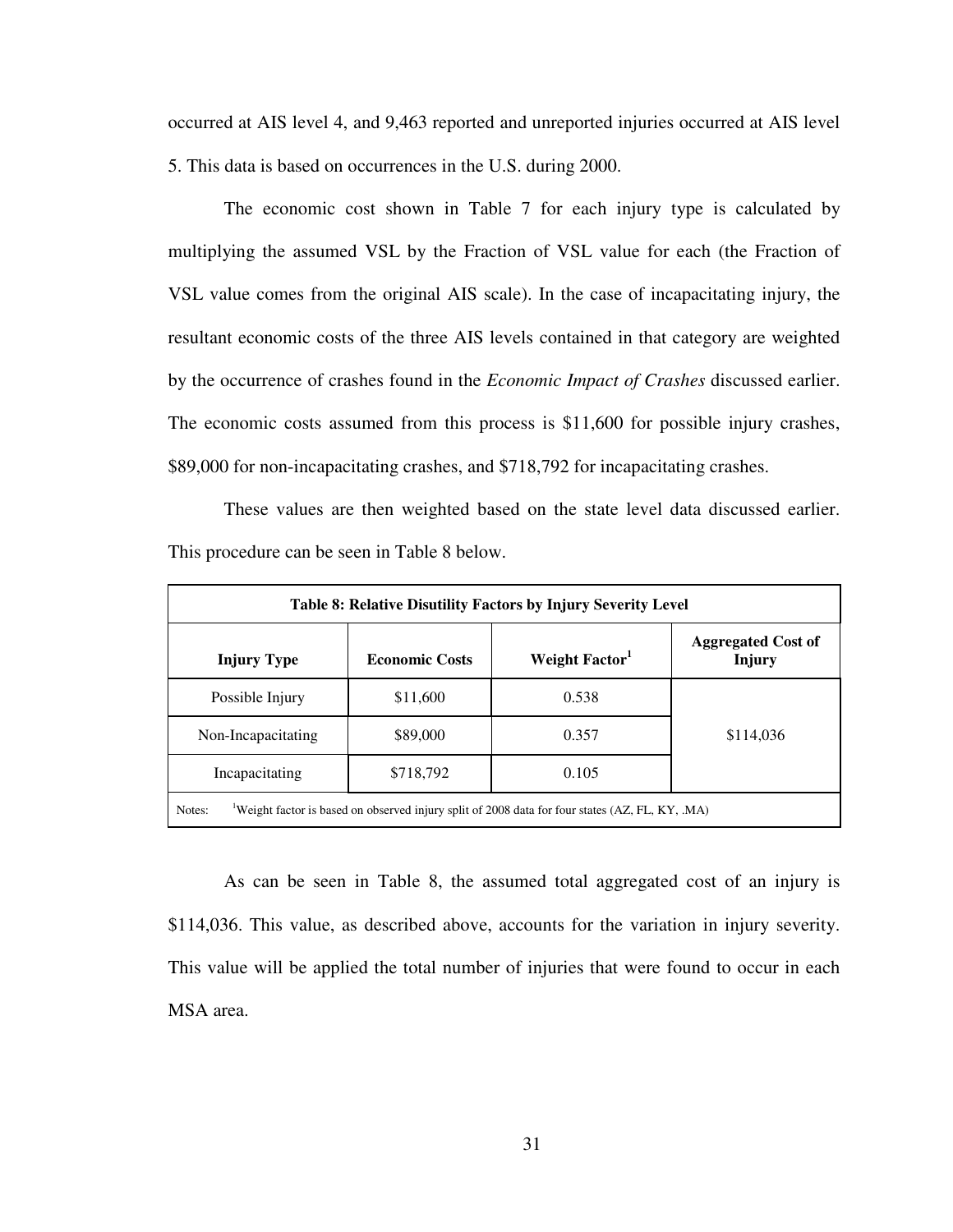occurred at AIS level 4, and 9,463 reported and unreported injuries occurred at AIS level 5. This data is based on occurrences in the U.S. during 2000.

The economic cost shown in Table 7 for each injury type is calculated by multiplying the assumed VSL by the Fraction of VSL value for each (the Fraction of VSL value comes from the original AIS scale). In the case of incapacitating injury, the resultant economic costs of the three AIS levels contained in that category are weighted by the occurrence of crashes found in the *Economic Impact of Crashes* discussed earlier. The economic costs assumed from this process is $11,600 for possible injury crashes, $89,000 for non-incapacitating crashes, and $718,792 for incapacitating crashes.

These values are then weighted based on the state level data discussed earlier. This procedure can be seen in Table 8 below.

**Table 8: Relative Disutility Factors by Injury Severity Level**

| Injury Type | Economic Costs | Weight Factor[1] | Aggregated Cost of Injury |
|---|---|---|---|
| Possible Injury | $11,600 | 0.538 | $114,036 |
| Non-Incapacitating | $89,000 | 0.357 | |
| Incapacitating | $718,792 | 0.105 | |

Notes: [1]Weight factor is based on observed injury split of 2008 data for four states (AZ, FL, KY, .MA)

As can be seen in Table 8, the assumed total aggregated cost of an injury is $114,036. This value, as described above, accounts for the variation in injury severity. This value will be applied the total number of injuries that were found to occur in each MSA area.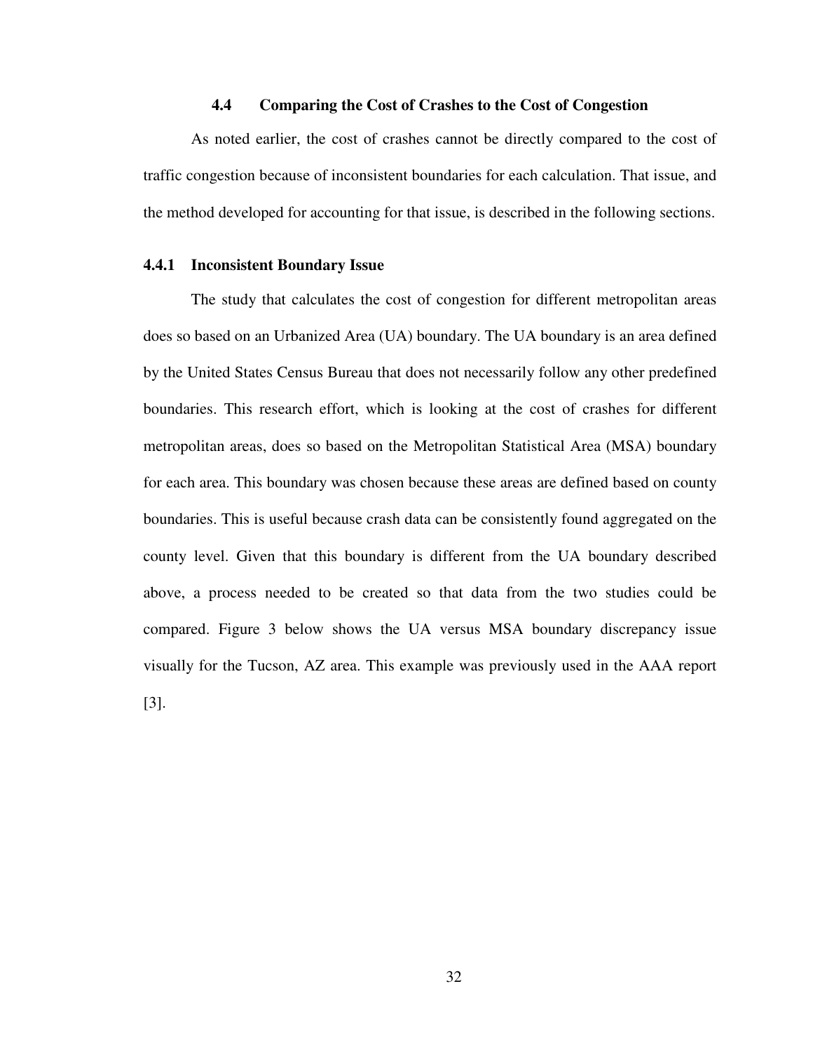### 4.4 Comparing the Cost of Crashes to the Cost of Congestion

As noted earlier, the cost of crashes cannot be directly compared to the cost of traffic congestion because of inconsistent boundaries for each calculation. That issue, and the method developed for accounting for that issue, is described in the following sections.

#### 4.4.1 Inconsistent Boundary Issue

The study that calculates the cost of congestion for different metropolitan areas does so based on an Urbanized Area (UA) boundary. The UA boundary is an area defined by the United States Census Bureau that does not necessarily follow any other predefined boundaries. This research effort, which is looking at the cost of crashes for different metropolitan areas, does so based on the Metropolitan Statistical Area (MSA) boundary for each area. This boundary was chosen because these areas are defined based on county boundaries. This is useful because crash data can be consistently found aggregated on the county level. Given that this boundary is different from the UA boundary described above, a process needed to be created so that data from the two studies could be compared. Figure 3 below shows the UA versus MSA boundary discrepancy issue visually for the Tucson, AZ area. This example was previously used in the AAA report [3].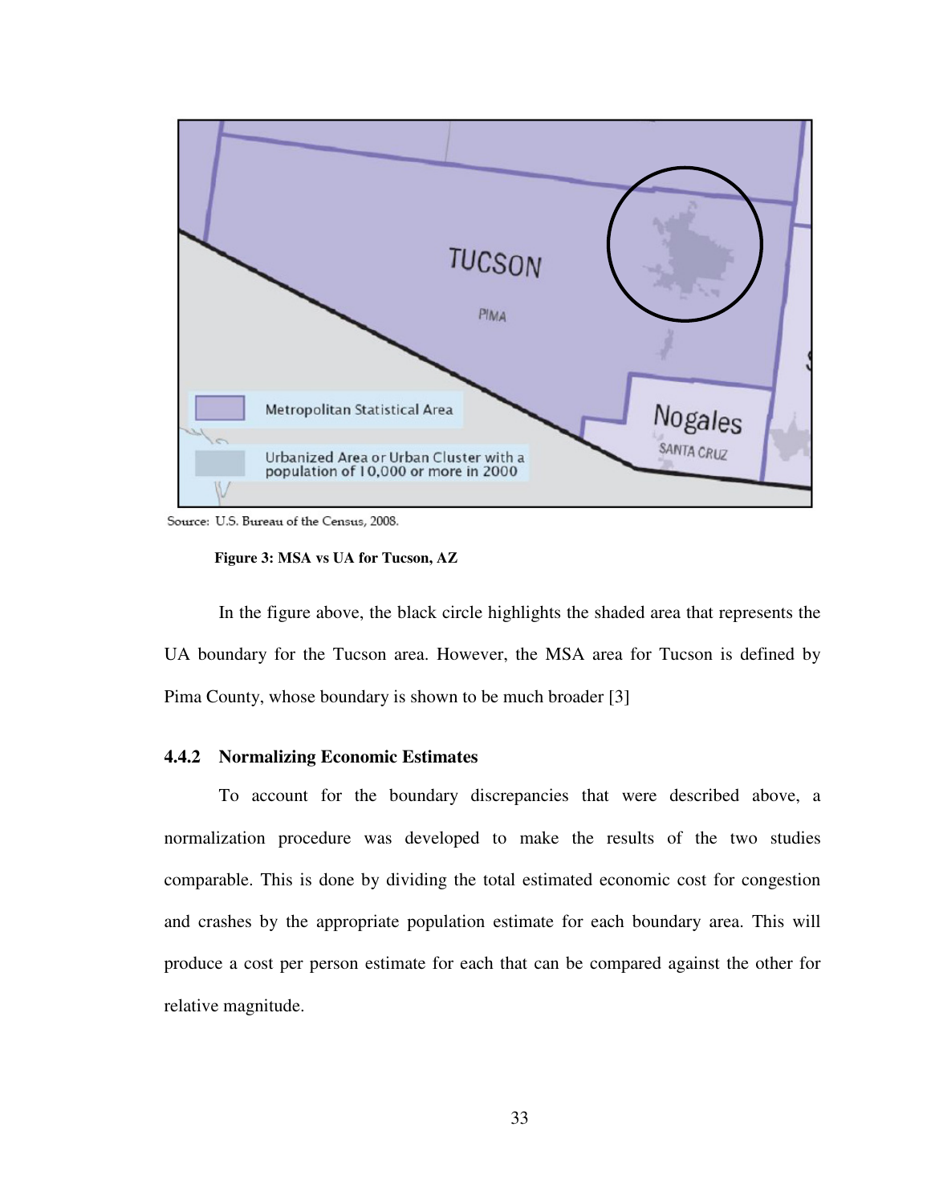Source: U.S. Bureau of the Census, 2008.

**Figure 3: MSA vs UA for Tucson, AZ**

In the figure above, the black circle highlights the shaded area that represents the UA boundary for the Tucson area. However, the MSA area for Tucson is defined by Pima County, whose boundary is shown to be much broader [3]

### 4.4.2 Normalizing Economic Estimates

To account for the boundary discrepancies that were described above, a normalization procedure was developed to make the results of the two studies comparable. This is done by dividing the total estimated economic cost for congestion and crashes by the appropriate population estimate for each boundary area. This will produce a cost per person estimate for each that can be compared against the other for relative magnitude.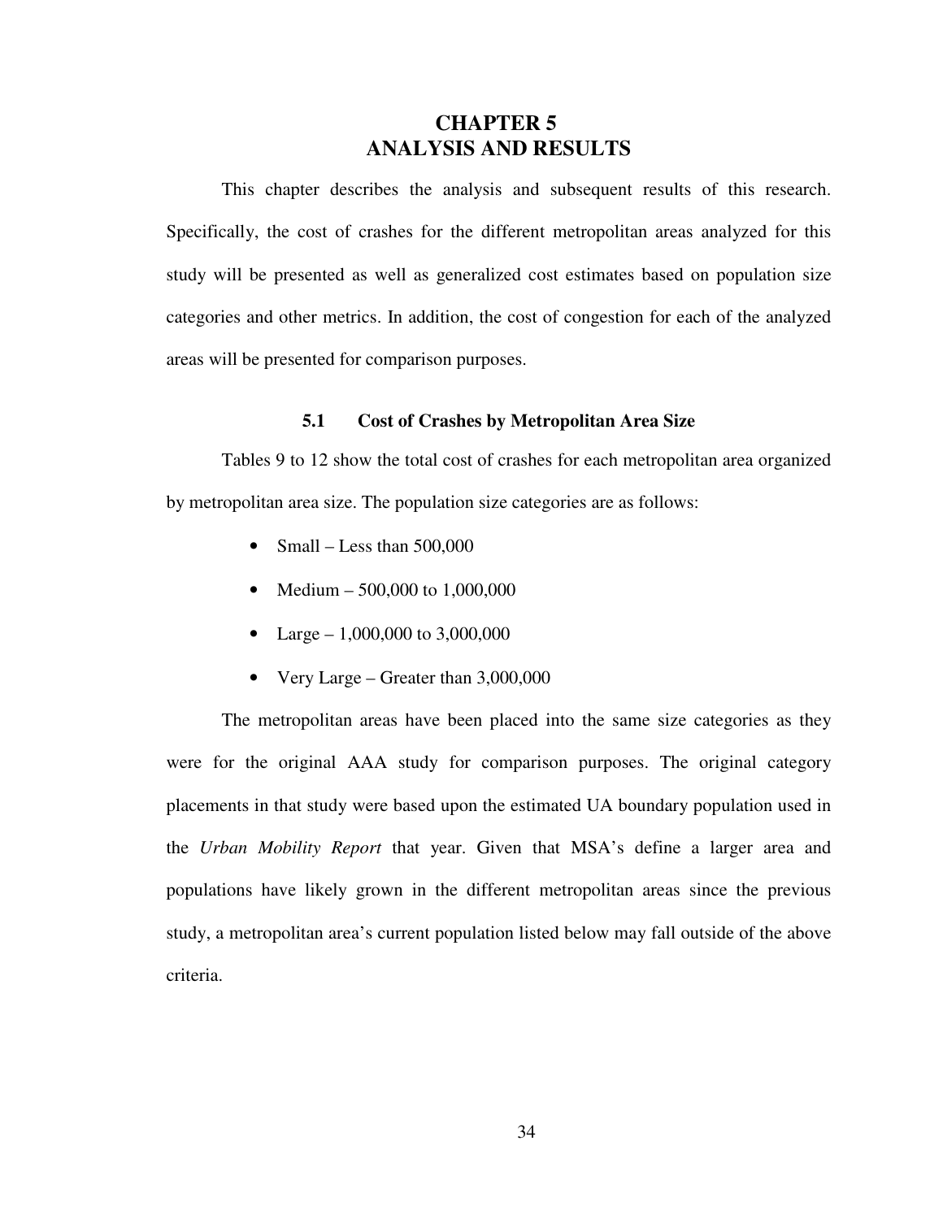# CHAPTER 5
# ANALYSIS AND RESULTS

This chapter describes the analysis and subsequent results of this research. Specifically, the cost of crashes for the different metropolitan areas analyzed for this study will be presented as well as generalized cost estimates based on population size categories and other metrics. In addition, the cost of congestion for each of the analyzed areas will be presented for comparison purposes.

## 5.1 Cost of Crashes by Metropolitan Area Size

Tables 9 to 12 show the total cost of crashes for each metropolitan area organized by metropolitan area size. The population size categories are as follows:

- Small – Less than 500,000
- Medium – 500,000 to 1,000,000
- Large – 1,000,000 to 3,000,000
- Very Large – Greater than 3,000,000

The metropolitan areas have been placed into the same size categories as they were for the original AAA study for comparison purposes. The original category placements in that study were based upon the estimated UA boundary population used in the *Urban Mobility Report* that year. Given that MSA's define a larger area and populations have likely grown in the different metropolitan areas since the previous study, a metropolitan area's current population listed below may fall outside of the above criteria.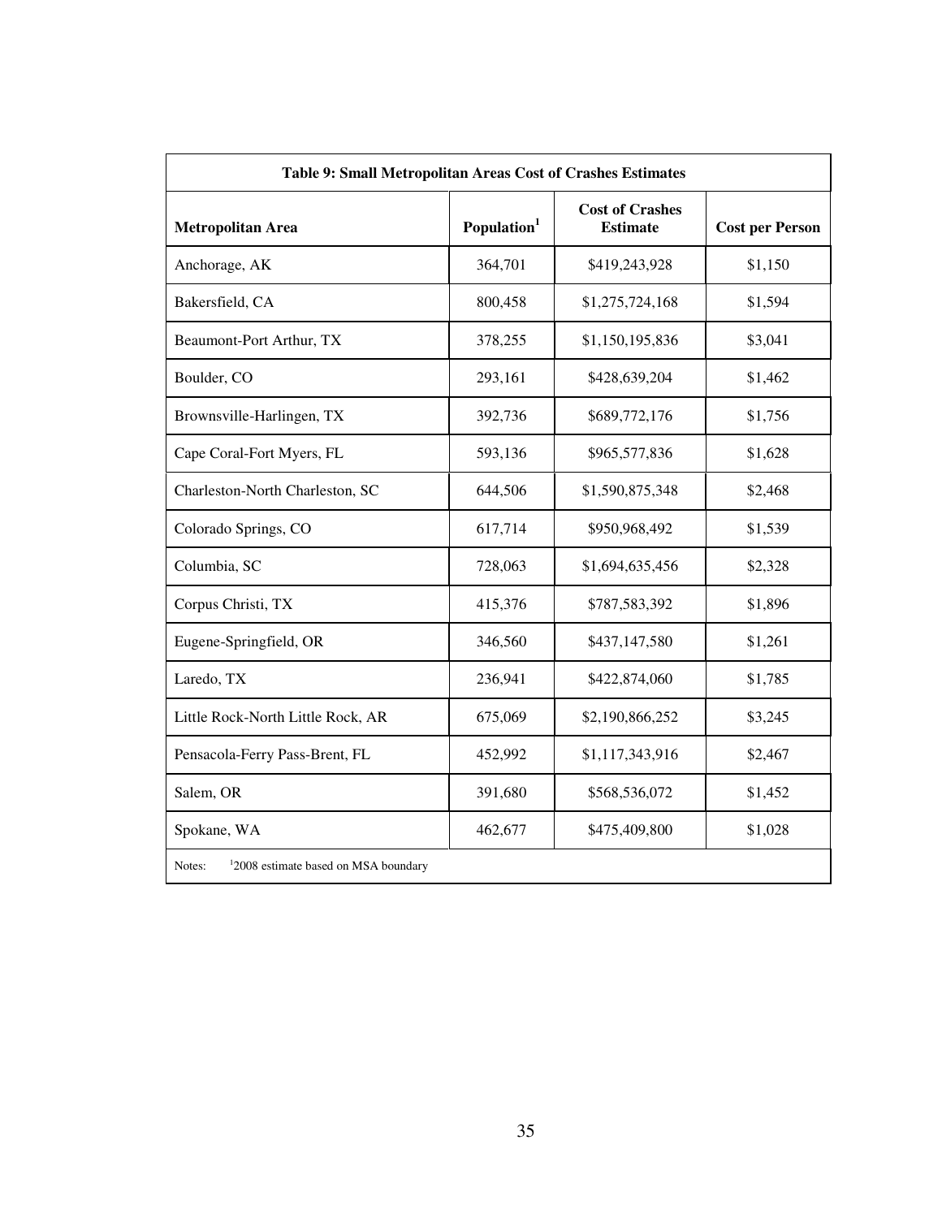| Table 9: Small Metropolitan Areas Cost of Crashes Estimates | | | |
|---|---|---|---|
| **Metropolitan Area** | **Population[1]** | **Cost of Crashes Estimate** | **Cost per Person** |
| Anchorage, AK | 364,701 | $419,243,928 | $1,150 |
| Bakersfield, CA | 800,458 | $1,275,724,168 | $1,594 |
| Beaumont-Port Arthur, TX | 378,255 | $1,150,195,836 | $3,041 |
| Boulder, CO | 293,161 | $428,639,204 | $1,462 |
| Brownsville-Harlingen, TX | 392,736 | $689,772,176 | $1,756 |
| Cape Coral-Fort Myers, FL | 593,136 | $965,577,836 | $1,628 |
| Charleston-North Charleston, SC | 644,506 | $1,590,875,348 | $2,468 |
| Colorado Springs, CO | 617,714 | $950,968,492 | $1,539 |
| Columbia, SC | 728,063 | $1,694,635,456 | $2,328 |
| Corpus Christi, TX | 415,376 | $787,583,392 | $1,896 |
| Eugene-Springfield, OR | 346,560 | $437,147,580 | $1,261 |
| Laredo, TX | 236,941 | $422,874,060 | $1,785 |
| Little Rock-North Little Rock, AR | 675,069 | $2,190,866,252 | $3,245 |
| Pensacola-Ferry Pass-Brent, FL | 452,992 | $1,117,343,916 | $2,467 |
| Salem, OR | 391,680 | $568,536,072 | $1,452 |
| Spokane, WA | 462,677 | $475,409,800 | $1,028 |
| Notes: [1]2008 estimate based on MSA boundary | | | |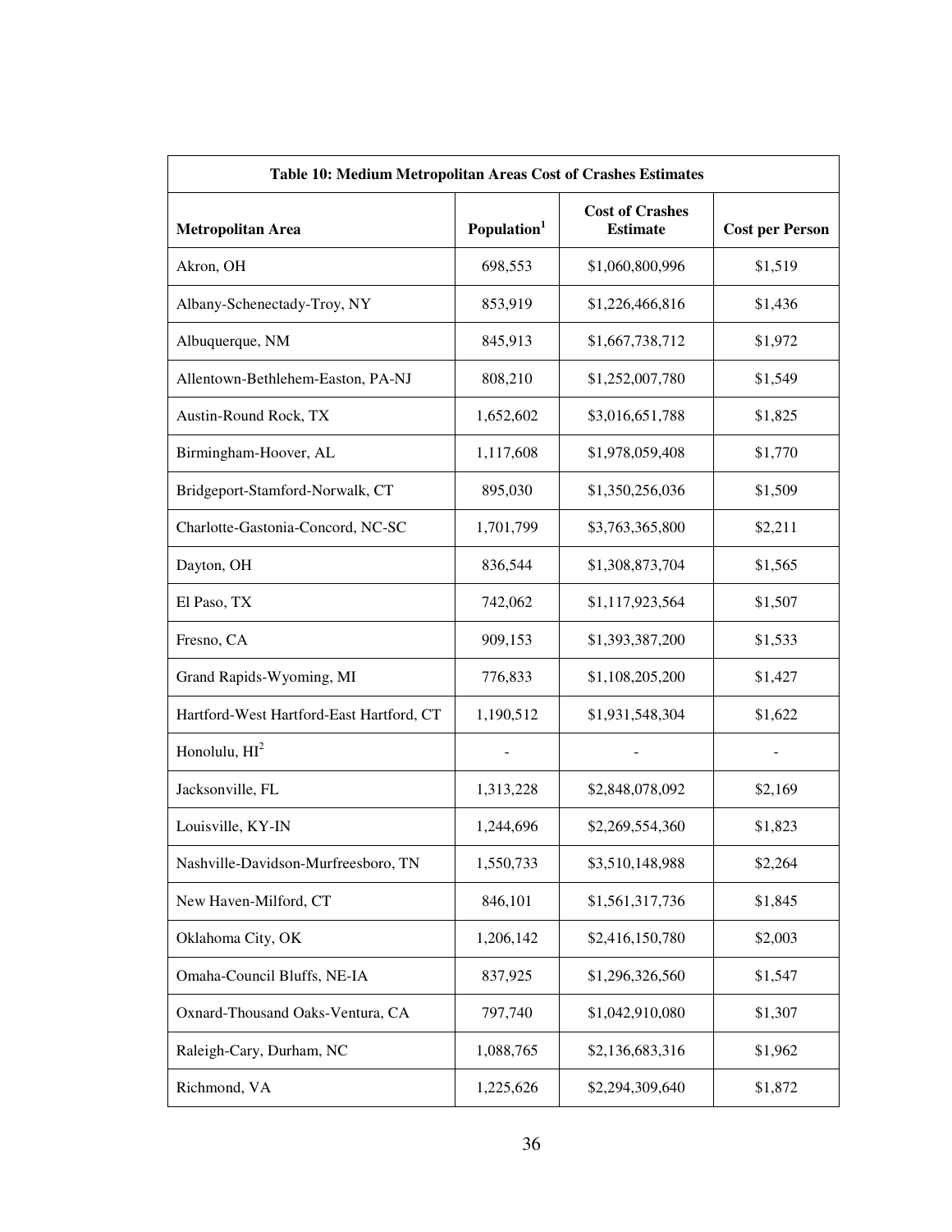| Table 10: Medium Metropolitan Areas Cost of Crashes Estimates | | | |
|---|---|---|---|
| **Metropolitan Area** | **Population[1]** | **Cost of Crashes Estimate** | **Cost per Person** |
| Akron, OH | 698,553 | $1,060,800,996 | $1,519 |
| Albany-Schenectady-Troy, NY | 853,919 | $1,226,466,816 | $1,436 |
| Albuquerque, NM | 845,913 | $1,667,738,712 | $1,972 |
| Allentown-Bethlehem-Easton, PA-NJ | 808,210 | $1,252,007,780 | $1,549 |
| Austin-Round Rock, TX | 1,652,602 | $3,016,651,788 | $1,825 |
| Birmingham-Hoover, AL | 1,117,608 | $1,978,059,408 | $1,770 |
| Bridgeport-Stamford-Norwalk, CT | 895,030 | $1,350,256,036 | $1,509 |
| Charlotte-Gastonia-Concord, NC-SC | 1,701,799 | $3,763,365,800 | $2,211 |
| Dayton, OH | 836,544 | $1,308,873,704 | $1,565 |
| El Paso, TX | 742,062 | $1,117,923,564 | $1,507 |
| Fresno, CA | 909,153 | $1,393,387,200 | $1,533 |
| Grand Rapids-Wyoming, MI | 776,833 | $1,108,205,200 | $1,427 |
| Hartford-West Hartford-East Hartford, CT | 1,190,512 | $1,931,548,304 | $1,622 |
| Honolulu, HI[2] | - | - | - |
| Jacksonville, FL | 1,313,228 | $2,848,078,092 | $2,169 |
| Louisville, KY-IN | 1,244,696 | $2,269,554,360 | $1,823 |
| Nashville-Davidson-Murfreesboro, TN | 1,550,733 | $3,510,148,988 | $2,264 |
| New Haven-Milford, CT | 846,101 | $1,561,317,736 | $1,845 |
| Oklahoma City, OK | 1,206,142 | $2,416,150,780 | $2,003 |
| Omaha-Council Bluffs, NE-IA | 837,925 | $1,296,326,560 | $1,547 |
| Oxnard-Thousand Oaks-Ventura, CA | 797,740 | $1,042,910,080 | $1,307 |
| Raleigh-Cary, Durham, NC | 1,088,765 | $2,136,683,316 | $1,962 |
| Richmond, VA | 1,225,626 | $2,294,309,640 | $1,872 |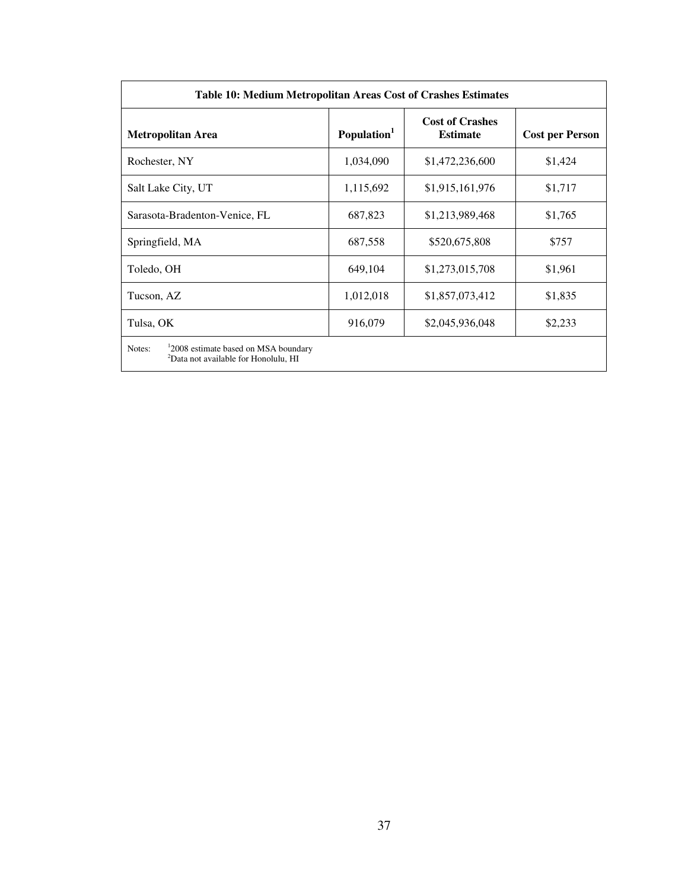**Table 10: Medium Metropolitan Areas Cost of Crashes Estimates**

| Metropolitan Area | Population[1] | Cost of Crashes Estimate | Cost per Person |
|---|---|---|---|
| Rochester, NY | 1,034,090 | $1,472,236,600 | $1,424 |
| Salt Lake City, UT | 1,115,692 | $1,915,161,976 | $1,717 |
| Sarasota-Bradenton-Venice, FL | 687,823 | $1,213,989,468 | $1,765 |
| Springfield, MA | 687,558 | $520,675,808 | $757 |
| Toledo, OH | 649,104 | $1,273,015,708 | $1,961 |
| Tucson, AZ | 1,012,018 | $1,857,073,412 | $1,835 |
| Tulsa, OK | 916,079 | $2,045,936,048 | $2,233 |

Notes: [1]2008 estimate based on MSA boundary
[2]Data not available for Honolulu, HI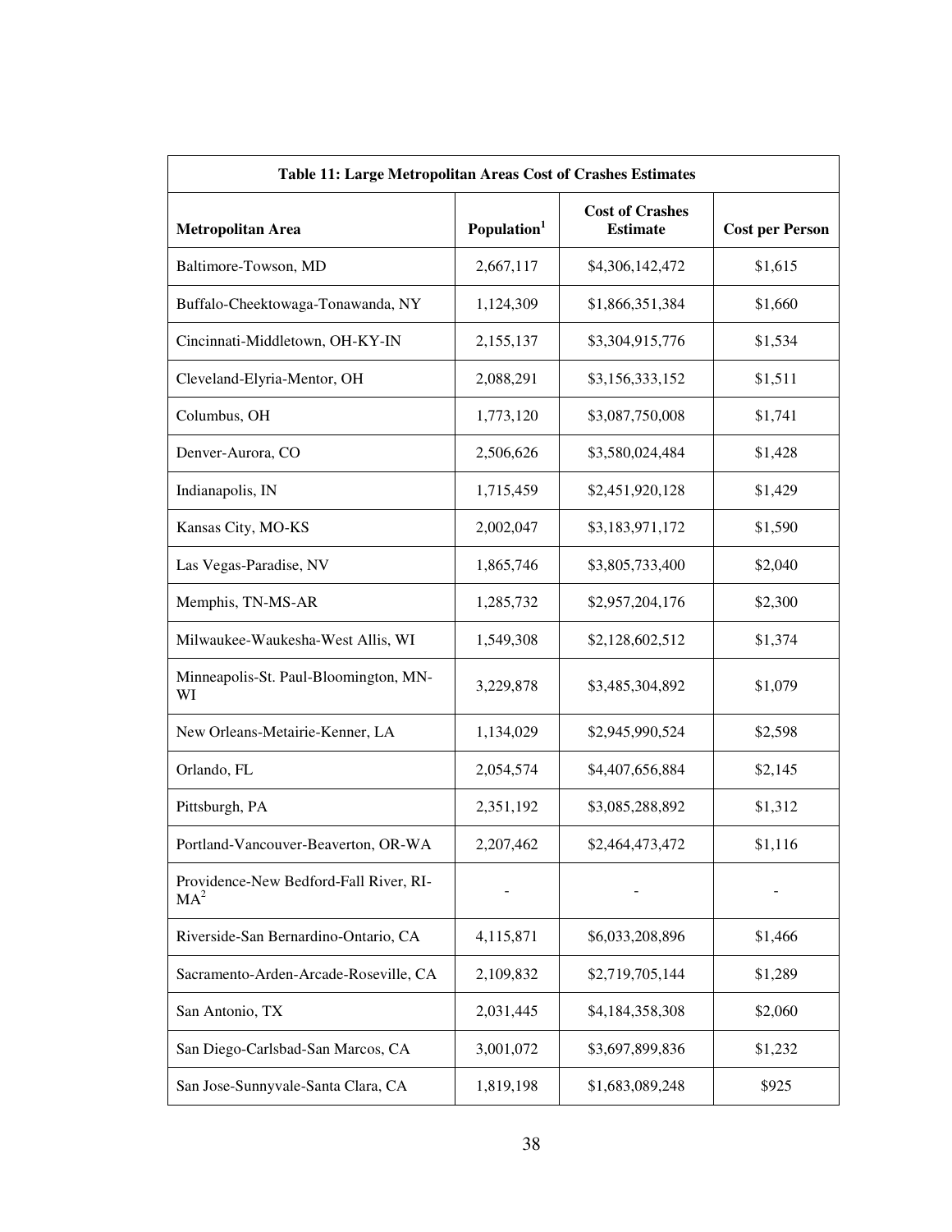| Table 11: Large Metropolitan Areas Cost of Crashes Estimates | | | |
|---|---|---|---|
| **Metropolitan Area** | **Population**[1] | **Cost of Crashes Estimate** | **Cost per Person** |
| Baltimore-Towson, MD | 2,667,117 | $4,306,142,472 | $1,615 |
| Buffalo-Cheektowaga-Tonawanda, NY | 1,124,309 | $1,866,351,384 | $1,660 |
| Cincinnati-Middletown, OH-KY-IN | 2,155,137 | $3,304,915,776 | $1,534 |
| Cleveland-Elyria-Mentor, OH | 2,088,291 | $3,156,333,152 | $1,511 |
| Columbus, OH | 1,773,120 | $3,087,750,008 | $1,741 |
| Denver-Aurora, CO | 2,506,626 | $3,580,024,484 | $1,428 |
| Indianapolis, IN | 1,715,459 | $2,451,920,128 | $1,429 |
| Kansas City, MO-KS | 2,002,047 | $3,183,971,172 | $1,590 |
| Las Vegas-Paradise, NV | 1,865,746 | $3,805,733,400 | $2,040 |
| Memphis, TN-MS-AR | 1,285,732 | $2,957,204,176 | $2,300 |
| Milwaukee-Waukesha-West Allis, WI | 1,549,308 | $2,128,602,512 | $1,374 |
| Minneapolis-St. Paul-Bloomington, MN-WI | 3,229,878 | $3,485,304,892 | $1,079 |
| New Orleans-Metairie-Kenner, LA | 1,134,029 | $2,945,990,524 | $2,598 |
| Orlando, FL | 2,054,574 | $4,407,656,884 | $2,145 |
| Pittsburgh, PA | 2,351,192 | $3,085,288,892 | $1,312 |
| Portland-Vancouver-Beaverton, OR-WA | 2,207,462 | $2,464,473,472 | $1,116 |
| Providence-New Bedford-Fall River, RI-MA[2] | - | - | - |
| Riverside-San Bernardino-Ontario, CA | 4,115,871 | $6,033,208,896 | $1,466 |
| Sacramento-Arden-Arcade-Roseville, CA | 2,109,832 | $2,719,705,144 | $1,289 |
| San Antonio, TX | 2,031,445 | $4,184,358,308 | $2,060 |
| San Diego-Carlsbad-San Marcos, CA | 3,001,072 | $3,697,899,836 | $1,232 |
| San Jose-Sunnyvale-Santa Clara, CA | 1,819,198 | $1,683,089,248 | $925 |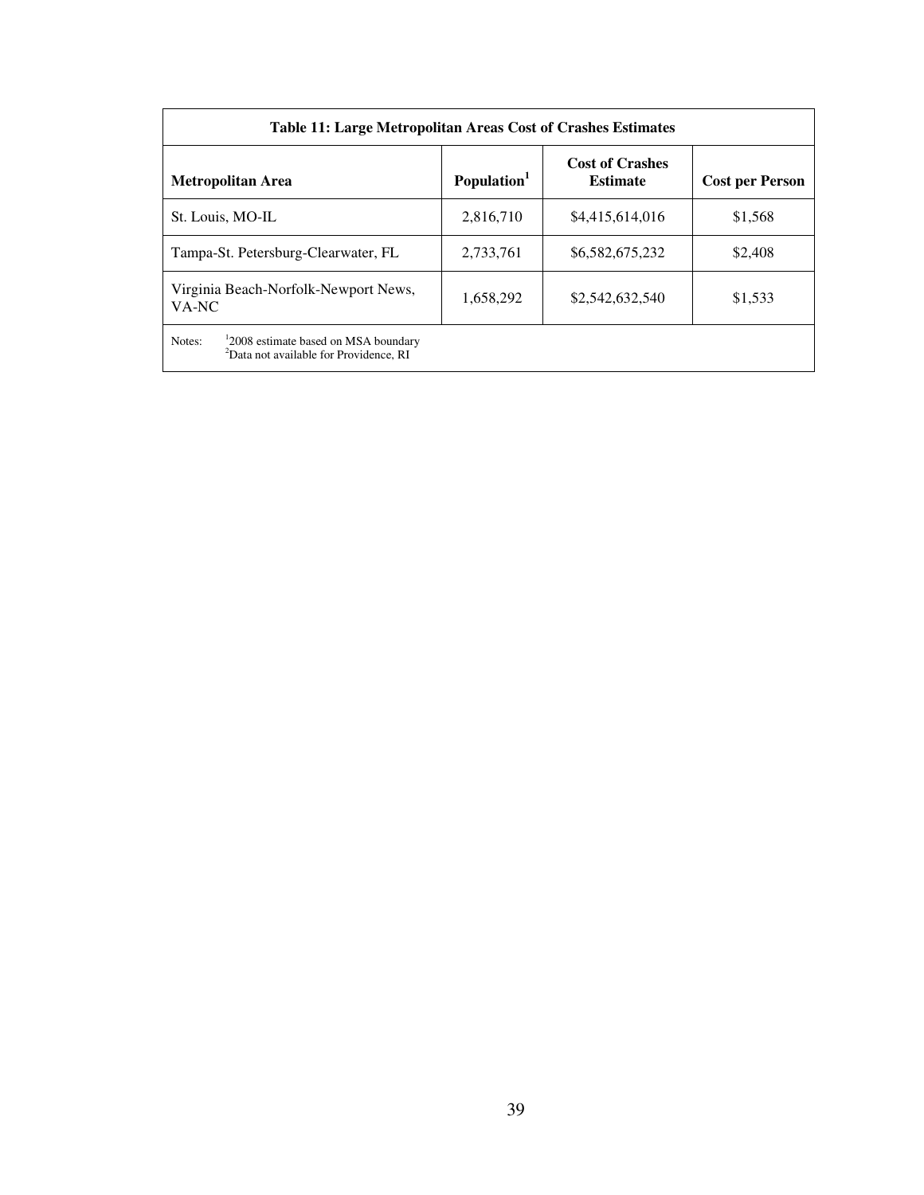**Table 11: Large Metropolitan Areas Cost of Crashes Estimates**

| Metropolitan Area | Population[1] | Cost of Crashes Estimate | Cost per Person |
|---|---|---|---|
| St. Louis, MO-IL | 2,816,710 | $4,415,614,016 | $1,568 |
| Tampa-St. Petersburg-Clearwater, FL | 2,733,761 | $6,582,675,232 | $2,408 |
| Virginia Beach-Norfolk-Newport News, VA-NC | 1,658,292 | $2,542,632,540 | $1,533 |

Notes: [1]2008 estimate based on MSA boundary
[2]Data not available for Providence, RI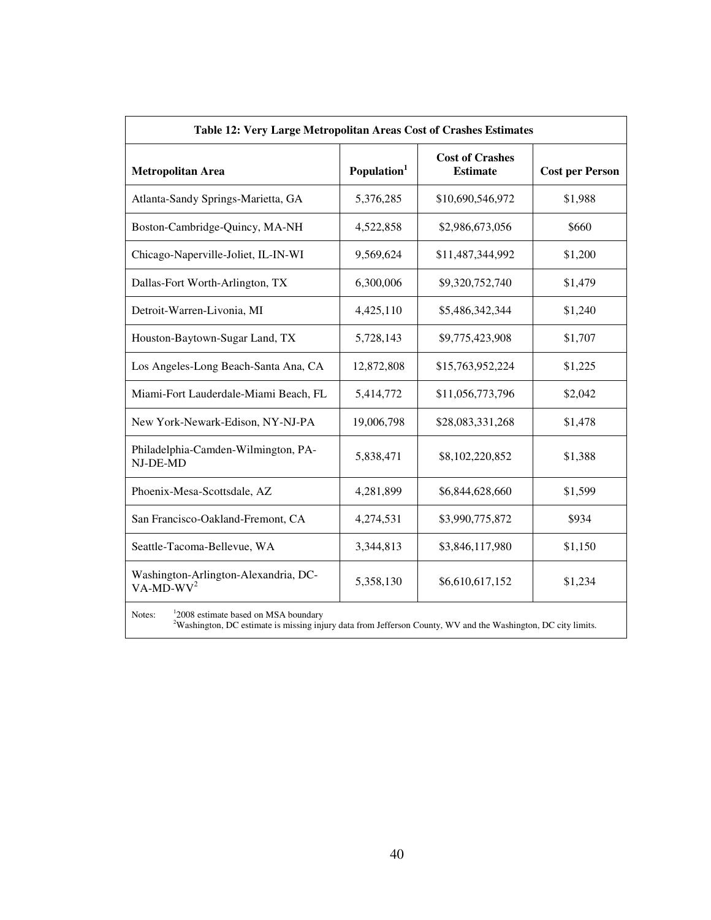**Table 12: Very Large Metropolitan Areas Cost of Crashes Estimates**

| Metropolitan Area | Population[1] | Cost of Crashes Estimate | Cost per Person |
|---|---|---|---|
| Atlanta-Sandy Springs-Marietta, GA | 5,376,285 | $10,690,546,972 | $1,988 |
| Boston-Cambridge-Quincy, MA-NH | 4,522,858 | $2,986,673,056 | $660 |
| Chicago-Naperville-Joliet, IL-IN-WI | 9,569,624 | $11,487,344,992 | $1,200 |
| Dallas-Fort Worth-Arlington, TX | 6,300,006 | $9,320,752,740 | $1,479 |
| Detroit-Warren-Livonia, MI | 4,425,110 | $5,486,342,344 | $1,240 |
| Houston-Baytown-Sugar Land, TX | 5,728,143 | $9,775,423,908 | $1,707 |
| Los Angeles-Long Beach-Santa Ana, CA | 12,872,808 | $15,763,952,224 | $1,225 |
| Miami-Fort Lauderdale-Miami Beach, FL | 5,414,772 | $11,056,773,796 | $2,042 |
| New York-Newark-Edison, NY-NJ-PA | 19,006,798 | $28,083,331,268 | $1,478 |
| Philadelphia-Camden-Wilmington, PA-NJ-DE-MD | 5,838,471 | $8,102,220,852 | $1,388 |
| Phoenix-Mesa-Scottsdale, AZ | 4,281,899 | $6,844,628,660 | $1,599 |
| San Francisco-Oakland-Fremont, CA | 4,274,531 | $3,990,775,872 | $934 |
| Seattle-Tacoma-Bellevue, WA | 3,344,813 | $3,846,117,980 | $1,150 |
| Washington-Arlington-Alexandria, DC-VA-MD-WV[2] | 5,358,130 | $6,610,617,152 | $1,234 |

Notes: [1]2008 estimate based on MSA boundary
[2]Washington, DC estimate is missing injury data from Jefferson County, WV and the Washington, DC city limits.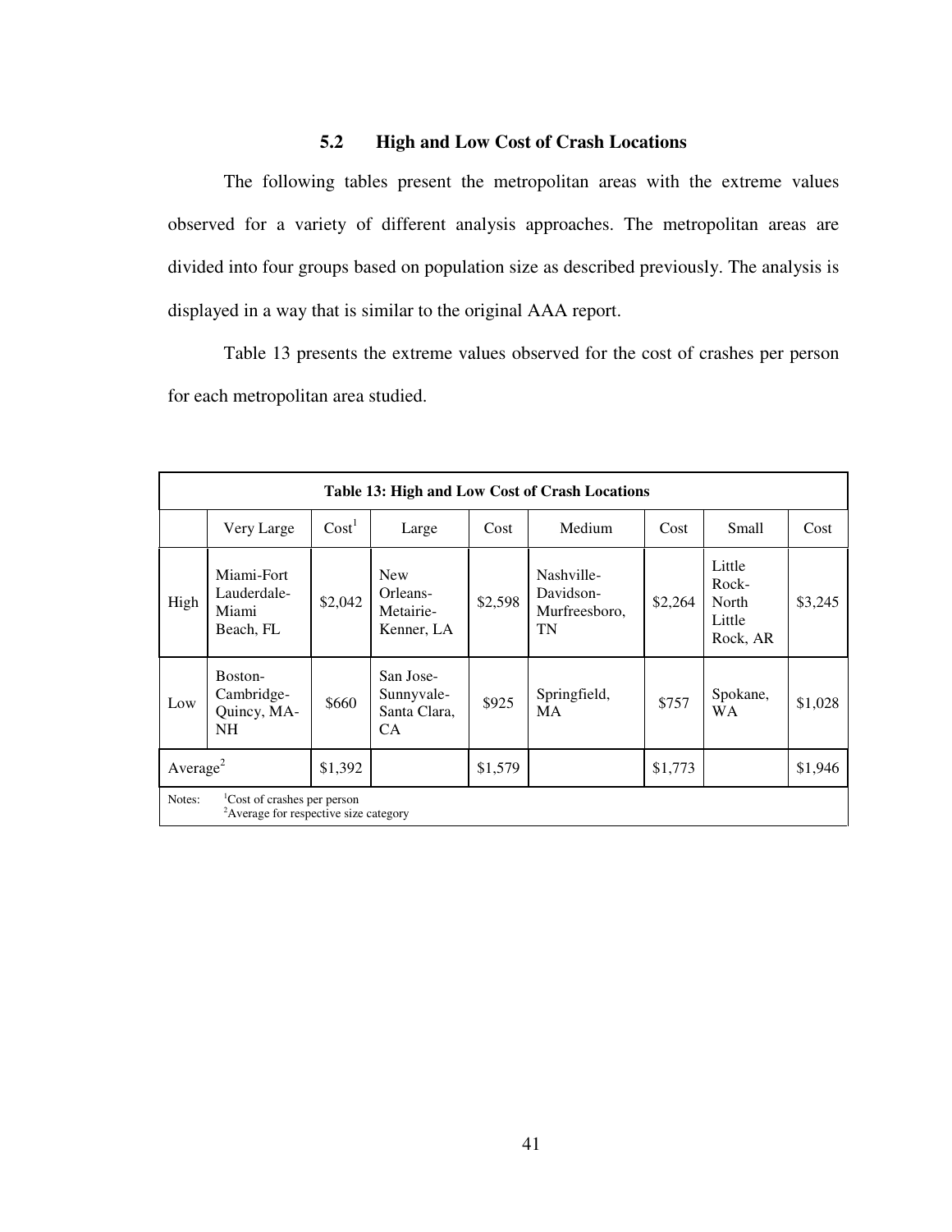### 5.2 High and Low Cost of Crash Locations

The following tables present the metropolitan areas with the extreme values observed for a variety of different analysis approaches. The metropolitan areas are divided into four groups based on population size as described previously. The analysis is displayed in a way that is similar to the original AAA report.

Table 13 presents the extreme values observed for the cost of crashes per person for each metropolitan area studied.

**Table 13: High and Low Cost of Crash Locations**

| | Very Large | Cost[1] | Large | Cost | Medium | Cost | Small | Cost |
|---|---|---|---|---|---|---|---|---|
| High | Miami-Fort Lauderdale-Miami Beach, FL | $2,042 | New Orleans-Metairie-Kenner, LA | $2,598 | Nashville-Davidson-Murfreesboro, TN | $2,264 | Little Rock-North Little Rock, AR | $3,245 |
| Low | Boston-Cambridge-Quincy, MA-NH | $660 | San Jose-Sunnyvale-Santa Clara, CA | $925 | Springfield, MA | $757 | Spokane, WA | $1,028 |
| Average[2] | | $1,392 | | $1,579 | | $1,773 | | $1,946 |

Notes: [1]Cost of crashes per person
[2]Average for respective size category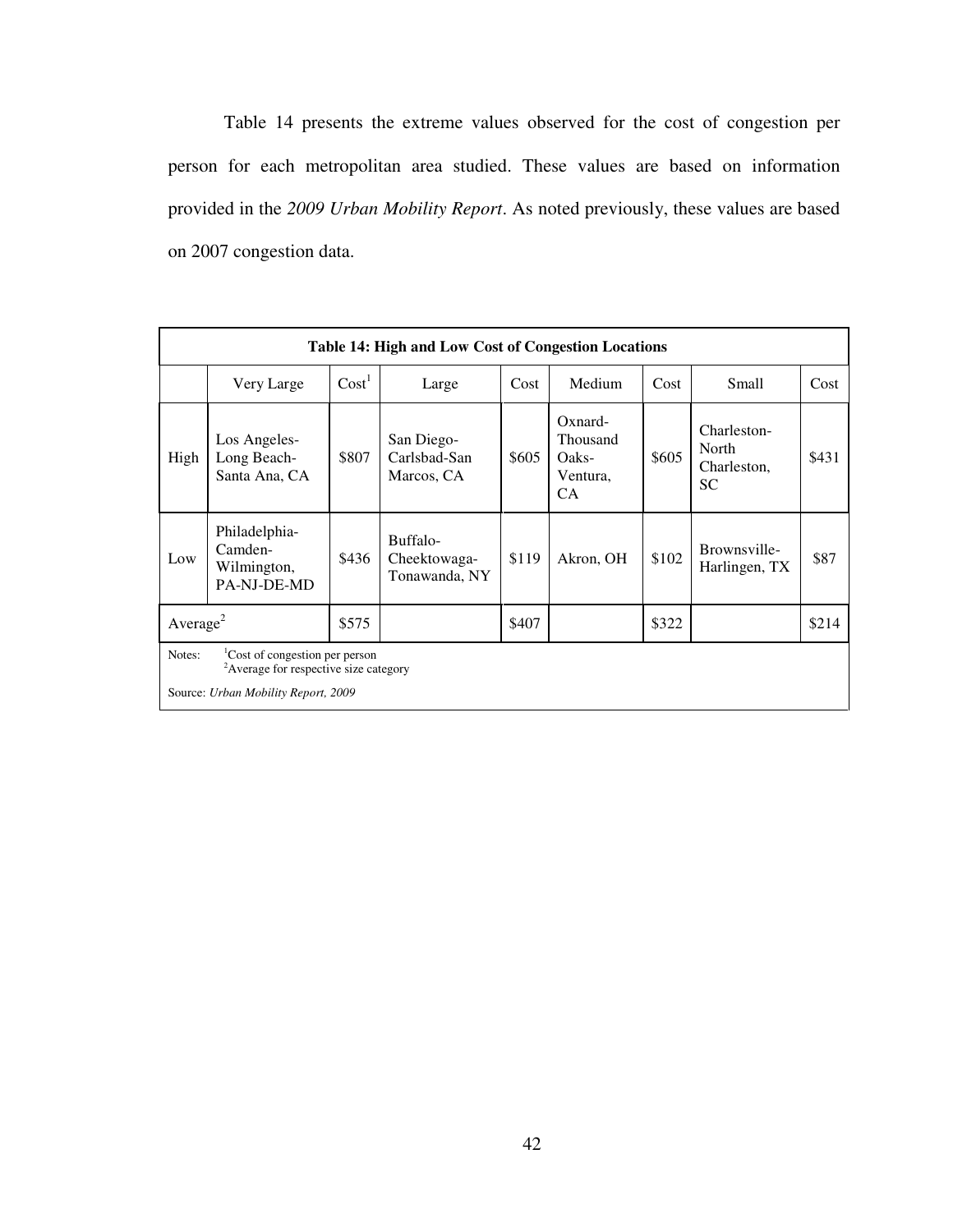Table 14 presents the extreme values observed for the cost of congestion per person for each metropolitan area studied. These values are based on information provided in the *2009 Urban Mobility Report*. As noted previously, these values are based on 2007 congestion data.

**Table 14: High and Low Cost of Congestion Locations**

| | Very Large | Cost[1] | Large | Cost | Medium | Cost | Small | Cost |
|---|---|---|---|---|---|---|---|---|
| High | Los Angeles-Long Beach-Santa Ana, CA | $807 | San Diego-Carlsbad-San Marcos, CA | $605 | Oxnard-Thousand Oaks-Ventura, CA | $605 | Charleston-North Charleston, SC | $431 |
| Low | Philadelphia-Camden-Wilmington, PA-NJ-DE-MD | $436 | Buffalo-Cheektowaga-Tonawanda, NY | $119 | Akron, OH | $102 | Brownsville-Harlingen, TX | $87 |
| Average[2] | | $575 | | $407 | | $322 | | $214 |

Notes: [1]Cost of congestion per person
[2]Average for respective size category

Source: *Urban Mobility Report, 2009*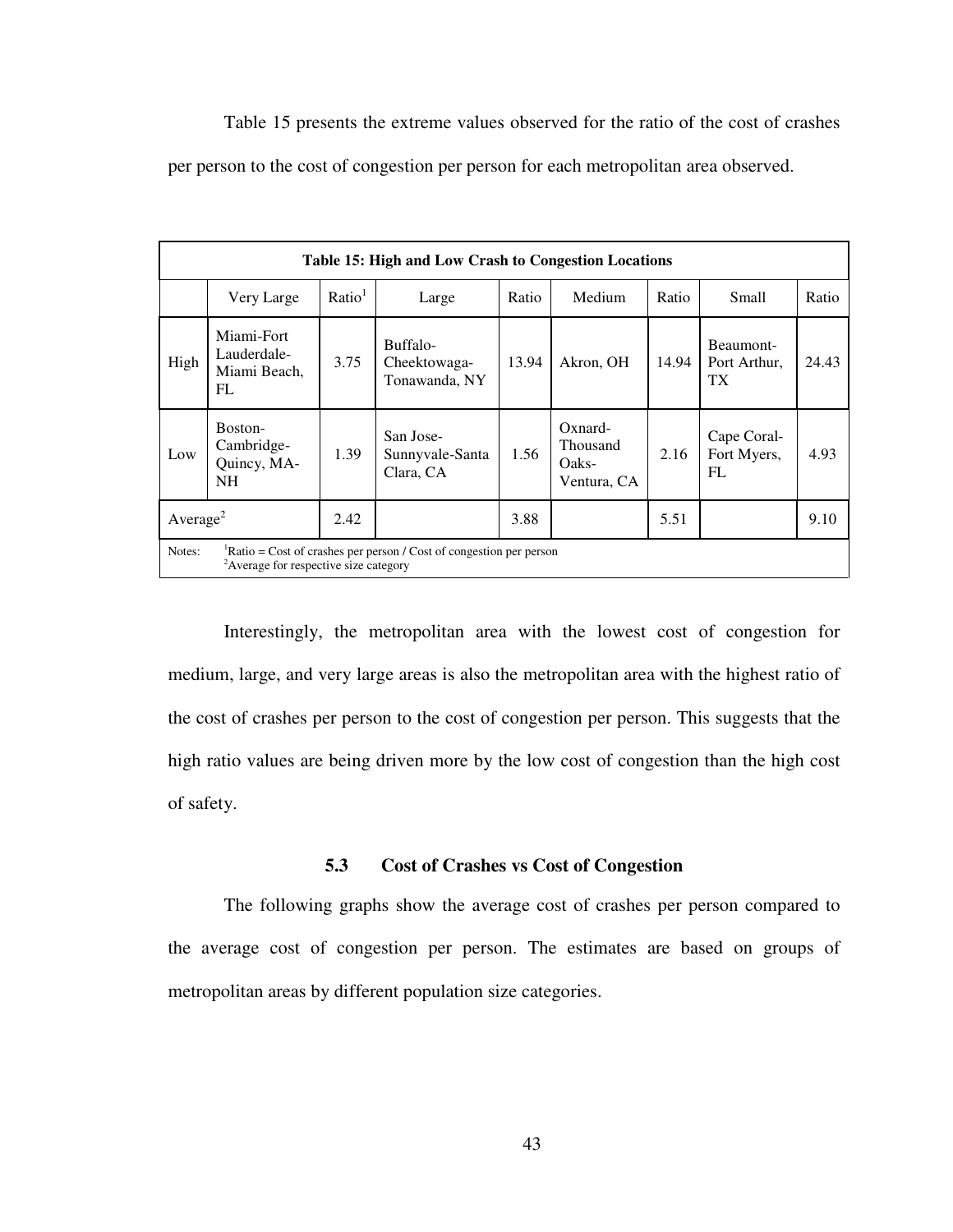Table 15 presents the extreme values observed for the ratio of the cost of crashes per person to the cost of congestion per person for each metropolitan area observed.

| Table 15: High and Low Crash to Congestion Locations | | | | | | | | |
|---|---|---|---|---|---|---|---|---|
| | Very Large | Ratio[1] | Large | Ratio | Medium | Ratio | Small | Ratio |
| High | Miami-Fort Lauderdale-Miami Beach, FL | 3.75 | Buffalo-Cheektowaga-Tonawanda, NY | 13.94 | Akron, OH | 14.94 | Beaumont-Port Arthur, TX | 24.43 |
| Low | Boston-Cambridge-Quincy, MA-NH | 1.39 | San Jose-Sunnyvale-Santa Clara, CA | 1.56 | Oxnard-Thousand Oaks-Ventura, CA | 2.16 | Cape Coral-Fort Myers, FL | 4.93 |
| Average[2] | | 2.42 | | 3.88 | | 5.51 | | 9.10 |

Notes: [1]Ratio = Cost of crashes per person / Cost of congestion per person
[2]Average for respective size category

Interestingly, the metropolitan area with the lowest cost of congestion for medium, large, and very large areas is also the metropolitan area with the highest ratio of the cost of crashes per person to the cost of congestion per person. This suggests that the high ratio values are being driven more by the low cost of congestion than the high cost of safety.

### 5.3 Cost of Crashes vs Cost of Congestion

The following graphs show the average cost of crashes per person compared to the average cost of congestion per person. The estimates are based on groups of metropolitan areas by different population size categories.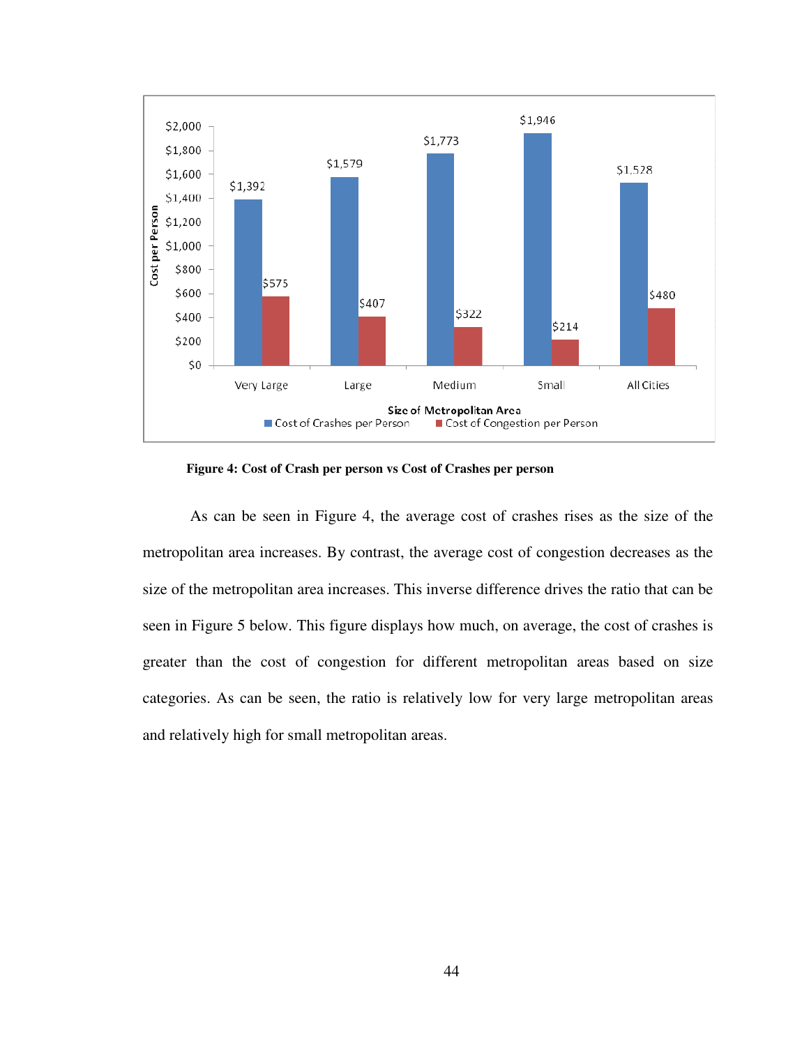| Size of Metropolitan Area | Cost of Crashes per Person | Cost of Congestion per Person |
|---|---|---|
| Very Large | $1,392 | $575 |
| Large | $1,579 | $407 |
| Medium | $1,773 | $322 |
| Small | $1,946 | $214 |
| All Cities | $1,528 | $480 |

**Figure 4: Cost of Crash per person vs Cost of Crashes per person**

As can be seen in Figure 4, the average cost of crashes rises as the size of the metropolitan area increases. By contrast, the average cost of congestion decreases as the size of the metropolitan area increases. This inverse difference drives the ratio that can be seen in Figure 5 below. This figure displays how much, on average, the cost of crashes is greater than the cost of congestion for different metropolitan areas based on size categories. As can be seen, the ratio is relatively low for very large metropolitan areas and relatively high for small metropolitan areas.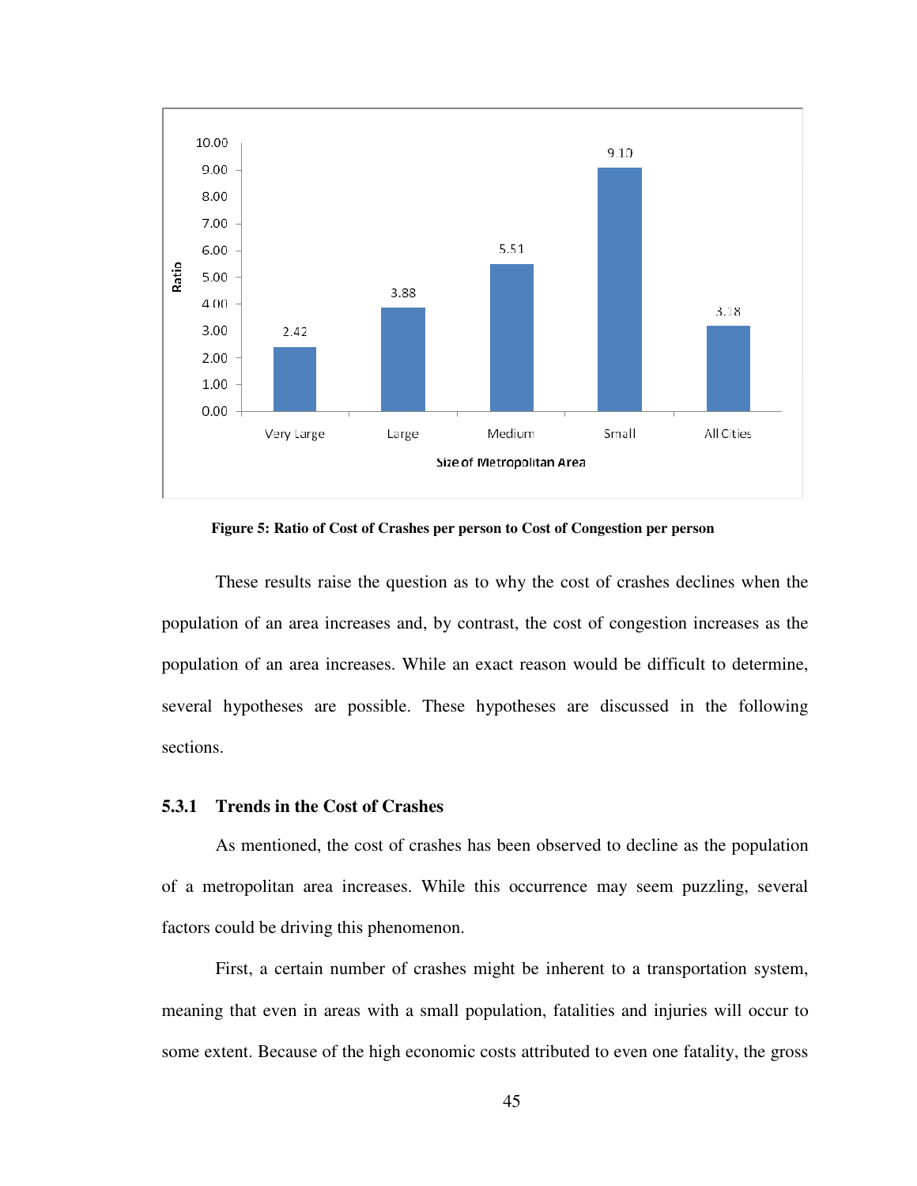Figure 5: Ratio of Cost of Crashes per person to Cost of Congestion per person

These results raise the question as to why the cost of crashes declines when the population of an area increases and, by contrast, the cost of congestion increases as the population of an area increases. While an exact reason would be difficult to determine, several hypotheses are possible. These hypotheses are discussed in the following sections.

### 5.3.1 Trends in the Cost of Crashes

As mentioned, the cost of crashes has been observed to decline as the population of a metropolitan area increases. While this occurrence may seem puzzling, several factors could be driving this phenomenon.

First, a certain number of crashes might be inherent to a transportation system, meaning that even in areas with a small population, fatalities and injuries will occur to some extent. Because of the high economic costs attributed to even one fatality, the gross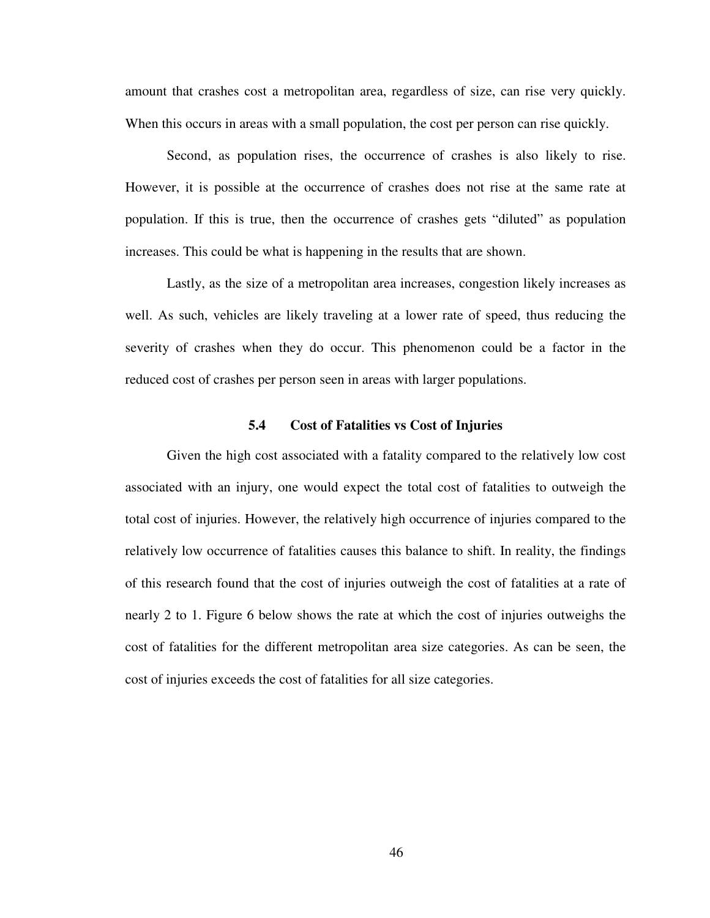amount that crashes cost a metropolitan area, regardless of size, can rise very quickly. When this occurs in areas with a small population, the cost per person can rise quickly.

Second, as population rises, the occurrence of crashes is also likely to rise. However, it is possible at the occurrence of crashes does not rise at the same rate at population. If this is true, then the occurrence of crashes gets "diluted" as population increases. This could be what is happening in the results that are shown.

Lastly, as the size of a metropolitan area increases, congestion likely increases as well. As such, vehicles are likely traveling at a lower rate of speed, thus reducing the severity of crashes when they do occur. This phenomenon could be a factor in the reduced cost of crashes per person seen in areas with larger populations.

### 5.4 Cost of Fatalities vs Cost of Injuries

Given the high cost associated with a fatality compared to the relatively low cost associated with an injury, one would expect the total cost of fatalities to outweigh the total cost of injuries. However, the relatively high occurrence of injuries compared to the relatively low occurrence of fatalities causes this balance to shift. In reality, the findings of this research found that the cost of injuries outweigh the cost of fatalities at a rate of nearly 2 to 1. Figure 6 below shows the rate at which the cost of injuries outweighs the cost of fatalities for the different metropolitan area size categories. As can be seen, the cost of injuries exceeds the cost of fatalities for all size categories.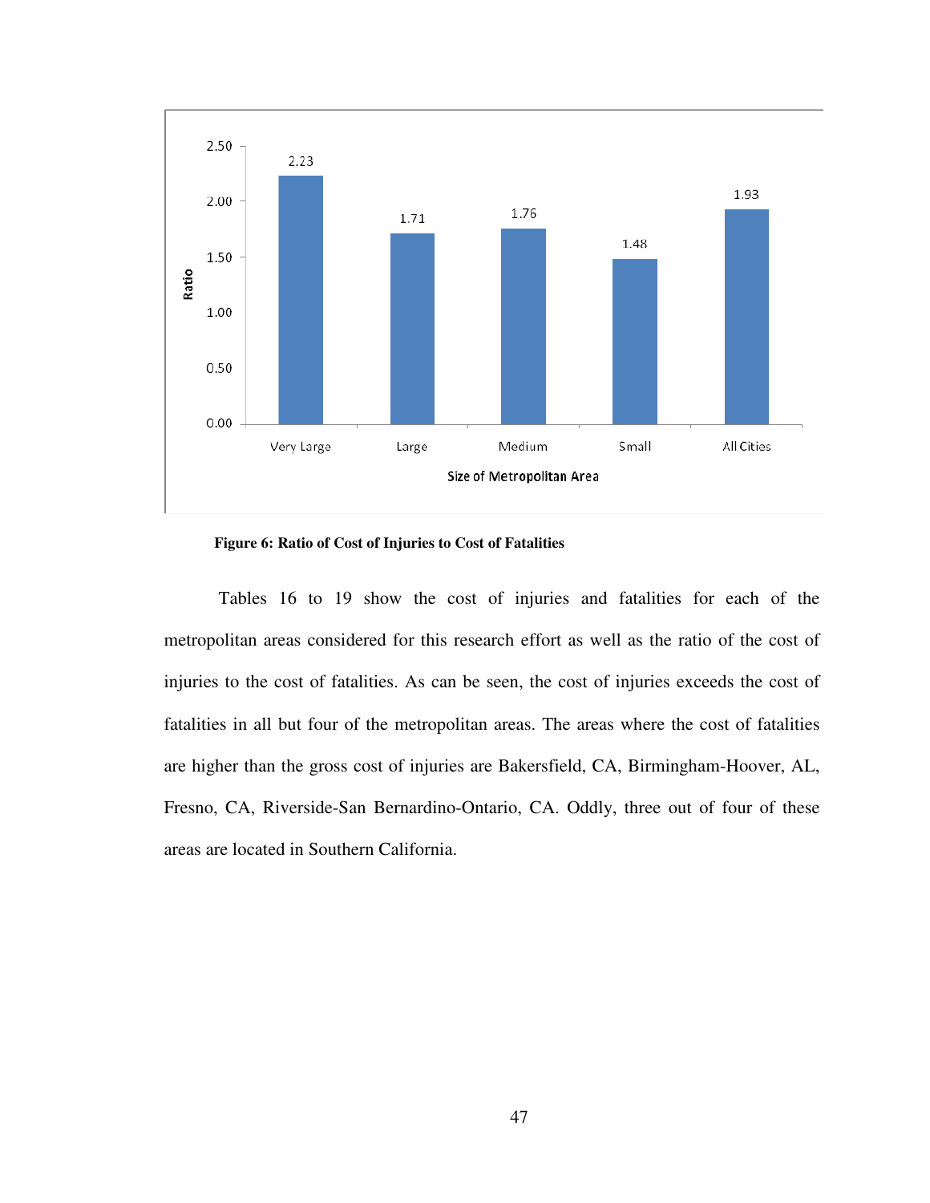**Figure 6: Ratio of Cost of Injuries to Cost of Fatalities**

Tables 16 to 19 show the cost of injuries and fatalities for each of the metropolitan areas considered for this research effort as well as the ratio of the cost of injuries to the cost of fatalities. As can be seen, the cost of injuries exceeds the cost of fatalities in all but four of the metropolitan areas. The areas where the cost of fatalities are higher than the gross cost of injuries are Bakersfield, CA, Birmingham-Hoover, AL, Fresno, CA, Riverside-San Bernardino-Ontario, CA. Oddly, three out of four of these areas are located in Southern California.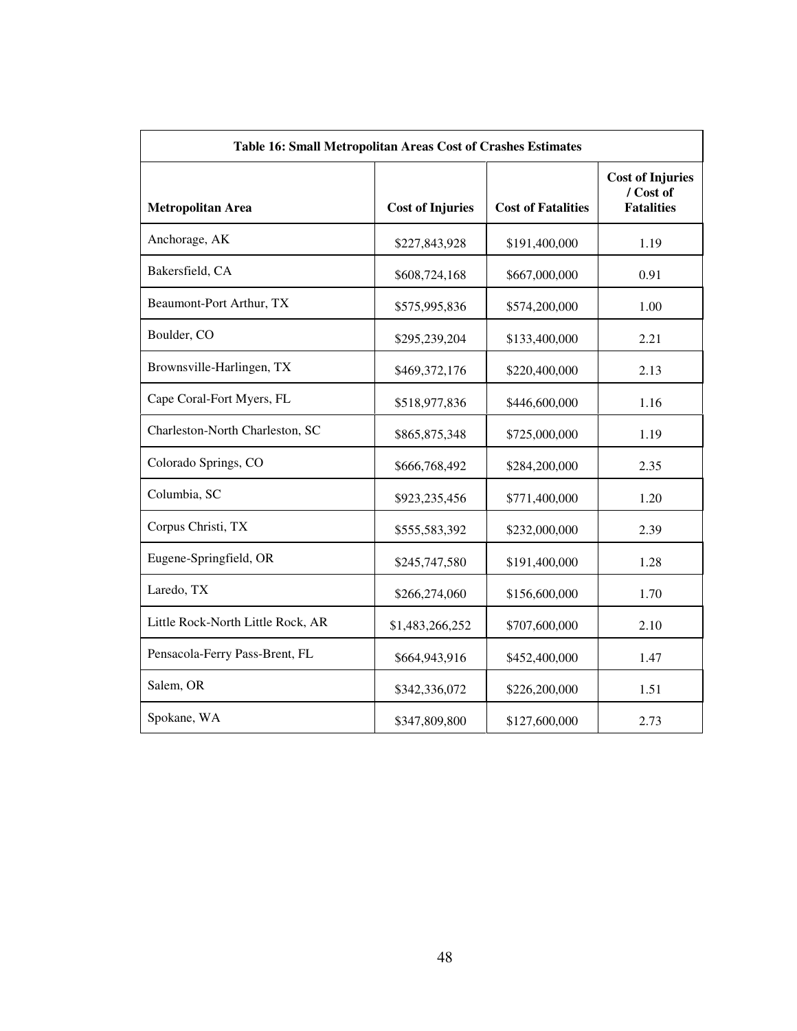**Table 16: Small Metropolitan Areas Cost of Crashes Estimates**

| Metropolitan Area | Cost of Injuries | Cost of Fatalities | Cost of Injuries / Cost of Fatalities |
|---|---|---|---|
| Anchorage, AK | $227,843,928 | $191,400,000 | 1.19 |
| Bakersfield, CA | $608,724,168 | $667,000,000 | 0.91 |
| Beaumont-Port Arthur, TX | $575,995,836 | $574,200,000 | 1.00 |
| Boulder, CO | $295,239,204 | $133,400,000 | 2.21 |
| Brownsville-Harlingen, TX | $469,372,176 | $220,400,000 | 2.13 |
| Cape Coral-Fort Myers, FL | $518,977,836 | $446,600,000 | 1.16 |
| Charleston-North Charleston, SC | $865,875,348 | $725,000,000 | 1.19 |
| Colorado Springs, CO | $666,768,492 | $284,200,000 | 2.35 |
| Columbia, SC | $923,235,456 | $771,400,000 | 1.20 |
| Corpus Christi, TX | $555,583,392 | $232,000,000 | 2.39 |
| Eugene-Springfield, OR | $245,747,580 | $191,400,000 | 1.28 |
| Laredo, TX | $266,274,060 | $156,600,000 | 1.70 |
| Little Rock-North Little Rock, AR | $1,483,266,252 | $707,600,000 | 2.10 |
| Pensacola-Ferry Pass-Brent, FL | $664,943,916 | $452,400,000 | 1.47 |
| Salem, OR | $342,336,072 | $226,200,000 | 1.51 |
| Spokane, WA | $347,809,800 | $127,600,000 | 2.73 |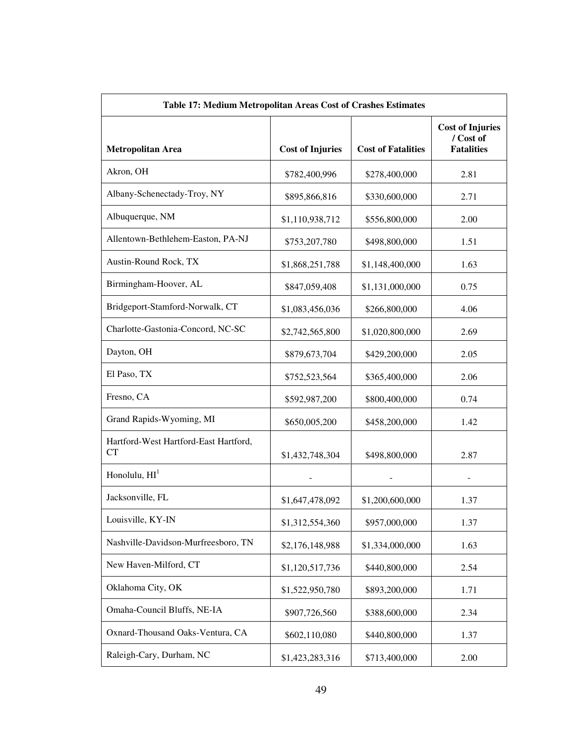| Table 17: Medium Metropolitan Areas Cost of Crashes Estimates | | | |
|---|---|---|---|
| **Metropolitan Area** | **Cost of Injuries** | **Cost of Fatalities** | **Cost of Injuries / Cost of Fatalities** |
| Akron, OH | $782,400,996 | $278,400,000 | 2.81 |
| Albany-Schenectady-Troy, NY | $895,866,816 | $330,600,000 | 2.71 |
| Albuquerque, NM | $1,110,938,712 | $556,800,000 | 2.00 |
| Allentown-Bethlehem-Easton, PA-NJ | $753,207,780 | $498,800,000 | 1.51 |
| Austin-Round Rock, TX | $1,868,251,788 | $1,148,400,000 | 1.63 |
| Birmingham-Hoover, AL | $847,059,408 | $1,131,000,000 | 0.75 |
| Bridgeport-Stamford-Norwalk, CT | $1,083,456,036 | $266,800,000 | 4.06 |
| Charlotte-Gastonia-Concord, NC-SC | $2,742,565,800 | $1,020,800,000 | 2.69 |
| Dayton, OH | $879,673,704 | $429,200,000 | 2.05 |
| El Paso, TX | $752,523,564 | $365,400,000 | 2.06 |
| Fresno, CA | $592,987,200 | $800,400,000 | 0.74 |
| Grand Rapids-Wyoming, MI | $650,005,200 | $458,200,000 | 1.42 |
| Hartford-West Hartford-East Hartford, CT | $1,432,748,304 | $498,800,000 | 2.87 |
| Honolulu, HI[1] | - | - | - |
| Jacksonville, FL | $1,647,478,092 | $1,200,600,000 | 1.37 |
| Louisville, KY-IN | $1,312,554,360 | $957,000,000 | 1.37 |
| Nashville-Davidson-Murfreesboro, TN | $2,176,148,988 | $1,334,000,000 | 1.63 |
| New Haven-Milford, CT | $1,120,517,736 | $440,800,000 | 2.54 |
| Oklahoma City, OK | $1,522,950,780 | $893,200,000 | 1.71 |
| Omaha-Council Bluffs, NE-IA | $907,726,560 | $388,600,000 | 2.34 |
| Oxnard-Thousand Oaks-Ventura, CA | $602,110,080 | $440,800,000 | 1.37 |
| Raleigh-Cary, Durham, NC | $1,423,283,316 | $713,400,000 | 2.00 |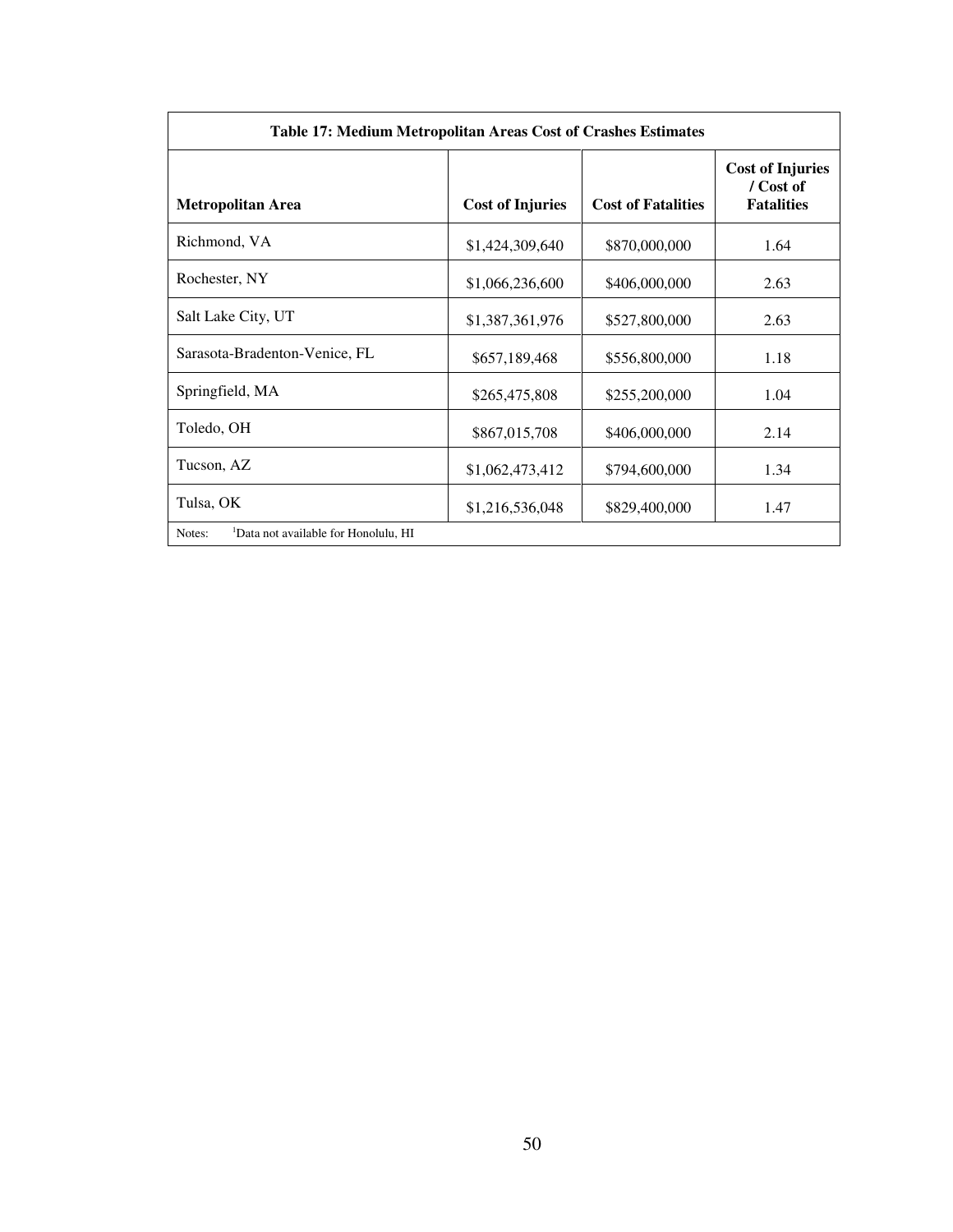| Table 17: Medium Metropolitan Areas Cost of Crashes Estimates | | | |
|---|---|---|---|
| **Metropolitan Area** | **Cost of Injuries** | **Cost of Fatalities** | **Cost of Injuries / Cost of Fatalities** |
| Richmond, VA | $1,424,309,640 | $870,000,000 | 1.64 |
| Rochester, NY | $1,066,236,600 | $406,000,000 | 2.63 |
| Salt Lake City, UT | $1,387,361,976 | $527,800,000 | 2.63 |
| Sarasota-Bradenton-Venice, FL | $657,189,468 | $556,800,000 | 1.18 |
| Springfield, MA | $265,475,808 | $255,200,000 | 1.04 |
| Toledo, OH | $867,015,708 | $406,000,000 | 2.14 |
| Tucson, AZ | $1,062,473,412 | $794,600,000 | 1.34 |
| Tulsa, OK | $1,216,536,048 | $829,400,000 | 1.47 |

Notes: [1]Data not available for Honolulu, HI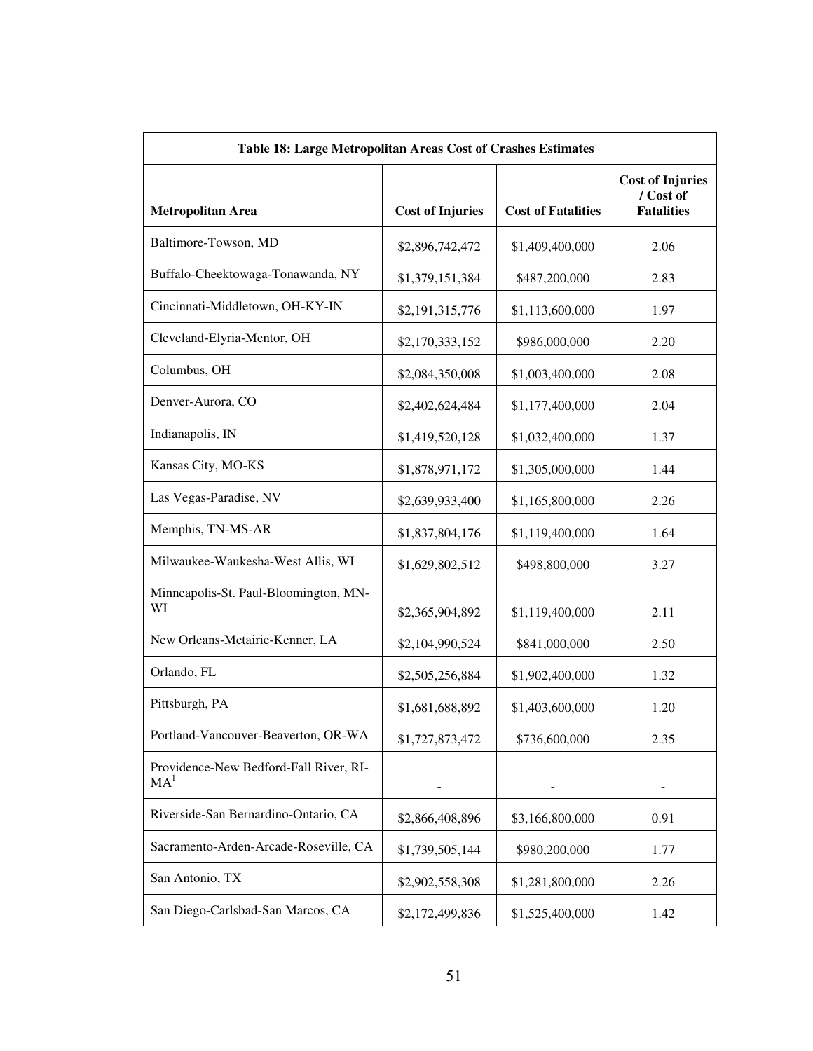| Table 18: Large Metropolitan Areas Cost of Crashes Estimates | | | |
|---|---|---|---|
| **Metropolitan Area** | **Cost of Injuries** | **Cost of Fatalities** | **Cost of Injuries / Cost of Fatalities** |
| Baltimore-Towson, MD | $2,896,742,472 | $1,409,400,000 | 2.06 |
| Buffalo-Cheektowaga-Tonawanda, NY | $1,379,151,384 | $487,200,000 | 2.83 |
| Cincinnati-Middletown, OH-KY-IN | $2,191,315,776 | $1,113,600,000 | 1.97 |
| Cleveland-Elyria-Mentor, OH | $2,170,333,152 | $986,000,000 | 2.20 |
| Columbus, OH | $2,084,350,008 | $1,003,400,000 | 2.08 |
| Denver-Aurora, CO | $2,402,624,484 | $1,177,400,000 | 2.04 |
| Indianapolis, IN | $1,419,520,128 | $1,032,400,000 | 1.37 |
| Kansas City, MO-KS | $1,878,971,172 | $1,305,000,000 | 1.44 |
| Las Vegas-Paradise, NV | $2,639,933,400 | $1,165,800,000 | 2.26 |
| Memphis, TN-MS-AR | $1,837,804,176 | $1,119,400,000 | 1.64 |
| Milwaukee-Waukesha-West Allis, WI | $1,629,802,512 | $498,800,000 | 3.27 |
| Minneapolis-St. Paul-Bloomington, MN-WI | $2,365,904,892 | $1,119,400,000 | 2.11 |
| New Orleans-Metairie-Kenner, LA | $2,104,990,524 | $841,000,000 | 2.50 |
| Orlando, FL | $2,505,256,884 | $1,902,400,000 | 1.32 |
| Pittsburgh, PA | $1,681,688,892 | $1,403,600,000 | 1.20 |
| Portland-Vancouver-Beaverton, OR-WA | $1,727,873,472 | $736,600,000 | 2.35 |
| Providence-New Bedford-Fall River, RI-MA[1] | - | - | - |
| Riverside-San Bernardino-Ontario, CA | $2,866,408,896 | $3,166,800,000 | 0.91 |
| Sacramento-Arden-Arcade-Roseville, CA | $1,739,505,144 | $980,200,000 | 1.77 |
| San Antonio, TX | $2,902,558,308 | $1,281,800,000 | 2.26 |
| San Diego-Carlsbad-San Marcos, CA | $2,172,499,836 | $1,525,400,000 | 1.42 |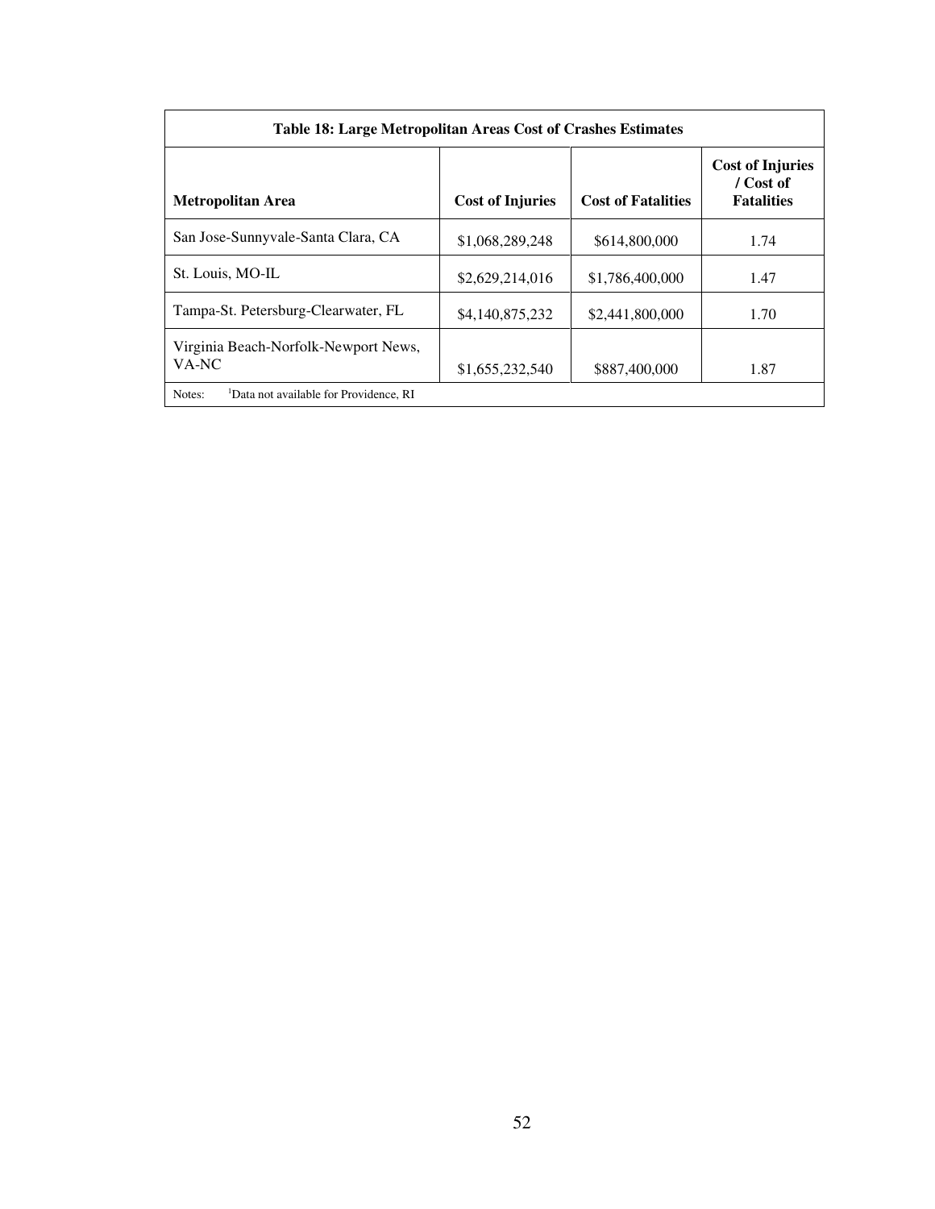**Table 18: Large Metropolitan Areas Cost of Crashes Estimates**

| Metropolitan Area | Cost of Injuries | Cost of Fatalities | Cost of Injuries / Cost of Fatalities |
|---|---|---|---|
| San Jose-Sunnyvale-Santa Clara, CA | $1,068,289,248 | $614,800,000 | 1.74 |
| St. Louis, MO-IL | $2,629,214,016 | $1,786,400,000 | 1.47 |
| Tampa-St. Petersburg-Clearwater, FL | $4,140,875,232 | $2,441,800,000 | 1.70 |
| Virginia Beach-Norfolk-Newport News, VA-NC | $1,655,232,540 | $887,400,000 | 1.87 |

Notes: [1]Data not available for Providence, RI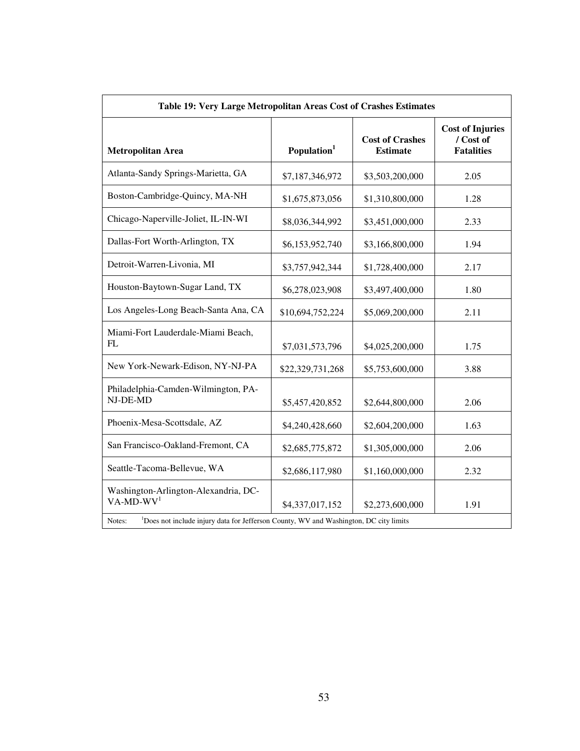| Table 19: Very Large Metropolitan Areas Cost of Crashes Estimates | | | |
|---|---|---|---|
| **Metropolitan Area** | **Population[1]** | **Cost of Crashes Estimate** | **Cost of Injuries / Cost of Fatalities** |
| Atlanta-Sandy Springs-Marietta, GA | $7,187,346,972 | $3,503,200,000 | 2.05 |
| Boston-Cambridge-Quincy, MA-NH | $1,675,873,056 | $1,310,800,000 | 1.28 |
| Chicago-Naperville-Joliet, IL-IN-WI | $8,036,344,992 | $3,451,000,000 | 2.33 |
| Dallas-Fort Worth-Arlington, TX | $6,153,952,740 | $3,166,800,000 | 1.94 |
| Detroit-Warren-Livonia, MI | $3,757,942,344 | $1,728,400,000 | 2.17 |
| Houston-Baytown-Sugar Land, TX | $6,278,023,908 | $3,497,400,000 | 1.80 |
| Los Angeles-Long Beach-Santa Ana, CA | $10,694,752,224 | $5,069,200,000 | 2.11 |
| Miami-Fort Lauderdale-Miami Beach, FL | $7,031,573,796 | $4,025,200,000 | 1.75 |
| New York-Newark-Edison, NY-NJ-PA | $22,329,731,268 | $5,753,600,000 | 3.88 |
| Philadelphia-Camden-Wilmington, PA-NJ-DE-MD | $5,457,420,852 | $2,644,800,000 | 2.06 |
| Phoenix-Mesa-Scottsdale, AZ | $4,240,428,660 | $2,604,200,000 | 1.63 |
| San Francisco-Oakland-Fremont, CA | $2,685,775,872 | $1,305,000,000 | 2.06 |
| Seattle-Tacoma-Bellevue, WA | $2,686,117,980 | $1,160,000,000 | 2.32 |
| Washington-Arlington-Alexandria, DC-VA-MD-WV[1] | $4,337,017,152 | $2,273,600,000 | 1.91 |

Notes: [1]Does not include injury data for Jefferson County, WV and Washington, DC city limits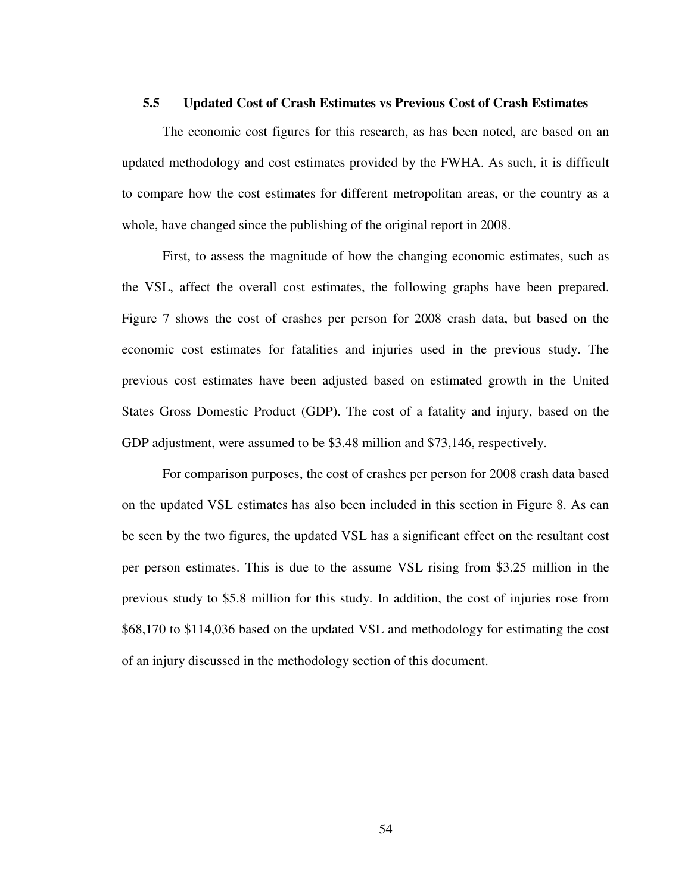### 5.5 Updated Cost of Crash Estimates vs Previous Cost of Crash Estimates

The economic cost figures for this research, as has been noted, are based on an updated methodology and cost estimates provided by the FWHA. As such, it is difficult to compare how the cost estimates for different metropolitan areas, or the country as a whole, have changed since the publishing of the original report in 2008.

First, to assess the magnitude of how the changing economic estimates, such as the VSL, affect the overall cost estimates, the following graphs have been prepared. Figure 7 shows the cost of crashes per person for 2008 crash data, but based on the economic cost estimates for fatalities and injuries used in the previous study. The previous cost estimates have been adjusted based on estimated growth in the United States Gross Domestic Product (GDP). The cost of a fatality and injury, based on the GDP adjustment, were assumed to be $3.48 million and $73,146, respectively.

For comparison purposes, the cost of crashes per person for 2008 crash data based on the updated VSL estimates has also been included in this section in Figure 8. As can be seen by the two figures, the updated VSL has a significant effect on the resultant cost per person estimates. This is due to the assume VSL rising from $3.25 million in the previous study to $5.8 million for this study. In addition, the cost of injuries rose from $68,170 to $114,036 based on the updated VSL and methodology for estimating the cost of an injury discussed in the methodology section of this document.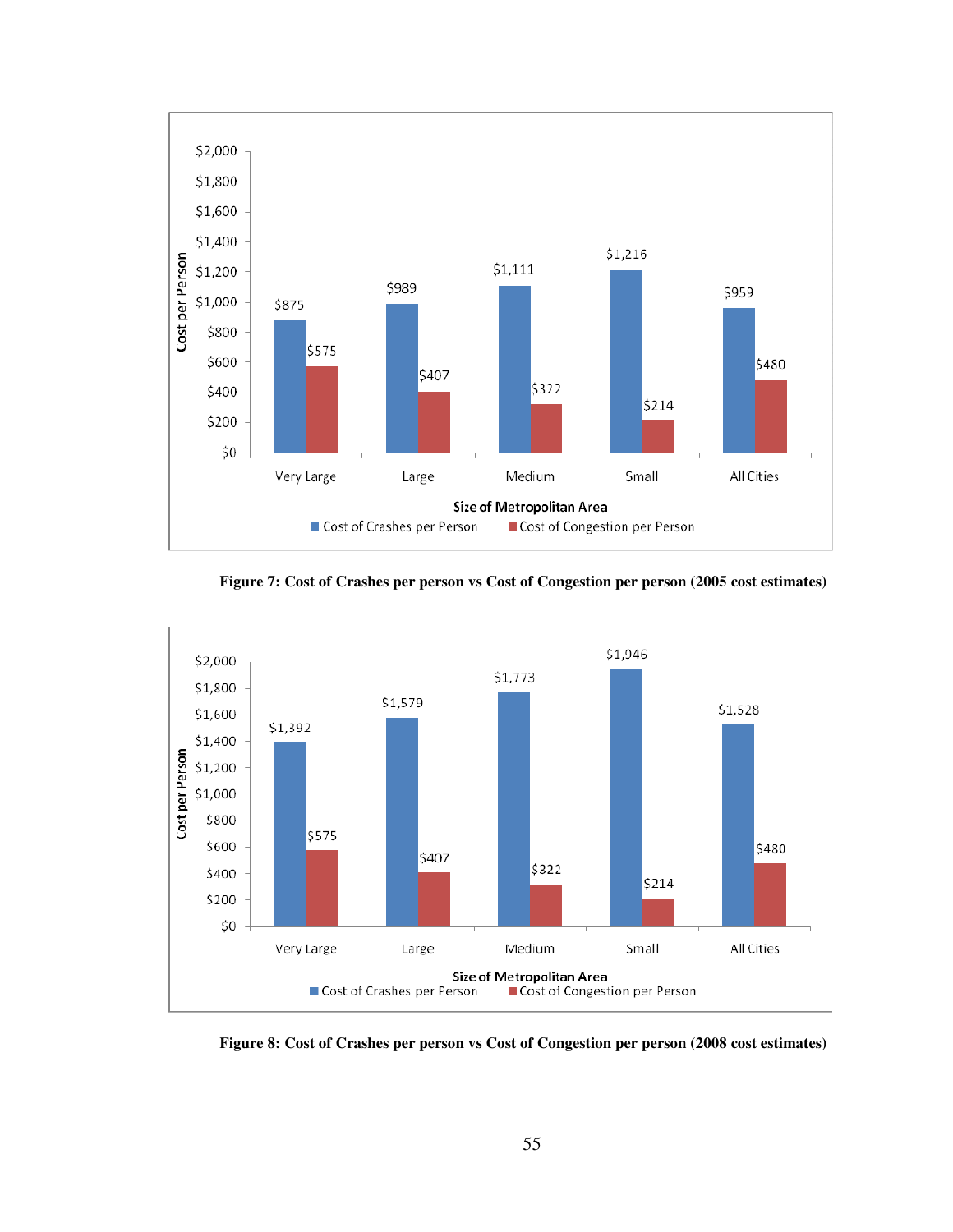| Size of Metropolitan Area | Cost of Crashes per Person | Cost of Congestion per Person |
| --- | --- | --- |
| Very Large | $875 | $575 |
| Large | $989 | $407 |
| Medium | $1,111 | $322 |
| Small | $1,216 | $214 |
| All Cities | $959 | $480 |

**Figure 7: Cost of Crashes per person vs Cost of Congestion per person (2005 cost estimates)**

| Size of Metropolitan Area | Cost of Crashes per Person | Cost of Congestion per Person |
| --- | --- | --- |
| Very Large | $1,392 | $575 |
| Large | $1,579 | $407 |
| Medium | $1,773 | $322 |
| Small | $1,946 | $214 |
| All Cities | $1,528 | $480 |

**Figure 8: Cost of Crashes per person vs Cost of Congestion per person (2008 cost estimates)**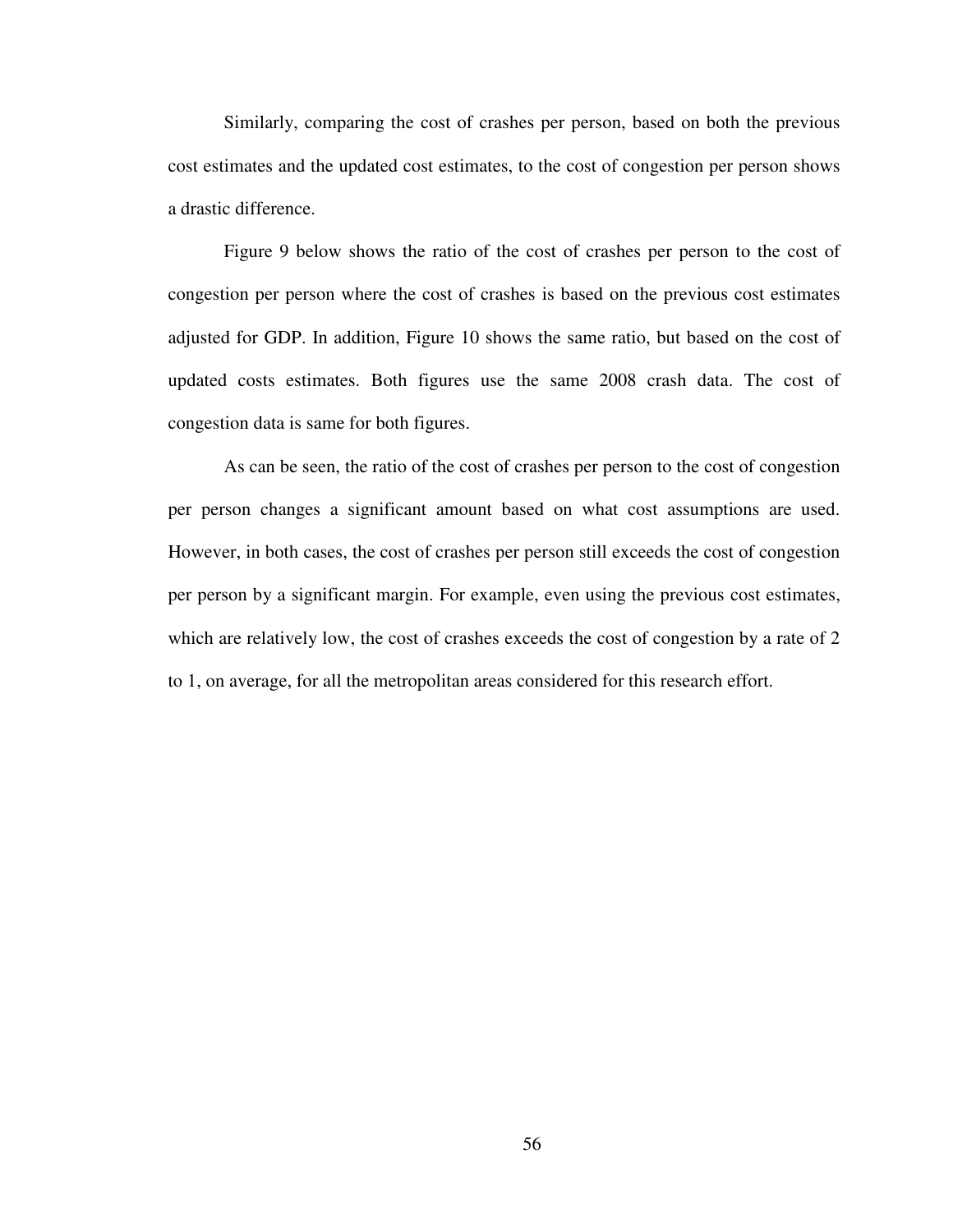Similarly, comparing the cost of crashes per person, based on both the previous cost estimates and the updated cost estimates, to the cost of congestion per person shows a drastic difference.

Figure 9 below shows the ratio of the cost of crashes per person to the cost of congestion per person where the cost of crashes is based on the previous cost estimates adjusted for GDP. In addition, Figure 10 shows the same ratio, but based on the cost of updated costs estimates. Both figures use the same 2008 crash data. The cost of congestion data is same for both figures.

As can be seen, the ratio of the cost of crashes per person to the cost of congestion per person changes a significant amount based on what cost assumptions are used. However, in both cases, the cost of crashes per person still exceeds the cost of congestion per person by a significant margin. For example, even using the previous cost estimates, which are relatively low, the cost of crashes exceeds the cost of congestion by a rate of 2 to 1, on average, for all the metropolitan areas considered for this research effort.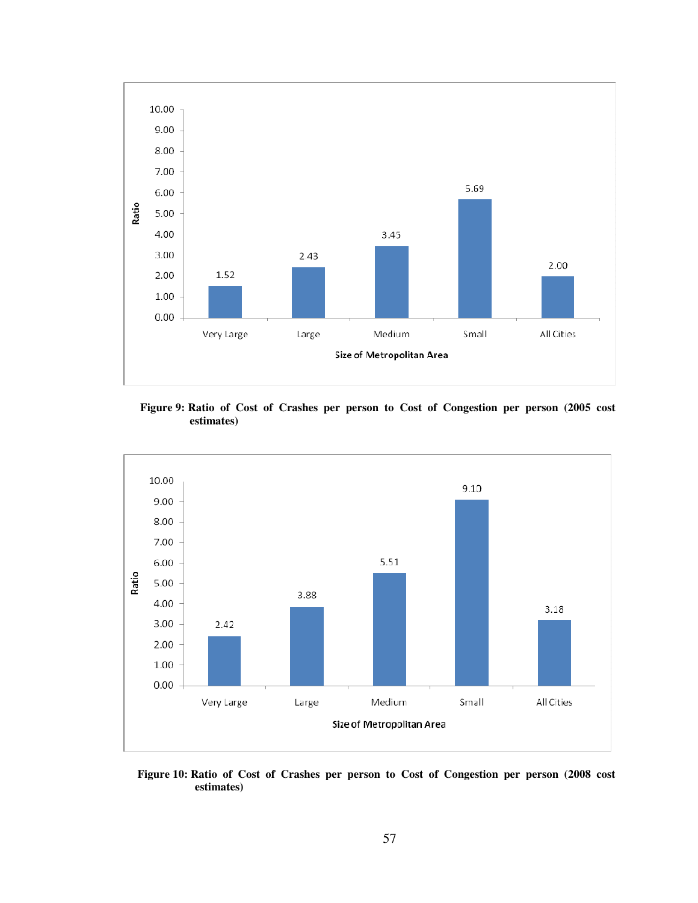**Figure 9: Ratio of Cost of Crashes per person to Cost of Congestion per person (2005 cost estimates)**

**Figure 10: Ratio of Cost of Crashes per person to Cost of Congestion per person (2008 cost estimates)**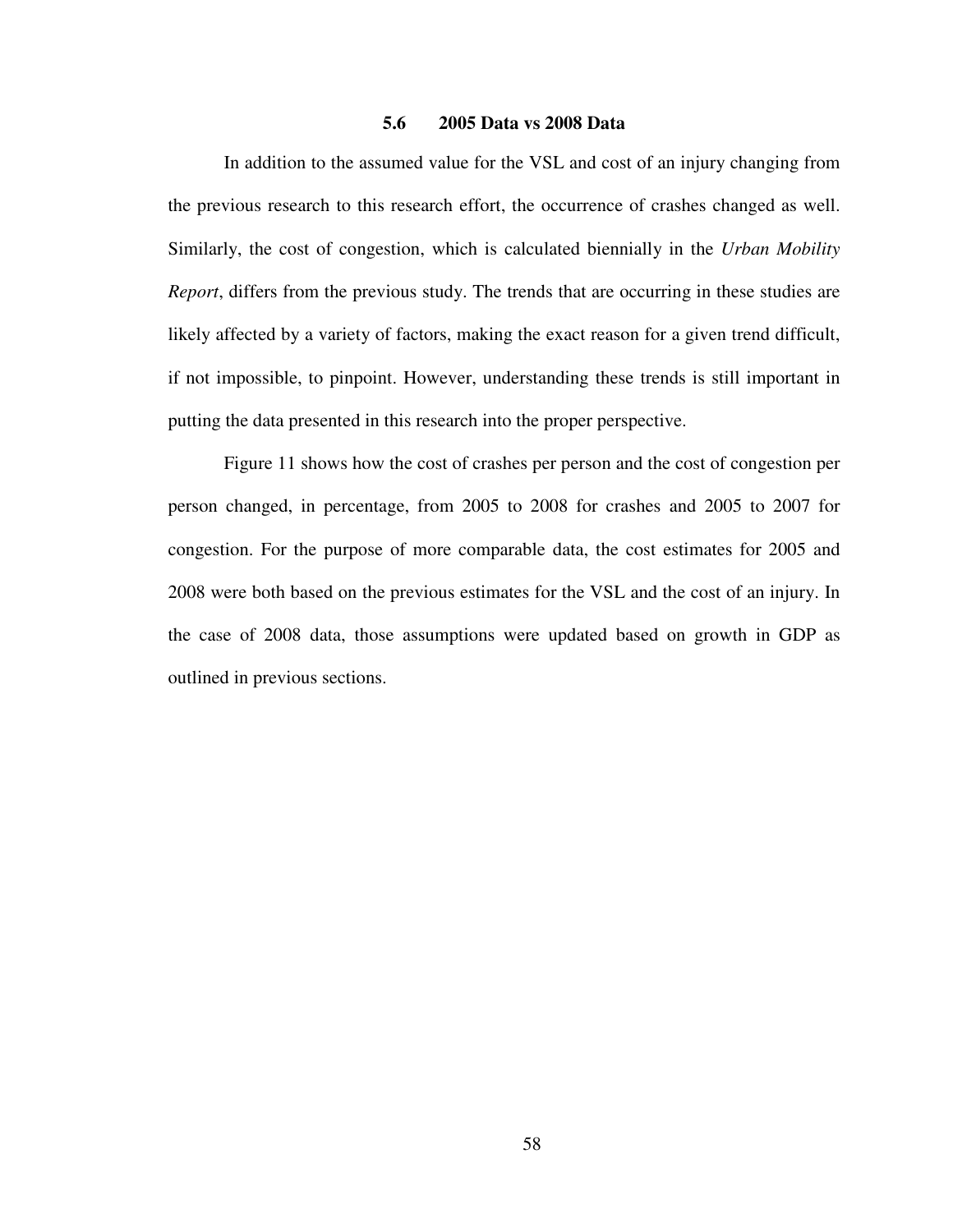### 5.6 2005 Data vs 2008 Data

In addition to the assumed value for the VSL and cost of an injury changing from the previous research to this research effort, the occurrence of crashes changed as well. Similarly, the cost of congestion, which is calculated biennially in the *Urban Mobility Report*, differs from the previous study. The trends that are occurring in these studies are likely affected by a variety of factors, making the exact reason for a given trend difficult, if not impossible, to pinpoint. However, understanding these trends is still important in putting the data presented in this research into the proper perspective.

Figure 11 shows how the cost of crashes per person and the cost of congestion per person changed, in percentage, from 2005 to 2008 for crashes and 2005 to 2007 for congestion. For the purpose of more comparable data, the cost estimates for 2005 and 2008 were both based on the previous estimates for the VSL and the cost of an injury. In the case of 2008 data, those assumptions were updated based on growth in GDP as outlined in previous sections.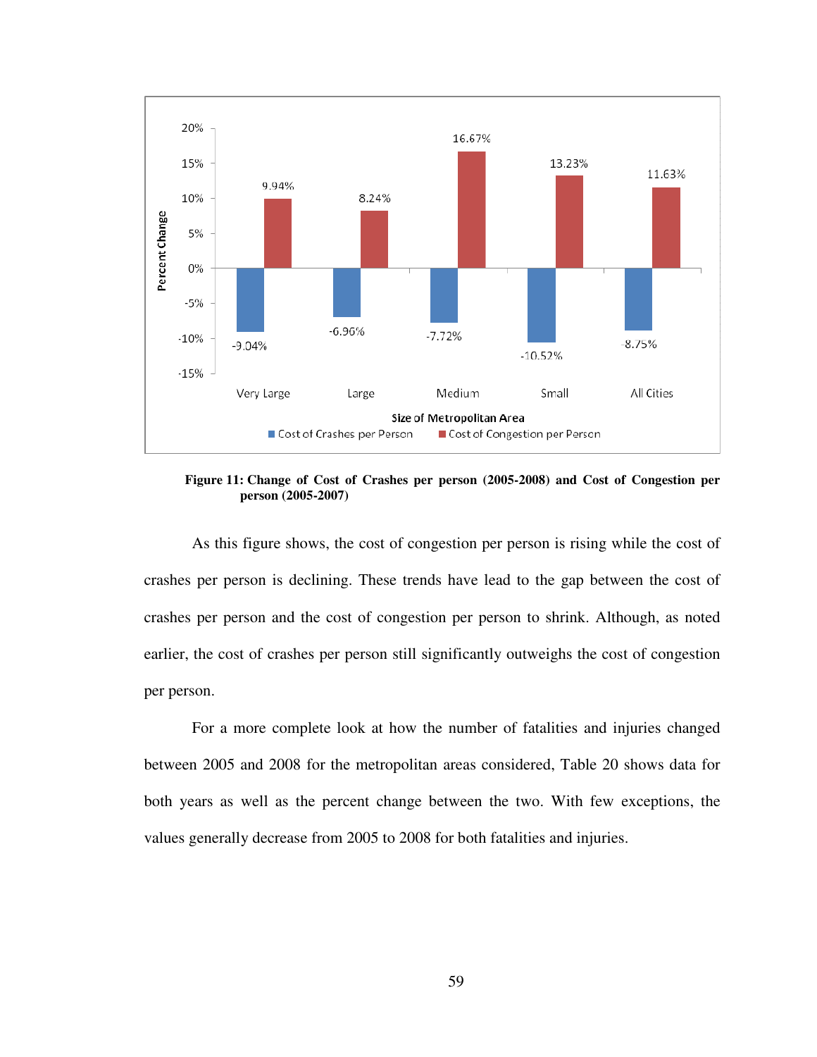**Figure 11: Change of Cost of Crashes per person (2005-2008) and Cost of Congestion per person (2005-2007)**

As this figure shows, the cost of congestion per person is rising while the cost of crashes per person is declining. These trends have lead to the gap between the cost of crashes per person and the cost of congestion per person to shrink. Although, as noted earlier, the cost of crashes per person still significantly outweighs the cost of congestion per person.

For a more complete look at how the number of fatalities and injuries changed between 2005 and 2008 for the metropolitan areas considered, Table 20 shows data for both years as well as the percent change between the two. With few exceptions, the values generally decrease from 2005 to 2008 for both fatalities and injuries.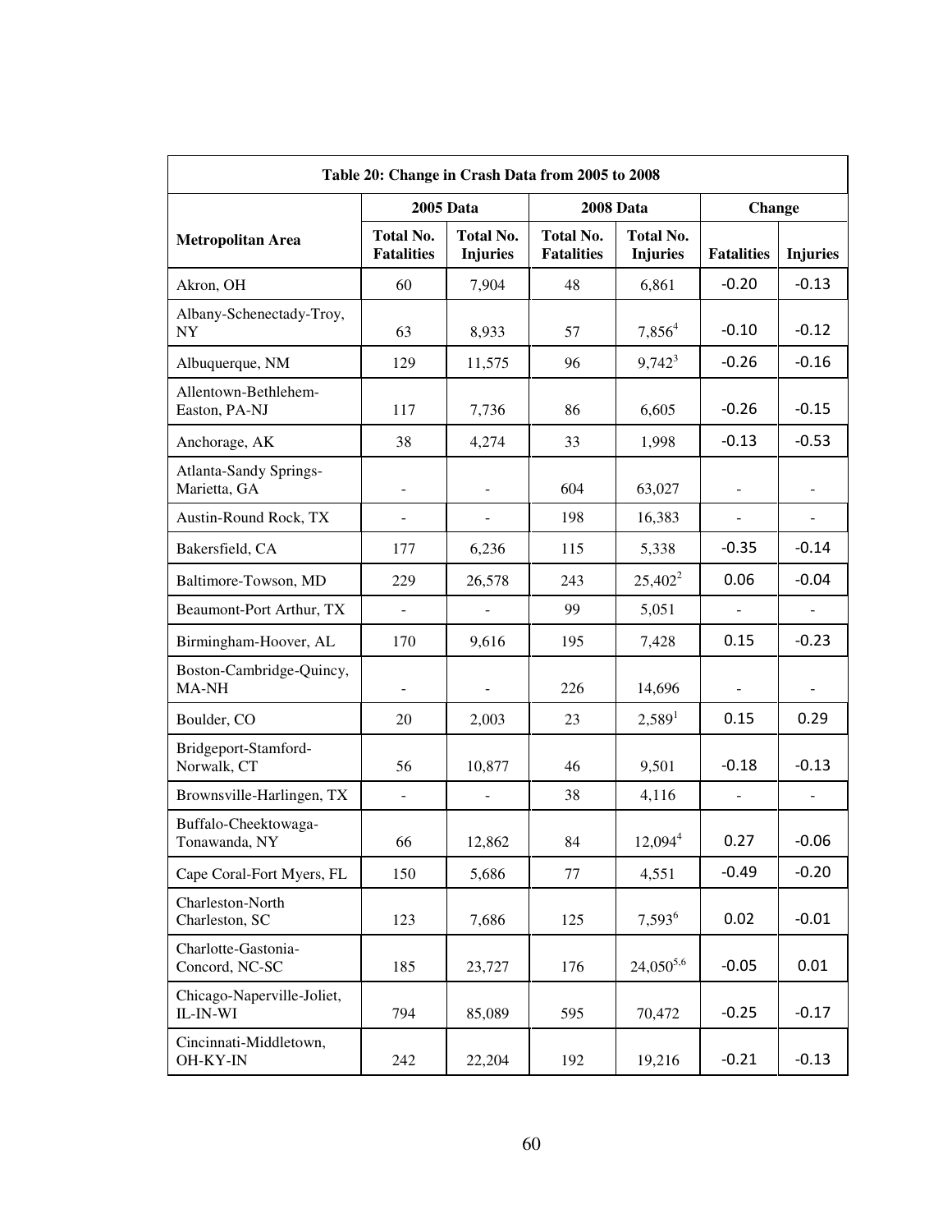| Table 20: Change in Crash Data from 2005 to 2008 | | | | | | |
|---|---|---|---|---|---|---|
| | 2005 Data | | 2008 Data | | Change | |
| **Metropolitan Area** | **Total No. Fatalities** | **Total No. Injuries** | **Total No. Fatalities** | **Total No. Injuries** | **Fatalities** | **Injuries** |
| Akron, OH | 60 | 7,904 | 48 | 6,861 | -0.20 | -0.13 |
| Albany-Schenectady-Troy, NY | 63 | 8,933 | 57 | 7,856[4] | -0.10 | -0.12 |
| Albuquerque, NM | 129 | 11,575 | 96 | 9,742[3] | -0.26 | -0.16 |
| Allentown-Bethlehem-Easton, PA-NJ | 117 | 7,736 | 86 | 6,605 | -0.26 | -0.15 |
| Anchorage, AK | 38 | 4,274 | 33 | 1,998 | -0.13 | -0.53 |
| Atlanta-Sandy Springs-Marietta, GA | - | - | 604 | 63,027 | - | - |
| Austin-Round Rock, TX | - | - | 198 | 16,383 | - | - |
| Bakersfield, CA | 177 | 6,236 | 115 | 5,338 | -0.35 | -0.14 |
| Baltimore-Towson, MD | 229 | 26,578 | 243 | 25,402[2] | 0.06 | -0.04 |
| Beaumont-Port Arthur, TX | - | - | 99 | 5,051 | - | - |
| Birmingham-Hoover, AL | 170 | 9,616 | 195 | 7,428 | 0.15 | -0.23 |
| Boston-Cambridge-Quincy, MA-NH | - | - | 226 | 14,696 | - | - |
| Boulder, CO | 20 | 2,003 | 23 | 2,589[1] | 0.15 | 0.29 |
| Bridgeport-Stamford-Norwalk, CT | 56 | 10,877 | 46 | 9,501 | -0.18 | -0.13 |
| Brownsville-Harlingen, TX | - | - | 38 | 4,116 | - | - |
| Buffalo-Cheektowaga-Tonawanda, NY | 66 | 12,862 | 84 | 12,094[4] | 0.27 | -0.06 |
| Cape Coral-Fort Myers, FL | 150 | 5,686 | 77 | 4,551 | -0.49 | -0.20 |
| Charleston-North Charleston, SC | 123 | 7,686 | 125 | 7,593[6] | 0.02 | -0.01 |
| Charlotte-Gastonia-Concord, NC-SC | 185 | 23,727 | 176 | 24,050[5,6] | -0.05 | 0.01 |
| Chicago-Naperville-Joliet, IL-IN-WI | 794 | 85,089 | 595 | 70,472 | -0.25 | -0.17 |
| Cincinnati-Middletown, OH-KY-IN | 242 | 22,204 | 192 | 19,216 | -0.21 | -0.13 |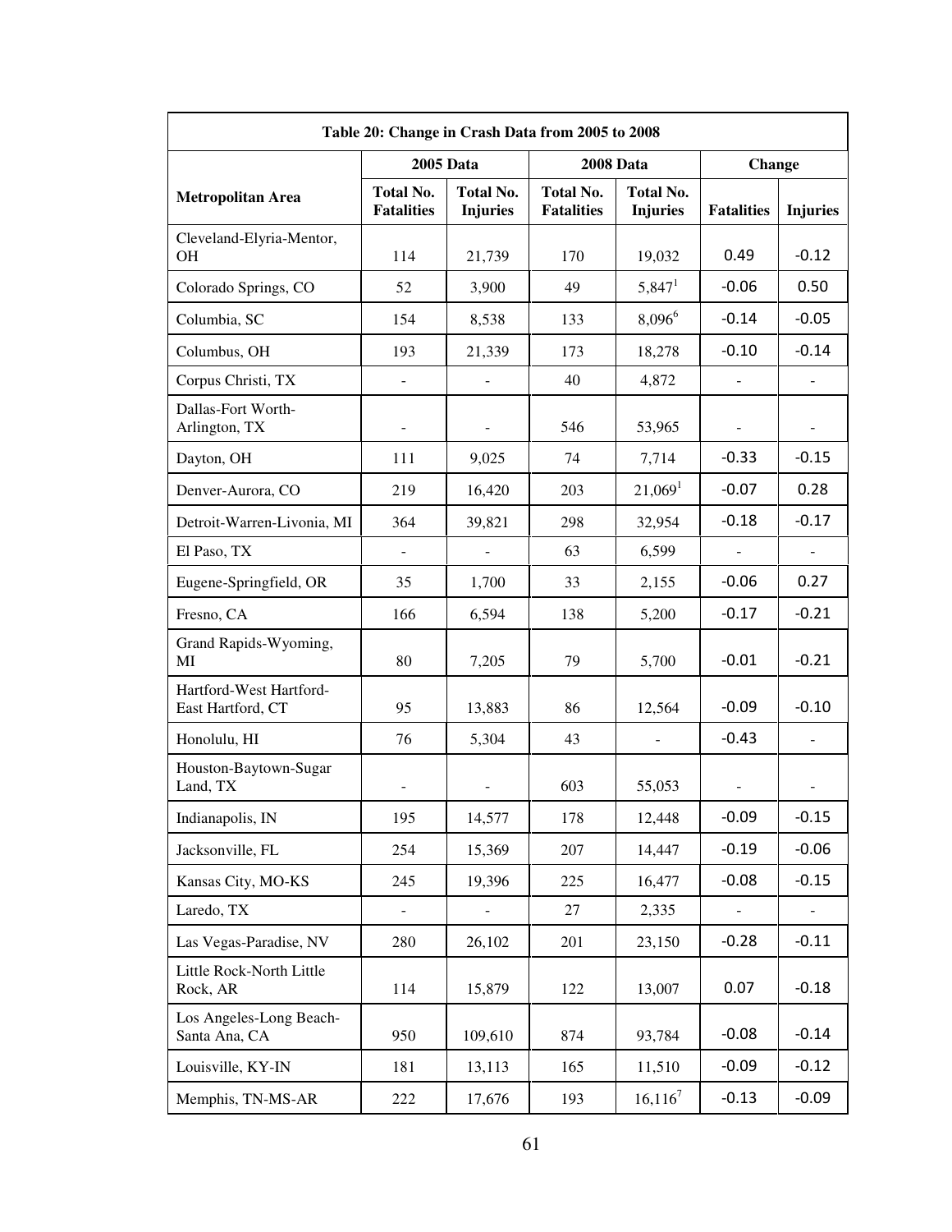| Table 20: Change in Crash Data from 2005 to 2008 | | | | | | |
|---|---|---|---|---|---|---|
| | 2005 Data | | 2008 Data | | Change | |
| **Metropolitan Area** | **Total No. Fatalities** | **Total No. Injuries** | **Total No. Fatalities** | **Total No. Injuries** | **Fatalities** | **Injuries** |
| Cleveland-Elyria-Mentor, OH | 114 | 21,739 | 170 | 19,032 | 0.49 | -0.12 |
| Colorado Springs, CO | 52 | 3,900 | 49 | 5,847[1] | -0.06 | 0.50 |
| Columbia, SC | 154 | 8,538 | 133 | 8,096[6] | -0.14 | -0.05 |
| Columbus, OH | 193 | 21,339 | 173 | 18,278 | -0.10 | -0.14 |
| Corpus Christi, TX | - | - | 40 | 4,872 | - | - |
| Dallas-Fort Worth-Arlington, TX | - | - | 546 | 53,965 | - | - |
| Dayton, OH | 111 | 9,025 | 74 | 7,714 | -0.33 | -0.15 |
| Denver-Aurora, CO | 219 | 16,420 | 203 | 21,069[1] | -0.07 | 0.28 |
| Detroit-Warren-Livonia, MI | 364 | 39,821 | 298 | 32,954 | -0.18 | -0.17 |
| El Paso, TX | - | - | 63 | 6,599 | - | - |
| Eugene-Springfield, OR | 35 | 1,700 | 33 | 2,155 | -0.06 | 0.27 |
| Fresno, CA | 166 | 6,594 | 138 | 5,200 | -0.17 | -0.21 |
| Grand Rapids-Wyoming, MI | 80 | 7,205 | 79 | 5,700 | -0.01 | -0.21 |
| Hartford-West Hartford-East Hartford, CT | 95 | 13,883 | 86 | 12,564 | -0.09 | -0.10 |
| Honolulu, HI | 76 | 5,304 | 43 | - | -0.43 | - |
| Houston-Baytown-Sugar Land, TX | - | - | 603 | 55,053 | - | - |
| Indianapolis, IN | 195 | 14,577 | 178 | 12,448 | -0.09 | -0.15 |
| Jacksonville, FL | 254 | 15,369 | 207 | 14,447 | -0.19 | -0.06 |
| Kansas City, MO-KS | 245 | 19,396 | 225 | 16,477 | -0.08 | -0.15 |
| Laredo, TX | - | - | 27 | 2,335 | - | - |
| Las Vegas-Paradise, NV | 280 | 26,102 | 201 | 23,150 | -0.28 | -0.11 |
| Little Rock-North Little Rock, AR | 114 | 15,879 | 122 | 13,007 | 0.07 | -0.18 |
| Los Angeles-Long Beach-Santa Ana, CA | 950 | 109,610 | 874 | 93,784 | -0.08 | -0.14 |
| Louisville, KY-IN | 181 | 13,113 | 165 | 11,510 | -0.09 | -0.12 |
| Memphis, TN-MS-AR | 222 | 17,676 | 193 | 16,116[7] | -0.13 | -0.09 |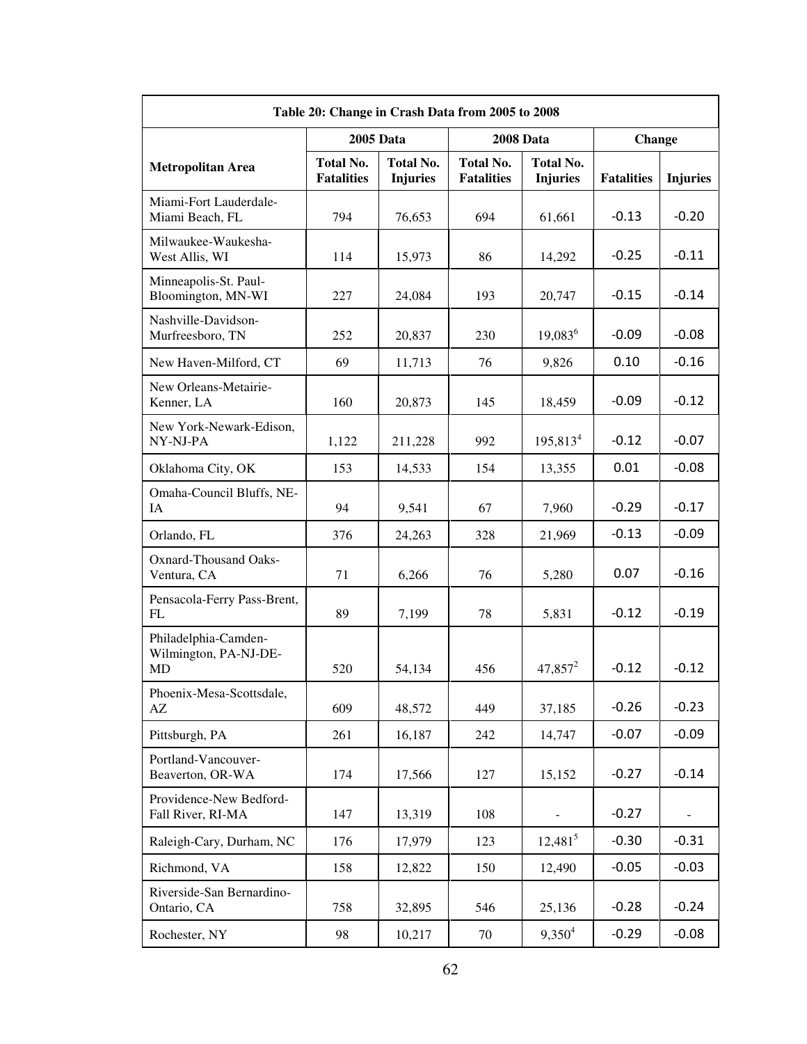| Table 20: Change in Crash Data from 2005 to 2008 | | | | | | |
|---|---|---|---|---|---|---|
| | 2005 Data | | 2008 Data | | Change | |
| **Metropolitan Area** | **Total No. Fatalities** | **Total No. Injuries** | **Total No. Fatalities** | **Total No. Injuries** | **Fatalities** | **Injuries** |
| Miami-Fort Lauderdale-Miami Beach, FL | 794 | 76,653 | 694 | 61,661 | -0.13 | -0.20 |
| Milwaukee-Waukesha-West Allis, WI | 114 | 15,973 | 86 | 14,292 | -0.25 | -0.11 |
| Minneapolis-St. Paul-Bloomington, MN-WI | 227 | 24,084 | 193 | 20,747 | -0.15 | -0.14 |
| Nashville-Davidson-Murfreesboro, TN | 252 | 20,837 | 230 | 19,083[6] | -0.09 | -0.08 |
| New Haven-Milford, CT | 69 | 11,713 | 76 | 9,826 | 0.10 | -0.16 |
| New Orleans-Metairie-Kenner, LA | 160 | 20,873 | 145 | 18,459 | -0.09 | -0.12 |
| New York-Newark-Edison, NY-NJ-PA | 1,122 | 211,228 | 992 | 195,813[4] | -0.12 | -0.07 |
| Oklahoma City, OK | 153 | 14,533 | 154 | 13,355 | 0.01 | -0.08 |
| Omaha-Council Bluffs, NE-IA | 94 | 9,541 | 67 | 7,960 | -0.29 | -0.17 |
| Orlando, FL | 376 | 24,263 | 328 | 21,969 | -0.13 | -0.09 |
| Oxnard-Thousand Oaks-Ventura, CA | 71 | 6,266 | 76 | 5,280 | 0.07 | -0.16 |
| Pensacola-Ferry Pass-Brent, FL | 89 | 7,199 | 78 | 5,831 | -0.12 | -0.19 |
| Philadelphia-Camden-Wilmington, PA-NJ-DE-MD | 520 | 54,134 | 456 | 47,857[2] | -0.12 | -0.12 |
| Phoenix-Mesa-Scottsdale, AZ | 609 | 48,572 | 449 | 37,185 | -0.26 | -0.23 |
| Pittsburgh, PA | 261 | 16,187 | 242 | 14,747 | -0.07 | -0.09 |
| Portland-Vancouver-Beaverton, OR-WA | 174 | 17,566 | 127 | 15,152 | -0.27 | -0.14 |
| Providence-New Bedford-Fall River, RI-MA | 147 | 13,319 | 108 | - | -0.27 | - |
| Raleigh-Cary, Durham, NC | 176 | 17,979 | 123 | 12,481[5] | -0.30 | -0.31 |
| Richmond, VA | 158 | 12,822 | 150 | 12,490 | -0.05 | -0.03 |
| Riverside-San Bernardino-Ontario, CA | 758 | 32,895 | 546 | 25,136 | -0.28 | -0.24 |
| Rochester, NY | 98 | 10,217 | 70 | 9,350[4] | -0.29 | -0.08 |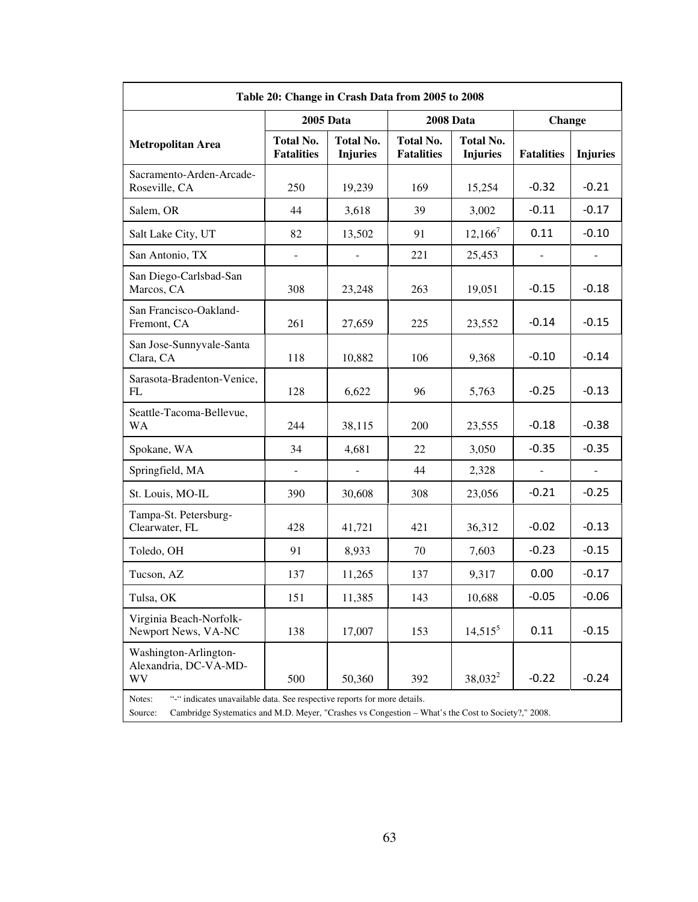**Table 20: Change in Crash Data from 2005 to 2008**

| Metropolitan Area | 2005 Data | | 2008 Data | | Change | |
|---|---|---|---|---|---|---|
| | Total No. Fatalities | Total No. Injuries | Total No. Fatalities | Total No. Injuries | Fatalities | Injuries |
| Sacramento-Arden-Arcade-Roseville, CA | 250 | 19,239 | 169 | 15,254 | -0.32 | -0.21 |
| Salem, OR | 44 | 3,618 | 39 | 3,002 | -0.11 | -0.17 |
| Salt Lake City, UT | 82 | 13,502 | 91 | 12,166[7] | 0.11 | -0.10 |
| San Antonio, TX | - | - | 221 | 25,453 | - | - |
| San Diego-Carlsbad-San Marcos, CA | 308 | 23,248 | 263 | 19,051 | -0.15 | -0.18 |
| San Francisco-Oakland-Fremont, CA | 261 | 27,659 | 225 | 23,552 | -0.14 | -0.15 |
| San Jose-Sunnyvale-Santa Clara, CA | 118 | 10,882 | 106 | 9,368 | -0.10 | -0.14 |
| Sarasota-Bradenton-Venice, FL | 128 | 6,622 | 96 | 5,763 | -0.25 | -0.13 |
| Seattle-Tacoma-Bellevue, WA | 244 | 38,115 | 200 | 23,555 | -0.18 | -0.38 |
| Spokane, WA | 34 | 4,681 | 22 | 3,050 | -0.35 | -0.35 |
| Springfield, MA | - | - | 44 | 2,328 | - | - |
| St. Louis, MO-IL | 390 | 30,608 | 308 | 23,056 | -0.21 | -0.25 |
| Tampa-St. Petersburg-Clearwater, FL | 428 | 41,721 | 421 | 36,312 | -0.02 | -0.13 |
| Toledo, OH | 91 | 8,933 | 70 | 7,603 | -0.23 | -0.15 |
| Tucson, AZ | 137 | 11,265 | 137 | 9,317 | 0.00 | -0.17 |
| Tulsa, OK | 151 | 11,385 | 143 | 10,688 | -0.05 | -0.06 |
| Virginia Beach-Norfolk-Newport News, VA-NC | 138 | 17,007 | 153 | 14,515[5] | 0.11 | -0.15 |
| Washington-Arlington-Alexandria, DC-VA-MD-WV | 500 | 50,360 | 392 | 38,032[2] | -0.22 | -0.24 |

Notes: "-" indicates unavailable data. See respective reports for more details.

Source: Cambridge Systematics and M.D. Meyer, "Crashes vs Congestion – What's the Cost to Society?," 2008.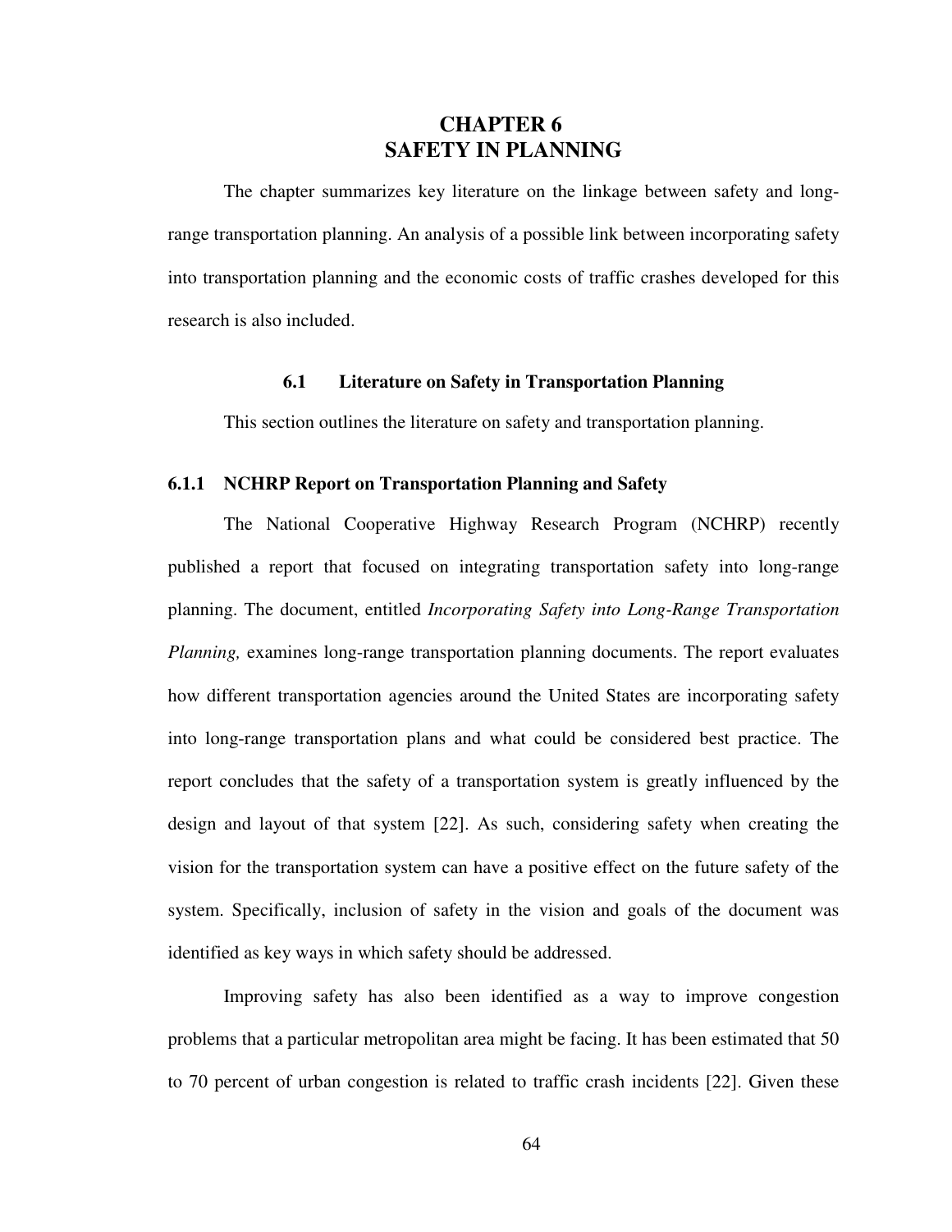# CHAPTER 6
# SAFETY IN PLANNING

The chapter summarizes key literature on the linkage between safety and long-range transportation planning. An analysis of a possible link between incorporating safety into transportation planning and the economic costs of traffic crashes developed for this research is also included.

## 6.1 Literature on Safety in Transportation Planning

This section outlines the literature on safety and transportation planning.

### 6.1.1 NCHRP Report on Transportation Planning and Safety

The National Cooperative Highway Research Program (NCHRP) recently published a report that focused on integrating transportation safety into long-range planning. The document, entitled *Incorporating Safety into Long-Range Transportation Planning,* examines long-range transportation planning documents. The report evaluates how different transportation agencies around the United States are incorporating safety into long-range transportation plans and what could be considered best practice. The report concludes that the safety of a transportation system is greatly influenced by the design and layout of that system [22]. As such, considering safety when creating the vision for the transportation system can have a positive effect on the future safety of the system. Specifically, inclusion of safety in the vision and goals of the document was identified as key ways in which safety should be addressed.

Improving safety has also been identified as a way to improve congestion problems that a particular metropolitan area might be facing. It has been estimated that 50 to 70 percent of urban congestion is related to traffic crash incidents [22]. Given these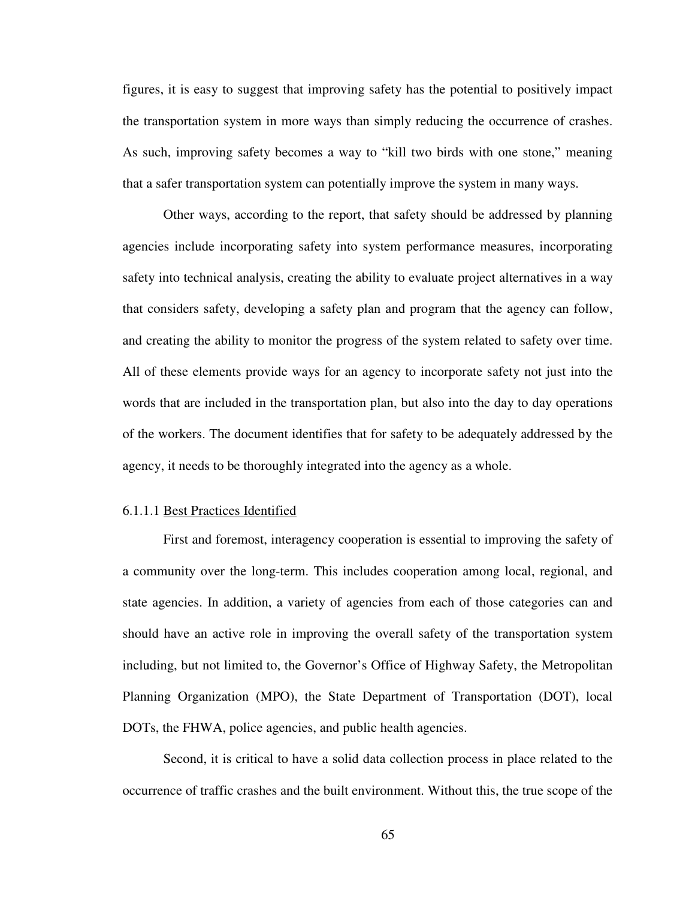figures, it is easy to suggest that improving safety has the potential to positively impact the transportation system in more ways than simply reducing the occurrence of crashes. As such, improving safety becomes a way to "kill two birds with one stone," meaning that a safer transportation system can potentially improve the system in many ways.

Other ways, according to the report, that safety should be addressed by planning agencies include incorporating safety into system performance measures, incorporating safety into technical analysis, creating the ability to evaluate project alternatives in a way that considers safety, developing a safety plan and program that the agency can follow, and creating the ability to monitor the progress of the system related to safety over time. All of these elements provide ways for an agency to incorporate safety not just into the words that are included in the transportation plan, but also into the day to day operations of the workers. The document identifies that for safety to be adequately addressed by the agency, it needs to be thoroughly integrated into the agency as a whole.

#### 6.1.1.1 Best Practices Identified

First and foremost, interagency cooperation is essential to improving the safety of a community over the long-term. This includes cooperation among local, regional, and state agencies. In addition, a variety of agencies from each of those categories can and should have an active role in improving the overall safety of the transportation system including, but not limited to, the Governor's Office of Highway Safety, the Metropolitan Planning Organization (MPO), the State Department of Transportation (DOT), local DOTs, the FHWA, police agencies, and public health agencies.

Second, it is critical to have a solid data collection process in place related to the occurrence of traffic crashes and the built environment. Without this, the true scope of the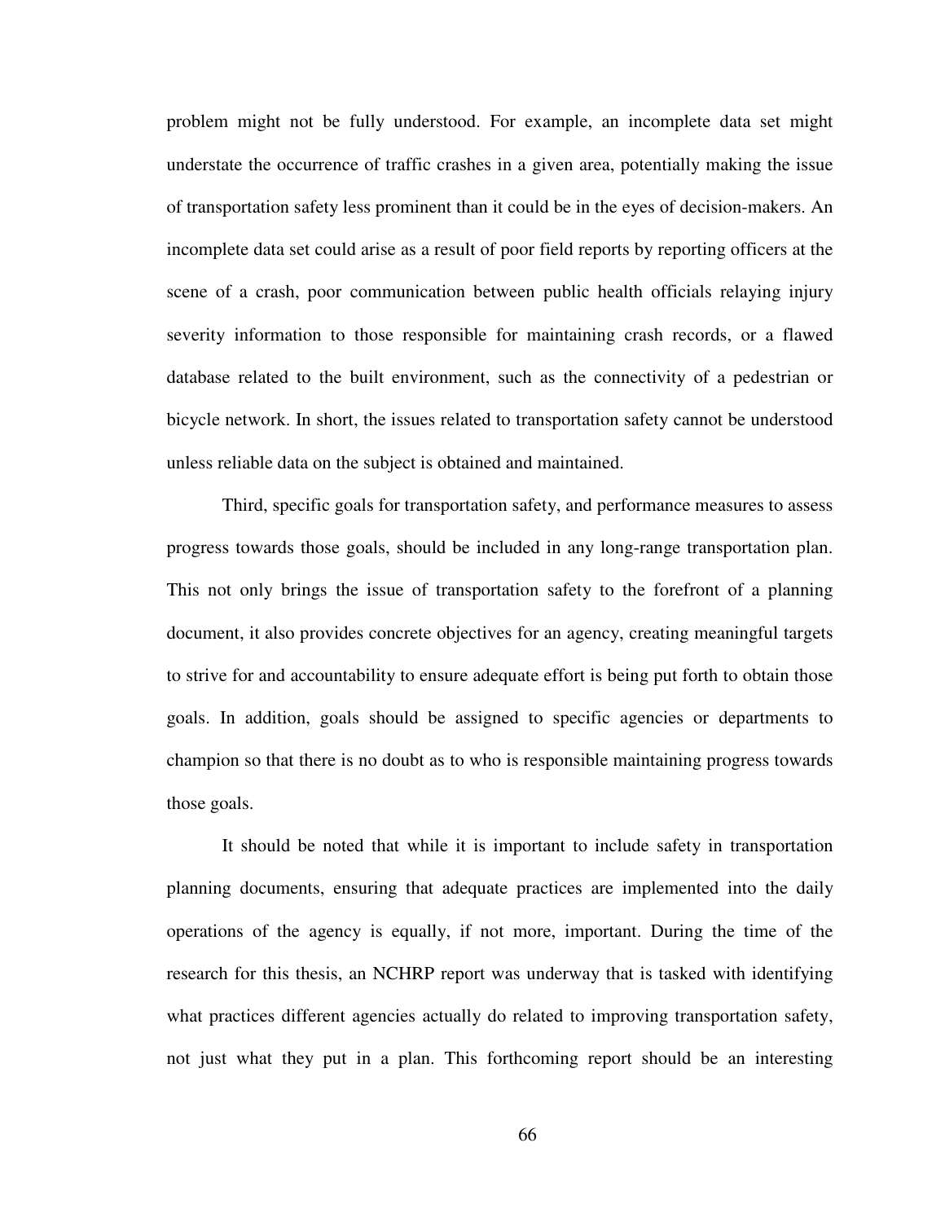problem might not be fully understood. For example, an incomplete data set might understate the occurrence of traffic crashes in a given area, potentially making the issue of transportation safety less prominent than it could be in the eyes of decision-makers. An incomplete data set could arise as a result of poor field reports by reporting officers at the scene of a crash, poor communication between public health officials relaying injury severity information to those responsible for maintaining crash records, or a flawed database related to the built environment, such as the connectivity of a pedestrian or bicycle network. In short, the issues related to transportation safety cannot be understood unless reliable data on the subject is obtained and maintained.

Third, specific goals for transportation safety, and performance measures to assess progress towards those goals, should be included in any long-range transportation plan. This not only brings the issue of transportation safety to the forefront of a planning document, it also provides concrete objectives for an agency, creating meaningful targets to strive for and accountability to ensure adequate effort is being put forth to obtain those goals. In addition, goals should be assigned to specific agencies or departments to champion so that there is no doubt as to who is responsible maintaining progress towards those goals.

It should be noted that while it is important to include safety in transportation planning documents, ensuring that adequate practices are implemented into the daily operations of the agency is equally, if not more, important. During the time of the research for this thesis, an NCHRP report was underway that is tasked with identifying what practices different agencies actually do related to improving transportation safety, not just what they put in a plan. This forthcoming report should be an interesting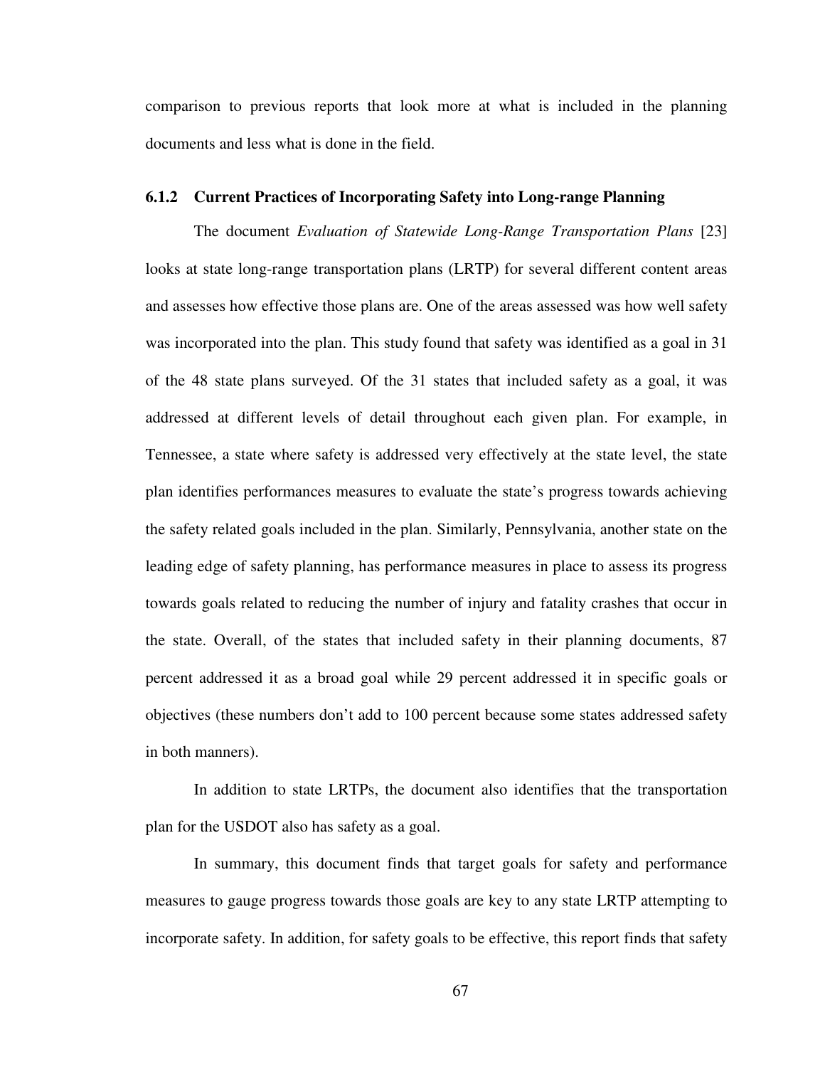comparison to previous reports that look more at what is included in the planning documents and less what is done in the field.

### 6.1.2 Current Practices of Incorporating Safety into Long-range Planning

The document *Evaluation of Statewide Long-Range Transportation Plans* [23] looks at state long-range transportation plans (LRTP) for several different content areas and assesses how effective those plans are. One of the areas assessed was how well safety was incorporated into the plan. This study found that safety was identified as a goal in 31 of the 48 state plans surveyed. Of the 31 states that included safety as a goal, it was addressed at different levels of detail throughout each given plan. For example, in Tennessee, a state where safety is addressed very effectively at the state level, the state plan identifies performances measures to evaluate the state's progress towards achieving the safety related goals included in the plan. Similarly, Pennsylvania, another state on the leading edge of safety planning, has performance measures in place to assess its progress towards goals related to reducing the number of injury and fatality crashes that occur in the state. Overall, of the states that included safety in their planning documents, 87 percent addressed it as a broad goal while 29 percent addressed it in specific goals or objectives (these numbers don't add to 100 percent because some states addressed safety in both manners).

In addition to state LRTPs, the document also identifies that the transportation plan for the USDOT also has safety as a goal.

In summary, this document finds that target goals for safety and performance measures to gauge progress towards those goals are key to any state LRTP attempting to incorporate safety. In addition, for safety goals to be effective, this report finds that safety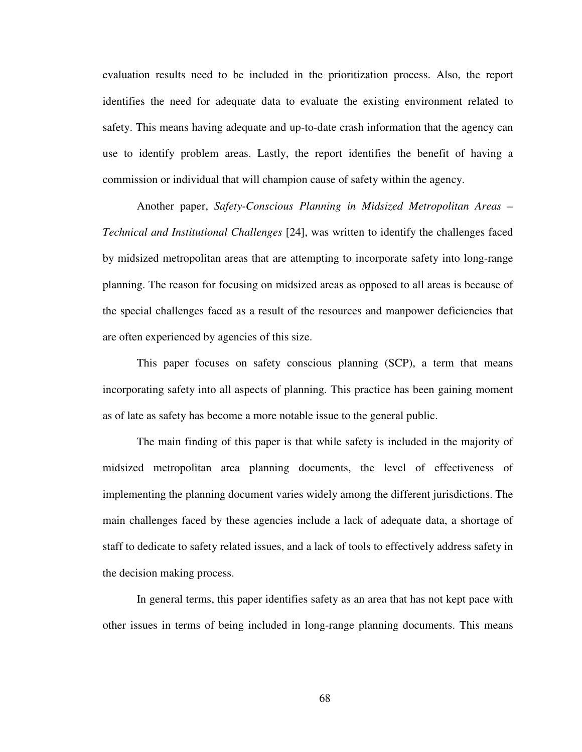evaluation results need to be included in the prioritization process. Also, the report identifies the need for adequate data to evaluate the existing environment related to safety. This means having adequate and up-to-date crash information that the agency can use to identify problem areas. Lastly, the report identifies the benefit of having a commission or individual that will champion cause of safety within the agency.

Another paper, *Safety-Conscious Planning in Midsized Metropolitan Areas – Technical and Institutional Challenges* [24], was written to identify the challenges faced by midsized metropolitan areas that are attempting to incorporate safety into long-range planning. The reason for focusing on midsized areas as opposed to all areas is because of the special challenges faced as a result of the resources and manpower deficiencies that are often experienced by agencies of this size.

This paper focuses on safety conscious planning (SCP), a term that means incorporating safety into all aspects of planning. This practice has been gaining moment as of late as safety has become a more notable issue to the general public.

The main finding of this paper is that while safety is included in the majority of midsized metropolitan area planning documents, the level of effectiveness of implementing the planning document varies widely among the different jurisdictions. The main challenges faced by these agencies include a lack of adequate data, a shortage of staff to dedicate to safety related issues, and a lack of tools to effectively address safety in the decision making process.

In general terms, this paper identifies safety as an area that has not kept pace with other issues in terms of being included in long-range planning documents. This means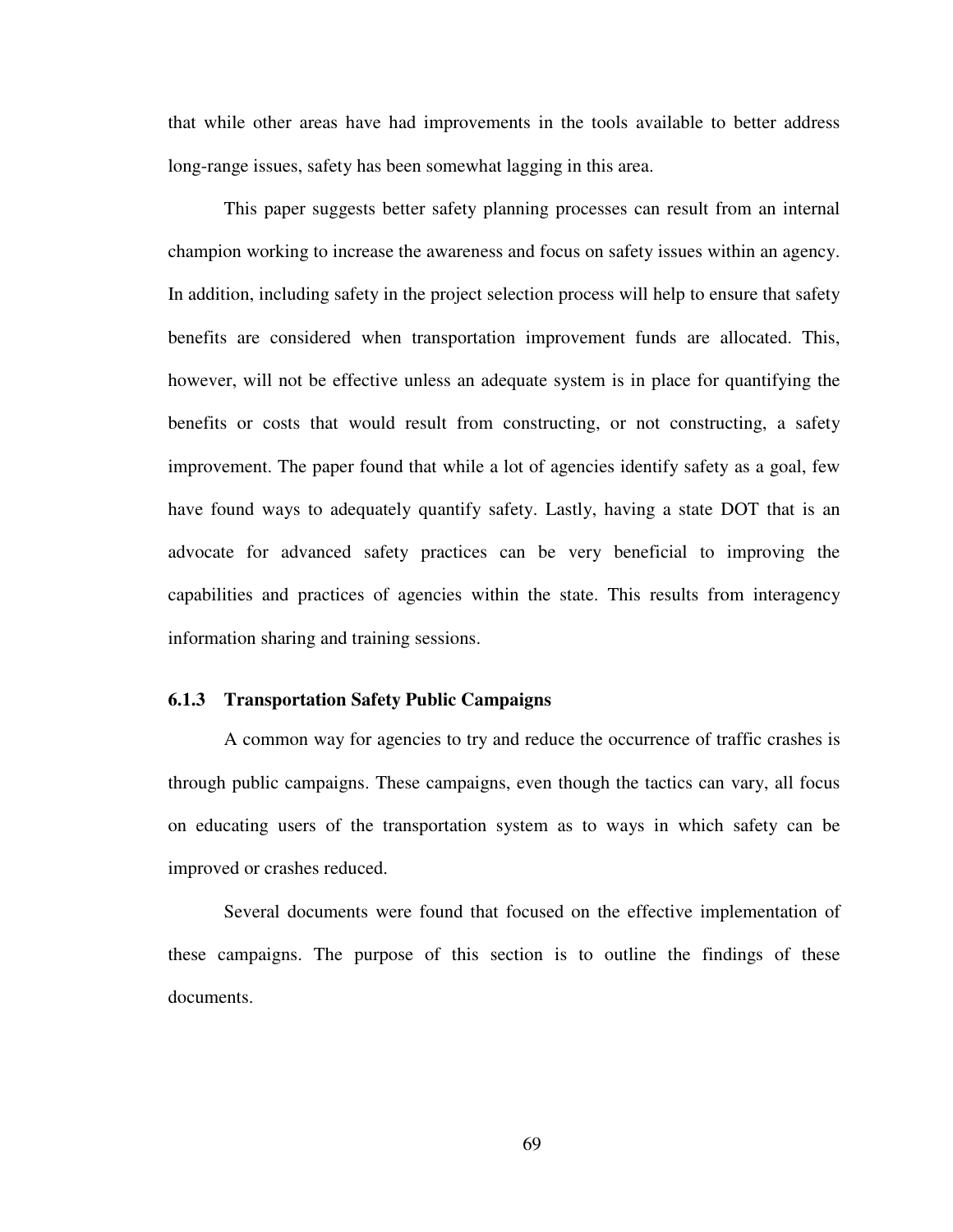that while other areas have had improvements in the tools available to better address long-range issues, safety has been somewhat lagging in this area.

This paper suggests better safety planning processes can result from an internal champion working to increase the awareness and focus on safety issues within an agency. In addition, including safety in the project selection process will help to ensure that safety benefits are considered when transportation improvement funds are allocated. This, however, will not be effective unless an adequate system is in place for quantifying the benefits or costs that would result from constructing, or not constructing, a safety improvement. The paper found that while a lot of agencies identify safety as a goal, few have found ways to adequately quantify safety. Lastly, having a state DOT that is an advocate for advanced safety practices can be very beneficial to improving the capabilities and practices of agencies within the state. This results from interagency information sharing and training sessions.

### 6.1.3 Transportation Safety Public Campaigns

A common way for agencies to try and reduce the occurrence of traffic crashes is through public campaigns. These campaigns, even though the tactics can vary, all focus on educating users of the transportation system as to ways in which safety can be improved or crashes reduced.

Several documents were found that focused on the effective implementation of these campaigns. The purpose of this section is to outline the findings of these documents.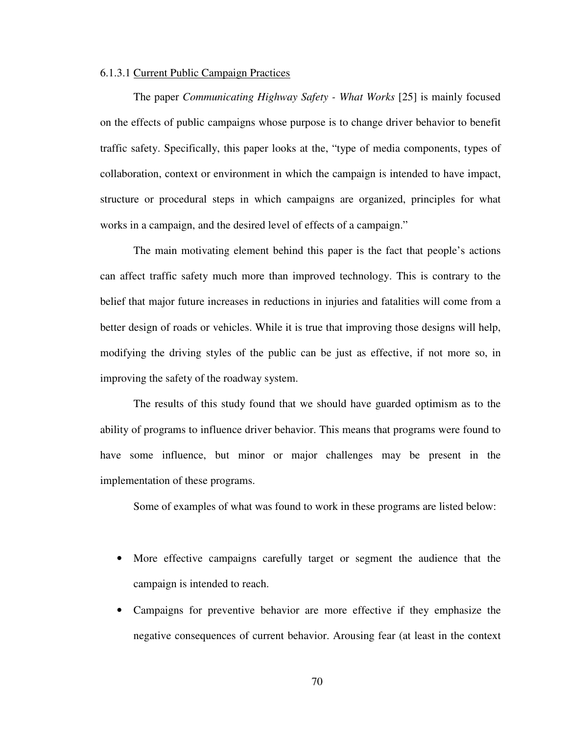#### 6.1.3.1 Current Public Campaign Practices

The paper *Communicating Highway Safety - What Works* [25] is mainly focused on the effects of public campaigns whose purpose is to change driver behavior to benefit traffic safety. Specifically, this paper looks at the, "type of media components, types of collaboration, context or environment in which the campaign is intended to have impact, structure or procedural steps in which campaigns are organized, principles for what works in a campaign, and the desired level of effects of a campaign."

The main motivating element behind this paper is the fact that people's actions can affect traffic safety much more than improved technology. This is contrary to the belief that major future increases in reductions in injuries and fatalities will come from a better design of roads or vehicles. While it is true that improving those designs will help, modifying the driving styles of the public can be just as effective, if not more so, in improving the safety of the roadway system.

The results of this study found that we should have guarded optimism as to the ability of programs to influence driver behavior. This means that programs were found to have some influence, but minor or major challenges may be present in the implementation of these programs.

Some of examples of what was found to work in these programs are listed below:

- More effective campaigns carefully target or segment the audience that the campaign is intended to reach.
- Campaigns for preventive behavior are more effective if they emphasize the negative consequences of current behavior. Arousing fear (at least in the context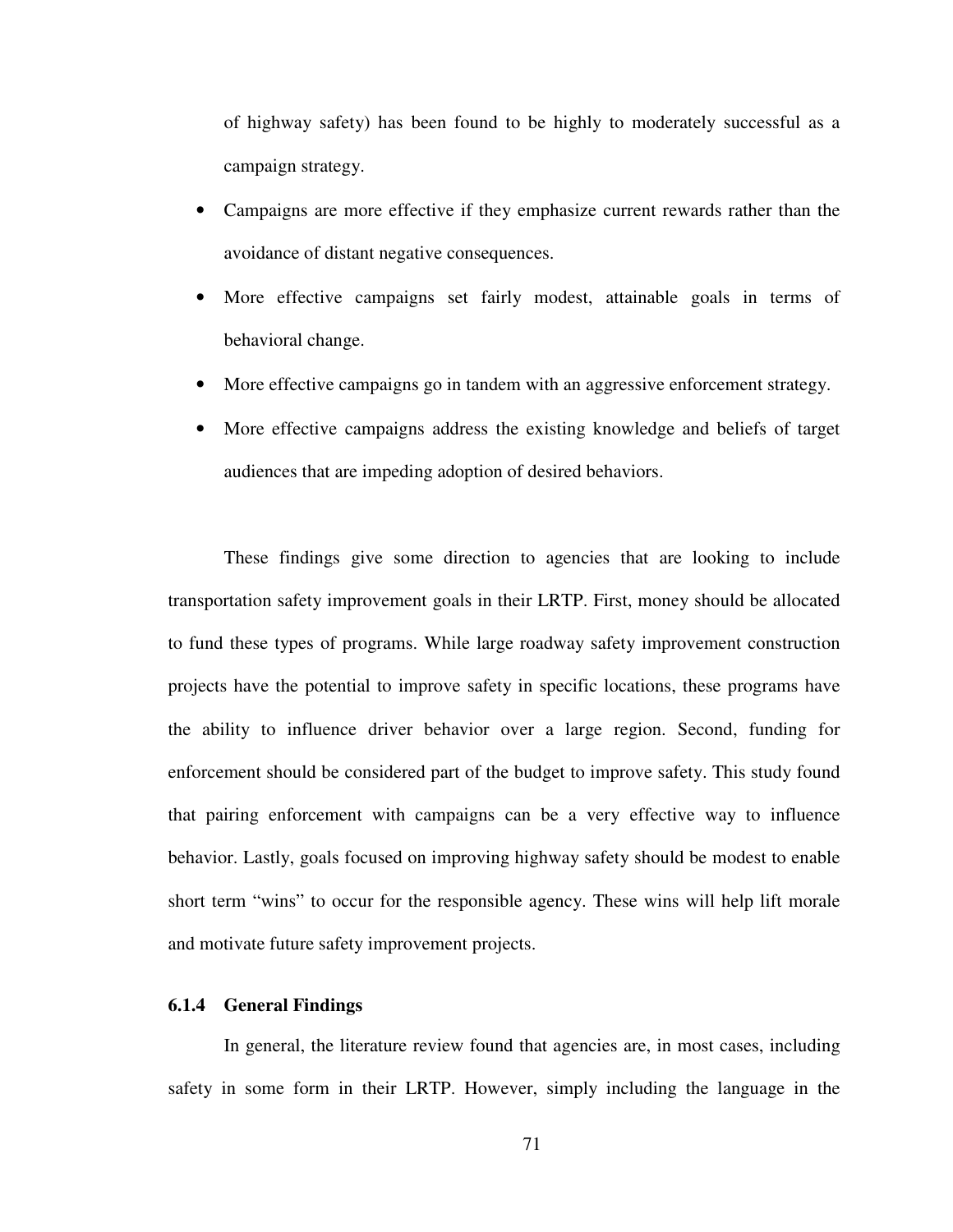of highway safety) has been found to be highly to moderately successful as a campaign strategy.

- Campaigns are more effective if they emphasize current rewards rather than the avoidance of distant negative consequences.
- More effective campaigns set fairly modest, attainable goals in terms of behavioral change.
- More effective campaigns go in tandem with an aggressive enforcement strategy.
- More effective campaigns address the existing knowledge and beliefs of target audiences that are impeding adoption of desired behaviors.

These findings give some direction to agencies that are looking to include transportation safety improvement goals in their LRTP. First, money should be allocated to fund these types of programs. While large roadway safety improvement construction projects have the potential to improve safety in specific locations, these programs have the ability to influence driver behavior over a large region. Second, funding for enforcement should be considered part of the budget to improve safety. This study found that pairing enforcement with campaigns can be a very effective way to influence behavior. Lastly, goals focused on improving highway safety should be modest to enable short term "wins" to occur for the responsible agency. These wins will help lift morale and motivate future safety improvement projects.

### 6.1.4 General Findings

In general, the literature review found that agencies are, in most cases, including safety in some form in their LRTP. However, simply including the language in the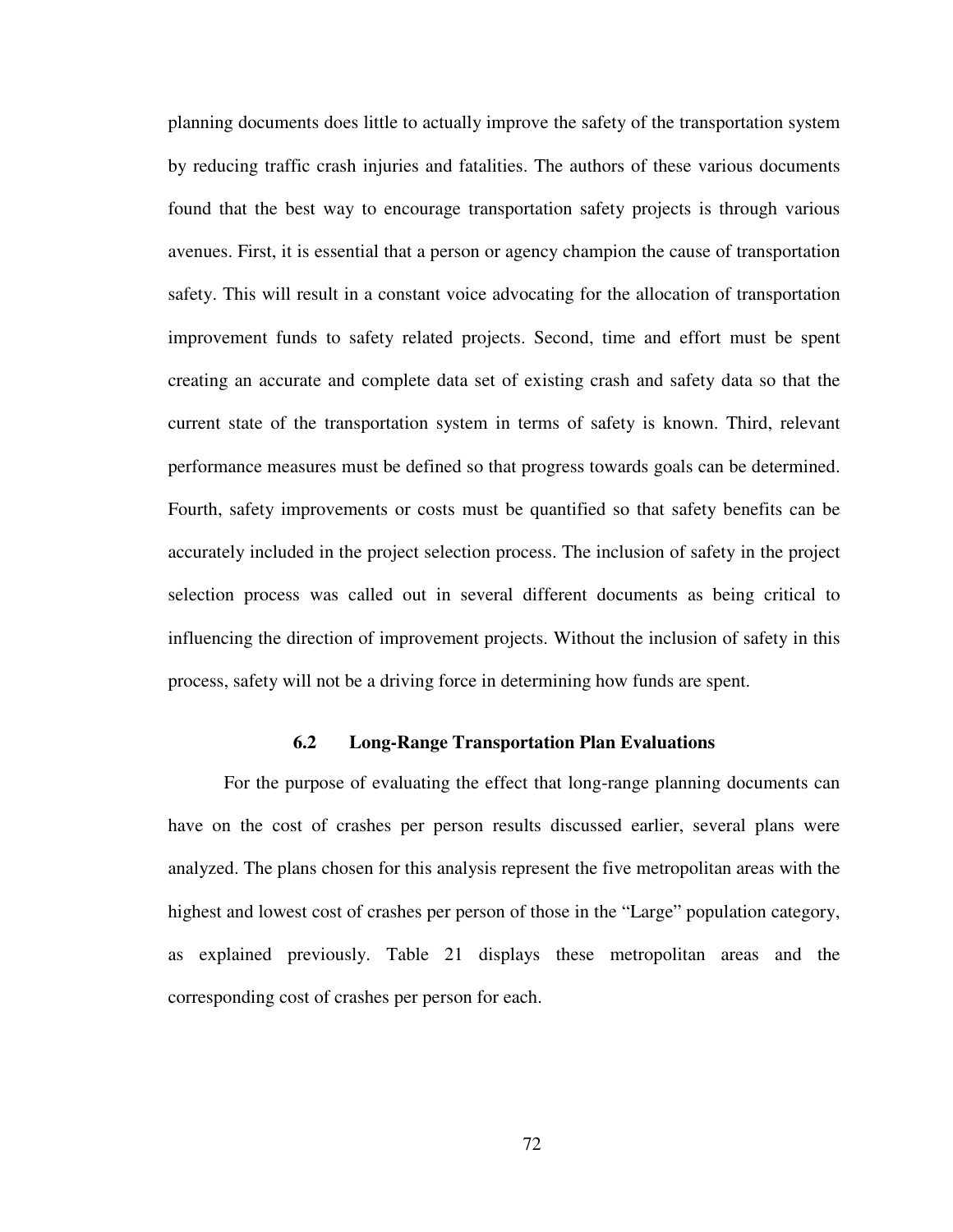planning documents does little to actually improve the safety of the transportation system by reducing traffic crash injuries and fatalities. The authors of these various documents found that the best way to encourage transportation safety projects is through various avenues. First, it is essential that a person or agency champion the cause of transportation safety. This will result in a constant voice advocating for the allocation of transportation improvement funds to safety related projects. Second, time and effort must be spent creating an accurate and complete data set of existing crash and safety data so that the current state of the transportation system in terms of safety is known. Third, relevant performance measures must be defined so that progress towards goals can be determined. Fourth, safety improvements or costs must be quantified so that safety benefits can be accurately included in the project selection process. The inclusion of safety in the project selection process was called out in several different documents as being critical to influencing the direction of improvement projects. Without the inclusion of safety in this process, safety will not be a driving force in determining how funds are spent.

### 6.2 Long-Range Transportation Plan Evaluations

For the purpose of evaluating the effect that long-range planning documents can have on the cost of crashes per person results discussed earlier, several plans were analyzed. The plans chosen for this analysis represent the five metropolitan areas with the highest and lowest cost of crashes per person of those in the "Large" population category, as explained previously. Table 21 displays these metropolitan areas and the corresponding cost of crashes per person for each.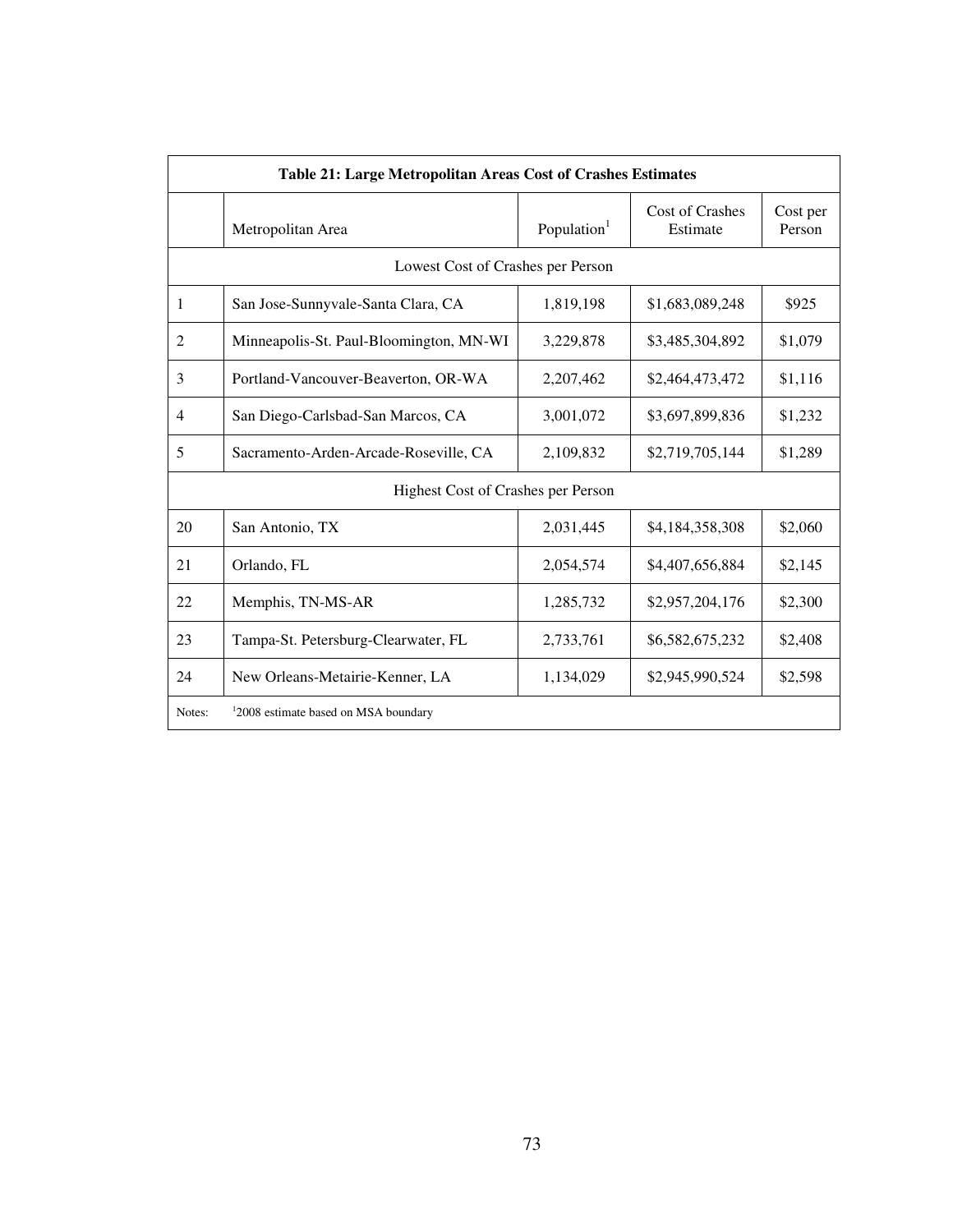**Table 21: Large Metropolitan Areas Cost of Crashes Estimates**

| | Metropolitan Area | Population[1] | Cost of Crashes Estimate | Cost per Person |
|---|---|---|---|---|
| | Lowest Cost of Crashes per Person | | | |
| 1 | San Jose-Sunnyvale-Santa Clara, CA | 1,819,198 | $1,683,089,248 | $925 |
| 2 | Minneapolis-St. Paul-Bloomington, MN-WI | 3,229,878 | $3,485,304,892 | $1,079 |
| 3 | Portland-Vancouver-Beaverton, OR-WA | 2,207,462 | $2,464,473,472 | $1,116 |
| 4 | San Diego-Carlsbad-San Marcos, CA | 3,001,072 | $3,697,899,836 | $1,232 |
| 5 | Sacramento-Arden-Arcade-Roseville, CA | 2,109,832 | $2,719,705,144 | $1,289 |
| | Highest Cost of Crashes per Person | | | |
| 20 | San Antonio, TX | 2,031,445 | $4,184,358,308 | $2,060 |
| 21 | Orlando, FL | 2,054,574 | $4,407,656,884 | $2,145 |
| 22 | Memphis, TN-MS-AR | 1,285,732 | $2,957,204,176 | $2,300 |
| 23 | Tampa-St. Petersburg-Clearwater, FL | 2,733,761 | $6,582,675,232 | $2,408 |
| 24 | New Orleans-Metairie-Kenner, LA | 1,134,029 | $2,945,990,524 | $2,598 |
| Notes: | [1]2008 estimate based on MSA boundary | | | |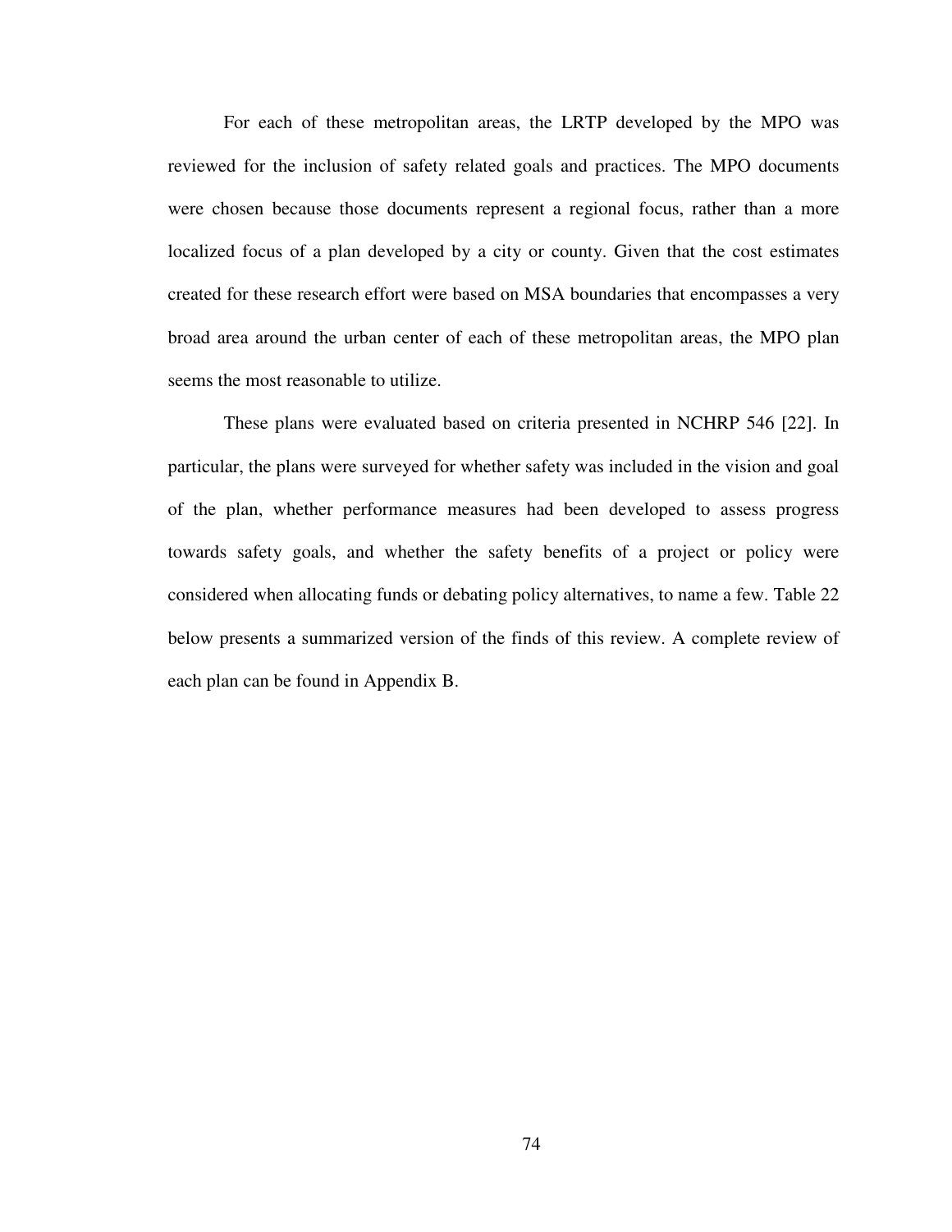For each of these metropolitan areas, the LRTP developed by the MPO was reviewed for the inclusion of safety related goals and practices. The MPO documents were chosen because those documents represent a regional focus, rather than a more localized focus of a plan developed by a city or county. Given that the cost estimates created for these research effort were based on MSA boundaries that encompasses a very broad area around the urban center of each of these metropolitan areas, the MPO plan seems the most reasonable to utilize.

These plans were evaluated based on criteria presented in NCHRP 546 [22]. In particular, the plans were surveyed for whether safety was included in the vision and goal of the plan, whether performance measures had been developed to assess progress towards safety goals, and whether the safety benefits of a project or policy were considered when allocating funds or debating policy alternatives, to name a few. Table 22 below presents a summarized version of the finds of this review. A complete review of each plan can be found in Appendix B.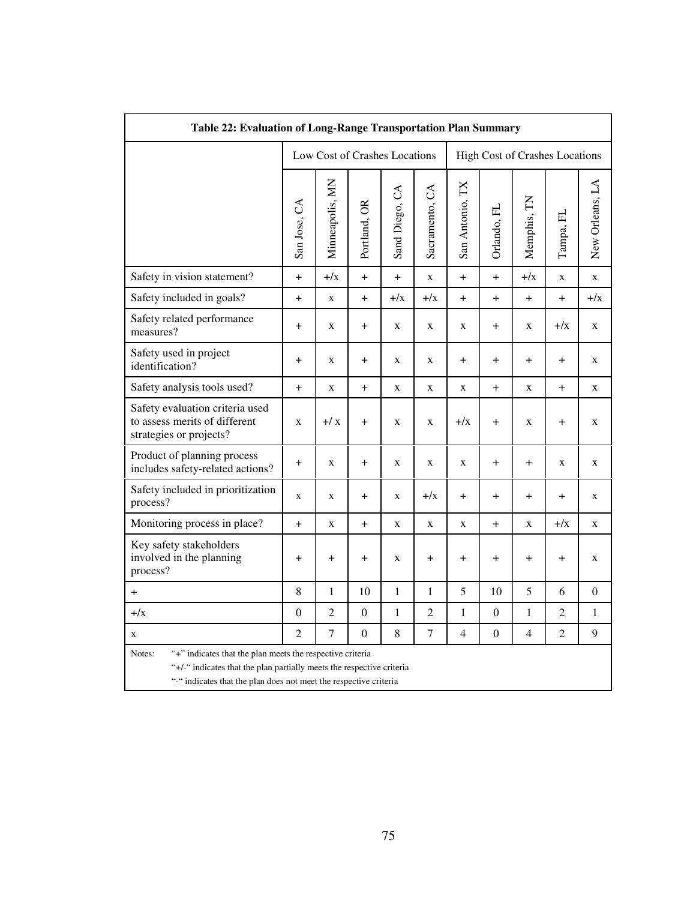**Table 22: Evaluation of Long-Range Transportation Plan Summary**

| | Low Cost of Crashes Locations | | | | | High Cost of Crashes Locations | | | | |
|---|---|---|---|---|---|---|---|---|---|---|
| | San Jose, CA | Minneapolis, MN | Portland, OR | Sand Diego, CA | Sacramento, CA | San Antonio, TX | Orlando, FL | Memphis, TN | Tampa, FL | New Orleans, LA |
| Safety in vision statement? | + | +/x | + | + | x | + | + | +/x | x | x |
| Safety included in goals? | + | x | + | +/x | +/x | + | + | + | + | +/x |
| Safety related performance measures? | + | x | + | x | x | x | + | x | +/x | x |
| Safety used in project identification? | + | x | + | x | x | + | + | + | + | x |
| Safety analysis tools used? | + | x | + | x | x | x | + | x | + | x |
| Safety evaluation criteria used to assess merits of different strategies or projects? | x | +/ x | + | x | x | +/x | + | x | + | x |
| Product of planning process includes safety-related actions? | + | x | + | x | x | x | + | + | x | x |
| Safety included in prioritization process? | x | x | + | x | +/x | + | + | + | + | x |
| Monitoring process in place? | + | x | + | x | x | x | + | x | +/x | x |
| Key safety stakeholders involved in the planning process? | + | + | + | x | + | + | + | + | + | x |
| + | 8 | 1 | 10 | 1 | 1 | 5 | 10 | 5 | 6 | 0 |
| +/x | 0 | 2 | 0 | 1 | 2 | 1 | 0 | 1 | 2 | 1 |
| x | 2 | 7 | 0 | 8 | 7 | 4 | 0 | 4 | 2 | 9 |

Notes: "+" indicates that the plan meets the respective criteria
"+/-" indicates that the plan partially meets the respective criteria
"-" indicates that the plan does not meet the respective criteria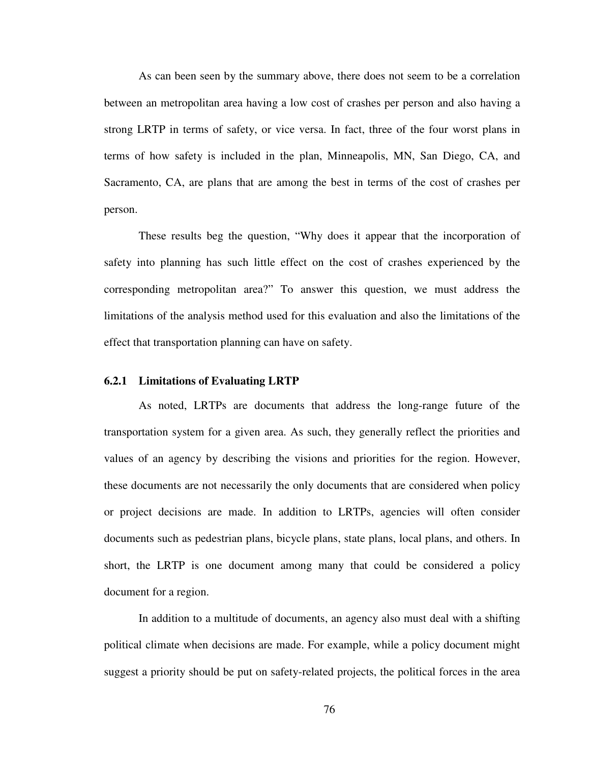As can been seen by the summary above, there does not seem to be a correlation between an metropolitan area having a low cost of crashes per person and also having a strong LRTP in terms of safety, or vice versa. In fact, three of the four worst plans in terms of how safety is included in the plan, Minneapolis, MN, San Diego, CA, and Sacramento, CA, are plans that are among the best in terms of the cost of crashes per person.

These results beg the question, "Why does it appear that the incorporation of safety into planning has such little effect on the cost of crashes experienced by the corresponding metropolitan area?" To answer this question, we must address the limitations of the analysis method used for this evaluation and also the limitations of the effect that transportation planning can have on safety.

### 6.2.1 Limitations of Evaluating LRTP

As noted, LRTPs are documents that address the long-range future of the transportation system for a given area. As such, they generally reflect the priorities and values of an agency by describing the visions and priorities for the region. However, these documents are not necessarily the only documents that are considered when policy or project decisions are made. In addition to LRTPs, agencies will often consider documents such as pedestrian plans, bicycle plans, state plans, local plans, and others. In short, the LRTP is one document among many that could be considered a policy document for a region.

In addition to a multitude of documents, an agency also must deal with a shifting political climate when decisions are made. For example, while a policy document might suggest a priority should be put on safety-related projects, the political forces in the area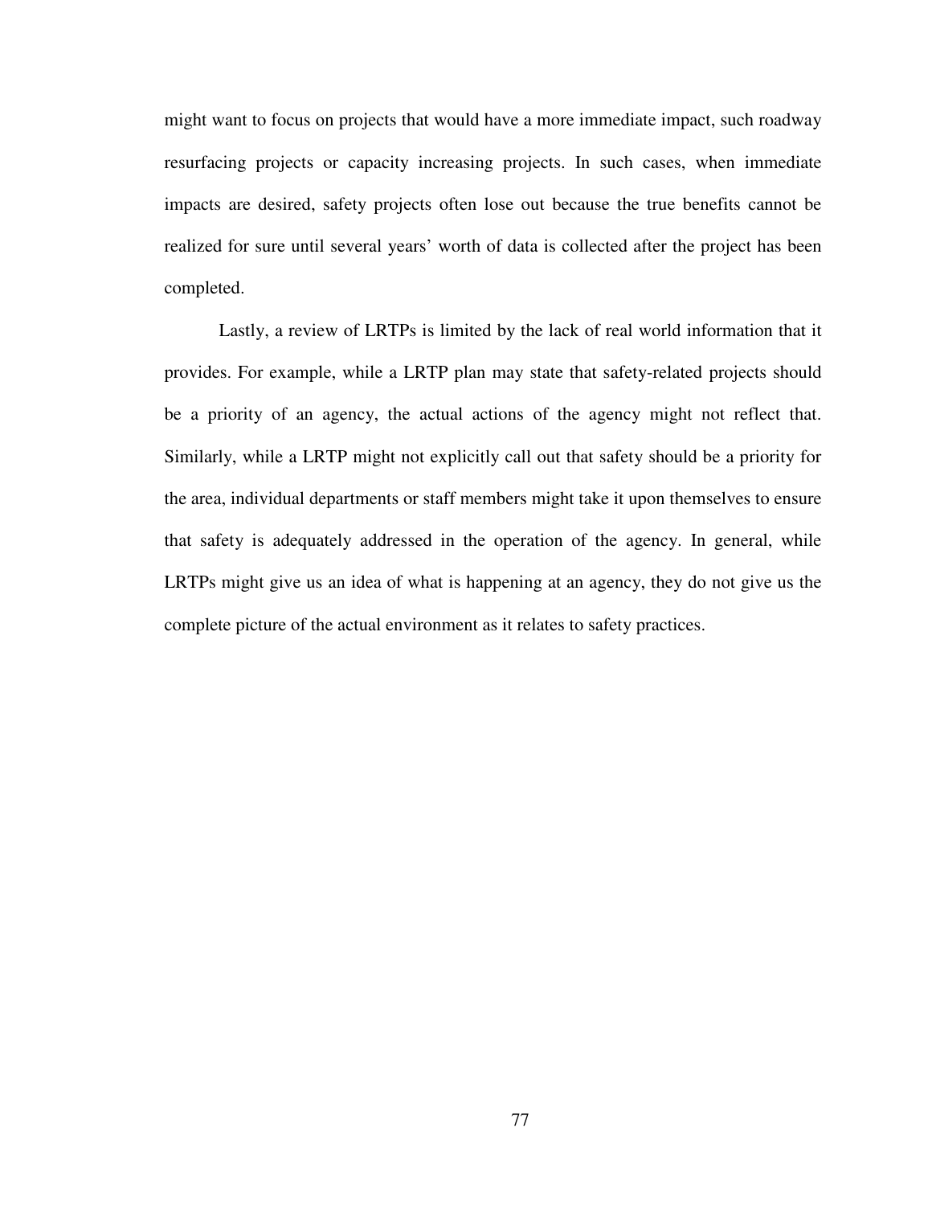might want to focus on projects that would have a more immediate impact, such roadway resurfacing projects or capacity increasing projects. In such cases, when immediate impacts are desired, safety projects often lose out because the true benefits cannot be realized for sure until several years' worth of data is collected after the project has been completed.

Lastly, a review of LRTPs is limited by the lack of real world information that it provides. For example, while a LRTP plan may state that safety-related projects should be a priority of an agency, the actual actions of the agency might not reflect that. Similarly, while a LRTP might not explicitly call out that safety should be a priority for the area, individual departments or staff members might take it upon themselves to ensure that safety is adequately addressed in the operation of the agency. In general, while LRTPs might give us an idea of what is happening at an agency, they do not give us the complete picture of the actual environment as it relates to safety practices.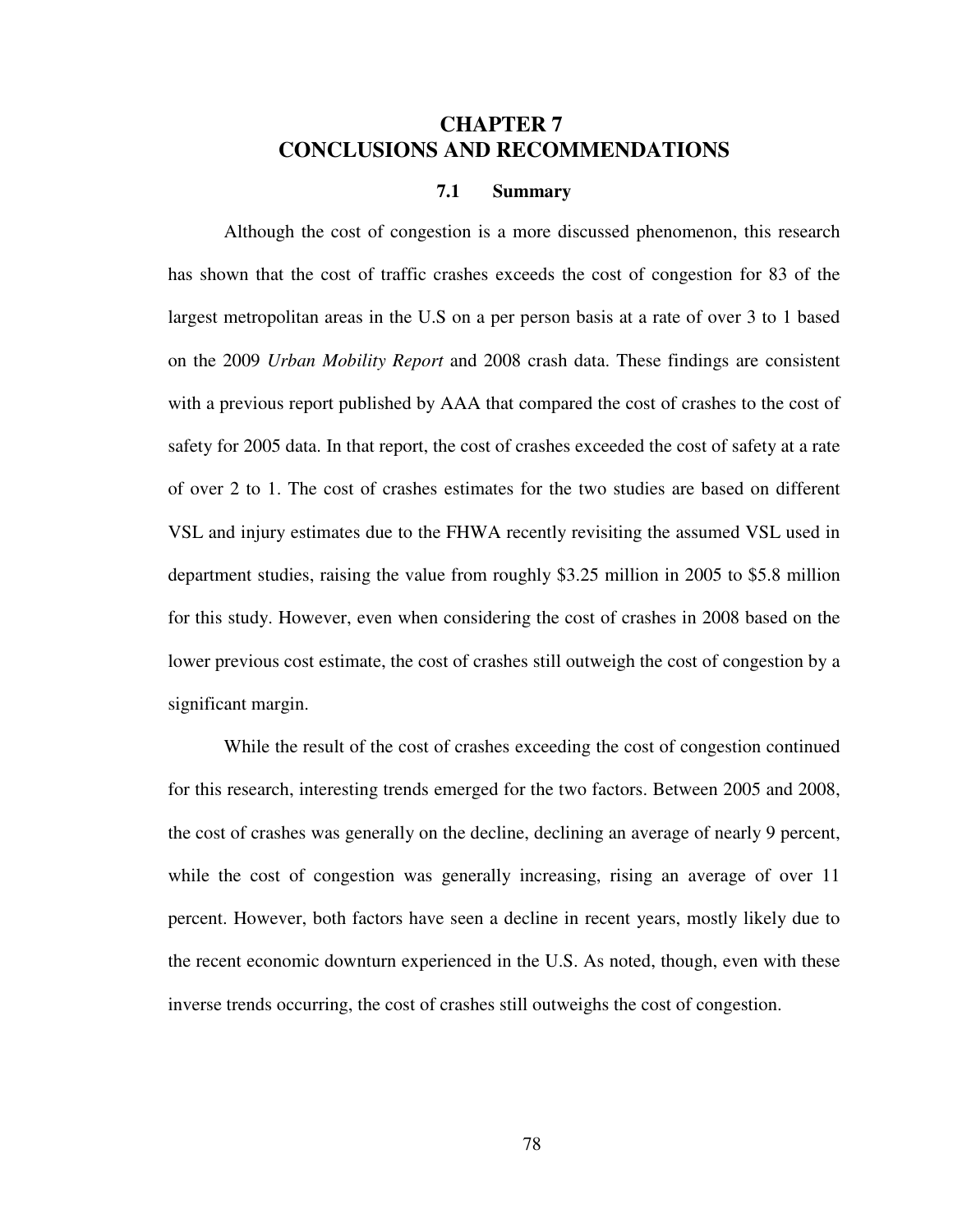# CHAPTER 7
# CONCLUSIONS AND RECOMMENDATIONS

## 7.1 Summary

Although the cost of congestion is a more discussed phenomenon, this research has shown that the cost of traffic crashes exceeds the cost of congestion for 83 of the largest metropolitan areas in the U.S on a per person basis at a rate of over 3 to 1 based on the 2009 *Urban Mobility Report* and 2008 crash data. These findings are consistent with a previous report published by AAA that compared the cost of crashes to the cost of safety for 2005 data. In that report, the cost of crashes exceeded the cost of safety at a rate of over 2 to 1. The cost of crashes estimates for the two studies are based on different VSL and injury estimates due to the FHWA recently revisiting the assumed VSL used in department studies, raising the value from roughly \$3.25 million in 2005 to \$5.8 million for this study. However, even when considering the cost of crashes in 2008 based on the lower previous cost estimate, the cost of crashes still outweigh the cost of congestion by a significant margin.

While the result of the cost of crashes exceeding the cost of congestion continued for this research, interesting trends emerged for the two factors. Between 2005 and 2008, the cost of crashes was generally on the decline, declining an average of nearly 9 percent, while the cost of congestion was generally increasing, rising an average of over 11 percent. However, both factors have seen a decline in recent years, mostly likely due to the recent economic downturn experienced in the U.S. As noted, though, even with these inverse trends occurring, the cost of crashes still outweighs the cost of congestion.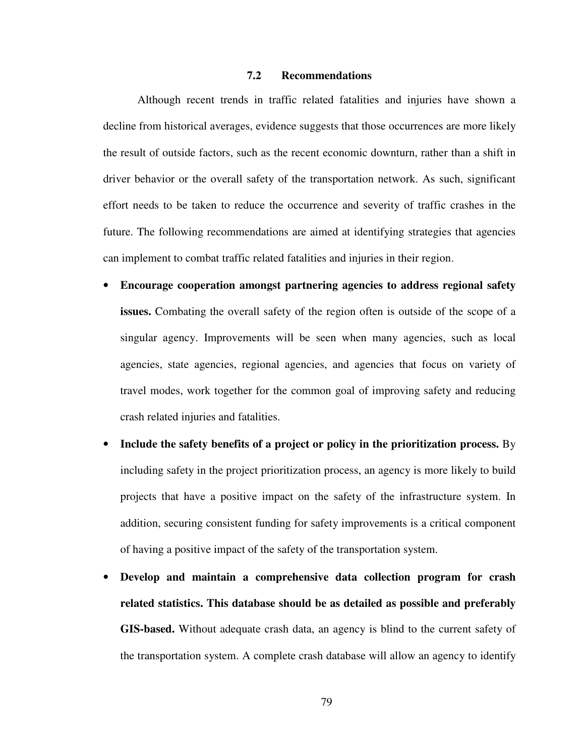## 7.2 Recommendations

Although recent trends in traffic related fatalities and injuries have shown a decline from historical averages, evidence suggests that those occurrences are more likely the result of outside factors, such as the recent economic downturn, rather than a shift in driver behavior or the overall safety of the transportation network. As such, significant effort needs to be taken to reduce the occurrence and severity of traffic crashes in the future. The following recommendations are aimed at identifying strategies that agencies can implement to combat traffic related fatalities and injuries in their region.

- **Encourage cooperation amongst partnering agencies to address regional safety issues.** Combating the overall safety of the region often is outside of the scope of a singular agency. Improvements will be seen when many agencies, such as local agencies, state agencies, regional agencies, and agencies that focus on variety of travel modes, work together for the common goal of improving safety and reducing crash related injuries and fatalities.
- **Include the safety benefits of a project or policy in the prioritization process.** By including safety in the project prioritization process, an agency is more likely to build projects that have a positive impact on the safety of the infrastructure system. In addition, securing consistent funding for safety improvements is a critical component of having a positive impact of the safety of the transportation system.
- **Develop and maintain a comprehensive data collection program for crash related statistics. This database should be as detailed as possible and preferably GIS-based.** Without adequate crash data, an agency is blind to the current safety of the transportation system. A complete crash database will allow an agency to identify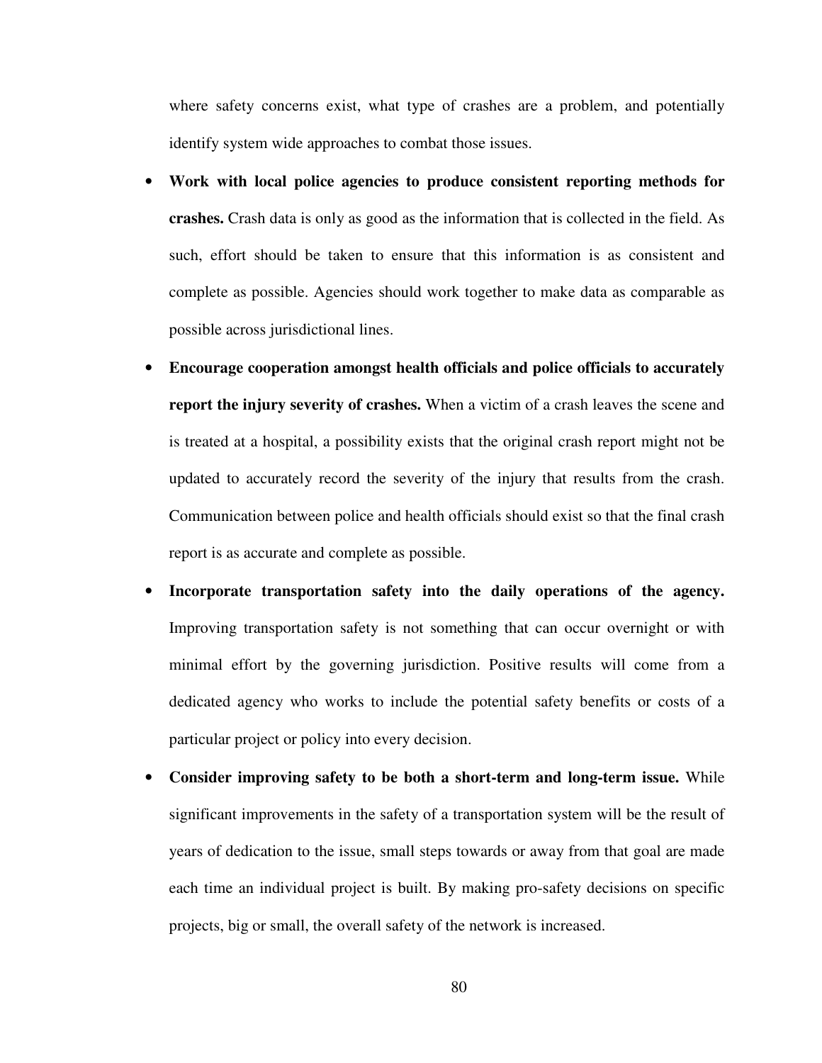where safety concerns exist, what type of crashes are a problem, and potentially identify system wide approaches to combat those issues.

- **Work with local police agencies to produce consistent reporting methods for crashes.** Crash data is only as good as the information that is collected in the field. As such, effort should be taken to ensure that this information is as consistent and complete as possible. Agencies should work together to make data as comparable as possible across jurisdictional lines.
- **Encourage cooperation amongst health officials and police officials to accurately report the injury severity of crashes.** When a victim of a crash leaves the scene and is treated at a hospital, a possibility exists that the original crash report might not be updated to accurately record the severity of the injury that results from the crash. Communication between police and health officials should exist so that the final crash report is as accurate and complete as possible.
- **Incorporate transportation safety into the daily operations of the agency.** Improving transportation safety is not something that can occur overnight or with minimal effort by the governing jurisdiction. Positive results will come from a dedicated agency who works to include the potential safety benefits or costs of a particular project or policy into every decision.
- **Consider improving safety to be both a short-term and long-term issue.** While significant improvements in the safety of a transportation system will be the result of years of dedication to the issue, small steps towards or away from that goal are made each time an individual project is built. By making pro-safety decisions on specific projects, big or small, the overall safety of the network is increased.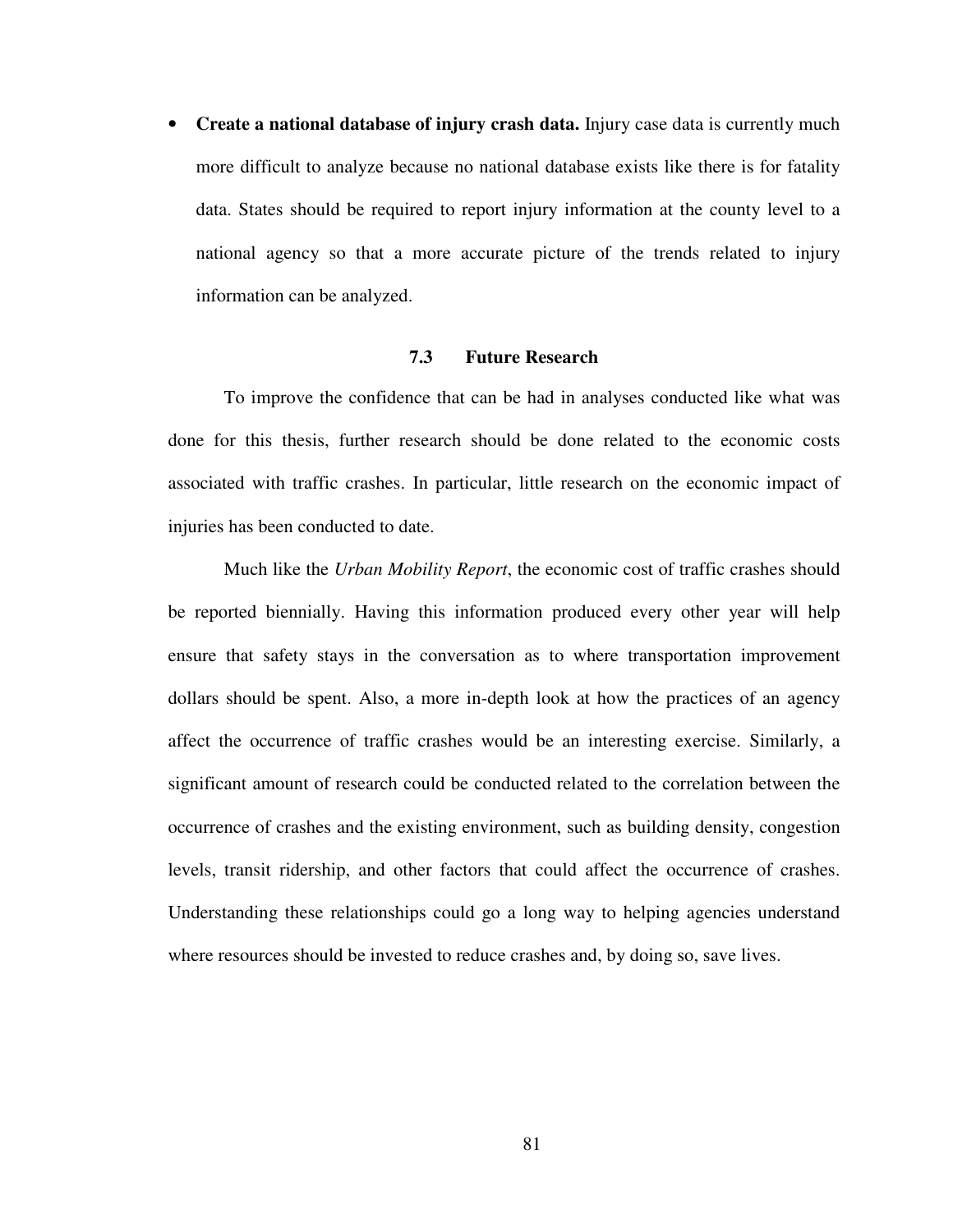- **Create a national database of injury crash data.** Injury case data is currently much more difficult to analyze because no national database exists like there is for fatality data. States should be required to report injury information at the county level to a national agency so that a more accurate picture of the trends related to injury information can be analyzed.

### 7.3 Future Research

To improve the confidence that can be had in analyses conducted like what was done for this thesis, further research should be done related to the economic costs associated with traffic crashes. In particular, little research on the economic impact of injuries has been conducted to date.

Much like the *Urban Mobility Report*, the economic cost of traffic crashes should be reported biennially. Having this information produced every other year will help ensure that safety stays in the conversation as to where transportation improvement dollars should be spent. Also, a more in-depth look at how the practices of an agency affect the occurrence of traffic crashes would be an interesting exercise. Similarly, a significant amount of research could be conducted related to the correlation between the occurrence of crashes and the existing environment, such as building density, congestion levels, transit ridership, and other factors that could affect the occurrence of crashes. Understanding these relationships could go a long way to helping agencies understand where resources should be invested to reduce crashes and, by doing so, save lives.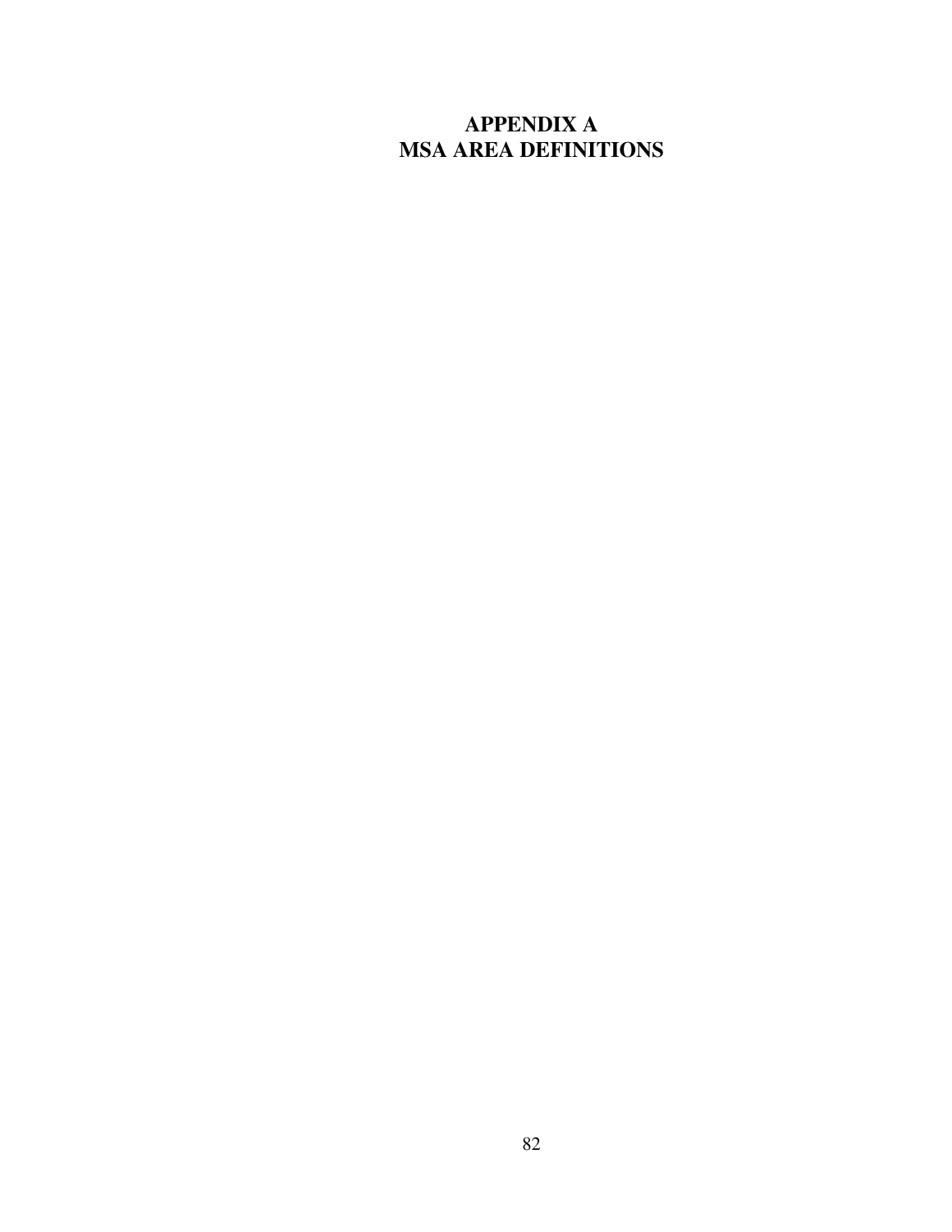# APPENDIX A
# MSA AREA DEFINITIONS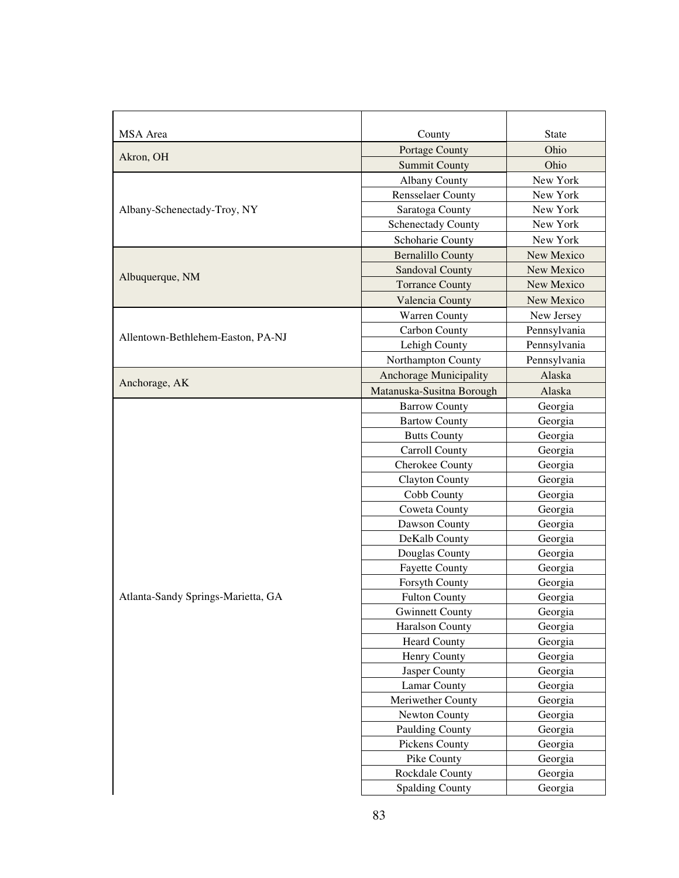| MSA Area | County | State |
|---|---|---|
| Akron, OH | Portage County | Ohio |
| | Summit County | Ohio |
| Albany-Schenectady-Troy, NY | Albany County | New York |
| | Rensselaer County | New York |
| | Saratoga County | New York |
| | Schenectady County | New York |
| | Schoharie County | New York |
| Albuquerque, NM | Bernalillo County | New Mexico |
| | Sandoval County | New Mexico |
| | Torrance County | New Mexico |
| | Valencia County | New Mexico |
| Allentown-Bethlehem-Easton, PA-NJ | Warren County | New Jersey |
| | Carbon County | Pennsylvania |
| | Lehigh County | Pennsylvania |
| | Northampton County | Pennsylvania |
| Anchorage, AK | Anchorage Municipality | Alaska |
| | Matanuska-Susitna Borough | Alaska |
| Atlanta-Sandy Springs-Marietta, GA | Barrow County | Georgia |
| | Bartow County | Georgia |
| | Butts County | Georgia |
| | Carroll County | Georgia |
| | Cherokee County | Georgia |
| | Clayton County | Georgia |
| | Cobb County | Georgia |
| | Coweta County | Georgia |
| | Dawson County | Georgia |
| | DeKalb County | Georgia |
| | Douglas County | Georgia |
| | Fayette County | Georgia |
| | Forsyth County | Georgia |
| | Fulton County | Georgia |
| | Gwinnett County | Georgia |
| | Haralson County | Georgia |
| | Heard County | Georgia |
| | Henry County | Georgia |
| | Jasper County | Georgia |
| | Lamar County | Georgia |
| | Meriwether County | Georgia |
| | Newton County | Georgia |
| | Paulding County | Georgia |
| | Pickens County | Georgia |
| | Pike County | Georgia |
| | Rockdale County | Georgia |
| | Spalding County | Georgia |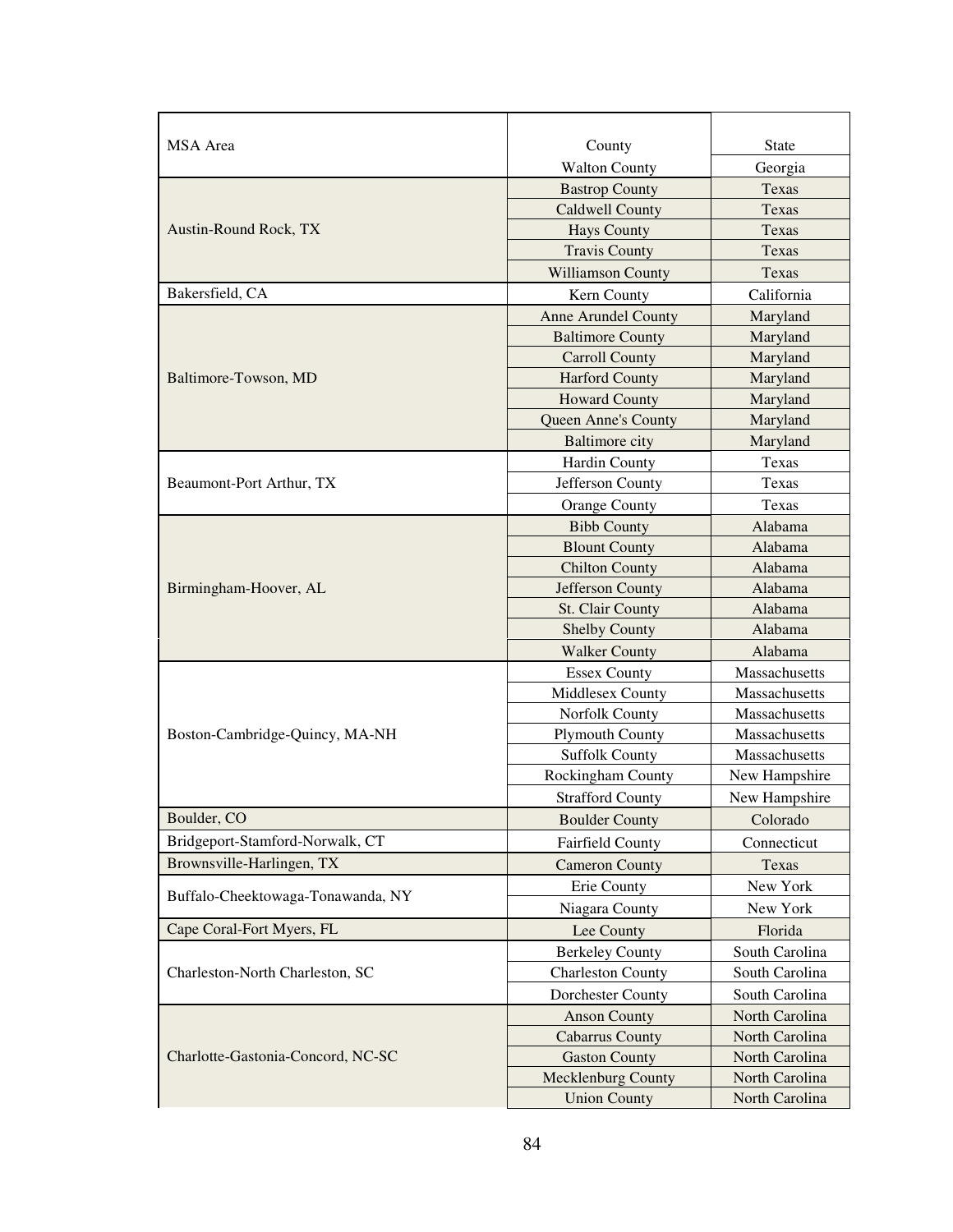| MSA Area | County | State |
|---|---|---|
| | Walton County | Georgia |
| Austin-Round Rock, TX | Bastrop County | Texas |
| | Caldwell County | Texas |
| | Hays County | Texas |
| | Travis County | Texas |
| | Williamson County | Texas |
| Bakersfield, CA | Kern County | California |
| Baltimore-Towson, MD | Anne Arundel County | Maryland |
| | Baltimore County | Maryland |
| | Carroll County | Maryland |
| | Harford County | Maryland |
| | Howard County | Maryland |
| | Queen Anne's County | Maryland |
| | Baltimore city | Maryland |
| Beaumont-Port Arthur, TX | Hardin County | Texas |
| | Jefferson County | Texas |
| | Orange County | Texas |
| Birmingham-Hoover, AL | Bibb County | Alabama |
| | Blount County | Alabama |
| | Chilton County | Alabama |
| | Jefferson County | Alabama |
| | St. Clair County | Alabama |
| | Shelby County | Alabama |
| | Walker County | Alabama |
| Boston-Cambridge-Quincy, MA-NH | Essex County | Massachusetts |
| | Middlesex County | Massachusetts |
| | Norfolk County | Massachusetts |
| | Plymouth County | Massachusetts |
| | Suffolk County | Massachusetts |
| | Rockingham County | New Hampshire |
| | Strafford County | New Hampshire |
| Boulder, CO | Boulder County | Colorado |
| Bridgeport-Stamford-Norwalk, CT | Fairfield County | Connecticut |
| Brownsville-Harlingen, TX | Cameron County | Texas |
| Buffalo-Cheektowaga-Tonawanda, NY | Erie County | New York |
| | Niagara County | New York |
| Cape Coral-Fort Myers, FL | Lee County | Florida |
| Charleston-North Charleston, SC | Berkeley County | South Carolina |
| | Charleston County | South Carolina |
| | Dorchester County | South Carolina |
| Charlotte-Gastonia-Concord, NC-SC | Anson County | North Carolina |
| | Cabarrus County | North Carolina |
| | Gaston County | North Carolina |
| | Mecklenburg County | North Carolina |
| | Union County | North Carolina |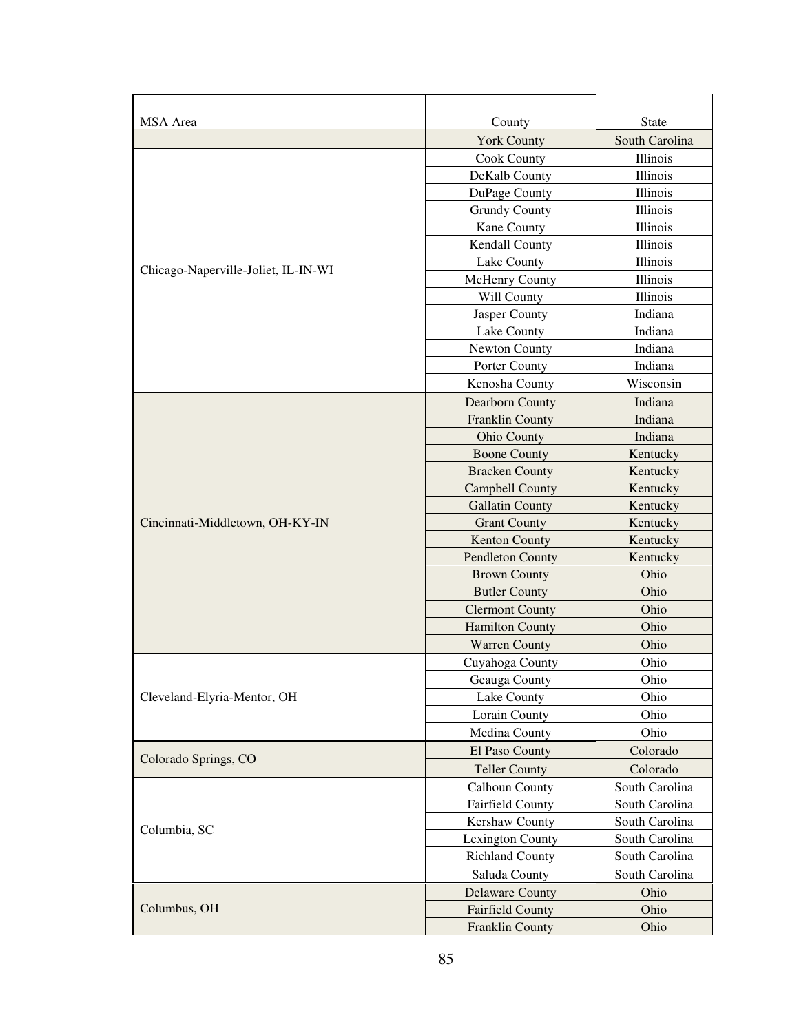| MSA Area | County | State |
|---|---|---|
| | York County | South Carolina |
| Chicago-Naperville-Joliet, IL-IN-WI | Cook County | Illinois |
| | DeKalb County | Illinois |
| | DuPage County | Illinois |
| | Grundy County | Illinois |
| | Kane County | Illinois |
| | Kendall County | Illinois |
| | Lake County | Illinois |
| | McHenry County | Illinois |
| | Will County | Illinois |
| | Jasper County | Indiana |
| | Lake County | Indiana |
| | Newton County | Indiana |
| | Porter County | Indiana |
| | Kenosha County | Wisconsin |
| Cincinnati-Middletown, OH-KY-IN | Dearborn County | Indiana |
| | Franklin County | Indiana |
| | Ohio County | Indiana |
| | Boone County | Kentucky |
| | Bracken County | Kentucky |
| | Campbell County | Kentucky |
| | Gallatin County | Kentucky |
| | Grant County | Kentucky |
| | Kenton County | Kentucky |
| | Pendleton County | Kentucky |
| | Brown County | Ohio |
| | Butler County | Ohio |
| | Clermont County | Ohio |
| | Hamilton County | Ohio |
| | Warren County | Ohio |
| Cleveland-Elyria-Mentor, OH | Cuyahoga County | Ohio |
| | Geauga County | Ohio |
| | Lake County | Ohio |
| | Lorain County | Ohio |
| | Medina County | Ohio |
| Colorado Springs, CO | El Paso County | Colorado |
| | Teller County | Colorado |
| Columbia, SC | Calhoun County | South Carolina |
| | Fairfield County | South Carolina |
| | Kershaw County | South Carolina |
| | Lexington County | South Carolina |
| | Richland County | South Carolina |
| | Saluda County | South Carolina |
| Columbus, OH | Delaware County | Ohio |
| | Fairfield County | Ohio |
| | Franklin County | Ohio |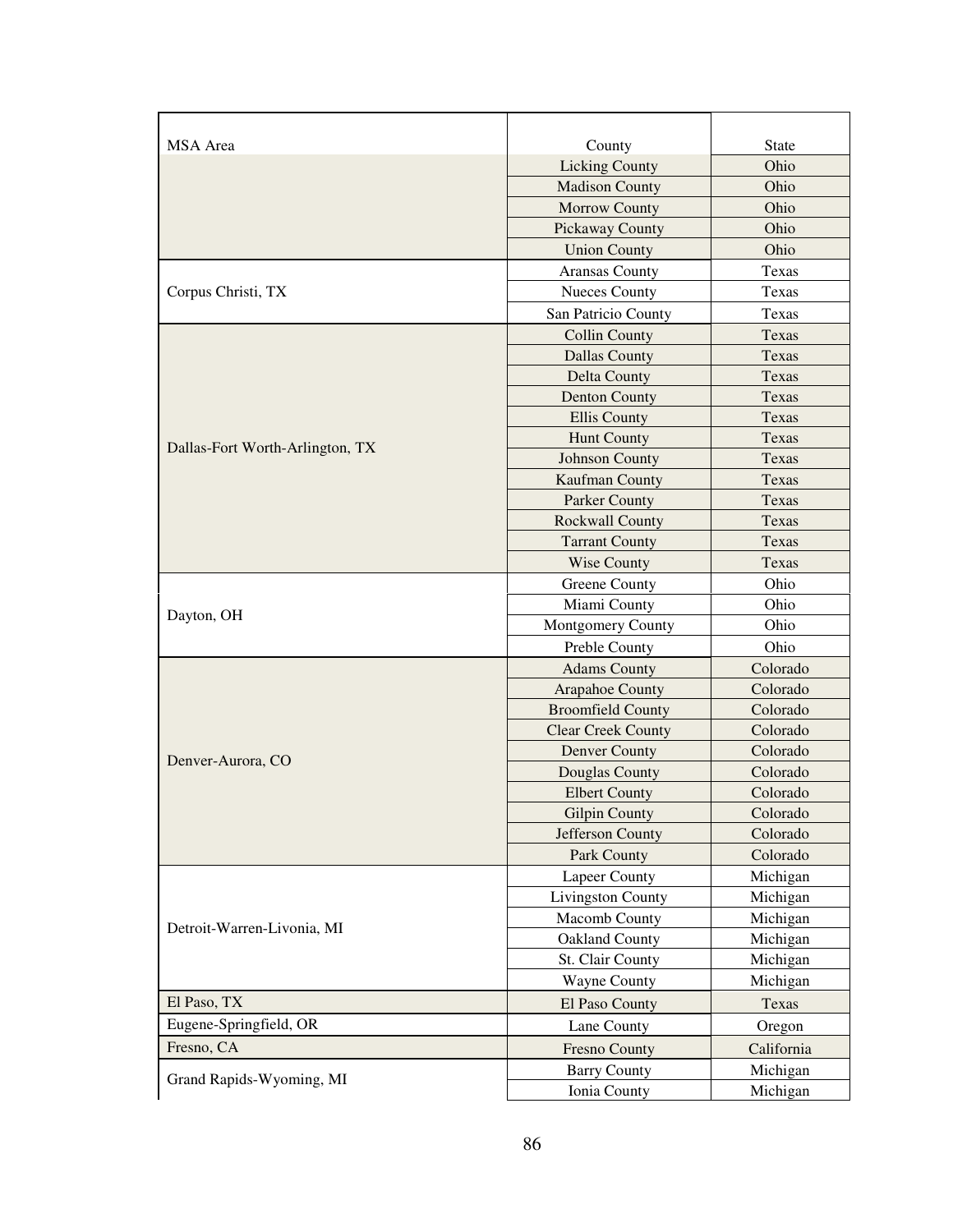| MSA Area | County | State |
|---|---|---|
| | Licking County | Ohio |
| | Madison County | Ohio |
| | Morrow County | Ohio |
| | Pickaway County | Ohio |
| | Union County | Ohio |
| Corpus Christi, TX | Aransas County | Texas |
| | Nueces County | Texas |
| | San Patricio County | Texas |
| Dallas-Fort Worth-Arlington, TX | Collin County | Texas |
| | Dallas County | Texas |
| | Delta County | Texas |
| | Denton County | Texas |
| | Ellis County | Texas |
| | Hunt County | Texas |
| | Johnson County | Texas |
| | Kaufman County | Texas |
| | Parker County | Texas |
| | Rockwall County | Texas |
| | Tarrant County | Texas |
| | Wise County | Texas |
| Dayton, OH | Greene County | Ohio |
| | Miami County | Ohio |
| | Montgomery County | Ohio |
| | Preble County | Ohio |
| Denver-Aurora, CO | Adams County | Colorado |
| | Arapahoe County | Colorado |
| | Broomfield County | Colorado |
| | Clear Creek County | Colorado |
| | Denver County | Colorado |
| | Douglas County | Colorado |
| | Elbert County | Colorado |
| | Gilpin County | Colorado |
| | Jefferson County | Colorado |
| | Park County | Colorado |
| Detroit-Warren-Livonia, MI | Lapeer County | Michigan |
| | Livingston County | Michigan |
| | Macomb County | Michigan |
| | Oakland County | Michigan |
| | St. Clair County | Michigan |
| | Wayne County | Michigan |
| El Paso, TX | El Paso County | Texas |
| Eugene-Springfield, OR | Lane County | Oregon |
| Fresno, CA | Fresno County | California |
| Grand Rapids-Wyoming, MI | Barry County | Michigan |
| | Ionia County | Michigan |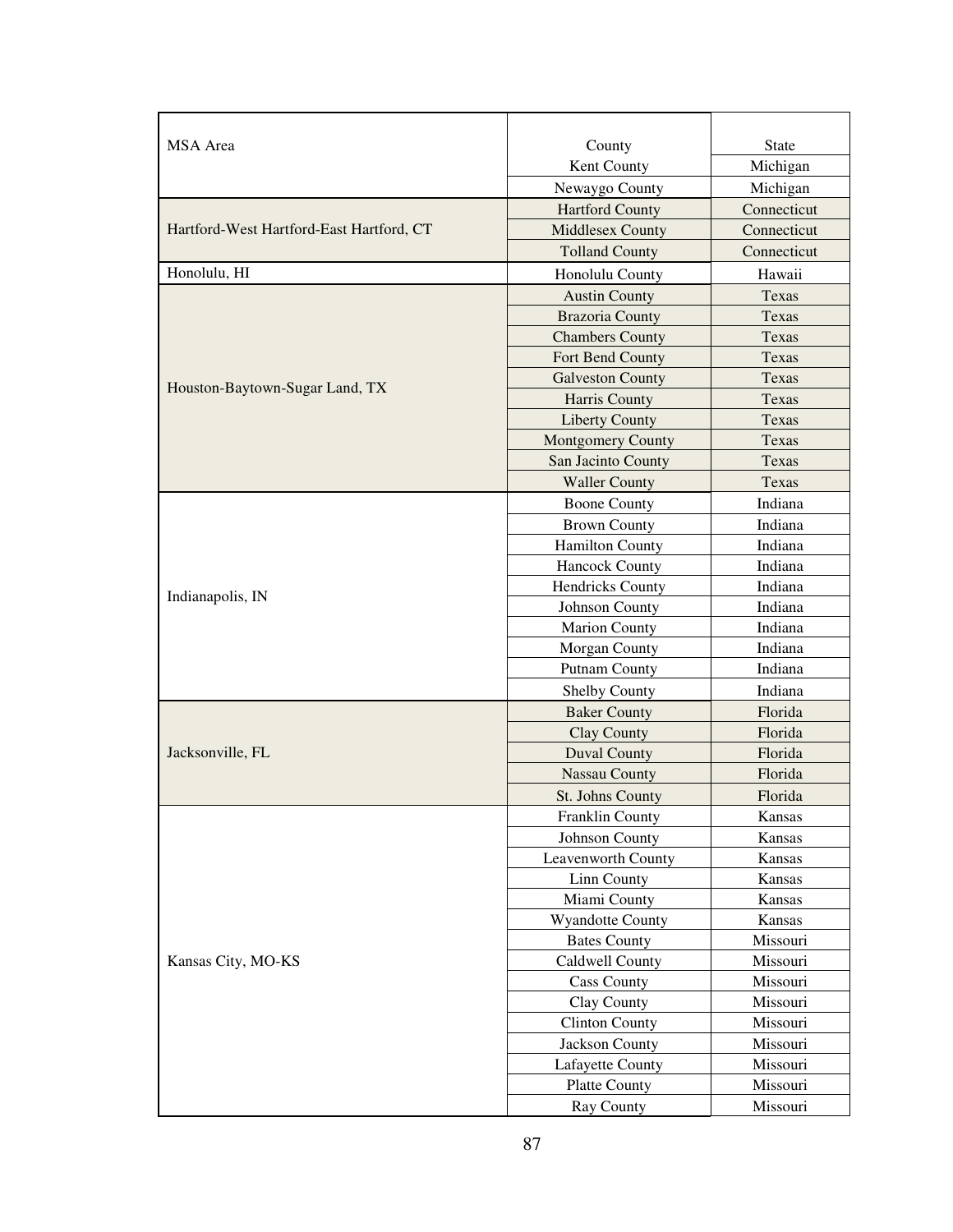| MSA Area | County | State |
| --- | --- | --- |
| | Kent County | Michigan |
| | Newaygo County | Michigan |
| Hartford-West Hartford-East Hartford, CT | Hartford County | Connecticut |
| | Middlesex County | Connecticut |
| | Tolland County | Connecticut |
| Honolulu, HI | Honolulu County | Hawaii |
| Houston-Baytown-Sugar Land, TX | Austin County | Texas |
| | Brazoria County | Texas |
| | Chambers County | Texas |
| | Fort Bend County | Texas |
| | Galveston County | Texas |
| | Harris County | Texas |
| | Liberty County | Texas |
| | Montgomery County | Texas |
| | San Jacinto County | Texas |
| | Waller County | Texas |
| Indianapolis, IN | Boone County | Indiana |
| | Brown County | Indiana |
| | Hamilton County | Indiana |
| | Hancock County | Indiana |
| | Hendricks County | Indiana |
| | Johnson County | Indiana |
| | Marion County | Indiana |
| | Morgan County | Indiana |
| | Putnam County | Indiana |
| | Shelby County | Indiana |
| Jacksonville, FL | Baker County | Florida |
| | Clay County | Florida |
| | Duval County | Florida |
| | Nassau County | Florida |
| | St. Johns County | Florida |
| Kansas City, MO-KS | Franklin County | Kansas |
| | Johnson County | Kansas |
| | Leavenworth County | Kansas |
| | Linn County | Kansas |
| | Miami County | Kansas |
| | Wyandotte County | Kansas |
| | Bates County | Missouri |
| | Caldwell County | Missouri |
| | Cass County | Missouri |
| | Clay County | Missouri |
| | Clinton County | Missouri |
| | Jackson County | Missouri |
| | Lafayette County | Missouri |
| | Platte County | Missouri |
| | Ray County | Missouri |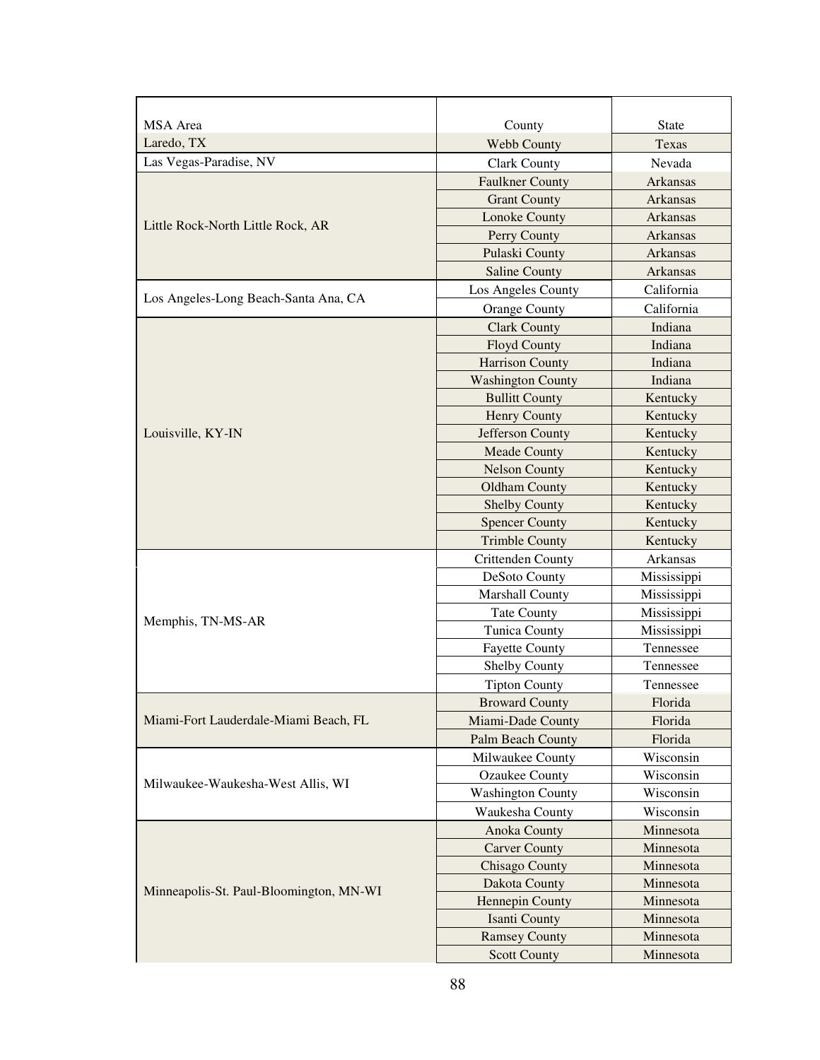| MSA Area | County | State |
| --- | --- | --- |
| Laredo, TX | Webb County | Texas |
| Las Vegas-Paradise, NV | Clark County | Nevada |
| Little Rock-North Little Rock, AR | Faulkner County | Arkansas |
| | Grant County | Arkansas |
| | Lonoke County | Arkansas |
| | Perry County | Arkansas |
| | Pulaski County | Arkansas |
| | Saline County | Arkansas |
| Los Angeles-Long Beach-Santa Ana, CA | Los Angeles County | California |
| | Orange County | California |
| Louisville, KY-IN | Clark County | Indiana |
| | Floyd County | Indiana |
| | Harrison County | Indiana |
| | Washington County | Indiana |
| | Bullitt County | Kentucky |
| | Henry County | Kentucky |
| | Jefferson County | Kentucky |
| | Meade County | Kentucky |
| | Nelson County | Kentucky |
| | Oldham County | Kentucky |
| | Shelby County | Kentucky |
| | Spencer County | Kentucky |
| | Trimble County | Kentucky |
| Memphis, TN-MS-AR | Crittenden County | Arkansas |
| | DeSoto County | Mississippi |
| | Marshall County | Mississippi |
| | Tate County | Mississippi |
| | Tunica County | Mississippi |
| | Fayette County | Tennessee |
| | Shelby County | Tennessee |
| | Tipton County | Tennessee |
| Miami-Fort Lauderdale-Miami Beach, FL | Broward County | Florida |
| | Miami-Dade County | Florida |
| | Palm Beach County | Florida |
| Milwaukee-Waukesha-West Allis, WI | Milwaukee County | Wisconsin |
| | Ozaukee County | Wisconsin |
| | Washington County | Wisconsin |
| | Waukesha County | Wisconsin |
| Minneapolis-St. Paul-Bloomington, MN-WI | Anoka County | Minnesota |
| | Carver County | Minnesota |
| | Chisago County | Minnesota |
| | Dakota County | Minnesota |
| | Hennepin County | Minnesota |
| | Isanti County | Minnesota |
| | Ramsey County | Minnesota |
| | Scott County | Minnesota |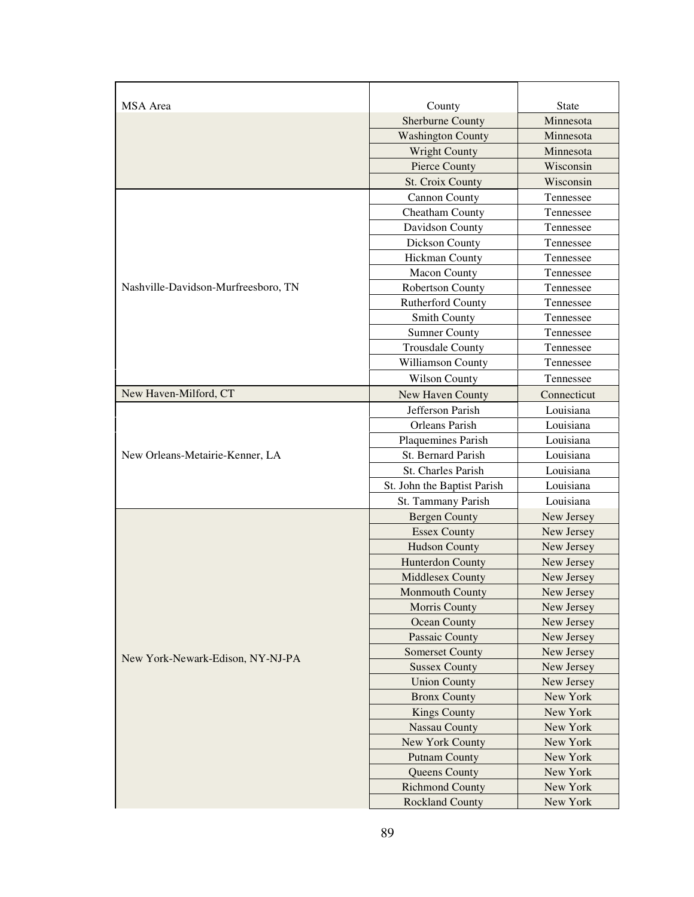| MSA Area | County | State |
|---|---|---|
| | Sherburne County | Minnesota |
| | Washington County | Minnesota |
| | Wright County | Minnesota |
| | Pierce County | Wisconsin |
| | St. Croix County | Wisconsin |
| Nashville-Davidson-Murfreesboro, TN | Cannon County | Tennessee |
| | Cheatham County | Tennessee |
| | Davidson County | Tennessee |
| | Dickson County | Tennessee |
| | Hickman County | Tennessee |
| | Macon County | Tennessee |
| | Robertson County | Tennessee |
| | Rutherford County | Tennessee |
| | Smith County | Tennessee |
| | Sumner County | Tennessee |
| | Trousdale County | Tennessee |
| | Williamson County | Tennessee |
| | Wilson County | Tennessee |
| New Haven-Milford, CT | New Haven County | Connecticut |
| New Orleans-Metairie-Kenner, LA | Jefferson Parish | Louisiana |
| | Orleans Parish | Louisiana |
| | Plaquemines Parish | Louisiana |
| | St. Bernard Parish | Louisiana |
| | St. Charles Parish | Louisiana |
| | St. John the Baptist Parish | Louisiana |
| | St. Tammany Parish | Louisiana |
| New York-Newark-Edison, NY-NJ-PA | Bergen County | New Jersey |
| | Essex County | New Jersey |
| | Hudson County | New Jersey |
| | Hunterdon County | New Jersey |
| | Middlesex County | New Jersey |
| | Monmouth County | New Jersey |
| | Morris County | New Jersey |
| | Ocean County | New Jersey |
| | Passaic County | New Jersey |
| | Somerset County | New Jersey |
| | Sussex County | New Jersey |
| | Union County | New Jersey |
| | Bronx County | New York |
| | Kings County | New York |
| | Nassau County | New York |
| | New York County | New York |
| | Putnam County | New York |
| | Queens County | New York |
| | Richmond County | New York |
| | Rockland County | New York |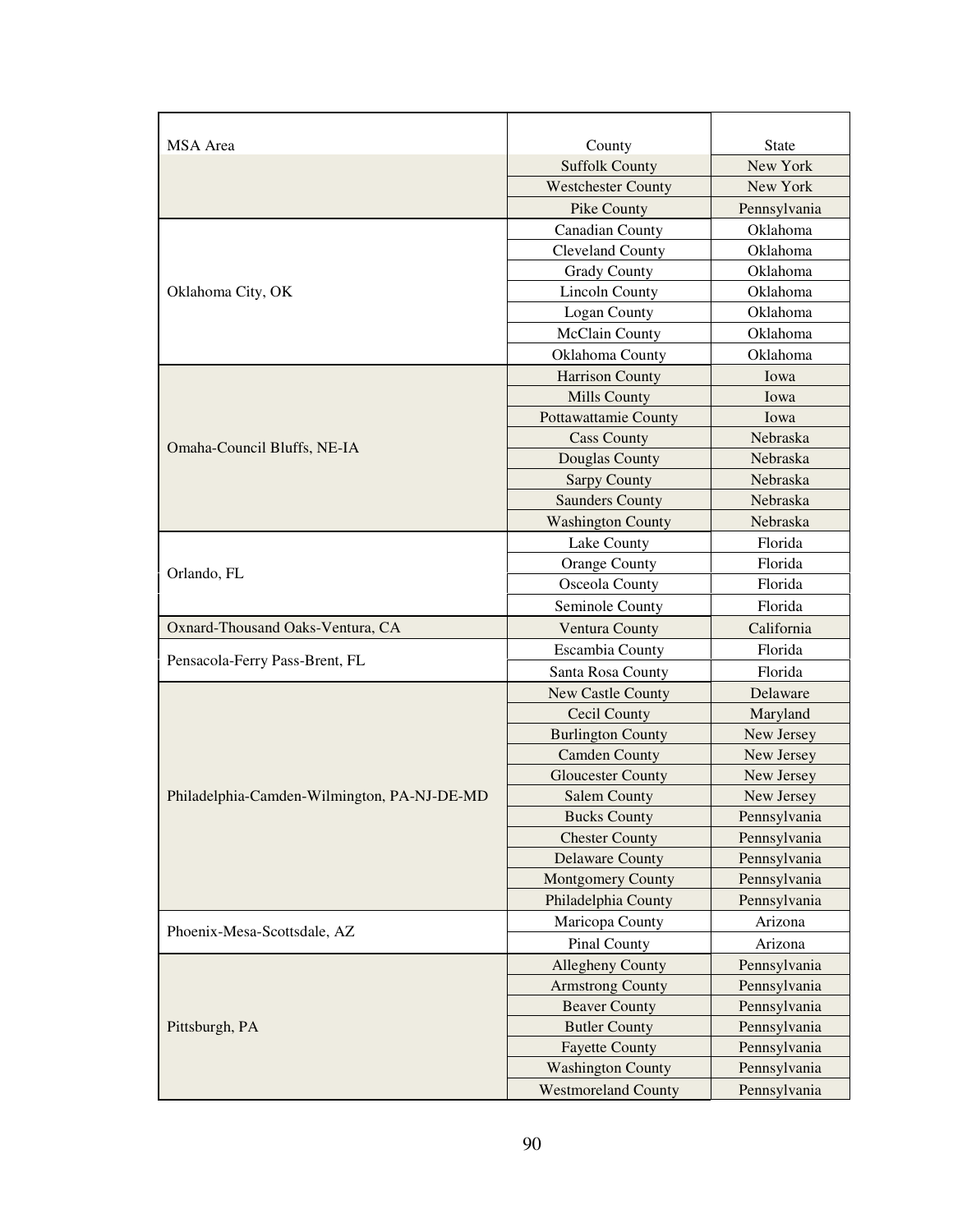| MSA Area | County | State |
|---|---|---|
| | Suffolk County | New York |
| | Westchester County | New York |
| | Pike County | Pennsylvania |
| Oklahoma City, OK | Canadian County | Oklahoma |
| | Cleveland County | Oklahoma |
| | Grady County | Oklahoma |
| | Lincoln County | Oklahoma |
| | Logan County | Oklahoma |
| | McClain County | Oklahoma |
| | Oklahoma County | Oklahoma |
| Omaha-Council Bluffs, NE-IA | Harrison County | Iowa |
| | Mills County | Iowa |
| | Pottawattamie County | Iowa |
| | Cass County | Nebraska |
| | Douglas County | Nebraska |
| | Sarpy County | Nebraska |
| | Saunders County | Nebraska |
| | Washington County | Nebraska |
| Orlando, FL | Lake County | Florida |
| | Orange County | Florida |
| | Osceola County | Florida |
| | Seminole County | Florida |
| Oxnard-Thousand Oaks-Ventura, CA | Ventura County | California |
| Pensacola-Ferry Pass-Brent, FL | Escambia County | Florida |
| | Santa Rosa County | Florida |
| Philadelphia-Camden-Wilmington, PA-NJ-DE-MD | New Castle County | Delaware |
| | Cecil County | Maryland |
| | Burlington County | New Jersey |
| | Camden County | New Jersey |
| | Gloucester County | New Jersey |
| | Salem County | New Jersey |
| | Bucks County | Pennsylvania |
| | Chester County | Pennsylvania |
| | Delaware County | Pennsylvania |
| | Montgomery County | Pennsylvania |
| | Philadelphia County | Pennsylvania |
| Phoenix-Mesa-Scottsdale, AZ | Maricopa County | Arizona |
| | Pinal County | Arizona |
| Pittsburgh, PA | Allegheny County | Pennsylvania |
| | Armstrong County | Pennsylvania |
| | Beaver County | Pennsylvania |
| | Butler County | Pennsylvania |
| | Fayette County | Pennsylvania |
| | Washington County | Pennsylvania |
| | Westmoreland County | Pennsylvania |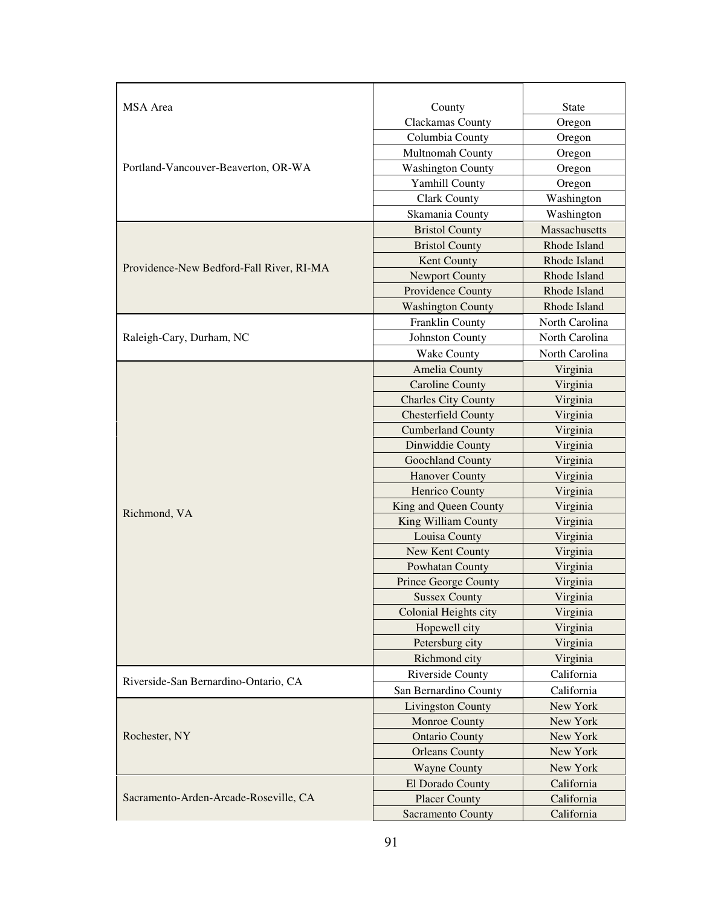| MSA Area | County | State |
|---|---|---|
| Portland-Vancouver-Beaverton, OR-WA | Clackamas County | Oregon |
| | Columbia County | Oregon |
| | Multnomah County | Oregon |
| | Washington County | Oregon |
| | Yamhill County | Oregon |
| | Clark County | Washington |
| | Skamania County | Washington |
| Providence-New Bedford-Fall River, RI-MA | Bristol County | Massachusetts |
| | Bristol County | Rhode Island |
| | Kent County | Rhode Island |
| | Newport County | Rhode Island |
| | Providence County | Rhode Island |
| | Washington County | Rhode Island |
| Raleigh-Cary, Durham, NC | Franklin County | North Carolina |
| | Johnston County | North Carolina |
| | Wake County | North Carolina |
| Richmond, VA | Amelia County | Virginia |
| | Caroline County | Virginia |
| | Charles City County | Virginia |
| | Chesterfield County | Virginia |
| | Cumberland County | Virginia |
| | Dinwiddie County | Virginia |
| | Goochland County | Virginia |
| | Hanover County | Virginia |
| | Henrico County | Virginia |
| | King and Queen County | Virginia |
| | King William County | Virginia |
| | Louisa County | Virginia |
| | New Kent County | Virginia |
| | Powhatan County | Virginia |
| | Prince George County | Virginia |
| | Sussex County | Virginia |
| | Colonial Heights city | Virginia |
| | Hopewell city | Virginia |
| | Petersburg city | Virginia |
| | Richmond city | Virginia |
| Riverside-San Bernardino-Ontario, CA | Riverside County | California |
| | San Bernardino County | California |
| Rochester, NY | Livingston County | New York |
| | Monroe County | New York |
| | Ontario County | New York |
| | Orleans County | New York |
| | Wayne County | New York |
| Sacramento-Arden-Arcade-Roseville, CA | El Dorado County | California |
| | Placer County | California |
| | Sacramento County | California |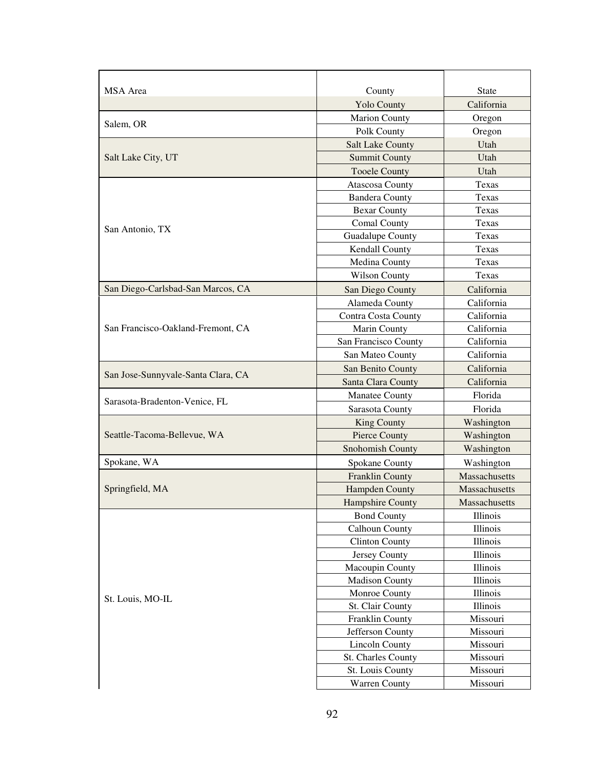| MSA Area | County | State |
| --- | --- | --- |
| | Yolo County | California |
| Salem, OR | Marion County | Oregon |
| | Polk County | Oregon |
| Salt Lake City, UT | Salt Lake County | Utah |
| | Summit County | Utah |
| | Tooele County | Utah |
| San Antonio, TX | Atascosa County | Texas |
| | Bandera County | Texas |
| | Bexar County | Texas |
| | Comal County | Texas |
| | Guadalupe County | Texas |
| | Kendall County | Texas |
| | Medina County | Texas |
| | Wilson County | Texas |
| San Diego-Carlsbad-San Marcos, CA | San Diego County | California |
| San Francisco-Oakland-Fremont, CA | Alameda County | California |
| | Contra Costa County | California |
| | Marin County | California |
| | San Francisco County | California |
| | San Mateo County | California |
| San Jose-Sunnyvale-Santa Clara, CA | San Benito County | California |
| | Santa Clara County | California |
| Sarasota-Bradenton-Venice, FL | Manatee County | Florida |
| | Sarasota County | Florida |
| Seattle-Tacoma-Bellevue, WA | King County | Washington |
| | Pierce County | Washington |
| | Snohomish County | Washington |
| Spokane, WA | Spokane County | Washington |
| Springfield, MA | Franklin County | Massachusetts |
| | Hampden County | Massachusetts |
| | Hampshire County | Massachusetts |
| St. Louis, MO-IL | Bond County | Illinois |
| | Calhoun County | Illinois |
| | Clinton County | Illinois |
| | Jersey County | Illinois |
| | Macoupin County | Illinois |
| | Madison County | Illinois |
| | Monroe County | Illinois |
| | St. Clair County | Illinois |
| | Franklin County | Missouri |
| | Jefferson County | Missouri |
| | Lincoln County | Missouri |
| | St. Charles County | Missouri |
| | St. Louis County | Missouri |
| | Warren County | Missouri |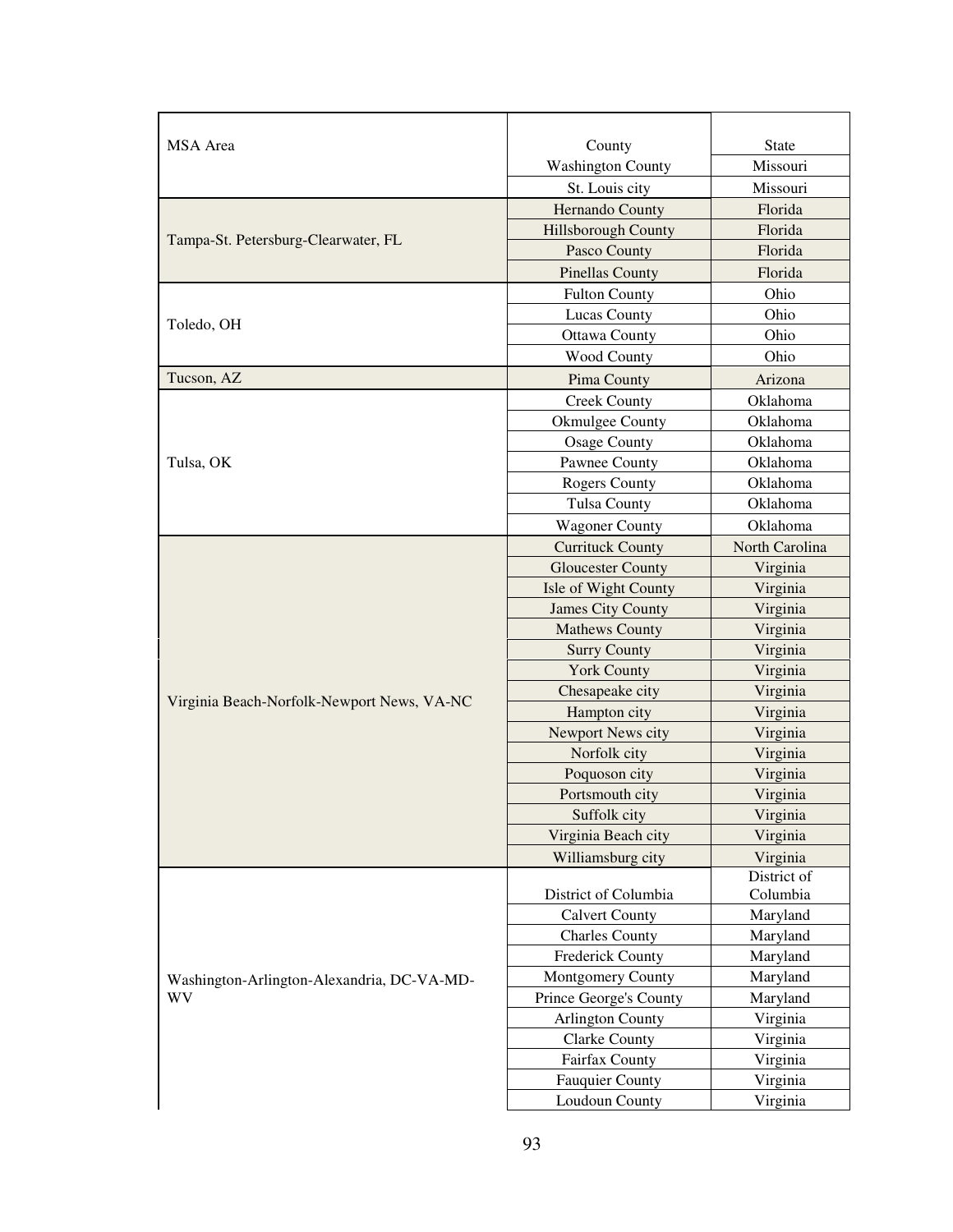| MSA Area | County | State |
|---|---|---|
| | Washington County | Missouri |
| | St. Louis city | Missouri |
| Tampa-St. Petersburg-Clearwater, FL | Hernando County | Florida |
| | Hillsborough County | Florida |
| | Pasco County | Florida |
| | Pinellas County | Florida |
| Toledo, OH | Fulton County | Ohio |
| | Lucas County | Ohio |
| | Ottawa County | Ohio |
| | Wood County | Ohio |
| Tucson, AZ | Pima County | Arizona |
| Tulsa, OK | Creek County | Oklahoma |
| | Okmulgee County | Oklahoma |
| | Osage County | Oklahoma |
| | Pawnee County | Oklahoma |
| | Rogers County | Oklahoma |
| | Tulsa County | Oklahoma |
| | Wagoner County | Oklahoma |
| Virginia Beach-Norfolk-Newport News, VA-NC | Currituck County | North Carolina |
| | Gloucester County | Virginia |
| | Isle of Wight County | Virginia |
| | James City County | Virginia |
| | Mathews County | Virginia |
| | Surry County | Virginia |
| | York County | Virginia |
| | Chesapeake city | Virginia |
| | Hampton city | Virginia |
| | Newport News city | Virginia |
| | Norfolk city | Virginia |
| | Poquoson city | Virginia |
| | Portsmouth city | Virginia |
| | Suffolk city | Virginia |
| | Virginia Beach city | Virginia |
| | Williamsburg city | Virginia |
| Washington-Arlington-Alexandria, DC-VA-MD-WV | District of Columbia | District of Columbia |
| | Calvert County | Maryland |
| | Charles County | Maryland |
| | Frederick County | Maryland |
| | Montgomery County | Maryland |
| | Prince George's County | Maryland |
| | Arlington County | Virginia |
| | Clarke County | Virginia |
| | Fairfax County | Virginia |
| | Fauquier County | Virginia |
| | Loudoun County | Virginia |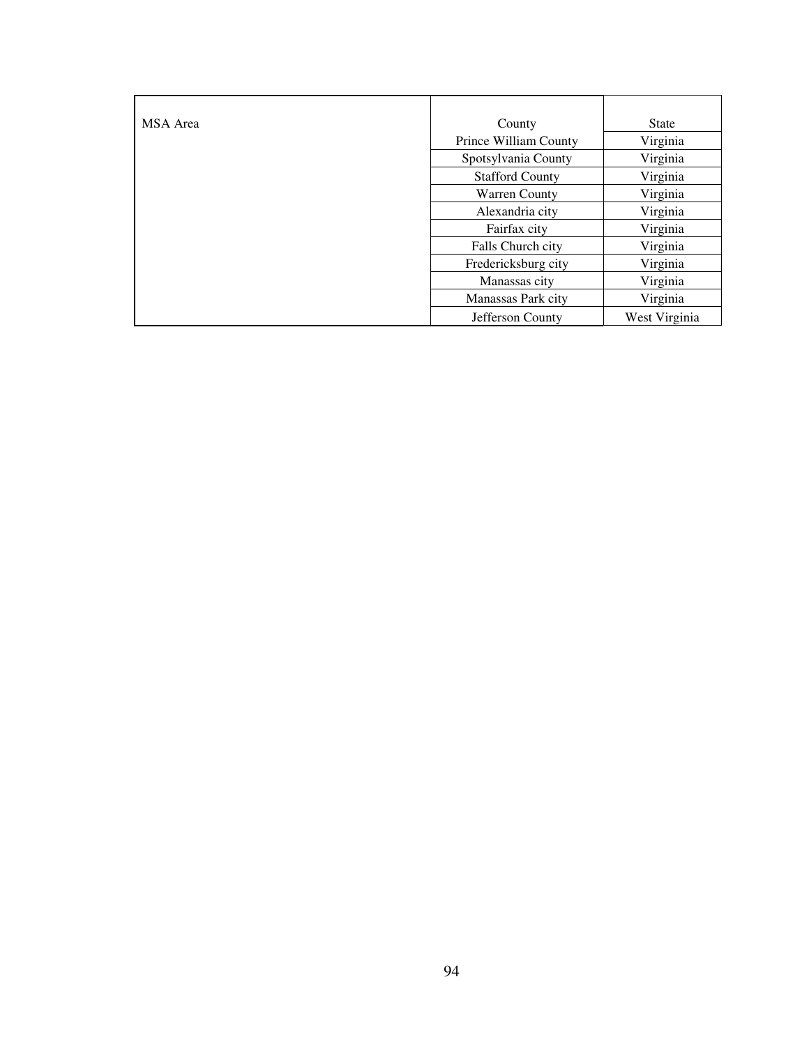| MSA Area | County | State |
|---|---|---|
| | Prince William County | Virginia |
| | Spotsylvania County | Virginia |
| | Stafford County | Virginia |
| | Warren County | Virginia |
| | Alexandria city | Virginia |
| | Fairfax city | Virginia |
| | Falls Church city | Virginia |
| | Fredericksburg city | Virginia |
| | Manassas city | Virginia |
| | Manassas Park city | Virginia |
| | Jefferson County | West Virginia |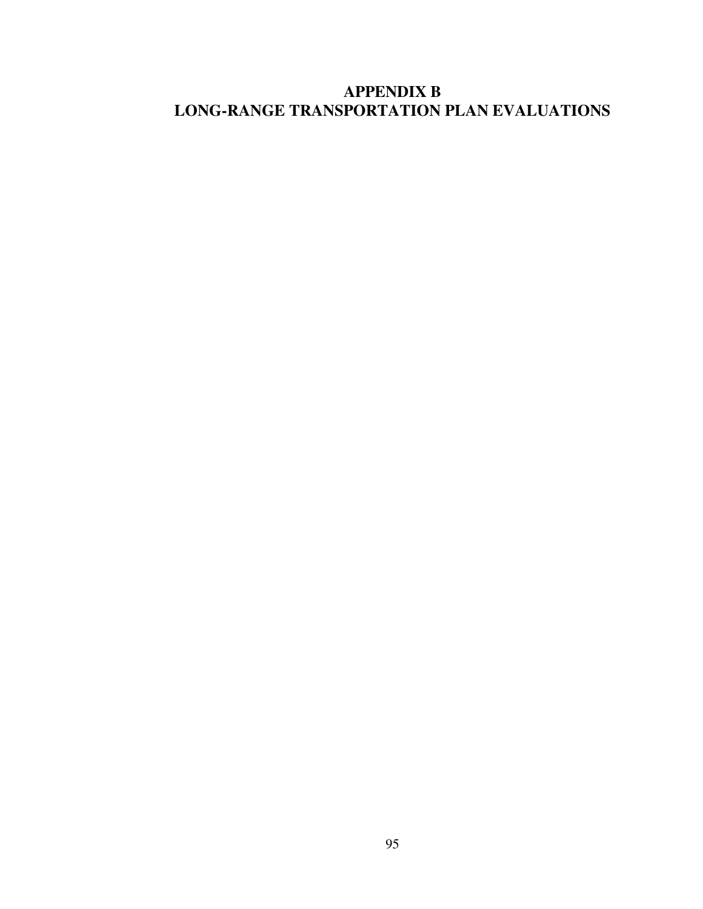# APPENDIX B
# LONG-RANGE TRANSPORTATION PLAN EVALUATIONS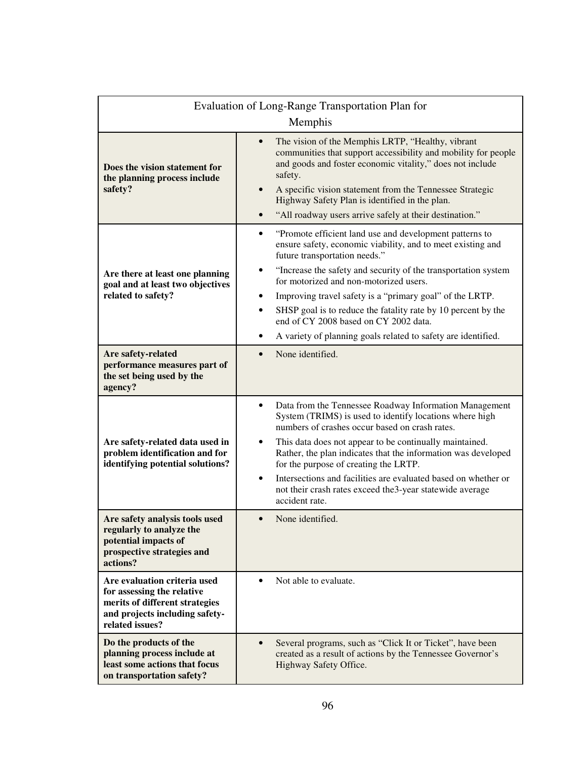| Evaluation of Long-Range Transportation Plan for Memphis | |
|---|---|
| **Does the vision statement for the planning process include safety?** | • The vision of the Memphis LRTP, "Healthy, vibrant communities that support accessibility and mobility for people and goods and foster economic vitality," does not include safety.<br>• A specific vision statement from the Tennessee Strategic Highway Safety Plan is identified in the plan.<br>• "All roadway users arrive safely at their destination." |
| **Are there at least one planning goal and at least two objectives related to safety?** | • "Promote efficient land use and development patterns to ensure safety, economic viability, and to meet existing and future transportation needs."<br>• "Increase the safety and security of the transportation system for motorized and non-motorized users.<br>• Improving travel safety is a "primary goal" of the LRTP.<br>• SHSP goal is to reduce the fatality rate by 10 percent by the end of CY 2008 based on CY 2002 data.<br>• A variety of planning goals related to safety are identified. |
| **Are safety-related performance measures part of the set being used by the agency?** | • None identified. |
| **Are safety-related data used in problem identification and for identifying potential solutions?** | • Data from the Tennessee Roadway Information Management System (TRIMS) is used to identify locations where high numbers of crashes occur based on crash rates.<br>• This data does not appear to be continually maintained. Rather, the plan indicates that the information was developed for the purpose of creating the LRTP.<br>• Intersections and facilities are evaluated based on whether or not their crash rates exceed the3-year statewide average accident rate. |
| **Are safety analysis tools used regularly to analyze the potential impacts of prospective strategies and actions?** | • None identified. |
| **Are evaluation criteria used for assessing the relative merits of different strategies and projects including safety-related issues?** | • Not able to evaluate. |
| **Do the products of the planning process include at least some actions that focus on transportation safety?** | • Several programs, such as "Click It or Ticket", have been created as a result of actions by the Tennessee Governor's Highway Safety Office. |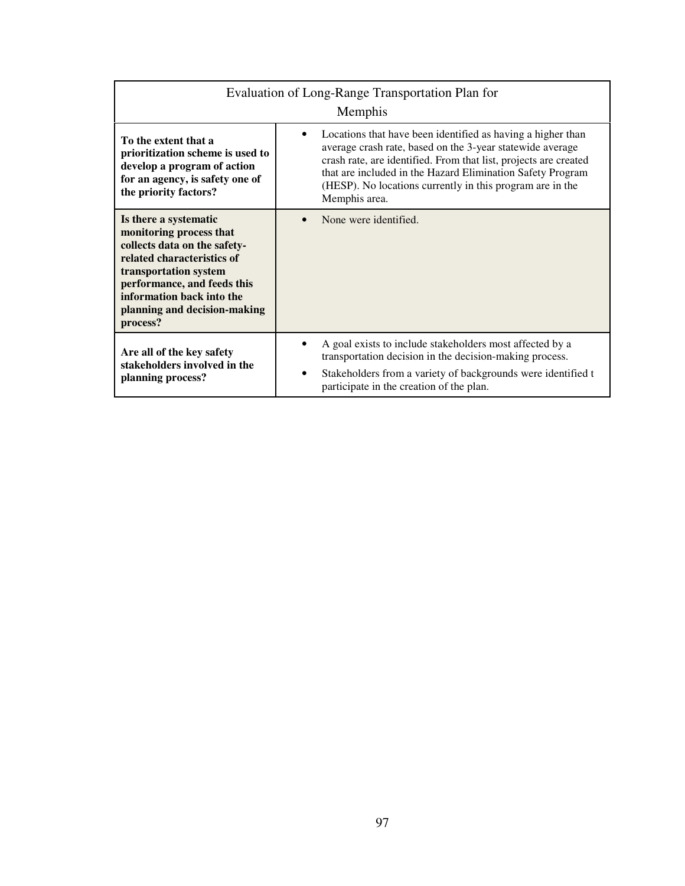| Evaluation of Long-Range Transportation Plan for Memphis | |
|---|---|
| **To the extent that a prioritization scheme is used to develop a program of action for an agency, is safety one of the priority factors?** | • Locations that have been identified as having a higher than average crash rate, based on the 3-year statewide average crash rate, are identified. From that list, projects are created that are included in the Hazard Elimination Safety Program (HESP). No locations currently in this program are in the Memphis area. |
| **Is there a systematic monitoring process that collects data on the safety-related characteristics of transportation system performance, and feeds this information back into the planning and decision-making process?** | • None were identified. |
| **Are all of the key safety stakeholders involved in the planning process?** | • A goal exists to include stakeholders most affected by a transportation decision in the decision-making process. <br> • Stakeholders from a variety of backgrounds were identified t participate in the creation of the plan. |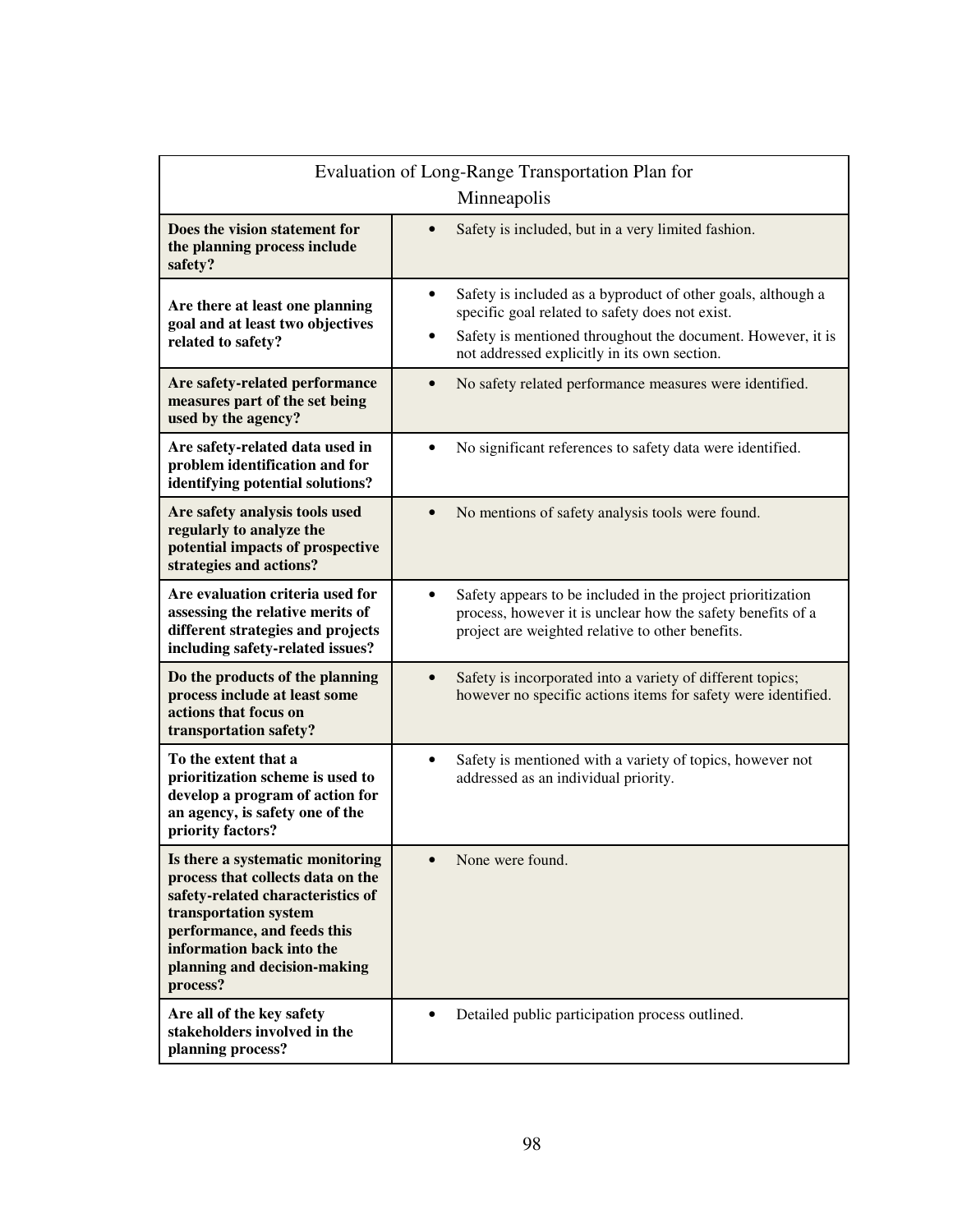| Evaluation of Long-Range Transportation Plan for Minneapolis | |
|---|---|
| **Does the vision statement for the planning process include safety?** | • Safety is included, but in a very limited fashion. |
| **Are there at least one planning goal and at least two objectives related to safety?** | • Safety is included as a byproduct of other goals, although a specific goal related to safety does not exist. <br> • Safety is mentioned throughout the document. However, it is not addressed explicitly in its own section. |
| **Are safety-related performance measures part of the set being used by the agency?** | • No safety related performance measures were identified. |
| **Are safety-related data used in problem identification and for identifying potential solutions?** | • No significant references to safety data were identified. |
| **Are safety analysis tools used regularly to analyze the potential impacts of prospective strategies and actions?** | • No mentions of safety analysis tools were found. |
| **Are evaluation criteria used for assessing the relative merits of different strategies and projects including safety-related issues?** | • Safety appears to be included in the project prioritization process, however it is unclear how the safety benefits of a project are weighted relative to other benefits. |
| **Do the products of the planning process include at least some actions that focus on transportation safety?** | • Safety is incorporated into a variety of different topics; however no specific actions items for safety were identified. |
| **To the extent that a prioritization scheme is used to develop a program of action for an agency, is safety one of the priority factors?** | • Safety is mentioned with a variety of topics, however not addressed as an individual priority. |
| **Is there a systematic monitoring process that collects data on the safety-related characteristics of transportation system performance, and feeds this information back into the planning and decision-making process?** | • None were found. |
| **Are all of the key safety stakeholders involved in the planning process?** | • Detailed public participation process outlined. |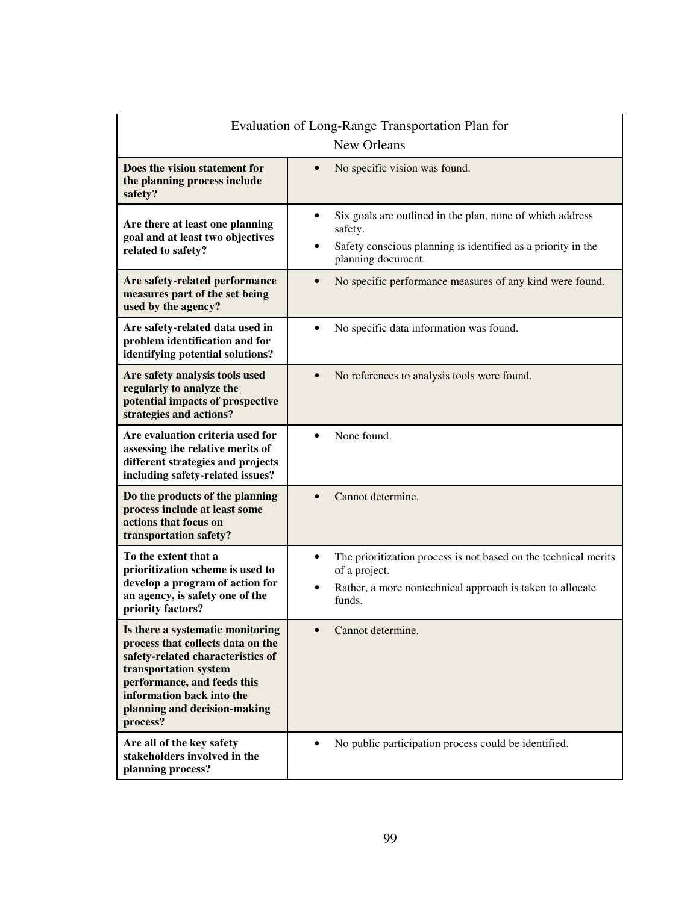| Evaluation of Long-Range Transportation Plan for New Orleans | |
|---|---|
| **Does the vision statement for the planning process include safety?** | • No specific vision was found. |
| **Are there at least one planning goal and at least two objectives related to safety?** | • Six goals are outlined in the plan, none of which address safety.<br>• Safety conscious planning is identified as a priority in the planning document. |
| **Are safety-related performance measures part of the set being used by the agency?** | • No specific performance measures of any kind were found. |
| **Are safety-related data used in problem identification and for identifying potential solutions?** | • No specific data information was found. |
| **Are safety analysis tools used regularly to analyze the potential impacts of prospective strategies and actions?** | • No references to analysis tools were found. |
| **Are evaluation criteria used for assessing the relative merits of different strategies and projects including safety-related issues?** | • None found. |
| **Do the products of the planning process include at least some actions that focus on transportation safety?** | • Cannot determine. |
| **To the extent that a prioritization scheme is used to develop a program of action for an agency, is safety one of the priority factors?** | • The prioritization process is not based on the technical merits of a project.<br>• Rather, a more nontechnical approach is taken to allocate funds. |
| **Is there a systematic monitoring process that collects data on the safety-related characteristics of transportation system performance, and feeds this information back into the planning and decision-making process?** | • Cannot determine. |
| **Are all of the key safety stakeholders involved in the planning process?** | • No public participation process could be identified. |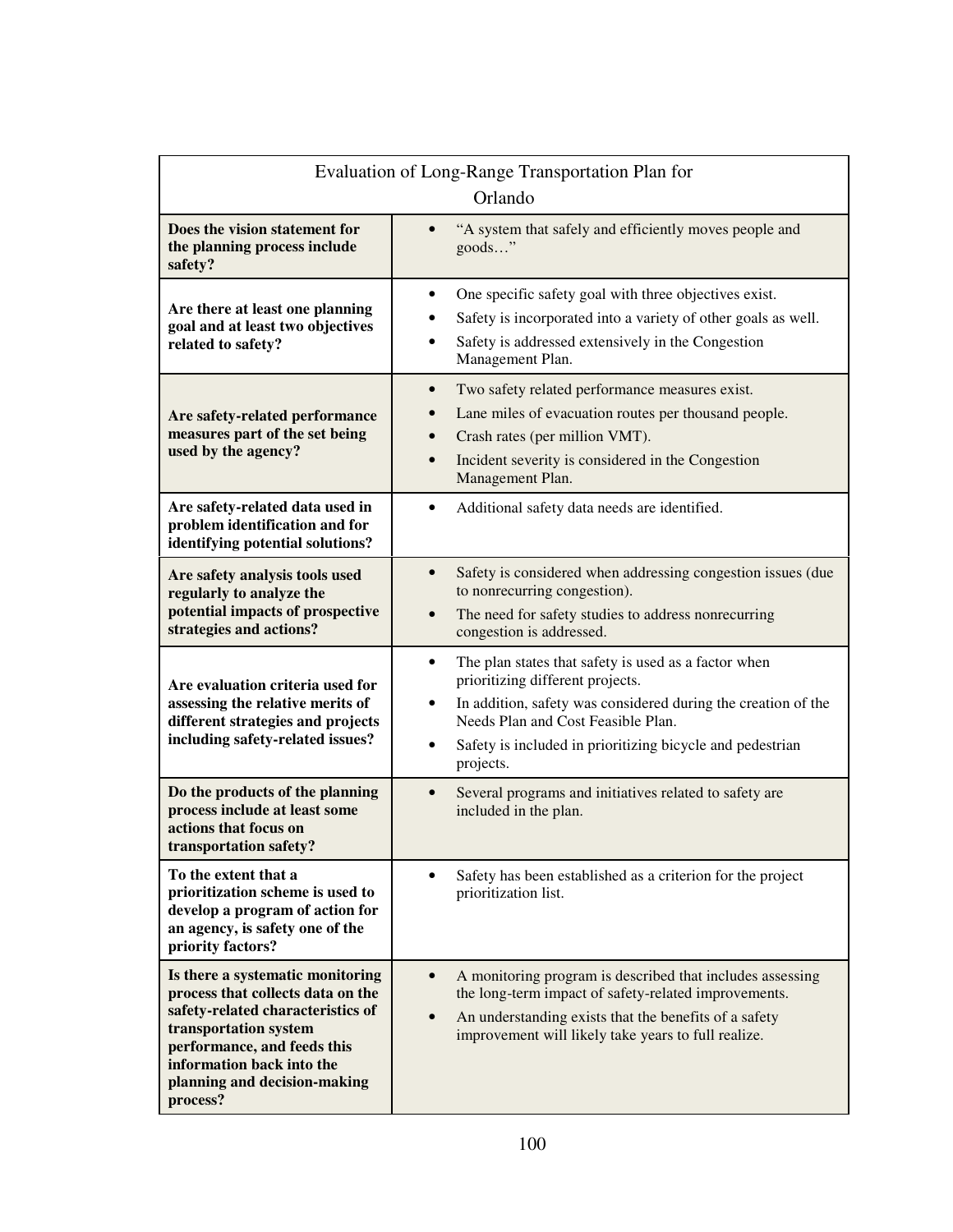| Evaluation of Long-Range Transportation Plan for Orlando | |
|---|---|
| **Does the vision statement for the planning process include safety?** | • "A system that safely and efficiently moves people and goods…" |
| **Are there at least one planning goal and at least two objectives related to safety?** | • One specific safety goal with three objectives exist.<br>• Safety is incorporated into a variety of other goals as well.<br>• Safety is addressed extensively in the Congestion Management Plan. |
| **Are safety-related performance measures part of the set being used by the agency?** | • Two safety related performance measures exist.<br>• Lane miles of evacuation routes per thousand people.<br>• Crash rates (per million VMT).<br>• Incident severity is considered in the Congestion Management Plan. |
| **Are safety-related data used in problem identification and for identifying potential solutions?** | • Additional safety data needs are identified. |
| **Are safety analysis tools used regularly to analyze the potential impacts of prospective strategies and actions?** | • Safety is considered when addressing congestion issues (due to nonrecurring congestion).<br>• The need for safety studies to address nonrecurring congestion is addressed. |
| **Are evaluation criteria used for assessing the relative merits of different strategies and projects including safety-related issues?** | • The plan states that safety is used as a factor when prioritizing different projects.<br>• In addition, safety was considered during the creation of the Needs Plan and Cost Feasible Plan.<br>• Safety is included in prioritizing bicycle and pedestrian projects. |
| **Do the products of the planning process include at least some actions that focus on transportation safety?** | • Several programs and initiatives related to safety are included in the plan. |
| **To the extent that a prioritization scheme is used to develop a program of action for an agency, is safety one of the priority factors?** | • Safety has been established as a criterion for the project prioritization list. |
| **Is there a systematic monitoring process that collects data on the safety-related characteristics of transportation system performance, and feeds this information back into the planning and decision-making process?** | • A monitoring program is described that includes assessing the long-term impact of safety-related improvements.<br>• An understanding exists that the benefits of a safety improvement will likely take years to full realize. |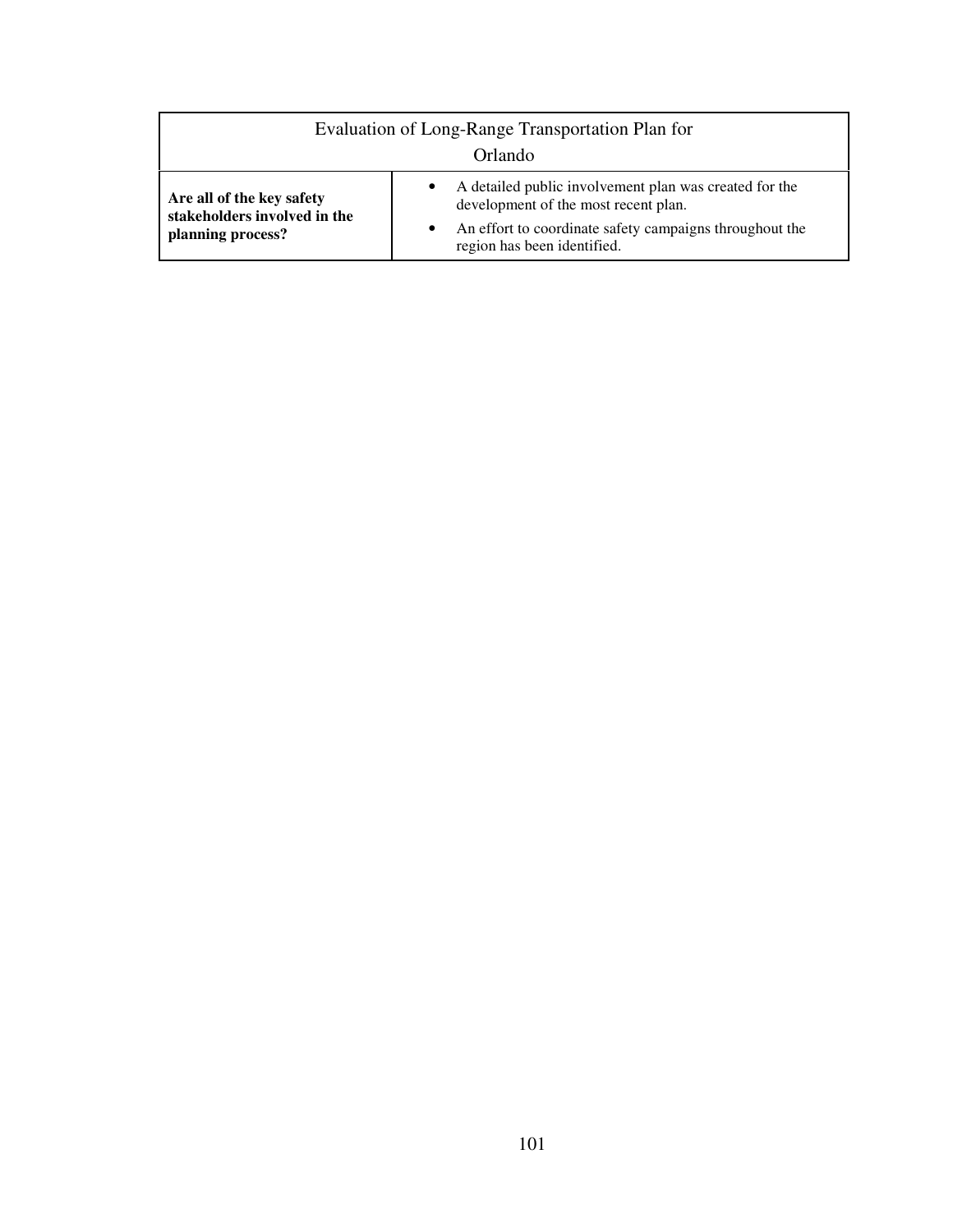| Evaluation of Long-Range Transportation Plan for Orlando | |
| --- | --- |
| **Are all of the key safety stakeholders involved in the planning process?** | • A detailed public involvement plan was created for the development of the most recent plan.<br>• An effort to coordinate safety campaigns throughout the region has been identified. |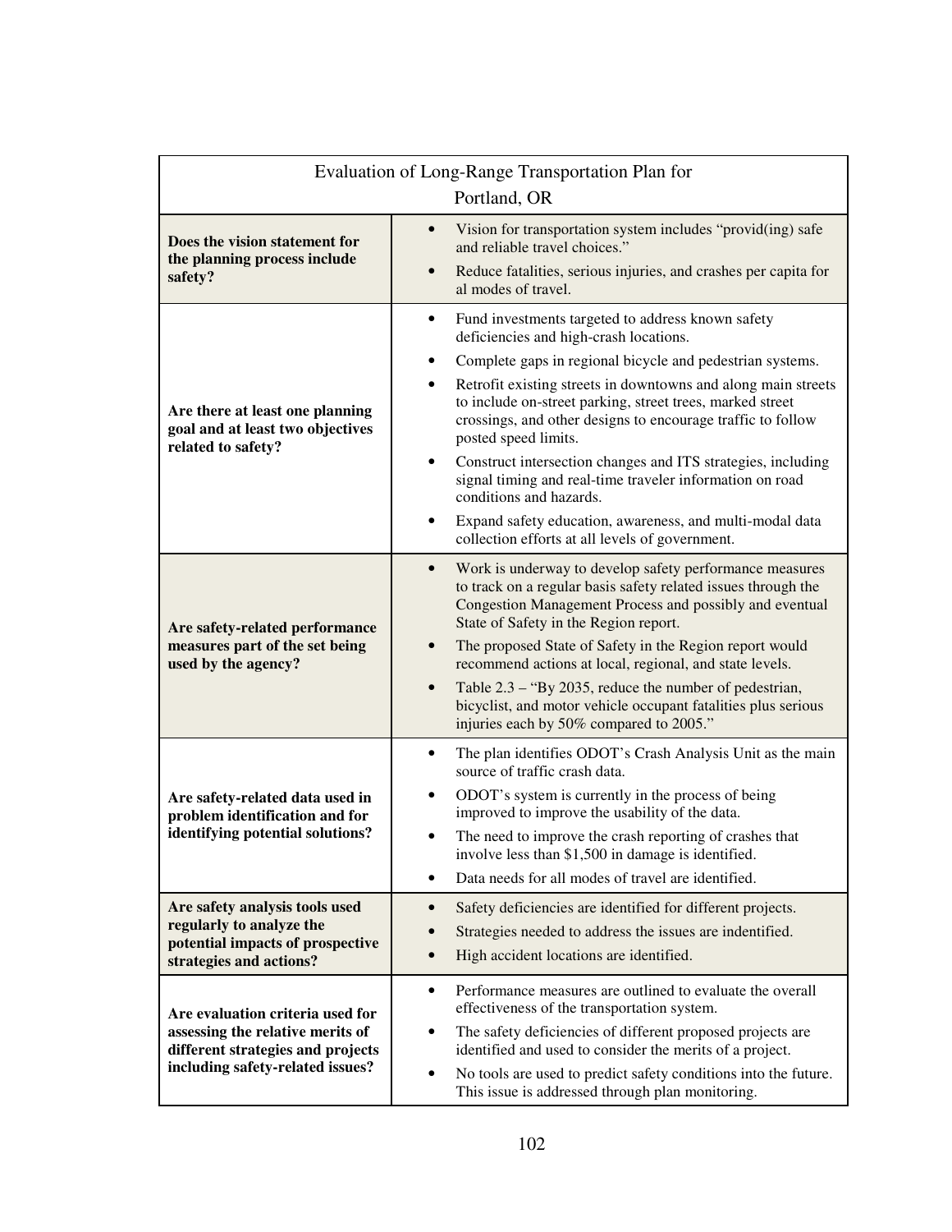| Evaluation of Long-Range Transportation Plan for Portland, OR | |
|---|---|
| **Does the vision statement for the planning process include safety?** | • Vision for transportation system includes "provid(ing) safe and reliable travel choices." <br> • Reduce fatalities, serious injuries, and crashes per capita for al modes of travel. |
| **Are there at least one planning goal and at least two objectives related to safety?** | • Fund investments targeted to address known safety deficiencies and high-crash locations. <br> • Complete gaps in regional bicycle and pedestrian systems. <br> • Retrofit existing streets in downtowns and along main streets to include on-street parking, street trees, marked street crossings, and other designs to encourage traffic to follow posted speed limits. <br> • Construct intersection changes and ITS strategies, including signal timing and real-time traveler information on road conditions and hazards. <br> • Expand safety education, awareness, and multi-modal data collection efforts at all levels of government. |
| **Are safety-related performance measures part of the set being used by the agency?** | • Work is underway to develop safety performance measures to track on a regular basis safety related issues through the Congestion Management Process and possibly and eventual State of Safety in the Region report. <br> • The proposed State of Safety in the Region report would recommend actions at local, regional, and state levels. <br> • Table 2.3 – "By 2035, reduce the number of pedestrian, bicyclist, and motor vehicle occupant fatalities plus serious injuries each by 50% compared to 2005." |
| **Are safety-related data used in problem identification and for identifying potential solutions?** | • The plan identifies ODOT's Crash Analysis Unit as the main source of traffic crash data. <br> • ODOT's system is currently in the process of being improved to improve the usability of the data. <br> • The need to improve the crash reporting of crashes that involve less than $1,500 in damage is identified. <br> • Data needs for all modes of travel are identified. |
| **Are safety analysis tools used regularly to analyze the potential impacts of prospective strategies and actions?** | • Safety deficiencies are identified for different projects. <br> • Strategies needed to address the issues are indentified. <br> • High accident locations are identified. |
| **Are evaluation criteria used for assessing the relative merits of different strategies and projects including safety-related issues?** | • Performance measures are outlined to evaluate the overall effectiveness of the transportation system. <br> • The safety deficiencies of different proposed projects are identified and used to consider the merits of a project. <br> • No tools are used to predict safety conditions into the future. This issue is addressed through plan monitoring. |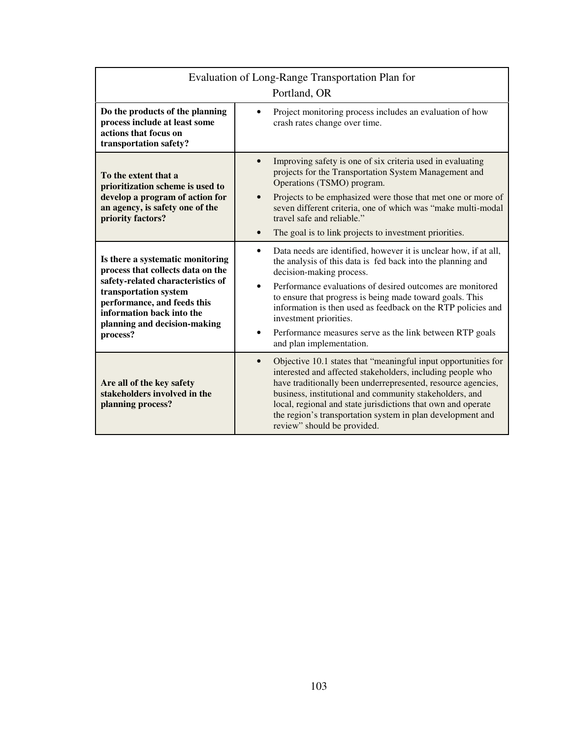| Evaluation of Long-Range Transportation Plan for Portland, OR | |
|---|---|
| **Do the products of the planning process include at least some actions that focus on transportation safety?** | • Project monitoring process includes an evaluation of how crash rates change over time. |
| **To the extent that a prioritization scheme is used to develop a program of action for an agency, is safety one of the priority factors?** | • Improving safety is one of six criteria used in evaluating projects for the Transportation System Management and Operations (TSMO) program.<br>• Projects to be emphasized were those that met one or more of seven different criteria, one of which was "make multi-modal travel safe and reliable."<br>• The goal is to link projects to investment priorities. |
| **Is there a systematic monitoring process that collects data on the safety-related characteristics of transportation system performance, and feeds this information back into the planning and decision-making process?** | • Data needs are identified, however it is unclear how, if at all, the analysis of this data is fed back into the planning and decision-making process.<br>• Performance evaluations of desired outcomes are monitored to ensure that progress is being made toward goals. This information is then used as feedback on the RTP policies and investment priorities.<br>• Performance measures serve as the link between RTP goals and plan implementation. |
| **Are all of the key safety stakeholders involved in the planning process?** | • Objective 10.1 states that "meaningful input opportunities for interested and affected stakeholders, including people who have traditionally been underrepresented, resource agencies, business, institutional and community stakeholders, and local, regional and state jurisdictions that own and operate the region's transportation system in plan development and review" should be provided. |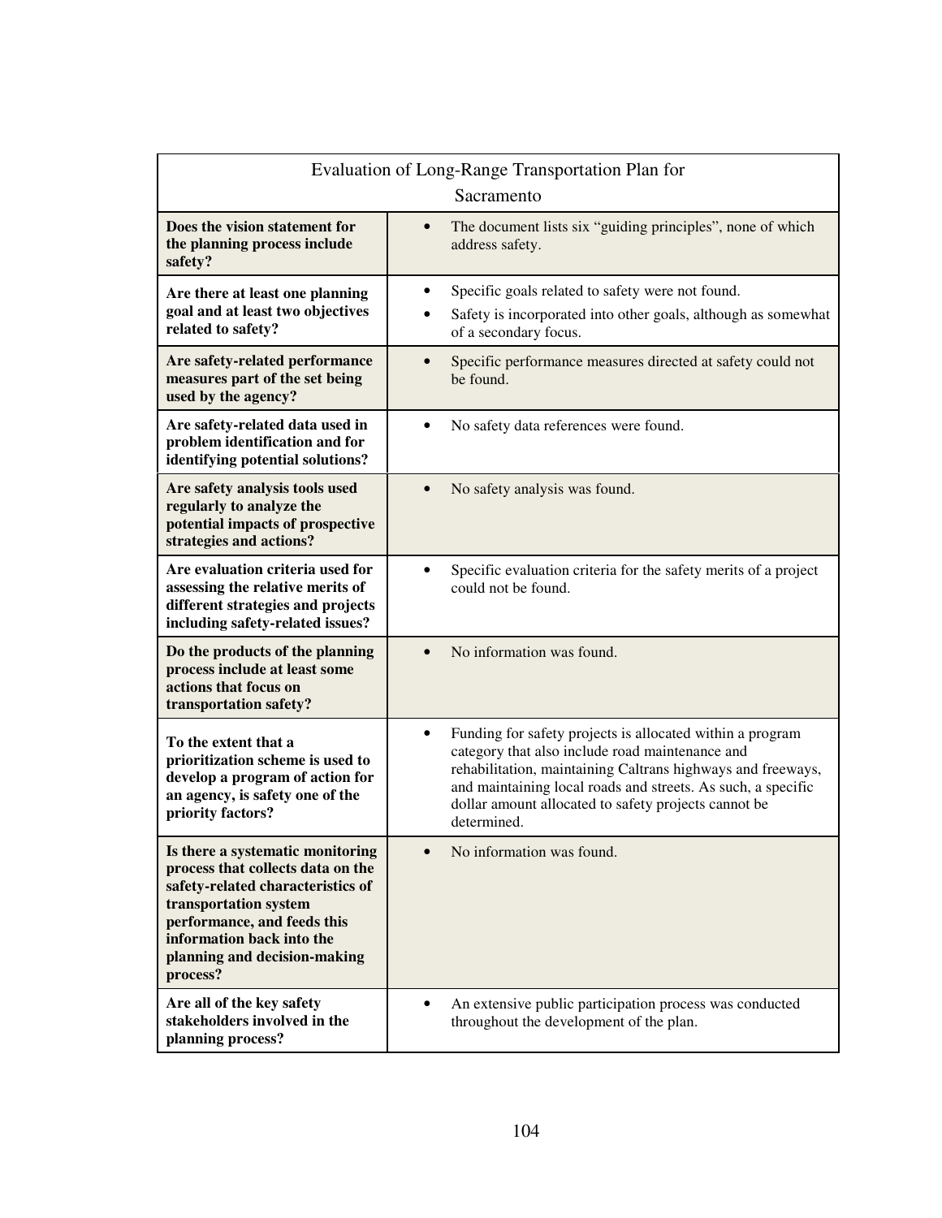| Evaluation of Long-Range Transportation Plan for Sacramento | |
|---|---|
| **Does the vision statement for the planning process include safety?** | • The document lists six "guiding principles", none of which address safety. |
| **Are there at least one planning goal and at least two objectives related to safety?** | • Specific goals related to safety were not found.<br>• Safety is incorporated into other goals, although as somewhat of a secondary focus. |
| **Are safety-related performance measures part of the set being used by the agency?** | • Specific performance measures directed at safety could not be found. |
| **Are safety-related data used in problem identification and for identifying potential solutions?** | • No safety data references were found. |
| **Are safety analysis tools used regularly to analyze the potential impacts of prospective strategies and actions?** | • No safety analysis was found. |
| **Are evaluation criteria used for assessing the relative merits of different strategies and projects including safety-related issues?** | • Specific evaluation criteria for the safety merits of a project could not be found. |
| **Do the products of the planning process include at least some actions that focus on transportation safety?** | • No information was found. |
| **To the extent that a prioritization scheme is used to develop a program of action for an agency, is safety one of the priority factors?** | • Funding for safety projects is allocated within a program category that also include road maintenance and rehabilitation, maintaining Caltrans highways and freeways, and maintaining local roads and streets. As such, a specific dollar amount allocated to safety projects cannot be determined. |
| **Is there a systematic monitoring process that collects data on the safety-related characteristics of transportation system performance, and feeds this information back into the planning and decision-making process?** | • No information was found. |
| **Are all of the key safety stakeholders involved in the planning process?** | • An extensive public participation process was conducted throughout the development of the plan. |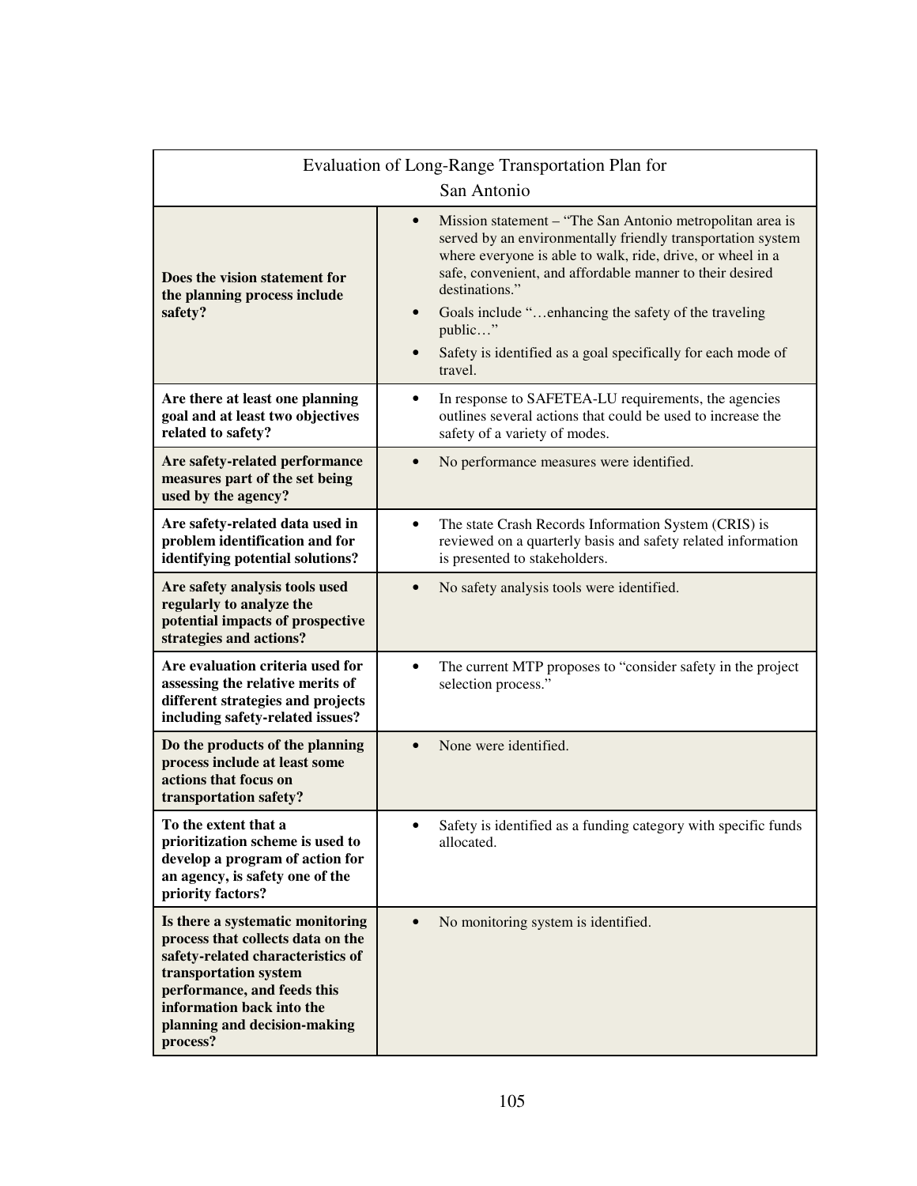| Evaluation of Long-Range Transportation Plan for San Antonio | |
|---|---|
| **Does the vision statement for the planning process include safety?** | • Mission statement – "The San Antonio metropolitan area is served by an environmentally friendly transportation system where everyone is able to walk, ride, drive, or wheel in a safe, convenient, and affordable manner to their desired destinations."<br>• Goals include "…enhancing the safety of the traveling public…"<br>• Safety is identified as a goal specifically for each mode of travel. |
| **Are there at least one planning goal and at least two objectives related to safety?** | • In response to SAFETEA-LU requirements, the agencies outlines several actions that could be used to increase the safety of a variety of modes. |
| **Are safety-related performance measures part of the set being used by the agency?** | • No performance measures were identified. |
| **Are safety-related data used in problem identification and for identifying potential solutions?** | • The state Crash Records Information System (CRIS) is reviewed on a quarterly basis and safety related information is presented to stakeholders. |
| **Are safety analysis tools used regularly to analyze the potential impacts of prospective strategies and actions?** | • No safety analysis tools were identified. |
| **Are evaluation criteria used for assessing the relative merits of different strategies and projects including safety-related issues?** | • The current MTP proposes to "consider safety in the project selection process." |
| **Do the products of the planning process include at least some actions that focus on transportation safety?** | • None were identified. |
| **To the extent that a prioritization scheme is used to develop a program of action for an agency, is safety one of the priority factors?** | • Safety is identified as a funding category with specific funds allocated. |
| **Is there a systematic monitoring process that collects data on the safety-related characteristics of transportation system performance, and feeds this information back into the planning and decision-making process?** | • No monitoring system is identified. |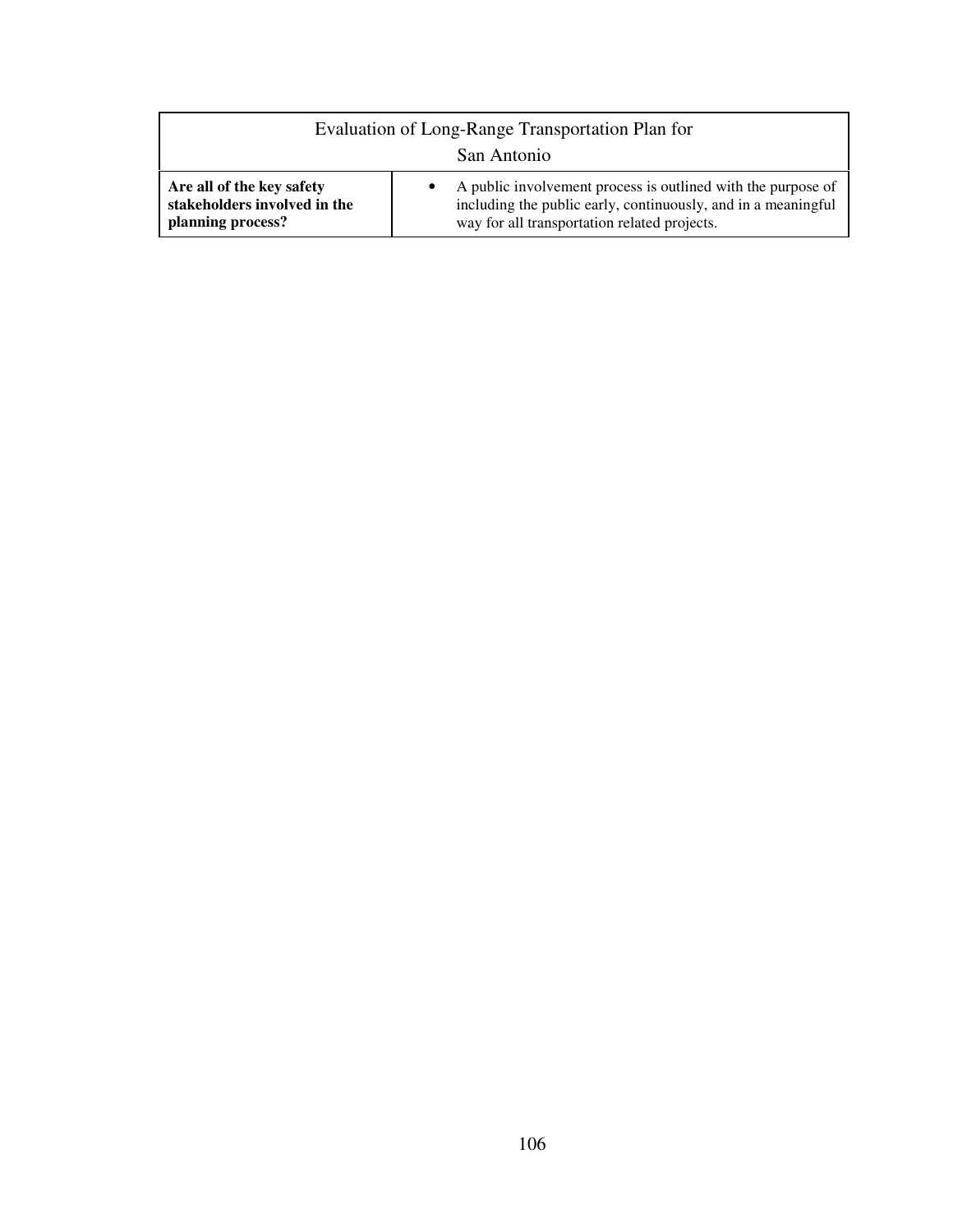| Evaluation of Long-Range Transportation Plan for San Antonio | |
|---|---|
| **Are all of the key safety stakeholders involved in the planning process?** | • A public involvement process is outlined with the purpose of including the public early, continuously, and in a meaningful way for all transportation related projects. |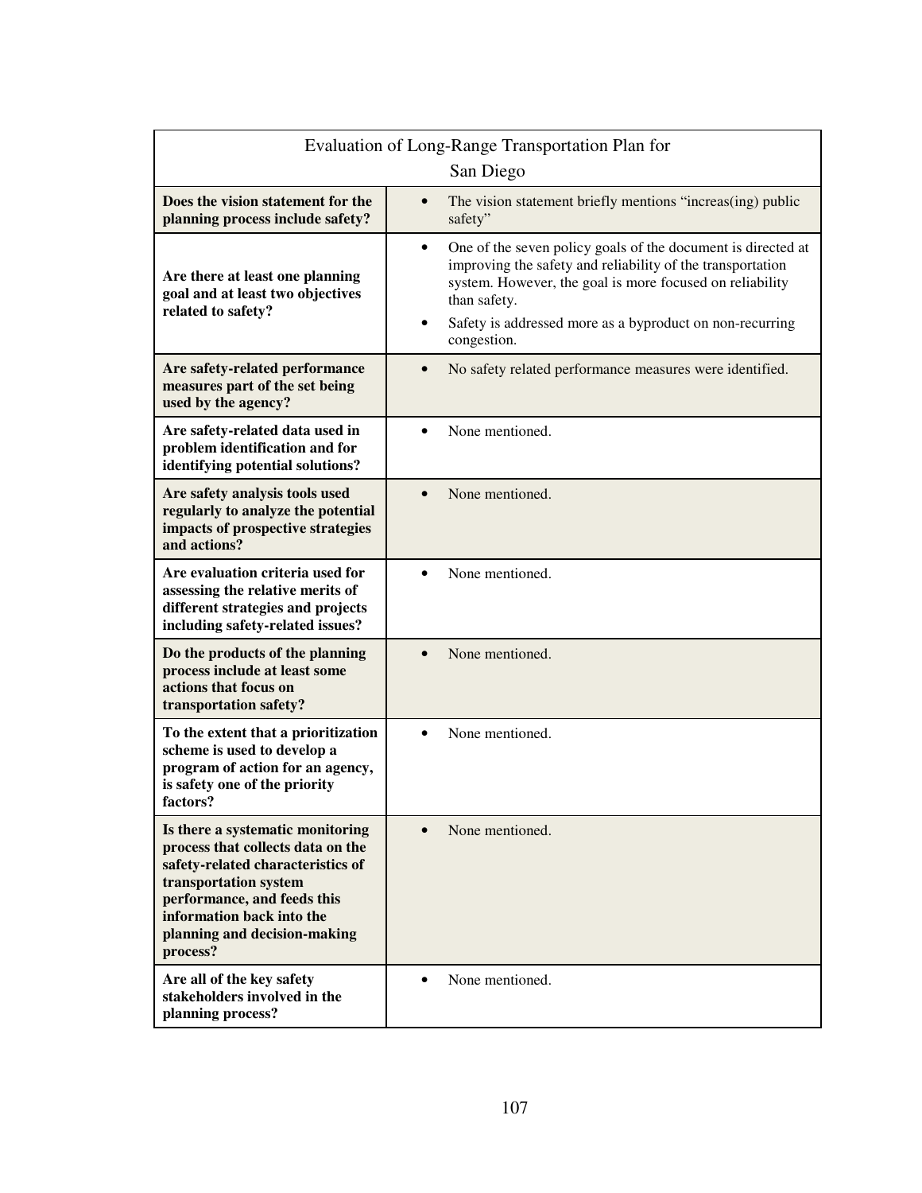| Evaluation of Long-Range Transportation Plan for San Diego | |
|---|---|
| **Does the vision statement for the planning process include safety?** | • The vision statement briefly mentions "increas(ing) public safety" |
| **Are there at least one planning goal and at least two objectives related to safety?** | • One of the seven policy goals of the document is directed at improving the safety and reliability of the transportation system. However, the goal is more focused on reliability than safety.<br>• Safety is addressed more as a byproduct on non-recurring congestion. |
| **Are safety-related performance measures part of the set being used by the agency?** | • No safety related performance measures were identified. |
| **Are safety-related data used in problem identification and for identifying potential solutions?** | • None mentioned. |
| **Are safety analysis tools used regularly to analyze the potential impacts of prospective strategies and actions?** | • None mentioned. |
| **Are evaluation criteria used for assessing the relative merits of different strategies and projects including safety-related issues?** | • None mentioned. |
| **Do the products of the planning process include at least some actions that focus on transportation safety?** | • None mentioned. |
| **To the extent that a prioritization scheme is used to develop a program of action for an agency, is safety one of the priority factors?** | • None mentioned. |
| **Is there a systematic monitoring process that collects data on the safety-related characteristics of transportation system performance, and feeds this information back into the planning and decision-making process?** | • None mentioned. |
| **Are all of the key safety stakeholders involved in the planning process?** | • None mentioned. |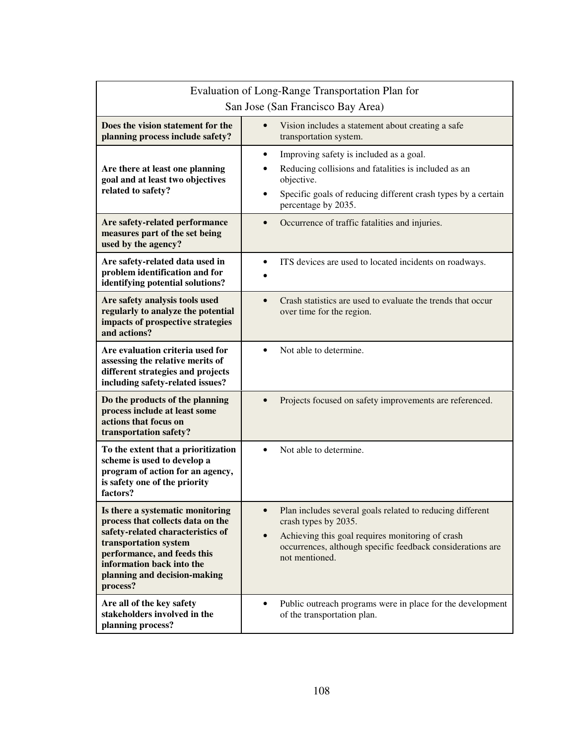| Evaluation of Long-Range Transportation Plan for San Jose (San Francisco Bay Area) | |
|---|---|
| **Does the vision statement for the planning process include safety?** | • Vision includes a statement about creating a safe transportation system. |
| **Are there at least one planning goal and at least two objectives related to safety?** | • Improving safety is included as a goal.<br>• Reducing collisions and fatalities is included as an objective.<br>• Specific goals of reducing different crash types by a certain percentage by 2035. |
| **Are safety-related performance measures part of the set being used by the agency?** | • Occurrence of traffic fatalities and injuries. |
| **Are safety-related data used in problem identification and for identifying potential solutions?** | • ITS devices are used to located incidents on roadways.<br>• |
| **Are safety analysis tools used regularly to analyze the potential impacts of prospective strategies and actions?** | • Crash statistics are used to evaluate the trends that occur over time for the region. |
| **Are evaluation criteria used for assessing the relative merits of different strategies and projects including safety-related issues?** | • Not able to determine. |
| **Do the products of the planning process include at least some actions that focus on transportation safety?** | • Projects focused on safety improvements are referenced. |
| **To the extent that a prioritization scheme is used to develop a program of action for an agency, is safety one of the priority factors?** | • Not able to determine. |
| **Is there a systematic monitoring process that collects data on the safety-related characteristics of transportation system performance, and feeds this information back into the planning and decision-making process?** | • Plan includes several goals related to reducing different crash types by 2035.<br>• Achieving this goal requires monitoring of crash occurrences, although specific feedback considerations are not mentioned. |
| **Are all of the key safety stakeholders involved in the planning process?** | • Public outreach programs were in place for the development of the transportation plan. |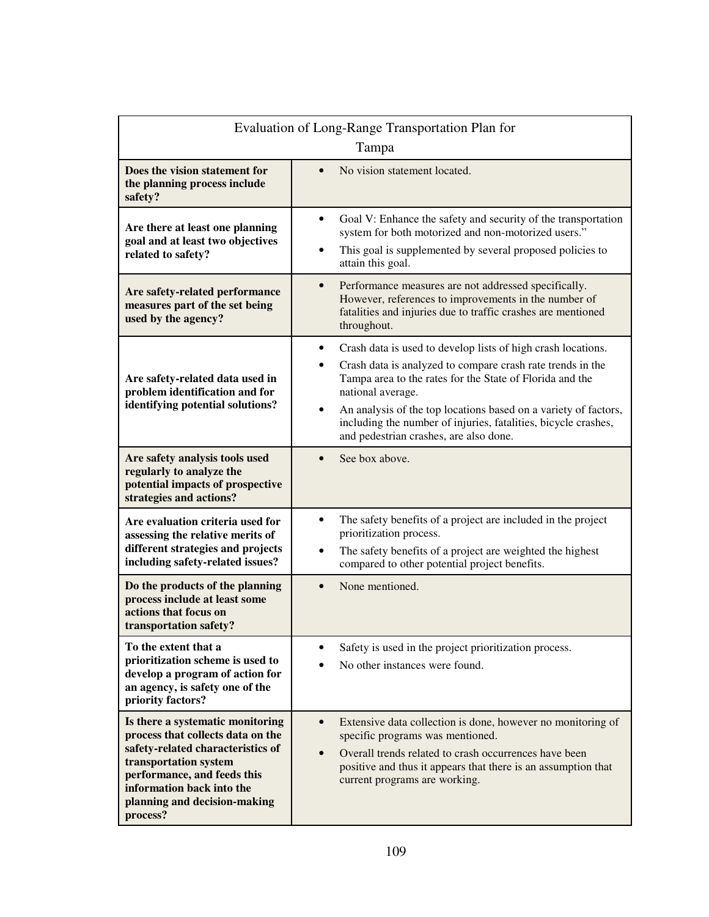| Evaluation of Long-Range Transportation Plan for Tampa | |
|---|---|
| **Does the vision statement for the planning process include safety?** | • No vision statement located. |
| **Are there at least one planning goal and at least two objectives related to safety?** | • Goal V: Enhance the safety and security of the transportation system for both motorized and non-motorized users."<br>• This goal is supplemented by several proposed policies to attain this goal. |
| **Are safety-related performance measures part of the set being used by the agency?** | • Performance measures are not addressed specifically. However, references to improvements in the number of fatalities and injuries due to traffic crashes are mentioned throughout. |
| **Are safety-related data used in problem identification and for identifying potential solutions?** | • Crash data is used to develop lists of high crash locations.<br>• Crash data is analyzed to compare crash rate trends in the Tampa area to the rates for the State of Florida and the national average.<br>• An analysis of the top locations based on a variety of factors, including the number of injuries, fatalities, bicycle crashes, and pedestrian crashes, are also done. |
| **Are safety analysis tools used regularly to analyze the potential impacts of prospective strategies and actions?** | • See box above. |
| **Are evaluation criteria used for assessing the relative merits of different strategies and projects including safety-related issues?** | • The safety benefits of a project are included in the project prioritization process.<br>• The safety benefits of a project are weighted the highest compared to other potential project benefits. |
| **Do the products of the planning process include at least some actions that focus on transportation safety?** | • None mentioned. |
| **To the extent that a prioritization scheme is used to develop a program of action for an agency, is safety one of the priority factors?** | • Safety is used in the project prioritization process.<br>• No other instances were found. |
| **Is there a systematic monitoring process that collects data on the safety-related characteristics of transportation system performance, and feeds this information back into the planning and decision-making process?** | • Extensive data collection is done, however no monitoring of specific programs was mentioned.<br>• Overall trends related to crash occurrences have been positive and thus it appears that there is an assumption that current programs are working. |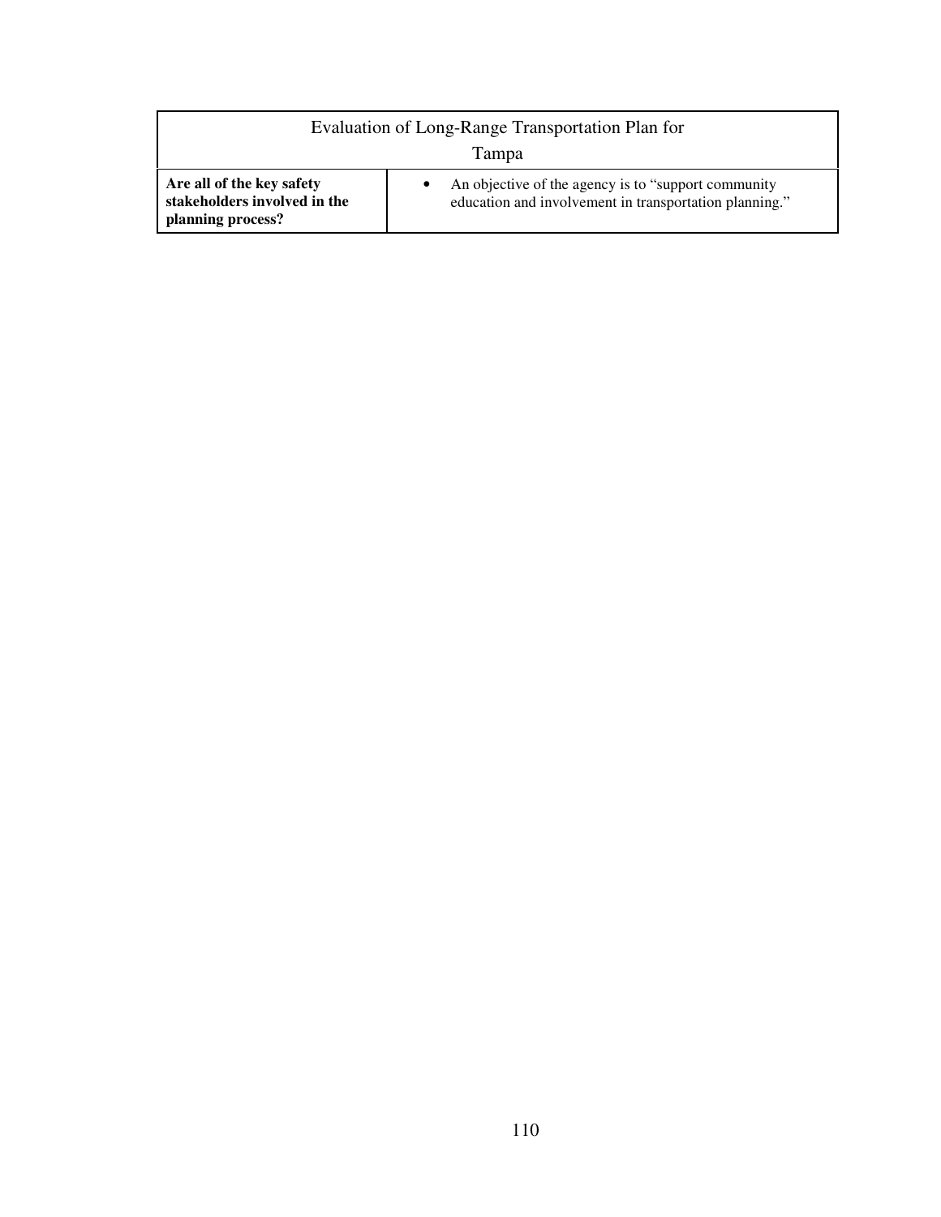| Evaluation of Long-Range Transportation Plan for Tampa | |
|---|---|
| **Are all of the key safety stakeholders involved in the planning process?** | • An objective of the agency is to "support community education and involvement in transportation planning." |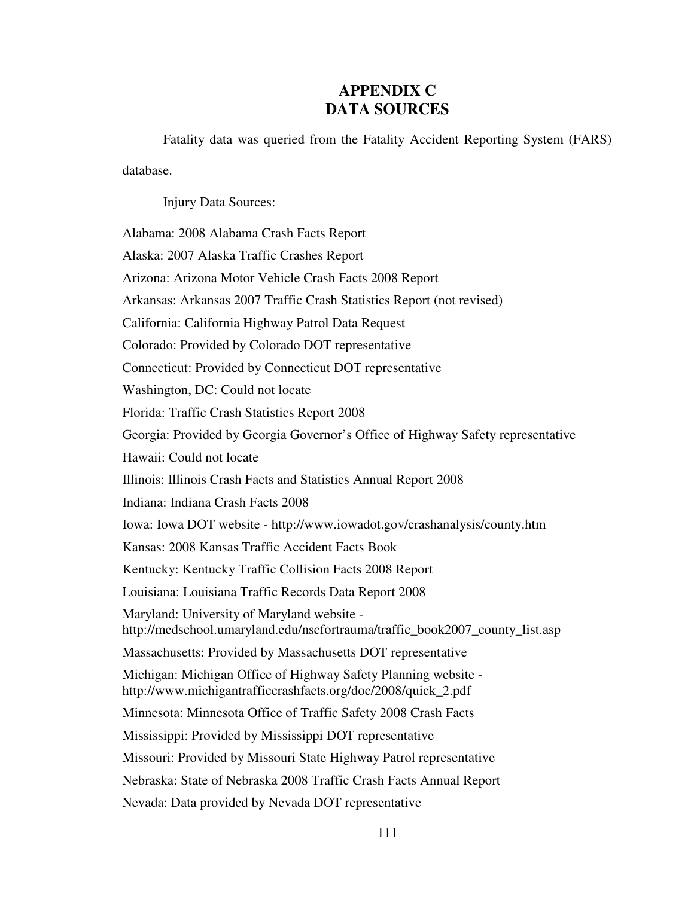# APPENDIX C
# DATA SOURCES

Fatality data was queried from the Fatality Accident Reporting System (FARS) database.

Injury Data Sources:

Alabama: 2008 Alabama Crash Facts Report

Alaska: 2007 Alaska Traffic Crashes Report

Arizona: Arizona Motor Vehicle Crash Facts 2008 Report

Arkansas: Arkansas 2007 Traffic Crash Statistics Report (not revised)

California: California Highway Patrol Data Request

Colorado: Provided by Colorado DOT representative

Connecticut: Provided by Connecticut DOT representative

Washington, DC: Could not locate

Florida: Traffic Crash Statistics Report 2008

Georgia: Provided by Georgia Governor's Office of Highway Safety representative

Hawaii: Could not locate

Illinois: Illinois Crash Facts and Statistics Annual Report 2008

Indiana: Indiana Crash Facts 2008

Iowa: Iowa DOT website - http://www.iowadot.gov/crashanalysis/county.htm

Kansas: 2008 Kansas Traffic Accident Facts Book

Kentucky: Kentucky Traffic Collision Facts 2008 Report

Louisiana: Louisiana Traffic Records Data Report 2008

Maryland: University of Maryland website - http://medschool.umaryland.edu/nscfortrauma/traffic_book2007_county_list.asp

Massachusetts: Provided by Massachusetts DOT representative

Michigan: Michigan Office of Highway Safety Planning website - http://www.michigantrafficcrashfacts.org/doc/2008/quick_2.pdf

Minnesota: Minnesota Office of Traffic Safety 2008 Crash Facts

Mississippi: Provided by Mississippi DOT representative

Missouri: Provided by Missouri State Highway Patrol representative

Nebraska: State of Nebraska 2008 Traffic Crash Facts Annual Report

Nevada: Data provided by Nevada DOT representative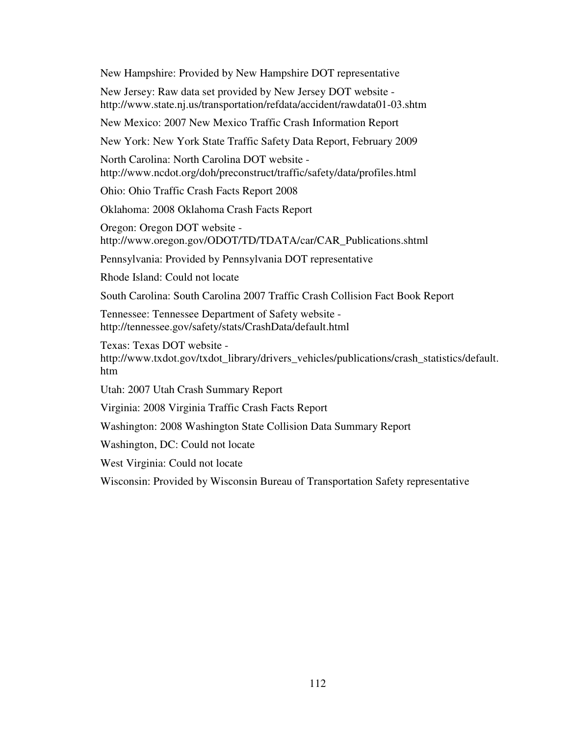New Hampshire: Provided by New Hampshire DOT representative

New Jersey: Raw data set provided by New Jersey DOT website - http://www.state.nj.us/transportation/refdata/accident/rawdata01-03.shtm

New Mexico: 2007 New Mexico Traffic Crash Information Report

New York: New York State Traffic Safety Data Report, February 2009

North Carolina: North Carolina DOT website - http://www.ncdot.org/doh/preconstruct/traffic/safety/data/profiles.html

Ohio: Ohio Traffic Crash Facts Report 2008

Oklahoma: 2008 Oklahoma Crash Facts Report

Oregon: Oregon DOT website - http://www.oregon.gov/ODOT/TD/TDATA/car/CAR_Publications.shtml

Pennsylvania: Provided by Pennsylvania DOT representative

Rhode Island: Could not locate

South Carolina: South Carolina 2007 Traffic Crash Collision Fact Book Report

Tennessee: Tennessee Department of Safety website - http://tennessee.gov/safety/stats/CrashData/default.html

Texas: Texas DOT website - http://www.txdot.gov/txdot_library/drivers_vehicles/publications/crash_statistics/default.htm

Utah: 2007 Utah Crash Summary Report

Virginia: 2008 Virginia Traffic Crash Facts Report

Washington: 2008 Washington State Collision Data Summary Report

Washington, DC: Could not locate

West Virginia: Could not locate

Wisconsin: Provided by Wisconsin Bureau of Transportation Safety representative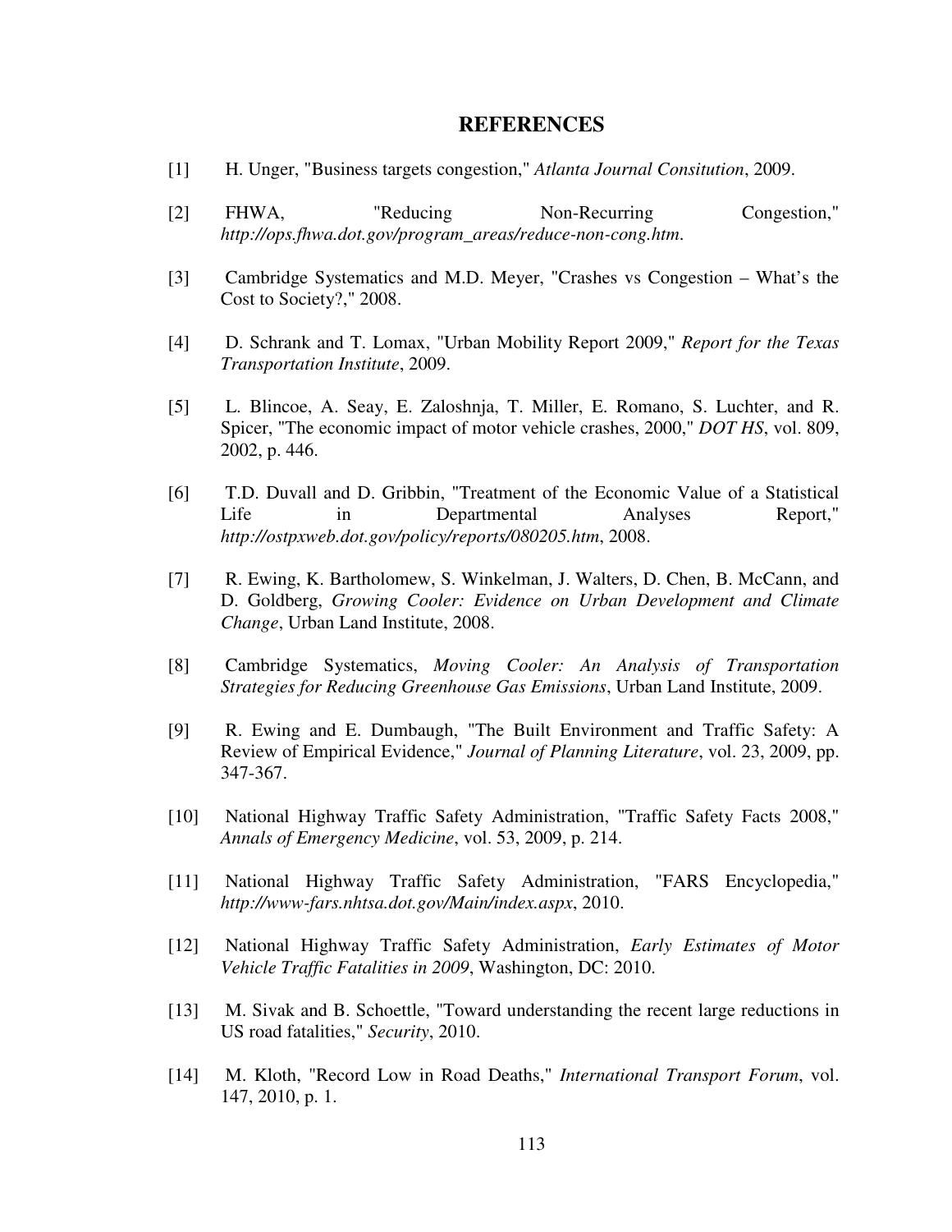# REFERENCES

[1] H. Unger, "Business targets congestion," *Atlanta Journal Consitution*, 2009.

[2] FHWA, "Reducing Non-Recurring Congestion," *http://ops.fhwa.dot.gov/program_areas/reduce-non-cong.htm*.

[3] Cambridge Systematics and M.D. Meyer, "Crashes vs Congestion – What's the Cost to Society?," 2008.

[4] D. Schrank and T. Lomax, "Urban Mobility Report 2009," *Report for the Texas Transportation Institute*, 2009.

[5] L. Blincoe, A. Seay, E. Zaloshnja, T. Miller, E. Romano, S. Luchter, and R. Spicer, "The economic impact of motor vehicle crashes, 2000," *DOT HS*, vol. 809, 2002, p. 446.

[6] T.D. Duvall and D. Gribbin, "Treatment of the Economic Value of a Statistical Life in Departmental Analyses Report," *http://ostpxweb.dot.gov/policy/reports/080205.htm*, 2008.

[7] R. Ewing, K. Bartholomew, S. Winkelman, J. Walters, D. Chen, B. McCann, and D. Goldberg, *Growing Cooler: Evidence on Urban Development and Climate Change*, Urban Land Institute, 2008.

[8] Cambridge Systematics, *Moving Cooler: An Analysis of Transportation Strategies for Reducing Greenhouse Gas Emissions*, Urban Land Institute, 2009.

[9] R. Ewing and E. Dumbaugh, "The Built Environment and Traffic Safety: A Review of Empirical Evidence," *Journal of Planning Literature*, vol. 23, 2009, pp. 347-367.

[10] National Highway Traffic Safety Administration, "Traffic Safety Facts 2008," *Annals of Emergency Medicine*, vol. 53, 2009, p. 214.

[11] National Highway Traffic Safety Administration, "FARS Encyclopedia," *http://www-fars.nhtsa.dot.gov/Main/index.aspx*, 2010.

[12] National Highway Traffic Safety Administration, *Early Estimates of Motor Vehicle Traffic Fatalities in 2009*, Washington, DC: 2010.

[13] M. Sivak and B. Schoettle, "Toward understanding the recent large reductions in US road fatalities," *Security*, 2010.

[14] M. Kloth, "Record Low in Road Deaths," *International Transport Forum*, vol. 147, 2010, p. 1.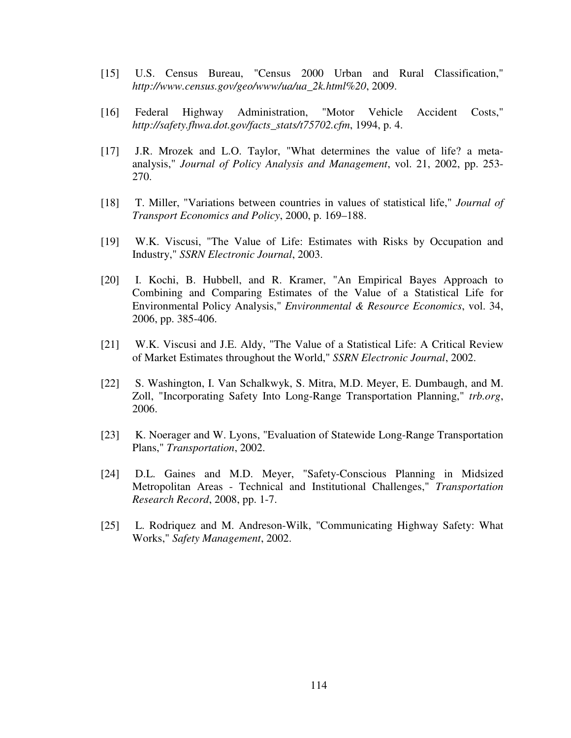[15] U.S. Census Bureau, "Census 2000 Urban and Rural Classification," *http://www.census.gov/geo/www/ua/ua_2k.html%20*, 2009.

[16] Federal Highway Administration, "Motor Vehicle Accident Costs," *http://safety.fhwa.dot.gov/facts_stats/t75702.cfm*, 1994, p. 4.

[17] J.R. Mrozek and L.O. Taylor, "What determines the value of life? a meta-analysis," *Journal of Policy Analysis and Management*, vol. 21, 2002, pp. 253-270.

[18] T. Miller, "Variations between countries in values of statistical life," *Journal of Transport Economics and Policy*, 2000, p. 169–188.

[19] W.K. Viscusi, "The Value of Life: Estimates with Risks by Occupation and Industry," *SSRN Electronic Journal*, 2003.

[20] I. Kochi, B. Hubbell, and R. Kramer, "An Empirical Bayes Approach to Combining and Comparing Estimates of the Value of a Statistical Life for Environmental Policy Analysis," *Environmental & Resource Economics*, vol. 34, 2006, pp. 385-406.

[21] W.K. Viscusi and J.E. Aldy, "The Value of a Statistical Life: A Critical Review of Market Estimates throughout the World," *SSRN Electronic Journal*, 2002.

[22] S. Washington, I. Van Schalkwyk, S. Mitra, M.D. Meyer, E. Dumbaugh, and M. Zoll, "Incorporating Safety Into Long-Range Transportation Planning," *trb.org*, 2006.

[23] K. Noerager and W. Lyons, "Evaluation of Statewide Long-Range Transportation Plans," *Transportation*, 2002.

[24] D.L. Gaines and M.D. Meyer, "Safety-Conscious Planning in Midsized Metropolitan Areas - Technical and Institutional Challenges," *Transportation Research Record*, 2008, pp. 1-7.

[25] L. Rodriquez and M. Andreson-Wilk, "Communicating Highway Safety: What Works," *Safety Management*, 2002.